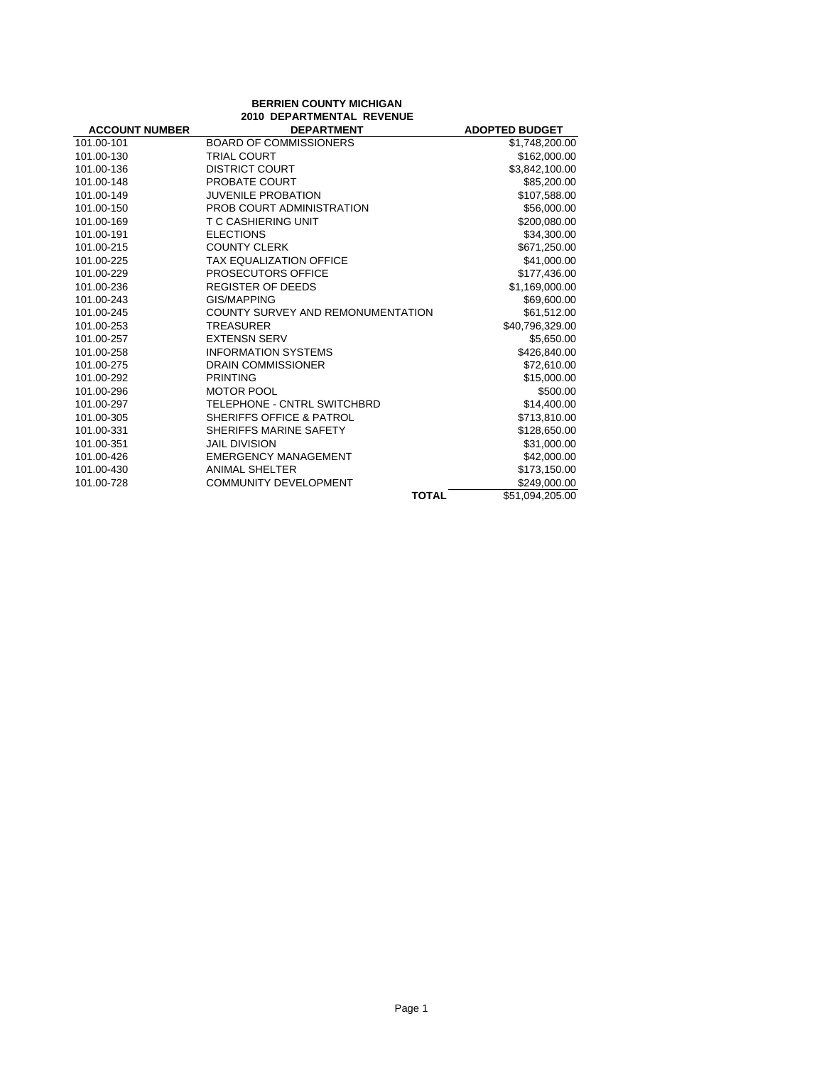**BERRIEN COUNTY MICHIGAN**
**2010 DEPARTMENTAL REVENUE**

| ACCOUNT NUMBER | DEPARTMENT | ADOPTED BUDGET |
|---|---|---|
| 101.00-101 | BOARD OF COMMISSIONERS | $1,748,200.00 |
| 101.00-130 | TRIAL COURT | $162,000.00 |
| 101.00-136 | DISTRICT COURT | $3,842,100.00 |
| 101.00-148 | PROBATE COURT | $85,200.00 |
| 101.00-149 | JUVENILE PROBATION | $107,588.00 |
| 101.00-150 | PROB COURT ADMINISTRATION | $56,000.00 |
| 101.00-169 | T C CASHIERING UNIT | $200,080.00 |
| 101.00-191 | ELECTIONS | $34,300.00 |
| 101.00-215 | COUNTY CLERK | $671,250.00 |
| 101.00-225 | TAX EQUALIZATION OFFICE | $41,000.00 |
| 101.00-229 | PROSECUTORS OFFICE | $177,436.00 |
| 101.00-236 | REGISTER OF DEEDS | $1,169,000.00 |
| 101.00-243 | GIS/MAPPING | $69,600.00 |
| 101.00-245 | COUNTY SURVEY AND REMONUMENTATION | $61,512.00 |
| 101.00-253 | TREASURER | $40,796,329.00 |
| 101.00-257 | EXTENSN SERV | $5,650.00 |
| 101.00-258 | INFORMATION SYSTEMS | $426,840.00 |
| 101.00-275 | DRAIN COMMISSIONER | $72,610.00 |
| 101.00-292 | PRINTING | $15,000.00 |
| 101.00-296 | MOTOR POOL | $500.00 |
| 101.00-297 | TELEPHONE - CNTRL SWITCHBRD | $14,400.00 |
| 101.00-305 | SHERIFFS OFFICE & PATROL | $713,810.00 |
| 101.00-331 | SHERIFFS MARINE SAFETY | $128,650.00 |
| 101.00-351 | JAIL DIVISION | $31,000.00 |
| 101.00-426 | EMERGENCY MANAGEMENT | $42,000.00 |
| 101.00-430 | ANIMAL SHELTER | $173,150.00 |
| 101.00-728 | COMMUNITY DEVELOPMENT | $249,000.00 |
| | **TOTAL** | $51,094,205.00 |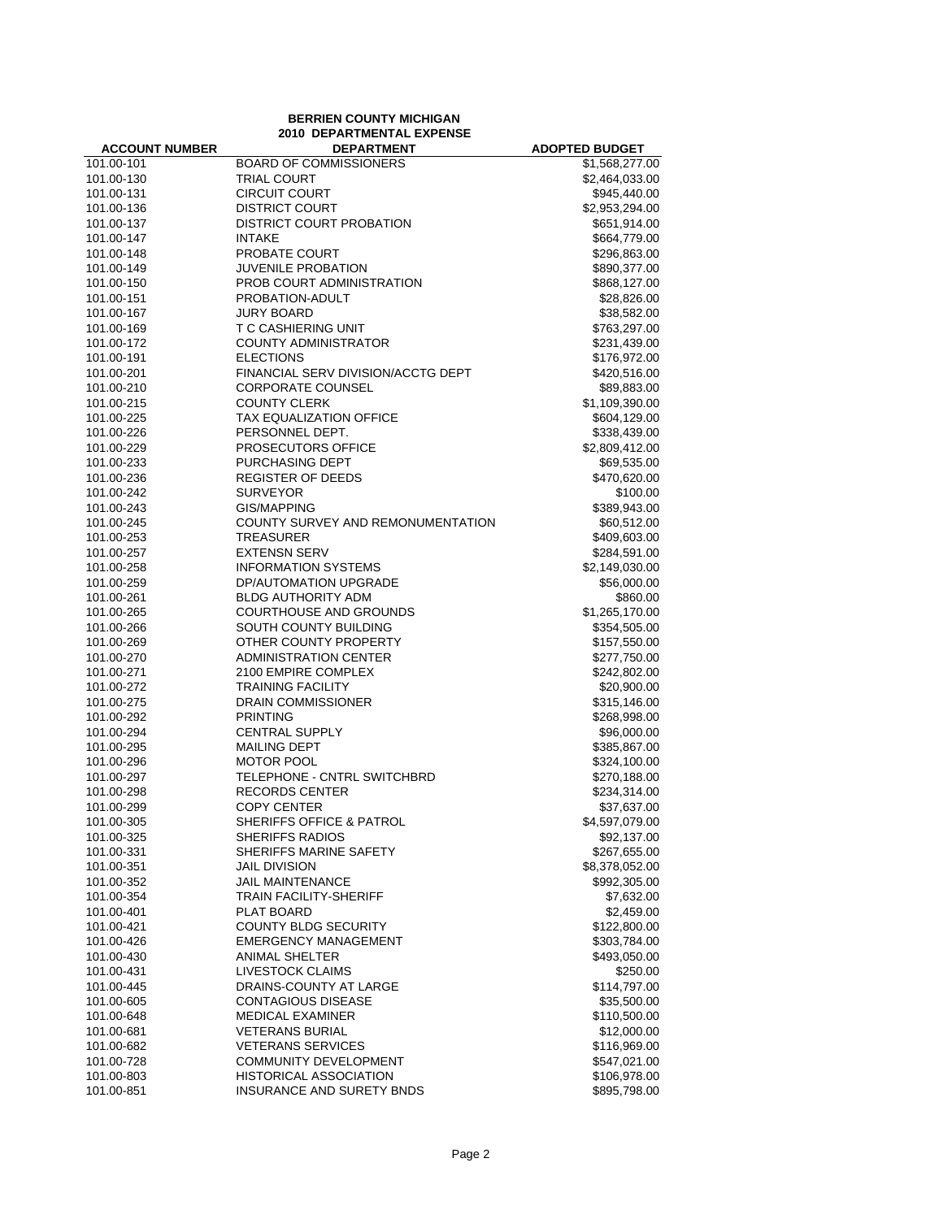# BERRIEN COUNTY MICHIGAN
## 2010 DEPARTMENTAL EXPENSE

| ACCOUNT NUMBER | DEPARTMENT | ADOPTED BUDGET |
|---|---|---|
| 101.00-101 | BOARD OF COMMISSIONERS | $1,568,277.00 |
| 101.00-130 | TRIAL COURT | $2,464,033.00 |
| 101.00-131 | CIRCUIT COURT | $945,440.00 |
| 101.00-136 | DISTRICT COURT | $2,953,294.00 |
| 101.00-137 | DISTRICT COURT PROBATION | $651,914.00 |
| 101.00-147 | INTAKE | $664,779.00 |
| 101.00-148 | PROBATE COURT | $296,863.00 |
| 101.00-149 | JUVENILE PROBATION | $890,377.00 |
| 101.00-150 | PROB COURT ADMINISTRATION | $868,127.00 |
| 101.00-151 | PROBATION-ADULT | $28,826.00 |
| 101.00-167 | JURY BOARD | $38,582.00 |
| 101.00-169 | T C CASHIERING UNIT | $763,297.00 |
| 101.00-172 | COUNTY ADMINISTRATOR | $231,439.00 |
| 101.00-191 | ELECTIONS | $176,972.00 |
| 101.00-201 | FINANCIAL SERV DIVISION/ACCTG DEPT | $420,516.00 |
| 101.00-210 | CORPORATE COUNSEL | $89,883.00 |
| 101.00-215 | COUNTY CLERK | $1,109,390.00 |
| 101.00-225 | TAX EQUALIZATION OFFICE | $604,129.00 |
| 101.00-226 | PERSONNEL DEPT. | $338,439.00 |
| 101.00-229 | PROSECUTORS OFFICE | $2,809,412.00 |
| 101.00-233 | PURCHASING DEPT | $69,535.00 |
| 101.00-236 | REGISTER OF DEEDS | $470,620.00 |
| 101.00-242 | SURVEYOR | $100.00 |
| 101.00-243 | GIS/MAPPING | $389,943.00 |
| 101.00-245 | COUNTY SURVEY AND REMONUMENTATION | $60,512.00 |
| 101.00-253 | TREASURER | $409,603.00 |
| 101.00-257 | EXTENSN SERV | $284,591.00 |
| 101.00-258 | INFORMATION SYSTEMS | $2,149,030.00 |
| 101.00-259 | DP/AUTOMATION UPGRADE | $56,000.00 |
| 101.00-261 | BLDG AUTHORITY ADM | $860.00 |
| 101.00-265 | COURTHOUSE AND GROUNDS | $1,265,170.00 |
| 101.00-266 | SOUTH COUNTY BUILDING | $354,505.00 |
| 101.00-269 | OTHER COUNTY PROPERTY | $157,550.00 |
| 101.00-270 | ADMINISTRATION CENTER | $277,750.00 |
| 101.00-271 | 2100 EMPIRE COMPLEX | $242,802.00 |
| 101.00-272 | TRAINING FACILITY | $20,900.00 |
| 101.00-275 | DRAIN COMMISSIONER | $315,146.00 |
| 101.00-292 | PRINTING | $268,998.00 |
| 101.00-294 | CENTRAL SUPPLY | $96,000.00 |
| 101.00-295 | MAILING DEPT | $385,867.00 |
| 101.00-296 | MOTOR POOL | $324,100.00 |
| 101.00-297 | TELEPHONE - CNTRL SWITCHBRD | $270,188.00 |
| 101.00-298 | RECORDS CENTER | $234,314.00 |
| 101.00-299 | COPY CENTER | $37,637.00 |
| 101.00-305 | SHERIFFS OFFICE & PATROL | $4,597,079.00 |
| 101.00-325 | SHERIFFS RADIOS | $92,137.00 |
| 101.00-331 | SHERIFFS MARINE SAFETY | $267,655.00 |
| 101.00-351 | JAIL DIVISION | $8,378,052.00 |
| 101.00-352 | JAIL MAINTENANCE | $992,305.00 |
| 101.00-354 | TRAIN FACILITY-SHERIFF | $7,632.00 |
| 101.00-401 | PLAT BOARD | $2,459.00 |
| 101.00-421 | COUNTY BLDG SECURITY | $122,800.00 |
| 101.00-426 | EMERGENCY MANAGEMENT | $303,784.00 |
| 101.00-430 | ANIMAL SHELTER | $493,050.00 |
| 101.00-431 | LIVESTOCK CLAIMS | $250.00 |
| 101.00-445 | DRAINS-COUNTY AT LARGE | $114,797.00 |
| 101.00-605 | CONTAGIOUS DISEASE | $35,500.00 |
| 101.00-648 | MEDICAL EXAMINER | $110,500.00 |
| 101.00-681 | VETERANS BURIAL | $12,000.00 |
| 101.00-682 | VETERANS SERVICES | $116,969.00 |
| 101.00-728 | COMMUNITY DEVELOPMENT | $547,021.00 |
| 101.00-803 | HISTORICAL ASSOCIATION | $106,978.00 |
| 101.00-851 | INSURANCE AND SURETY BNDS | $895,798.00 |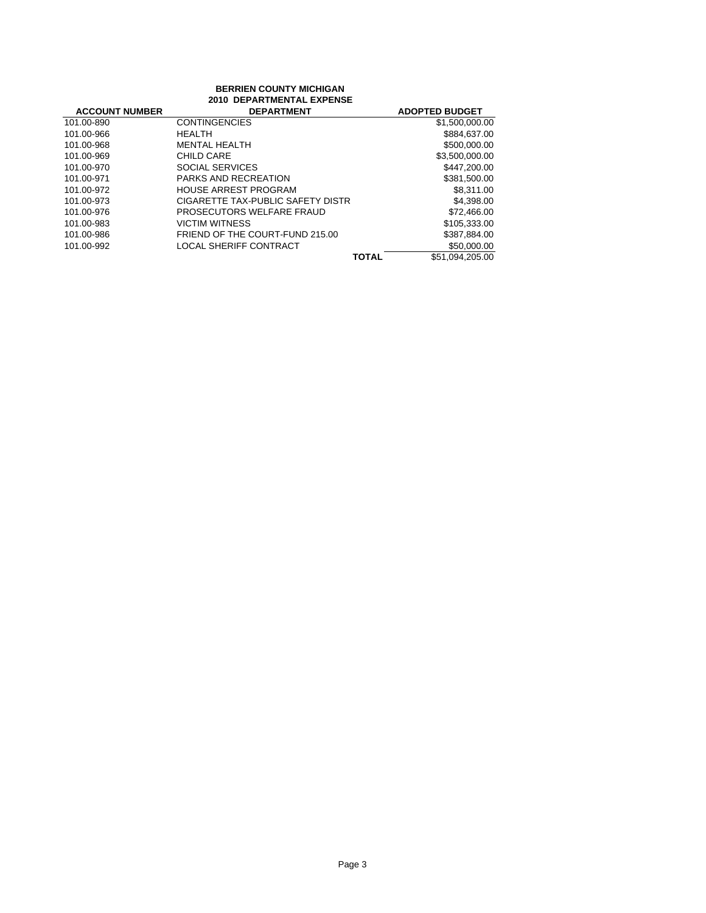**BERRIEN COUNTY MICHIGAN**
**2010 DEPARTMENTAL EXPENSE**

| ACCOUNT NUMBER | DEPARTMENT | ADOPTED BUDGET |
|---|---|---|
| 101.00-890 | CONTINGENCIES | $1,500,000.00 |
| 101.00-966 | HEALTH | $884,637.00 |
| 101.00-968 | MENTAL HEALTH | $500,000.00 |
| 101.00-969 | CHILD CARE | $3,500,000.00 |
| 101.00-970 | SOCIAL SERVICES | $447,200.00 |
| 101.00-971 | PARKS AND RECREATION | $381,500.00 |
| 101.00-972 | HOUSE ARREST PROGRAM | $8,311.00 |
| 101.00-973 | CIGARETTE TAX-PUBLIC SAFETY DISTR | $4,398.00 |
| 101.00-976 | PROSECUTORS WELFARE FRAUD | $72,466.00 |
| 101.00-983 | VICTIM WITNESS | $105,333.00 |
| 101.00-986 | FRIEND OF THE COURT-FUND 215.00 | $387,884.00 |
| 101.00-992 | LOCAL SHERIFF CONTRACT | $50,000.00 |
| | **TOTAL** | $51,094,205.00 |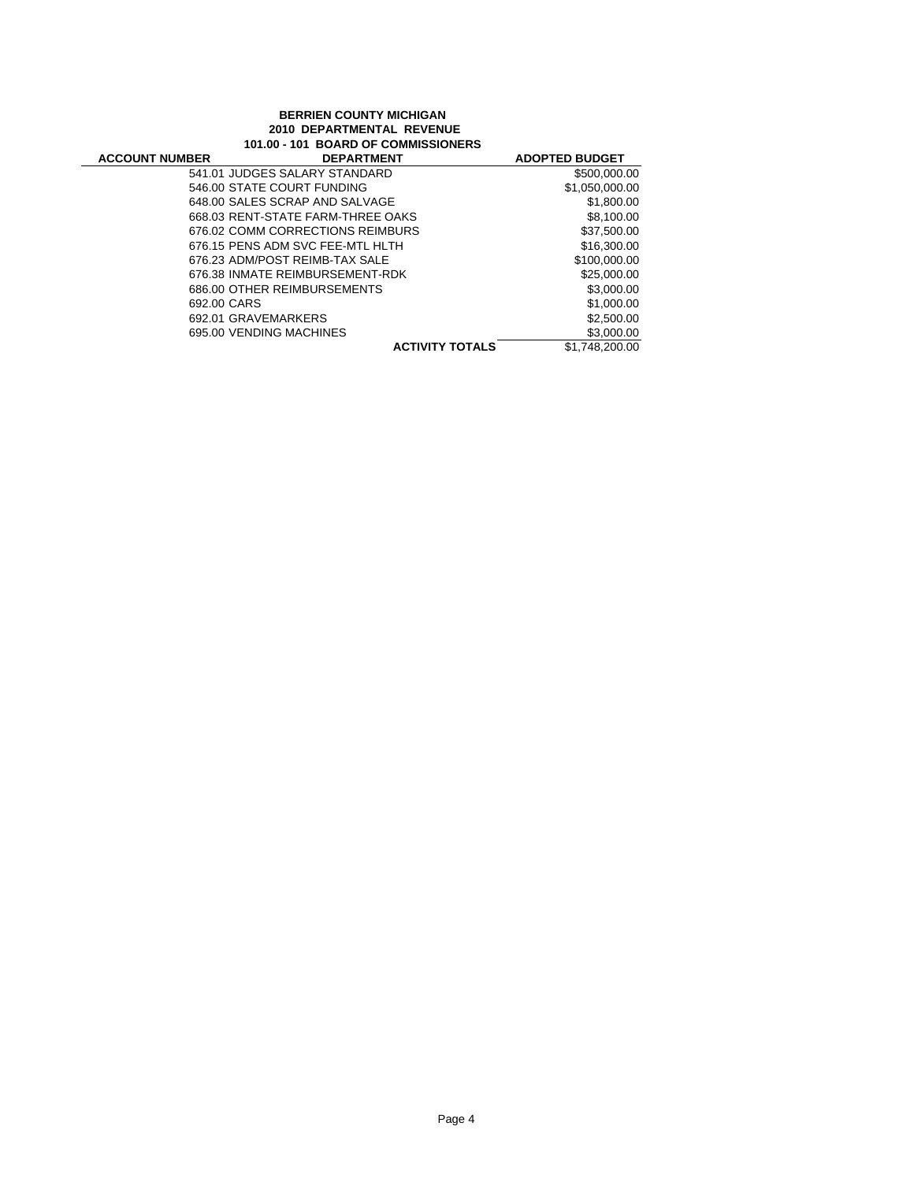**BERRIEN COUNTY MICHIGAN**
**2010 DEPARTMENTAL REVENUE**
**101.00 - 101 BOARD OF COMMISSIONERS**

| ACCOUNT NUMBER | DEPARTMENT | ADOPTED BUDGET |
|---|---|---|
| | 541.01 JUDGES SALARY STANDARD | $500,000.00 |
| | 546.00 STATE COURT FUNDING | $1,050,000.00 |
| | 648.00 SALES SCRAP AND SALVAGE | $1,800.00 |
| | 668.03 RENT-STATE FARM-THREE OAKS | $8,100.00 |
| | 676.02 COMM CORRECTIONS REIMBURS | $37,500.00 |
| | 676.15 PENS ADM SVC FEE-MTL HLTH | $16,300.00 |
| | 676.23 ADM/POST REIMB-TAX SALE | $100,000.00 |
| | 676.38 INMATE REIMBURSEMENT-RDK | $25,000.00 |
| | 686.00 OTHER REIMBURSEMENTS | $3,000.00 |
| | 692.00 CARS | $1,000.00 |
| | 692.01 GRAVEMARKERS | $2,500.00 |
| | 695.00 VENDING MACHINES | $3,000.00 |
| | **ACTIVITY TOTALS** | $1,748,200.00 |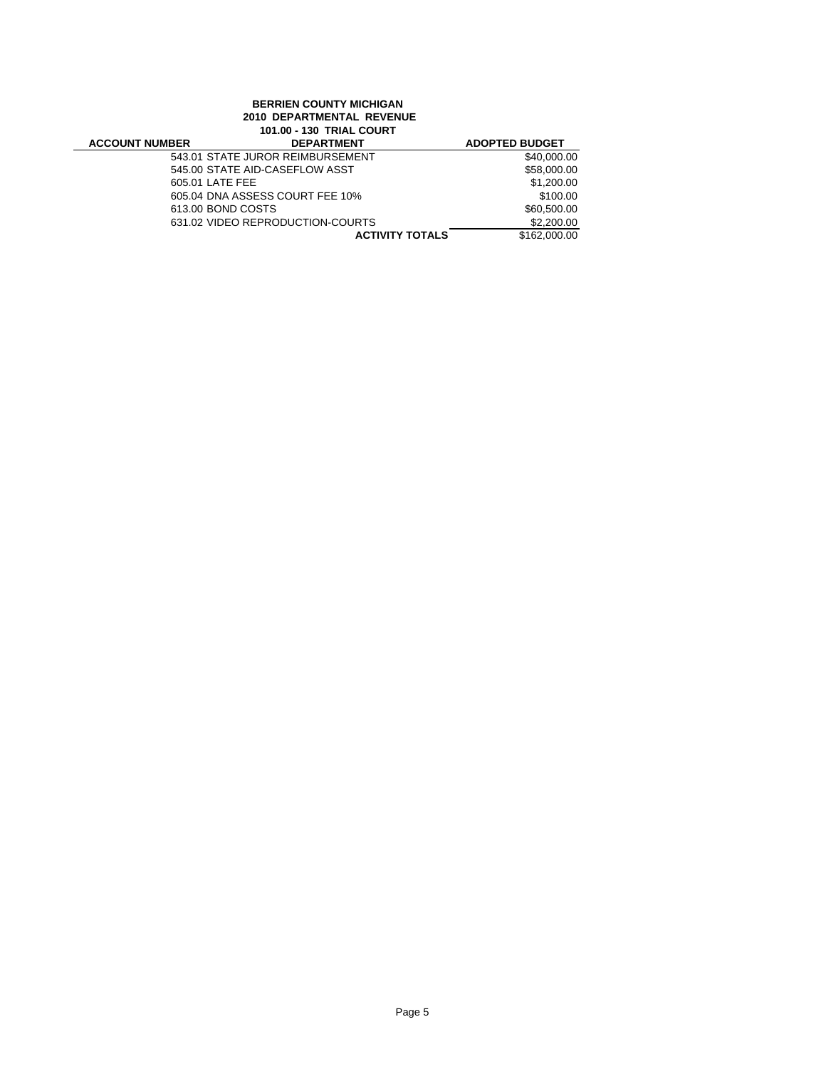**BERRIEN COUNTY MICHIGAN**
**2010 DEPARTMENTAL REVENUE**
**101.00 - 130 TRIAL COURT**

| ACCOUNT NUMBER | DEPARTMENT | ADOPTED BUDGET |
|---|---|---|
| | 543.01 STATE JUROR REIMBURSEMENT | $40,000.00 |
| | 545.00 STATE AID-CASEFLOW ASST | $58,000.00 |
| | 605.01 LATE FEE | $1,200.00 |
| | 605.04 DNA ASSESS COURT FEE 10% | $100.00 |
| | 613.00 BOND COSTS | $60,500.00 |
| | 631.02 VIDEO REPRODUCTION-COURTS | $2,200.00 |
| | **ACTIVITY TOTALS** | $162,000.00 |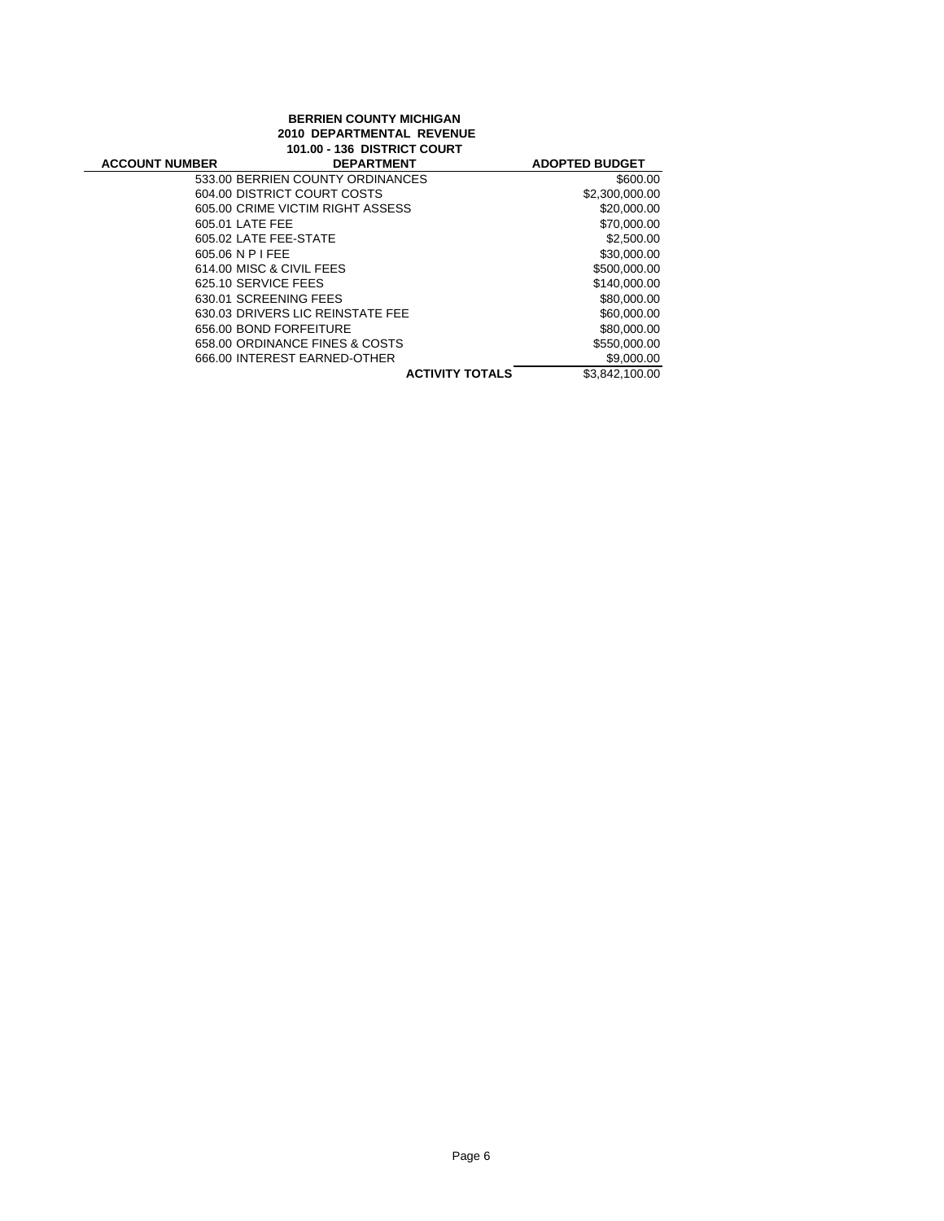**BERRIEN COUNTY MICHIGAN**
**2010 DEPARTMENTAL REVENUE**
**101.00 - 136 DISTRICT COURT**

| ACCOUNT NUMBER | DEPARTMENT | ADOPTED BUDGET |
|---|---|---|
| 533.00 | BERRIEN COUNTY ORDINANCES | $600.00 |
| 604.00 | DISTRICT COURT COSTS | $2,300,000.00 |
| 605.00 | CRIME VICTIM RIGHT ASSESS | $20,000.00 |
| 605.01 | LATE FEE | $70,000.00 |
| 605.02 | LATE FEE-STATE | $2,500.00 |
| 605.06 | N P I FEE | $30,000.00 |
| 614.00 | MISC & CIVIL FEES | $500,000.00 |
| 625.10 | SERVICE FEES | $140,000.00 |
| 630.01 | SCREENING FEES | $80,000.00 |
| 630.03 | DRIVERS LIC REINSTATE FEE | $60,000.00 |
| 656.00 | BOND FORFEITURE | $80,000.00 |
| 658.00 | ORDINANCE FINES & COSTS | $550,000.00 |
| 666.00 | INTEREST EARNED-OTHER | $9,000.00 |
| | **ACTIVITY TOTALS** | $3,842,100.00 |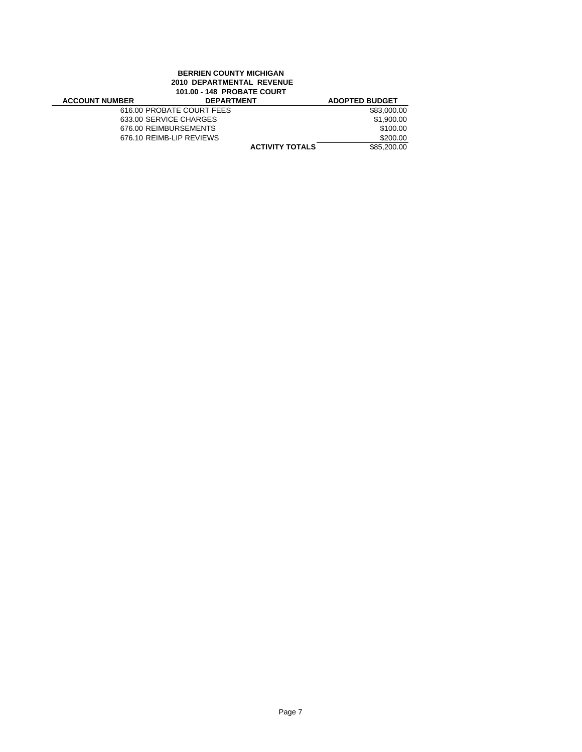**BERRIEN COUNTY MICHIGAN**
**2010 DEPARTMENTAL REVENUE**
**101.00 - 148 PROBATE COURT**

| ACCOUNT NUMBER | DEPARTMENT | | ADOPTED BUDGET |
|---|---|---|---|
| | 616.00 PROBATE COURT FEES | | $83,000.00 |
| | 633.00 SERVICE CHARGES | | $1,900.00 |
| | 676.00 REIMBURSEMENTS | | $100.00 |
| | 676.10 REIMB-LIP REVIEWS | | $200.00 |
| | | **ACTIVITY TOTALS** | $85,200.00 |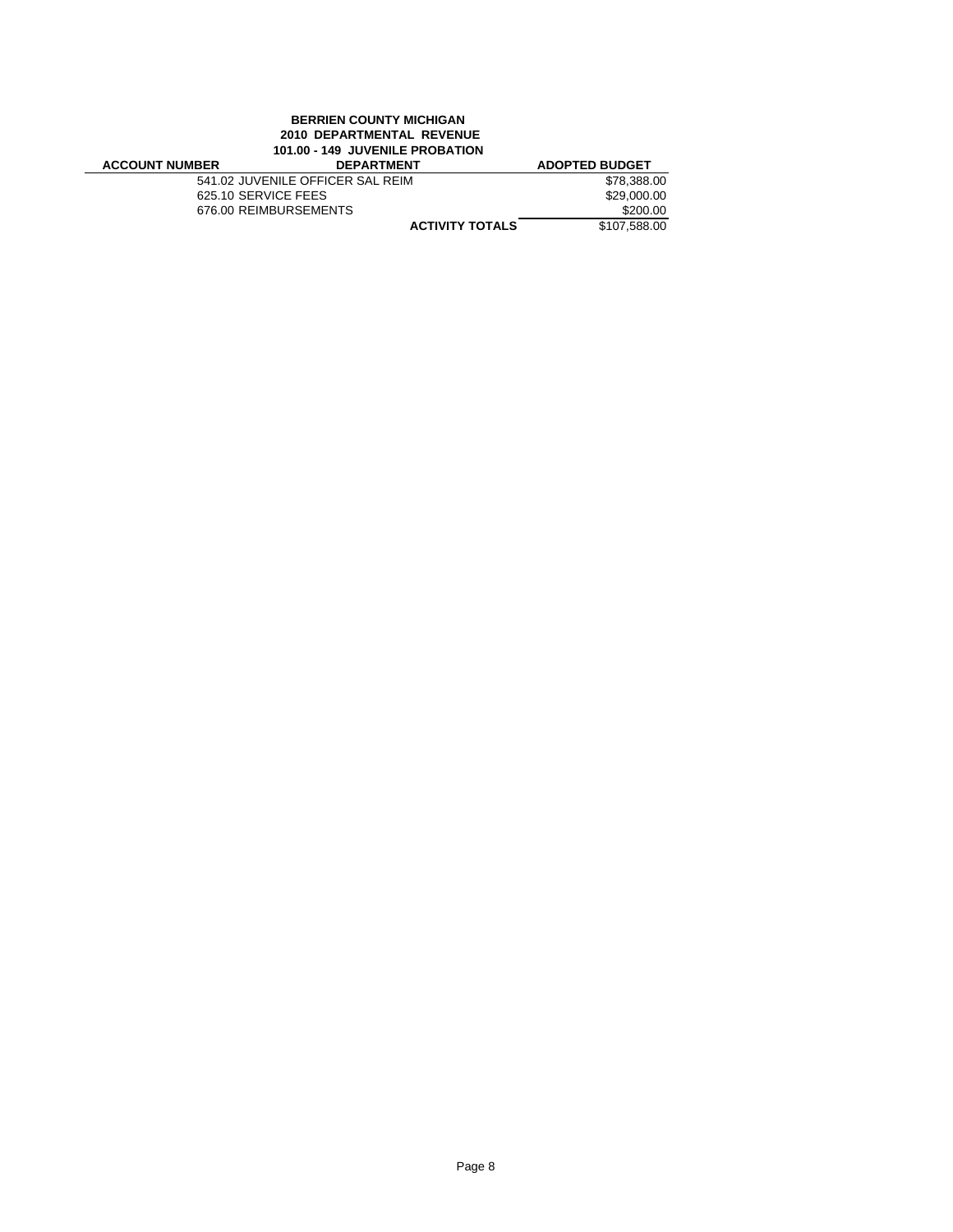**BERRIEN COUNTY MICHIGAN**
**2010 DEPARTMENTAL REVENUE**
**101.00 - 149 JUVENILE PROBATION**

| ACCOUNT NUMBER | DEPARTMENT | ADOPTED BUDGET |
|---|---|---|
| | 541.02 JUVENILE OFFICER SAL REIM | $78,388.00 |
| | 625.10 SERVICE FEES | $29,000.00 |
| | 676.00 REIMBURSEMENTS | $200.00 |
| | **ACTIVITY TOTALS** | $107,588.00 |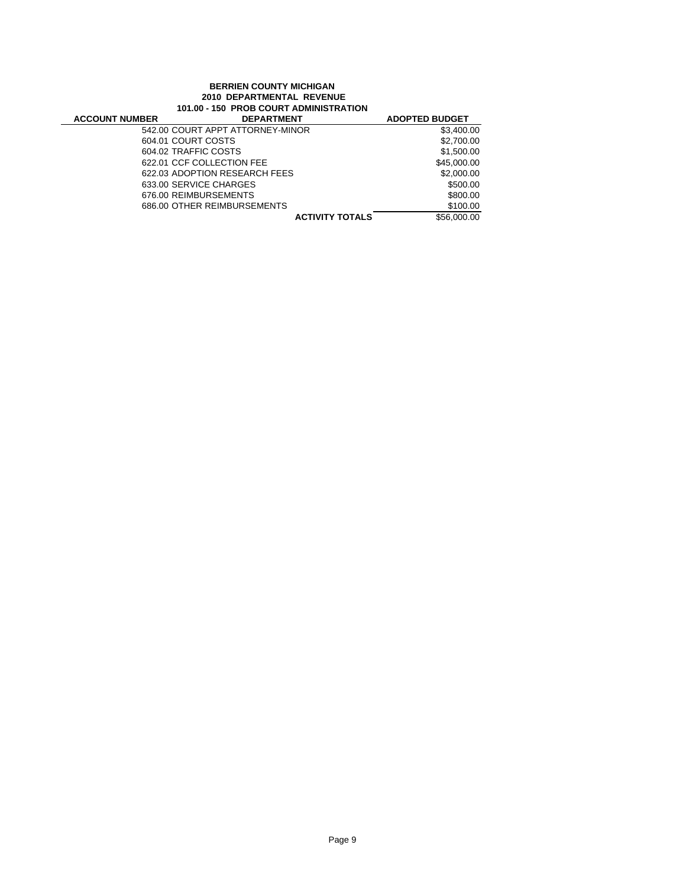**BERRIEN COUNTY MICHIGAN**
**2010 DEPARTMENTAL REVENUE**
**101.00 - 150 PROB COURT ADMINISTRATION**

| ACCOUNT NUMBER | DEPARTMENT | ADOPTED BUDGET |
|---|---|---|
| | 542.00 COURT APPT ATTORNEY-MINOR | $3,400.00 |
| | 604.01 COURT COSTS | $2,700.00 |
| | 604.02 TRAFFIC COSTS | $1,500.00 |
| | 622.01 CCF COLLECTION FEE | $45,000.00 |
| | 622.03 ADOPTION RESEARCH FEES | $2,000.00 |
| | 633.00 SERVICE CHARGES | $500.00 |
| | 676.00 REIMBURSEMENTS | $800.00 |
| | 686.00 OTHER REIMBURSEMENTS | $100.00 |
| | **ACTIVITY TOTALS** | $56,000.00 |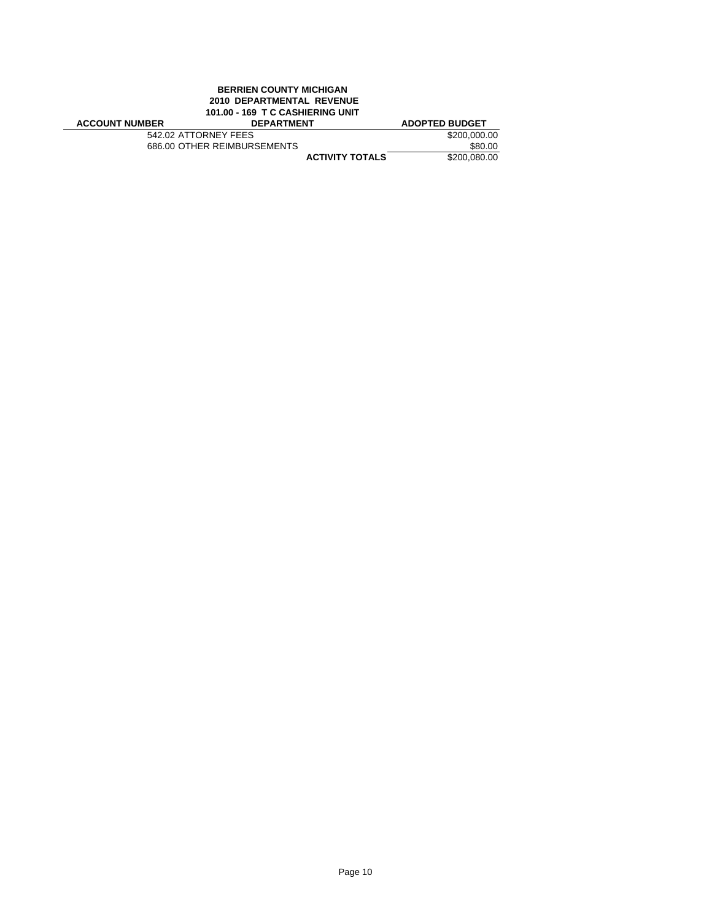**BERRIEN COUNTY MICHIGAN**
**2010 DEPARTMENTAL REVENUE**
**101.00 - 169 T C CASHIERING UNIT**

| ACCOUNT NUMBER | DEPARTMENT | ADOPTED BUDGET |
|---|---|---|
| | 542.02 ATTORNEY FEES | $200,000.00 |
| | 686.00 OTHER REIMBURSEMENTS | $80.00 |
| | **ACTIVITY TOTALS** | $200,080.00 |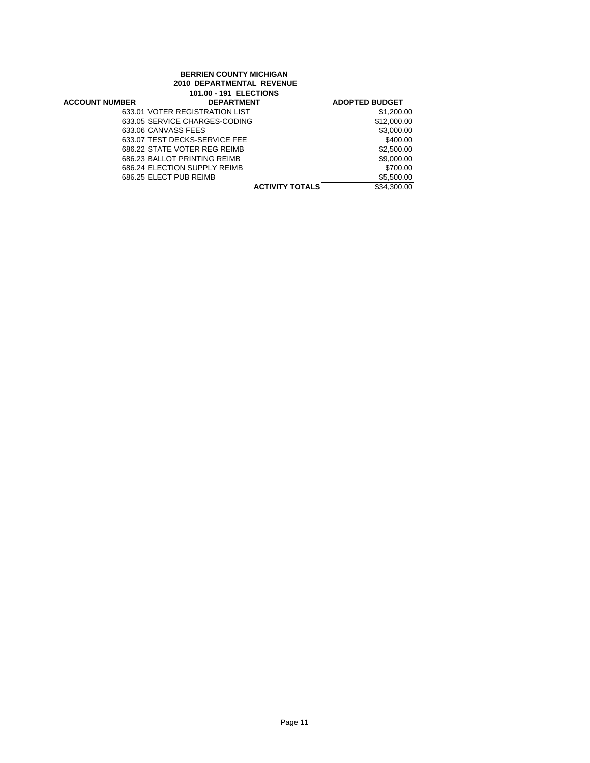**BERRIEN COUNTY MICHIGAN**
**2010 DEPARTMENTAL REVENUE**
**101.00 - 191 ELECTIONS**

| ACCOUNT NUMBER | DEPARTMENT | ADOPTED BUDGET |
|---|---|---|
| | 633.01 VOTER REGISTRATION LIST | $1,200.00 |
| | 633.05 SERVICE CHARGES-CODING | $12,000.00 |
| | 633.06 CANVASS FEES | $3,000.00 |
| | 633.07 TEST DECKS-SERVICE FEE | $400.00 |
| | 686.22 STATE VOTER REG REIMB | $2,500.00 |
| | 686.23 BALLOT PRINTING REIMB | $9,000.00 |
| | 686.24 ELECTION SUPPLY REIMB | $700.00 |
| | 686.25 ELECT PUB REIMB | $5,500.00 |
| | **ACTIVITY TOTALS** | $34,300.00 |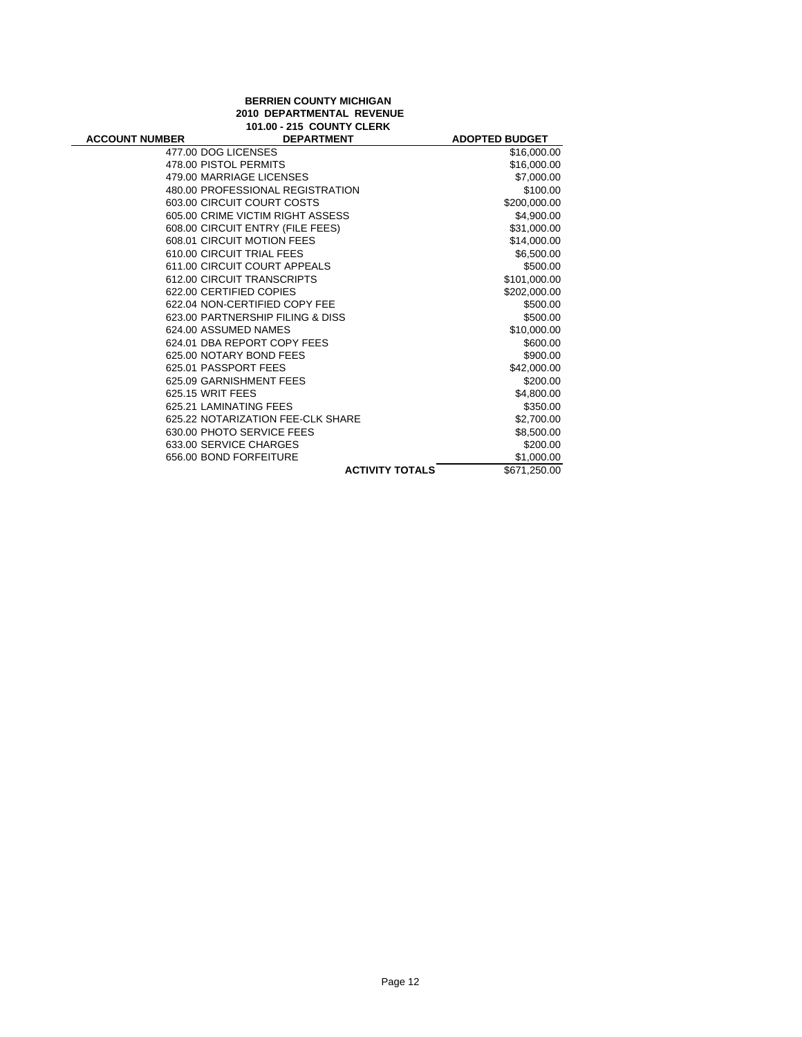**BERRIEN COUNTY MICHIGAN**
**2010 DEPARTMENTAL REVENUE**
**101.00 - 215 COUNTY CLERK**

| ACCOUNT NUMBER | DEPARTMENT | ADOPTED BUDGET |
|---|---|---|
| 477.00 | DOG LICENSES | $16,000.00 |
| 478.00 | PISTOL PERMITS | $16,000.00 |
| 479.00 | MARRIAGE LICENSES | $7,000.00 |
| 480.00 | PROFESSIONAL REGISTRATION | $100.00 |
| 603.00 | CIRCUIT COURT COSTS | $200,000.00 |
| 605.00 | CRIME VICTIM RIGHT ASSESS | $4,900.00 |
| 608.00 | CIRCUIT ENTRY (FILE FEES) | $31,000.00 |
| 608.01 | CIRCUIT MOTION FEES | $14,000.00 |
| 610.00 | CIRCUIT TRIAL FEES | $6,500.00 |
| 611.00 | CIRCUIT COURT APPEALS | $500.00 |
| 612.00 | CIRCUIT TRANSCRIPTS | $101,000.00 |
| 622.00 | CERTIFIED COPIES | $202,000.00 |
| 622.04 | NON-CERTIFIED COPY FEE | $500.00 |
| 623.00 | PARTNERSHIP FILING & DISS | $500.00 |
| 624.00 | ASSUMED NAMES | $10,000.00 |
| 624.01 | DBA REPORT COPY FEES | $600.00 |
| 625.00 | NOTARY BOND FEES | $900.00 |
| 625.01 | PASSPORT FEES | $42,000.00 |
| 625.09 | GARNISHMENT FEES | $200.00 |
| 625.15 | WRIT FEES | $4,800.00 |
| 625.21 | LAMINATING FEES | $350.00 |
| 625.22 | NOTARIZATION FEE-CLK SHARE | $2,700.00 |
| 630.00 | PHOTO SERVICE FEES | $8,500.00 |
| 633.00 | SERVICE CHARGES | $200.00 |
| 656.00 | BOND FORFEITURE | $1,000.00 |
| | **ACTIVITY TOTALS** | $671,250.00 |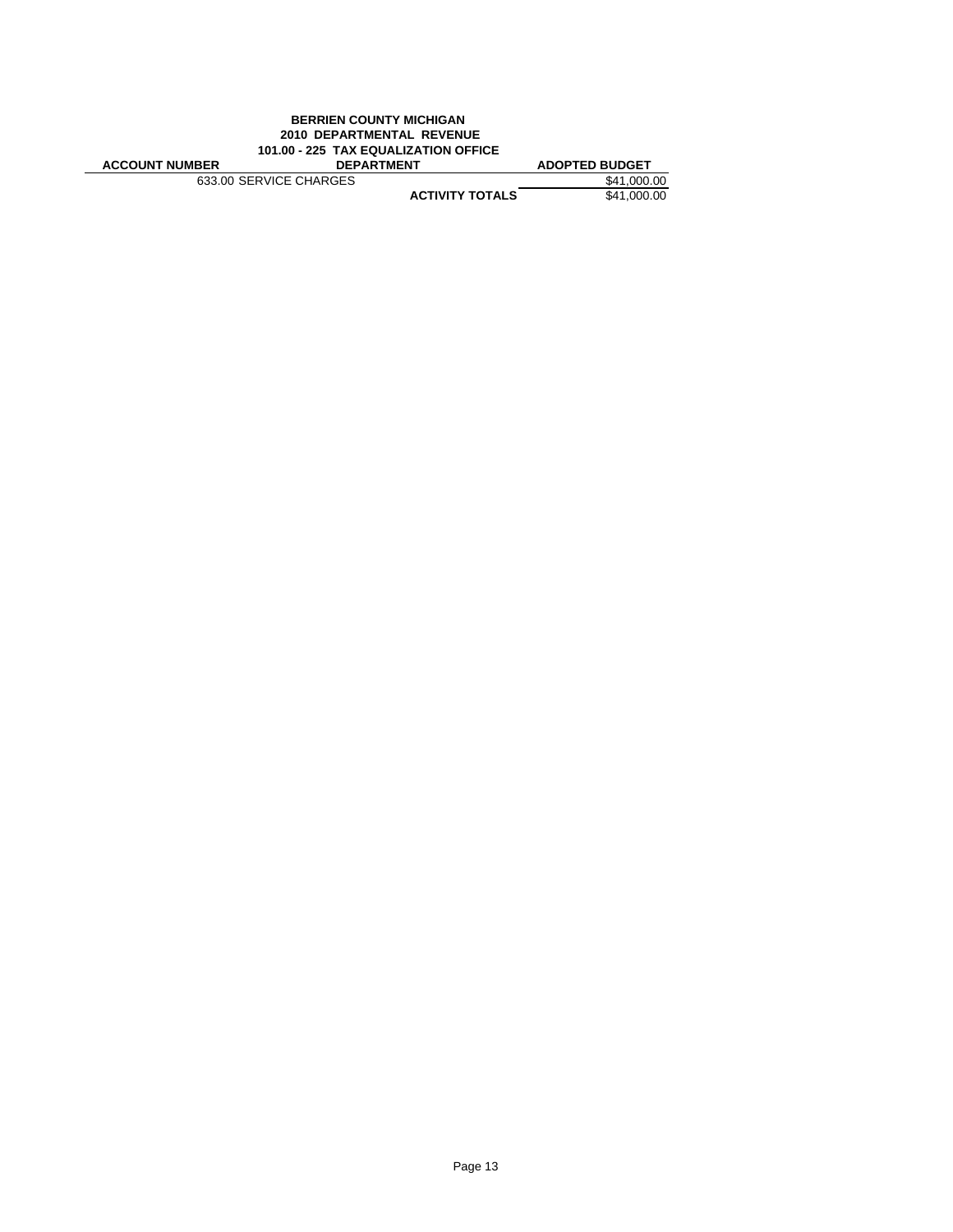**BERRIEN COUNTY MICHIGAN**
**2010 DEPARTMENTAL REVENUE**
**101.00 - 225 TAX EQUALIZATION OFFICE**

| ACCOUNT NUMBER | DEPARTMENT | ADOPTED BUDGET |
|---|---|---|
| 633.00 | SERVICE CHARGES | $41,000.00 |
| | **ACTIVITY TOTALS** | $41,000.00 |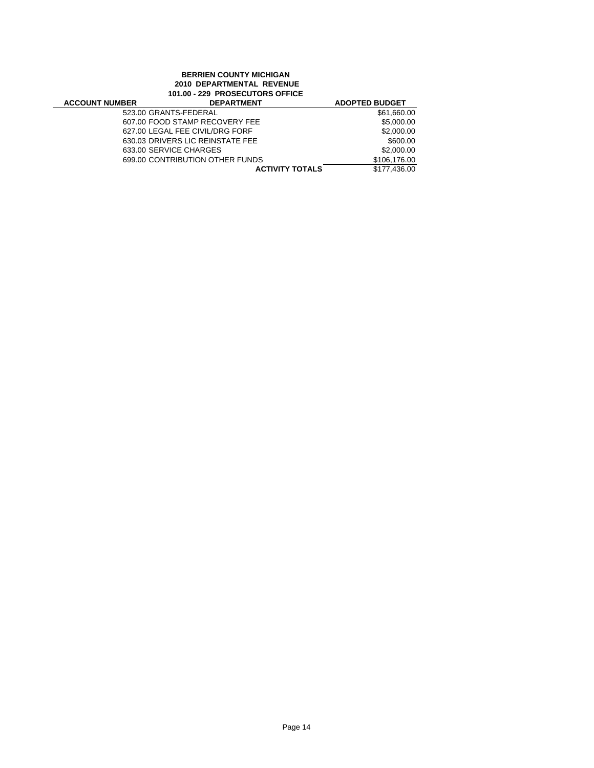**BERRIEN COUNTY MICHIGAN**
**2010 DEPARTMENTAL REVENUE**
**101.00 - 229 PROSECUTORS OFFICE**

| ACCOUNT NUMBER | DEPARTMENT | ADOPTED BUDGET |
|---|---|---|
| | 523.00 GRANTS-FEDERAL | $61,660.00 |
| | 607.00 FOOD STAMP RECOVERY FEE | $5,000.00 |
| | 627.00 LEGAL FEE CIVIL/DRG FORF | $2,000.00 |
| | 630.03 DRIVERS LIC REINSTATE FEE | $600.00 |
| | 633.00 SERVICE CHARGES | $2,000.00 |
| | 699.00 CONTRIBUTION OTHER FUNDS | $106,176.00 |
| | **ACTIVITY TOTALS** | $177,436.00 |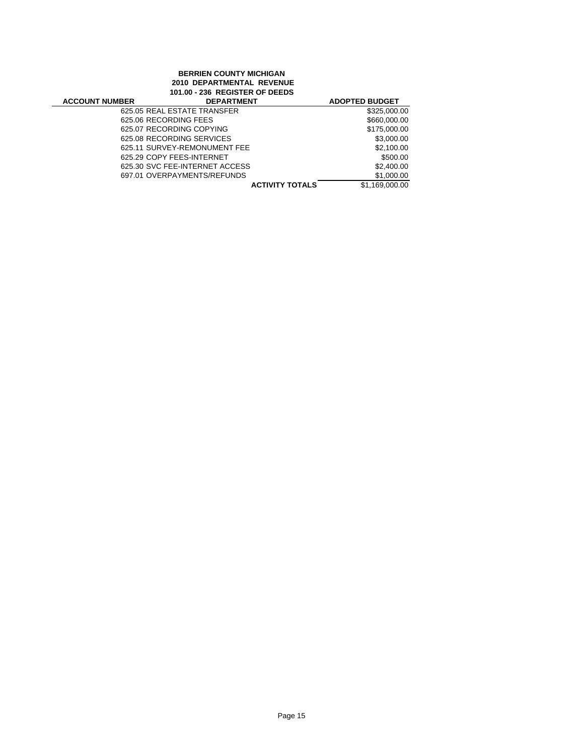**BERRIEN COUNTY MICHIGAN**
**2010 DEPARTMENTAL REVENUE**
**101.00 - 236 REGISTER OF DEEDS**

| ACCOUNT NUMBER | DEPARTMENT | ADOPTED BUDGET |
|---|---|---|
| | 625.05 REAL ESTATE TRANSFER | $325,000.00 |
| | 625.06 RECORDING FEES | $660,000.00 |
| | 625.07 RECORDING COPYING | $175,000.00 |
| | 625.08 RECORDING SERVICES | $3,000.00 |
| | 625.11 SURVEY-REMONUMENT FEE | $2,100.00 |
| | 625.29 COPY FEES-INTERNET | $500.00 |
| | 625.30 SVC FEE-INTERNET ACCESS | $2,400.00 |
| | 697.01 OVERPAYMENTS/REFUNDS | $1,000.00 |
| | **ACTIVITY TOTALS** | $1,169,000.00 |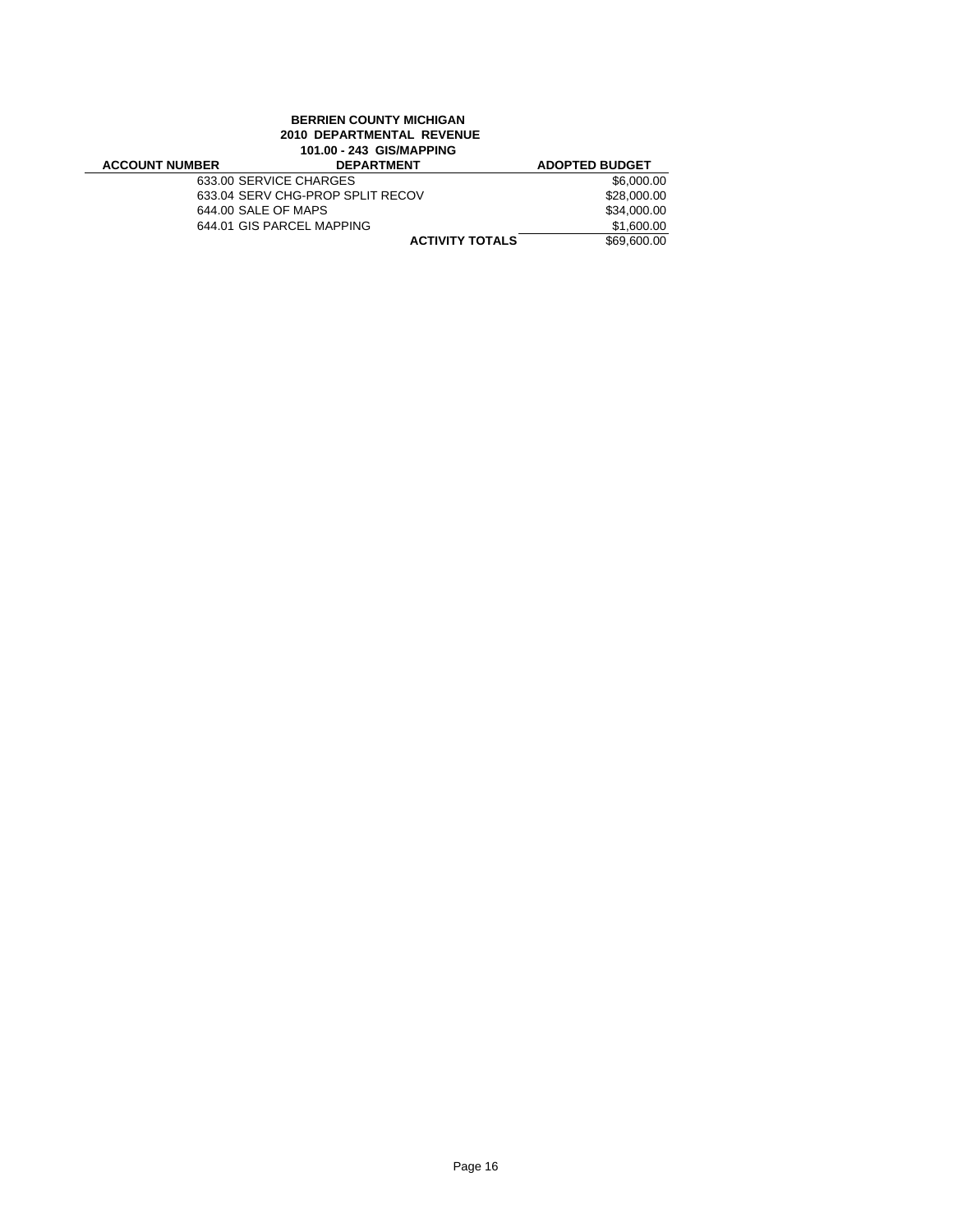**BERRIEN COUNTY MICHIGAN**
**2010 DEPARTMENTAL REVENUE**
**101.00 - 243 GIS/MAPPING**

| ACCOUNT NUMBER | DEPARTMENT | ADOPTED BUDGET |
|---|---|---|
| | 633.00 SERVICE CHARGES | $6,000.00 |
| | 633.04 SERV CHG-PROP SPLIT RECOV | $28,000.00 |
| | 644.00 SALE OF MAPS | $34,000.00 |
| | 644.01 GIS PARCEL MAPPING | $1,600.00 |
| | **ACTIVITY TOTALS** | $69,600.00 |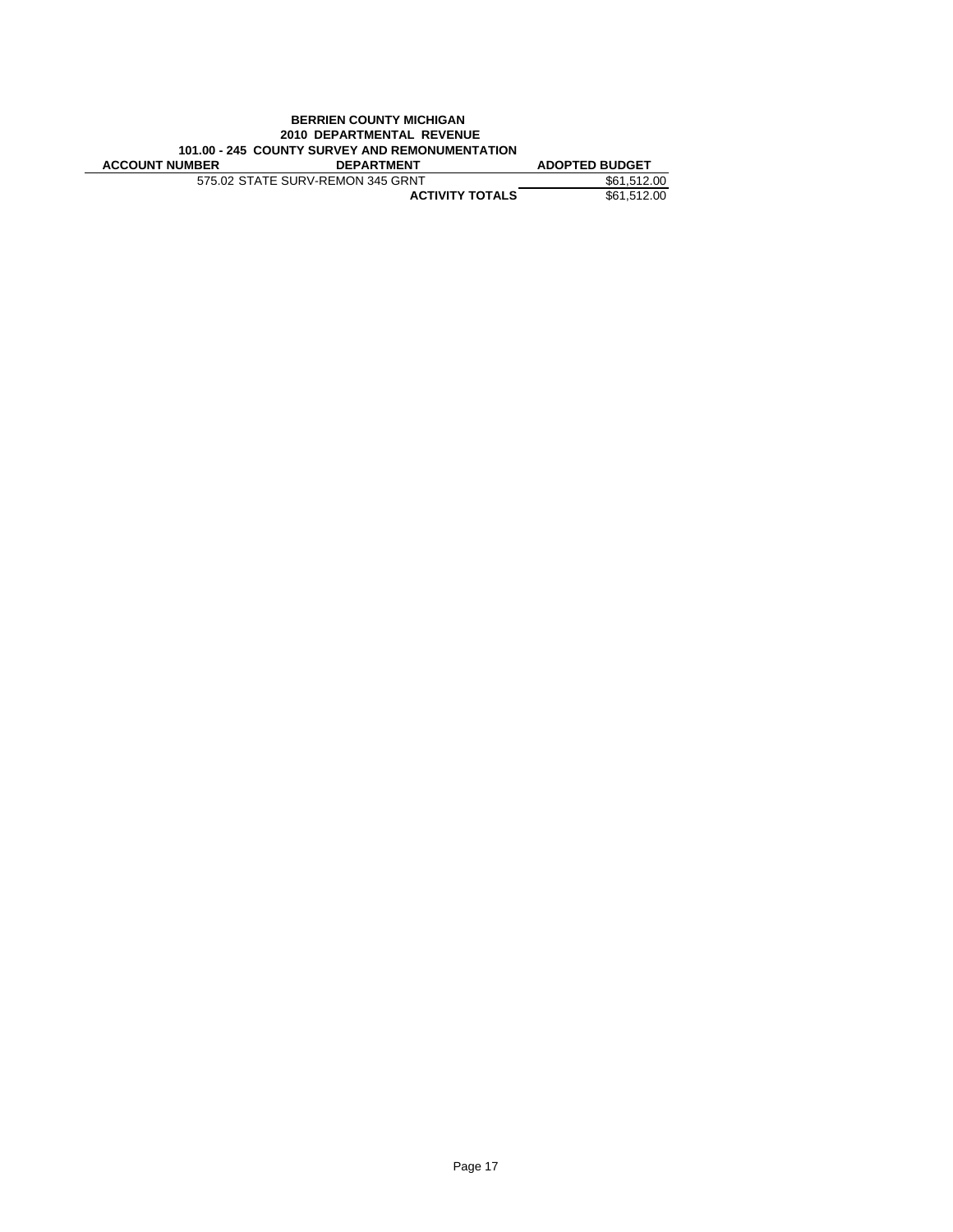**BERRIEN COUNTY MICHIGAN**
**2010 DEPARTMENTAL REVENUE**
**101.00 - 245 COUNTY SURVEY AND REMONUMENTATION**

| ACCOUNT NUMBER | DEPARTMENT | ADOPTED BUDGET |
|---|---|---|
| | 575.02 STATE SURV-REMON 345 GRNT | $61,512.00 |
| | **ACTIVITY TOTALS** | $61,512.00 |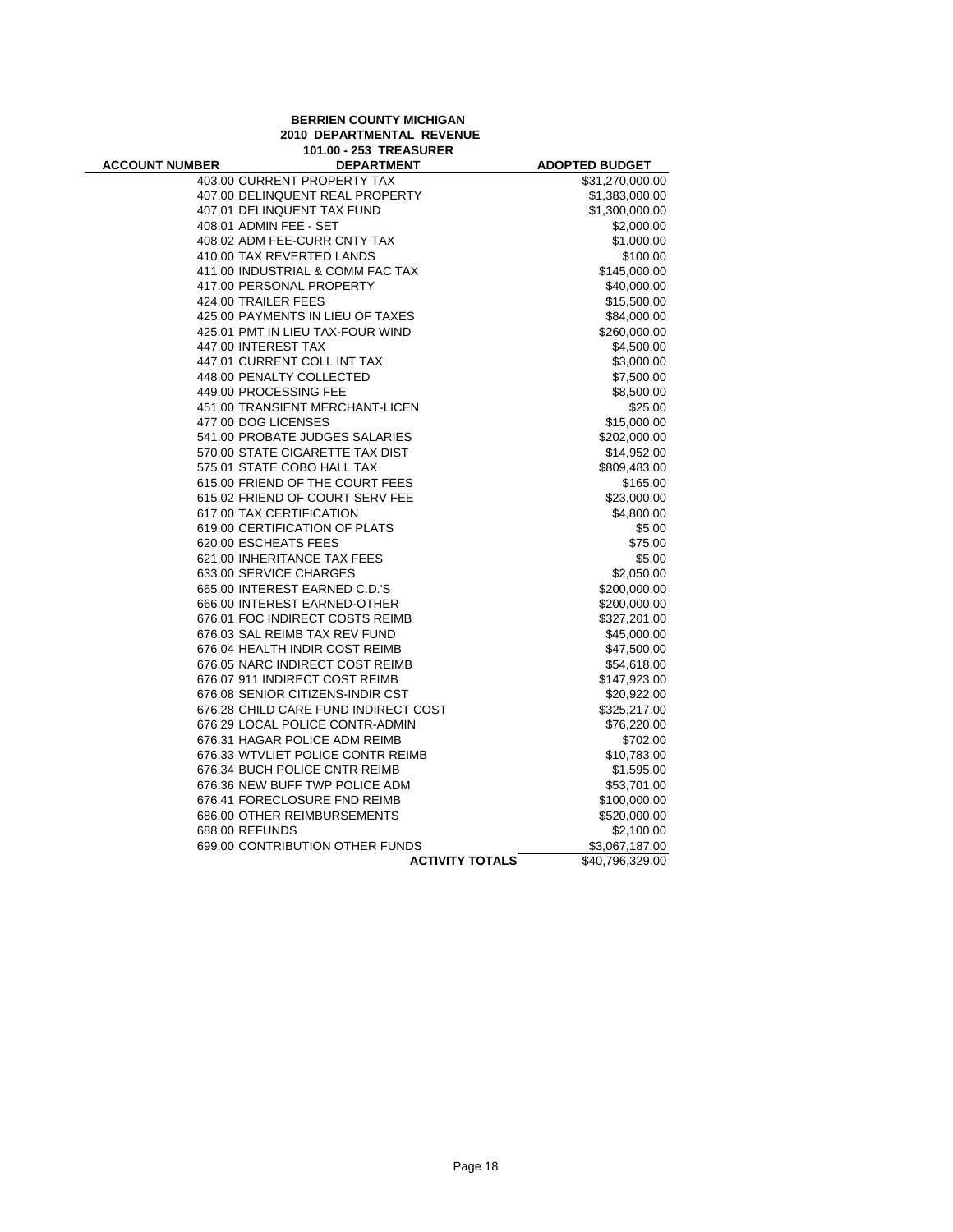**BERRIEN COUNTY MICHIGAN**
**2010 DEPARTMENTAL REVENUE**
**101.00 - 253 TREASURER**

| ACCOUNT NUMBER | DEPARTMENT | ADOPTED BUDGET |
|---|---|---|
| 403.00 | CURRENT PROPERTY TAX | $31,270,000.00 |
| 407.00 | DELINQUENT REAL PROPERTY | $1,383,000.00 |
| 407.01 | DELINQUENT TAX FUND | $1,300,000.00 |
| 408.01 | ADMIN FEE - SET | $2,000.00 |
| 408.02 | ADM FEE-CURR CNTY TAX | $1,000.00 |
| 410.00 | TAX REVERTED LANDS | $100.00 |
| 411.00 | INDUSTRIAL & COMM FAC TAX | $145,000.00 |
| 417.00 | PERSONAL PROPERTY | $40,000.00 |
| 424.00 | TRAILER FEES | $15,500.00 |
| 425.00 | PAYMENTS IN LIEU OF TAXES | $84,000.00 |
| 425.01 | PMT IN LIEU TAX-FOUR WIND | $260,000.00 |
| 447.00 | INTEREST TAX | $4,500.00 |
| 447.01 | CURRENT COLL INT TAX | $3,000.00 |
| 448.00 | PENALTY COLLECTED | $7,500.00 |
| 449.00 | PROCESSING FEE | $8,500.00 |
| 451.00 | TRANSIENT MERCHANT-LICEN | $25.00 |
| 477.00 | DOG LICENSES | $15,000.00 |
| 541.00 | PROBATE JUDGES SALARIES | $202,000.00 |
| 570.00 | STATE CIGARETTE TAX DIST | $14,952.00 |
| 575.01 | STATE COBO HALL TAX | $809,483.00 |
| 615.00 | FRIEND OF THE COURT FEES | $165.00 |
| 615.02 | FRIEND OF COURT SERV FEE | $23,000.00 |
| 617.00 | TAX CERTIFICATION | $4,800.00 |
| 619.00 | CERTIFICATION OF PLATS | $5.00 |
| 620.00 | ESCHEATS FEES | $75.00 |
| 621.00 | INHERITANCE TAX FEES | $5.00 |
| 633.00 | SERVICE CHARGES | $2,050.00 |
| 665.00 | INTEREST EARNED C.D.'S | $200,000.00 |
| 666.00 | INTEREST EARNED-OTHER | $200,000.00 |
| 676.01 | FOC INDIRECT COSTS REIMB | $327,201.00 |
| 676.03 | SAL REIMB TAX REV FUND | $45,000.00 |
| 676.04 | HEALTH INDIR COST REIMB | $47,500.00 |
| 676.05 | NARC INDIRECT COST REIMB | $54,618.00 |
| 676.07 | 911 INDIRECT COST REIMB | $147,923.00 |
| 676.08 | SENIOR CITIZENS-INDIR CST | $20,922.00 |
| 676.28 | CHILD CARE FUND INDIRECT COST | $325,217.00 |
| 676.29 | LOCAL POLICE CONTR-ADMIN | $76,220.00 |
| 676.31 | HAGAR POLICE ADM REIMB | $702.00 |
| 676.33 | WTVLIET POLICE CONTR REIMB | $10,783.00 |
| 676.34 | BUCH POLICE CNTR REIMB | $1,595.00 |
| 676.36 | NEW BUFF TWP POLICE ADM | $53,701.00 |
| 676.41 | FORECLOSURE FND REIMB | $100,000.00 |
| 686.00 | OTHER REIMBURSEMENTS | $520,000.00 |
| 688.00 | REFUNDS | $2,100.00 |
| 699.00 | CONTRIBUTION OTHER FUNDS | $3,067,187.00 |
| | **ACTIVITY TOTALS** | $40,796,329.00 |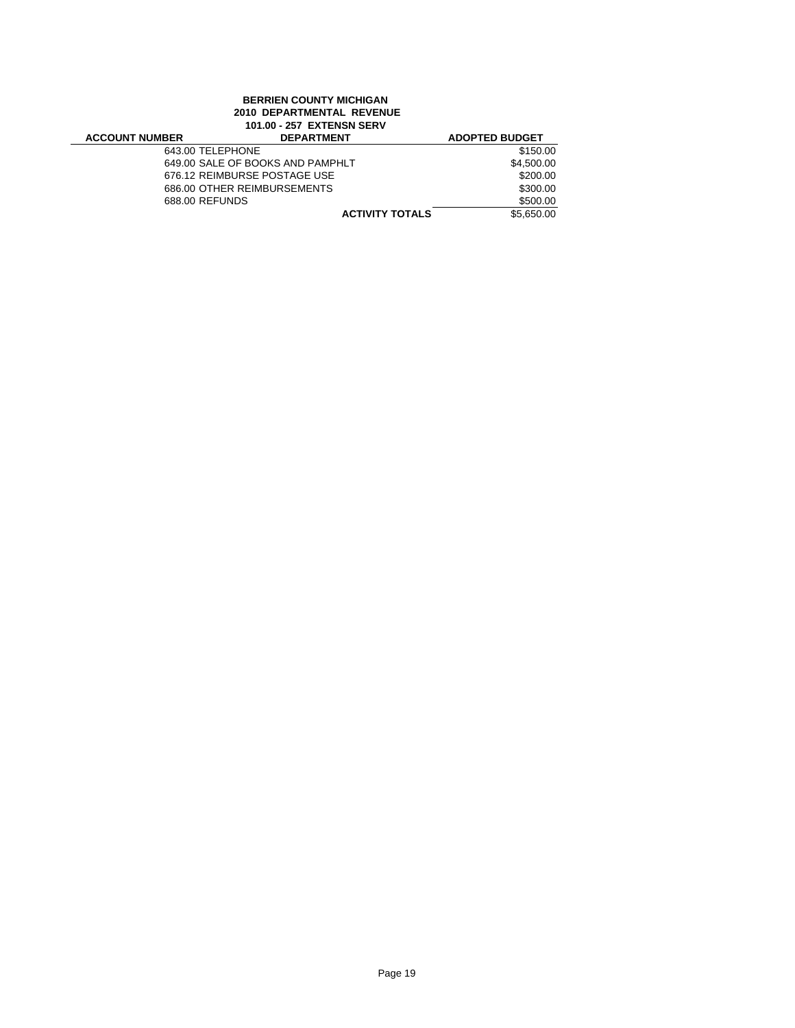**BERRIEN COUNTY MICHIGAN**
**2010 DEPARTMENTAL REVENUE**
**101.00 - 257 EXTENSN SERV**

| ACCOUNT NUMBER | DEPARTMENT | ADOPTED BUDGET |
|---|---|---|
| | 643.00 TELEPHONE | $150.00 |
| | 649.00 SALE OF BOOKS AND PAMPHLT | $4,500.00 |
| | 676.12 REIMBURSE POSTAGE USE | $200.00 |
| | 686.00 OTHER REIMBURSEMENTS | $300.00 |
| | 688.00 REFUNDS | $500.00 |
| | **ACTIVITY TOTALS** | $5,650.00 |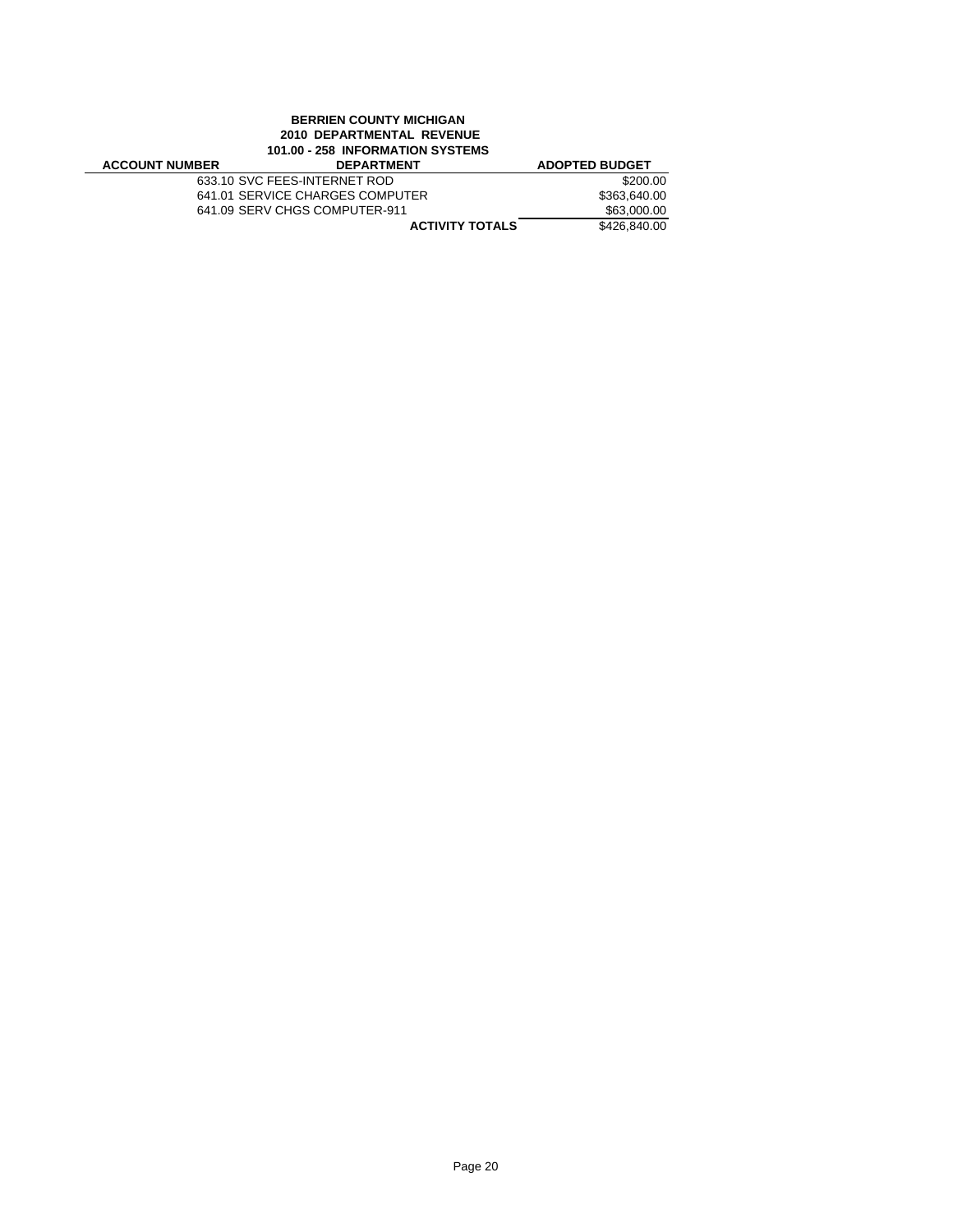**BERRIEN COUNTY MICHIGAN**
**2010 DEPARTMENTAL REVENUE**
**101.00 - 258 INFORMATION SYSTEMS**

| ACCOUNT NUMBER | DEPARTMENT | ADOPTED BUDGET |
|---|---|---|
| | 633.10 SVC FEES-INTERNET ROD | $200.00 |
| | 641.01 SERVICE CHARGES COMPUTER | $363,640.00 |
| | 641.09 SERV CHGS COMPUTER-911 | $63,000.00 |
| | **ACTIVITY TOTALS** | $426,840.00 |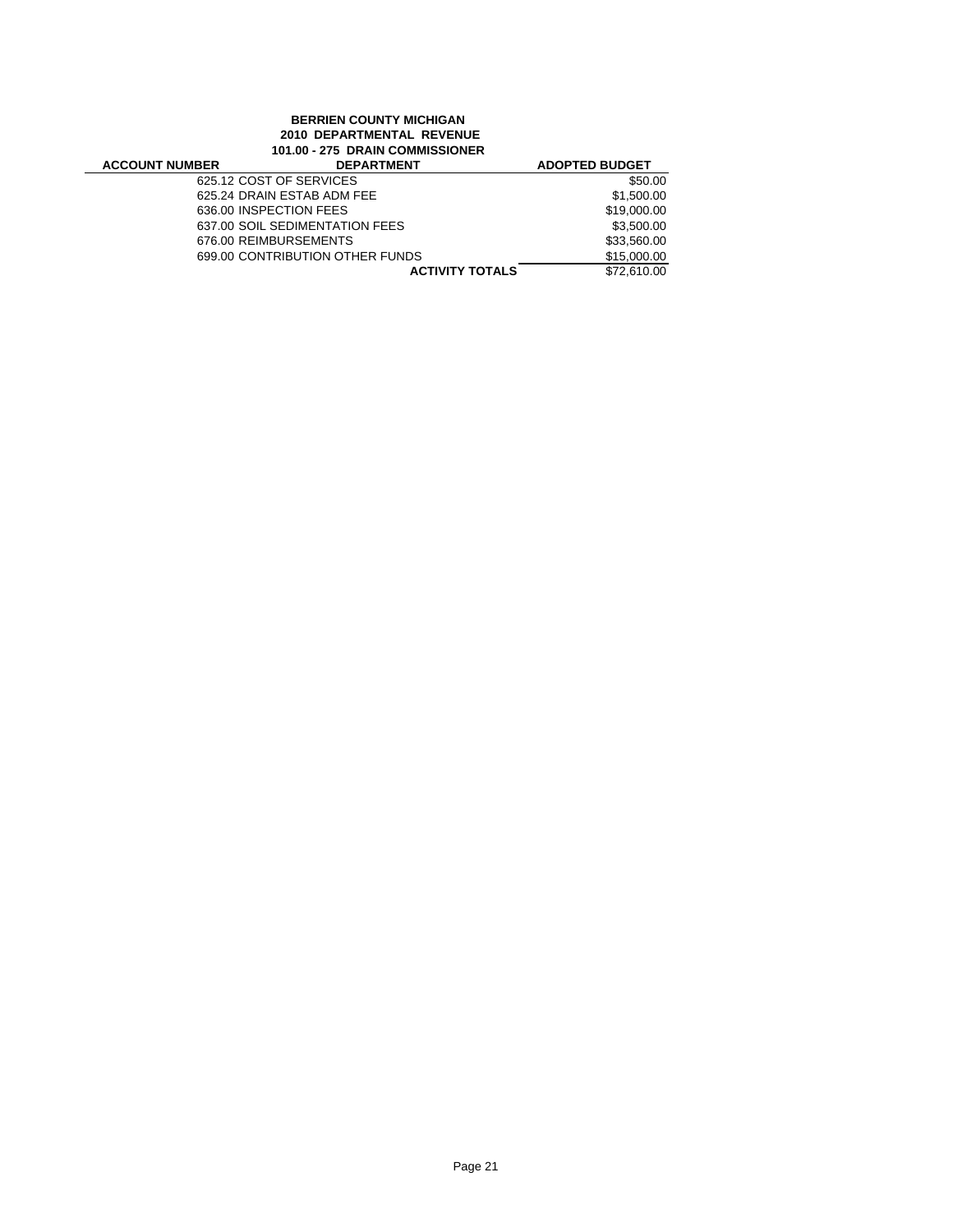**BERRIEN COUNTY MICHIGAN**
**2010 DEPARTMENTAL REVENUE**
**101.00 - 275 DRAIN COMMISSIONER**

| ACCOUNT NUMBER | DEPARTMENT | ADOPTED BUDGET |
|---|---|---|
| | 625.12 COST OF SERVICES | $50.00 |
| | 625.24 DRAIN ESTAB ADM FEE | $1,500.00 |
| | 636.00 INSPECTION FEES | $19,000.00 |
| | 637.00 SOIL SEDIMENTATION FEES | $3,500.00 |
| | 676.00 REIMBURSEMENTS | $33,560.00 |
| | 699.00 CONTRIBUTION OTHER FUNDS | $15,000.00 |
| | **ACTIVITY TOTALS** | $72,610.00 |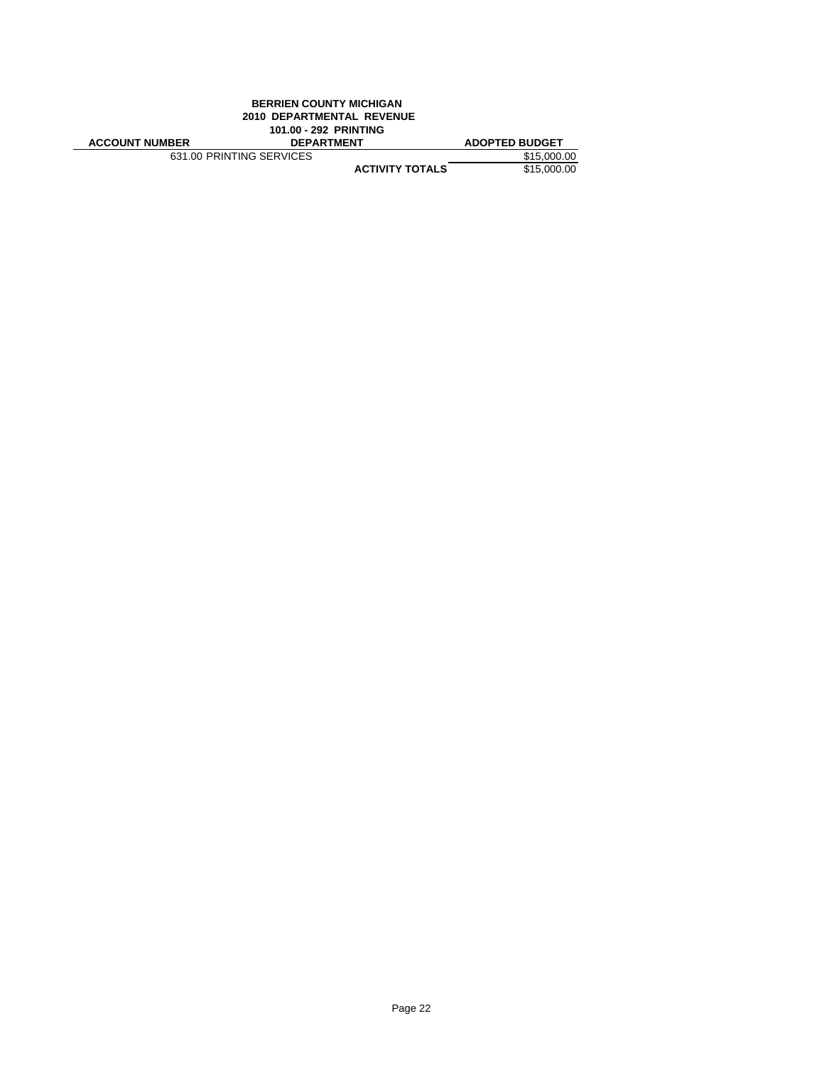**BERRIEN COUNTY MICHIGAN**
**2010 DEPARTMENTAL REVENUE**
**101.00 - 292 PRINTING**

| ACCOUNT NUMBER | DEPARTMENT | ADOPTED BUDGET |
|---|---|---|
| 631.00 PRINTING SERVICES | | $15,000.00 |
| | **ACTIVITY TOTALS** | $15,000.00 |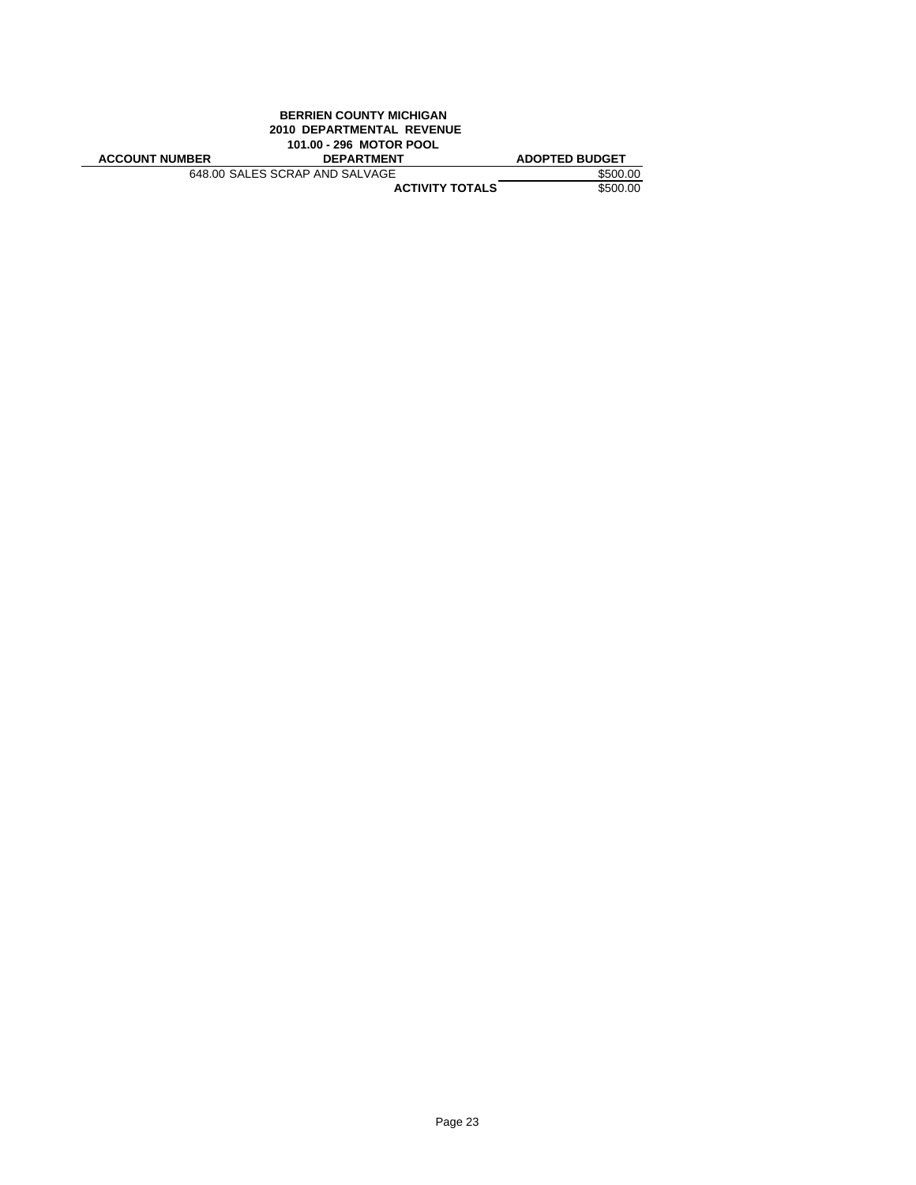**BERRIEN COUNTY MICHIGAN**
**2010 DEPARTMENTAL REVENUE**
**101.00 - 296 MOTOR POOL**

| ACCOUNT NUMBER | DEPARTMENT | ADOPTED BUDGET |
|---|---|---|
| | 648.00 SALES SCRAP AND SALVAGE | $500.00 |
| | **ACTIVITY TOTALS** | $500.00 |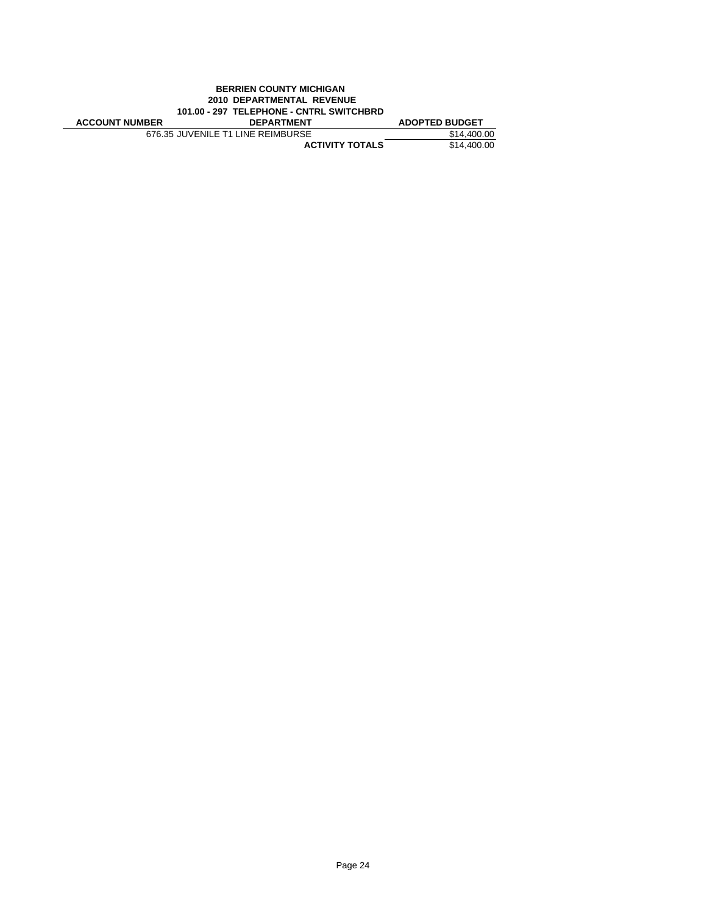**BERRIEN COUNTY MICHIGAN**
**2010 DEPARTMENTAL REVENUE**
**101.00 - 297 TELEPHONE - CNTRL SWITCHBRD**

| ACCOUNT NUMBER | DEPARTMENT | ADOPTED BUDGET |
|---|---|---|
| | 676.35 JUVENILE T1 LINE REIMBURSE | $14,400.00 |
| | **ACTIVITY TOTALS** | $14,400.00 |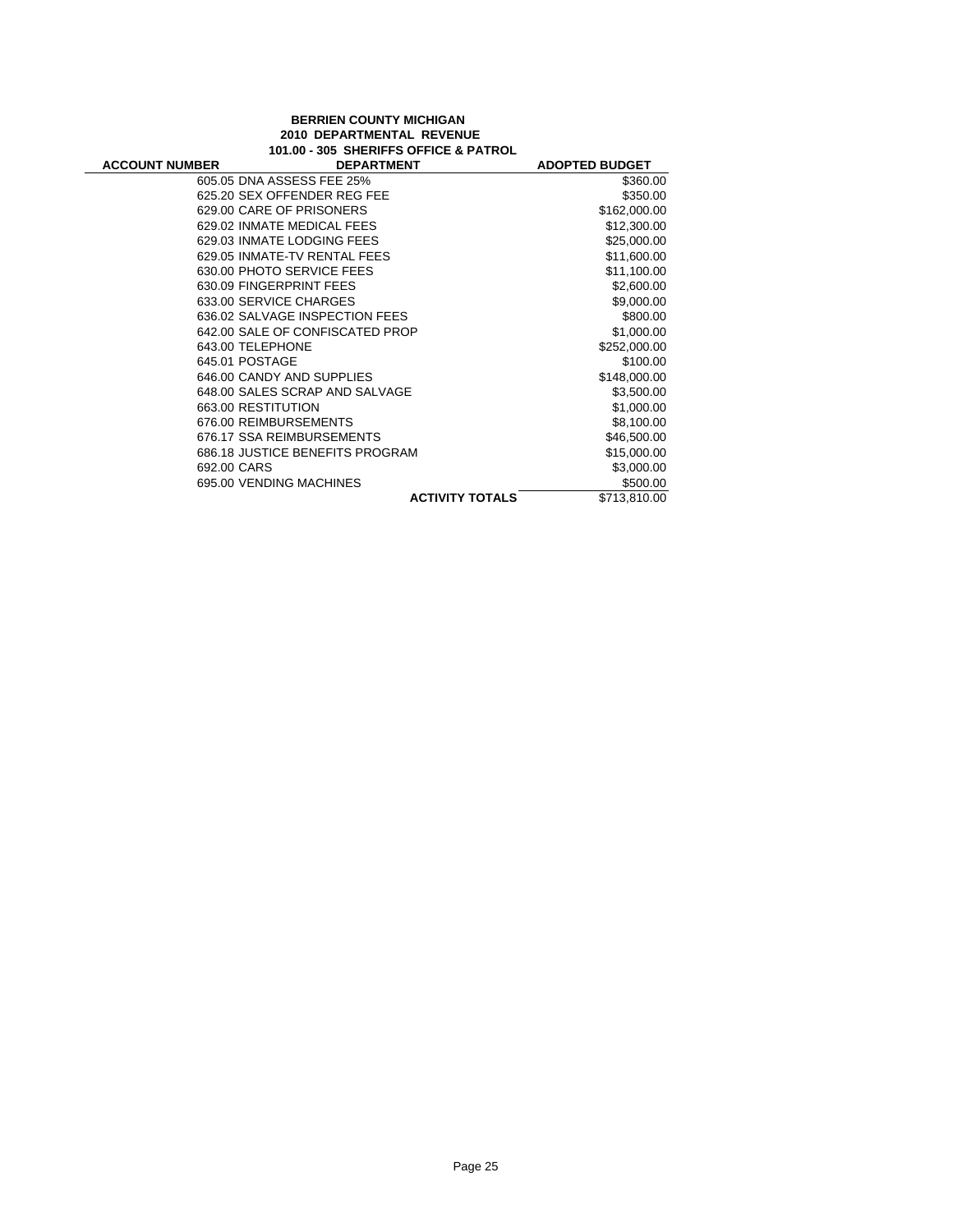**BERRIEN COUNTY MICHIGAN**
**2010 DEPARTMENTAL REVENUE**
**101.00 - 305 SHERIFFS OFFICE & PATROL**

| ACCOUNT NUMBER | DEPARTMENT | ADOPTED BUDGET |
|---|---|---|
| | 605.05 DNA ASSESS FEE 25% | $360.00 |
| | 625.20 SEX OFFENDER REG FEE | $350.00 |
| | 629.00 CARE OF PRISONERS | $162,000.00 |
| | 629.02 INMATE MEDICAL FEES | $12,300.00 |
| | 629.03 INMATE LODGING FEES | $25,000.00 |
| | 629.05 INMATE-TV RENTAL FEES | $11,600.00 |
| | 630.00 PHOTO SERVICE FEES | $11,100.00 |
| | 630.09 FINGERPRINT FEES | $2,600.00 |
| | 633.00 SERVICE CHARGES | $9,000.00 |
| | 636.02 SALVAGE INSPECTION FEES | $800.00 |
| | 642.00 SALE OF CONFISCATED PROP | $1,000.00 |
| | 643.00 TELEPHONE | $252,000.00 |
| | 645.01 POSTAGE | $100.00 |
| | 646.00 CANDY AND SUPPLIES | $148,000.00 |
| | 648.00 SALES SCRAP AND SALVAGE | $3,500.00 |
| | 663.00 RESTITUTION | $1,000.00 |
| | 676.00 REIMBURSEMENTS | $8,100.00 |
| | 676.17 SSA REIMBURSEMENTS | $46,500.00 |
| | 686.18 JUSTICE BENEFITS PROGRAM | $15,000.00 |
| | 692.00 CARS | $3,000.00 |
| | 695.00 VENDING MACHINES | $500.00 |
| | **ACTIVITY TOTALS** | $713,810.00 |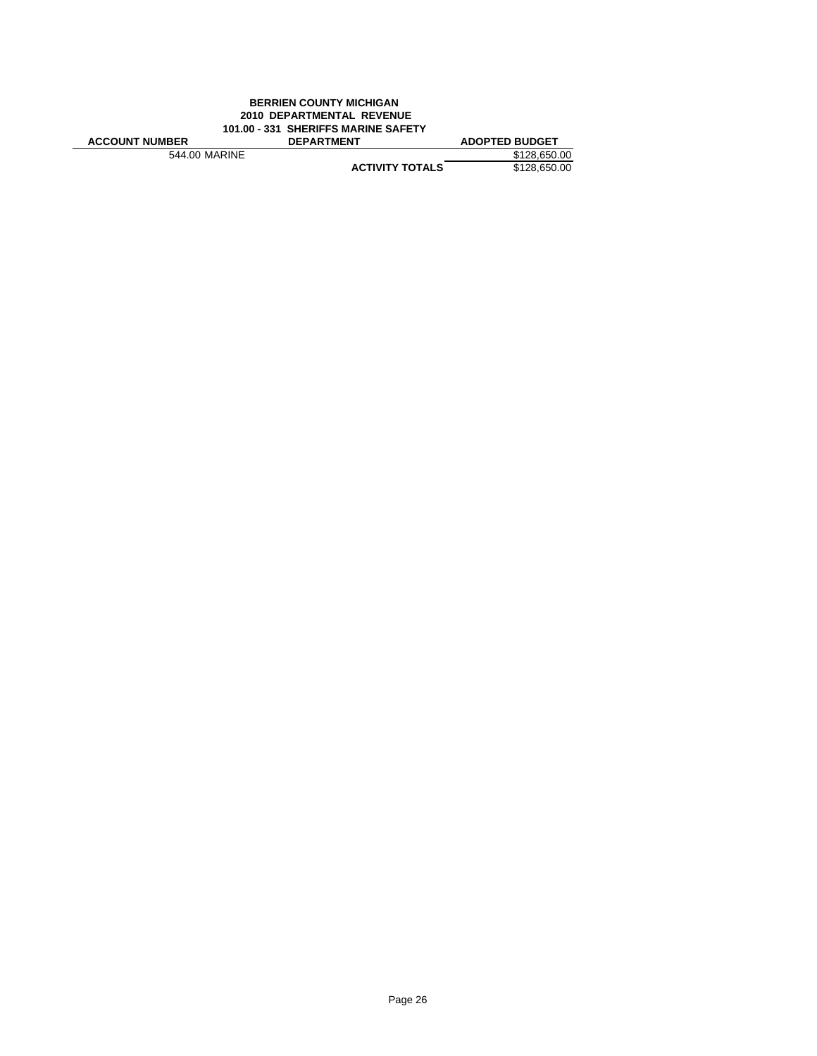**BERRIEN COUNTY MICHIGAN**
**2010 DEPARTMENTAL REVENUE**
**101.00 - 331 SHERIFFS MARINE SAFETY**

| ACCOUNT NUMBER | DEPARTMENT | ADOPTED BUDGET |
|---|---|---|
| 544.00 MARINE | | $128,650.00 |
| | **ACTIVITY TOTALS** | $128,650.00 |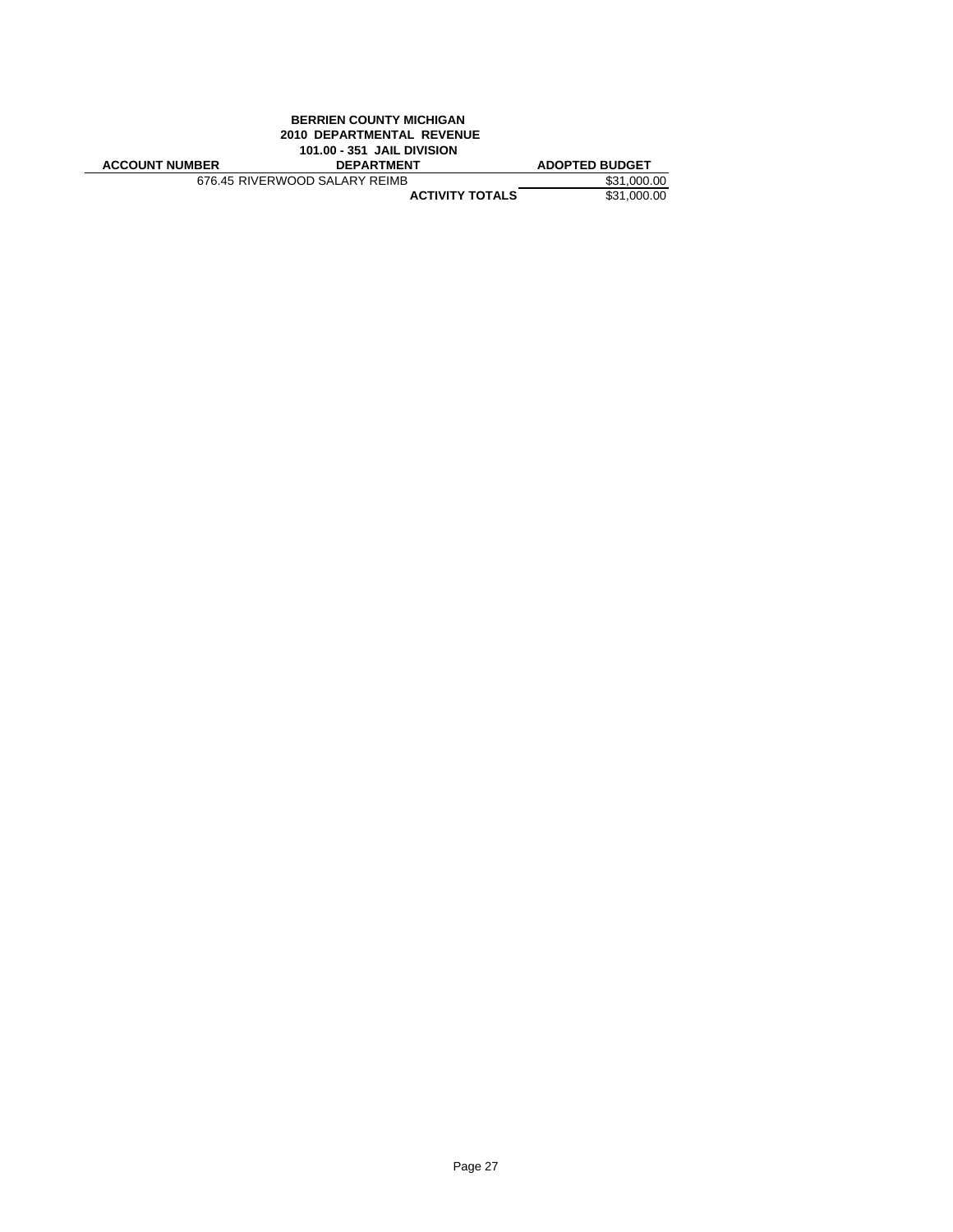**BERRIEN COUNTY MICHIGAN**
**2010 DEPARTMENTAL REVENUE**
**101.00 - 351 JAIL DIVISION**

| ACCOUNT NUMBER | DEPARTMENT | ADOPTED BUDGET |
|---|---|---|
| 676.45 | RIVERWOOD SALARY REIMB | $31,000.00 |
| | **ACTIVITY TOTALS** | $31,000.00 |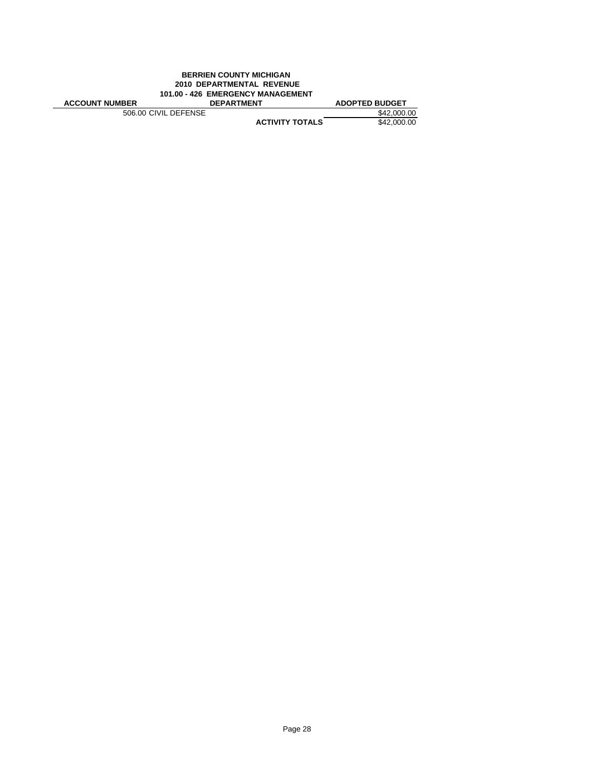**BERRIEN COUNTY MICHIGAN**
**2010 DEPARTMENTAL REVENUE**
**101.00 - 426 EMERGENCY MANAGEMENT**

| ACCOUNT NUMBER | DEPARTMENT | ADOPTED BUDGET |
|---|---|---|
| 506.00 CIVIL DEFENSE | | $42,000.00 |
| | **ACTIVITY TOTALS** | $42,000.00 |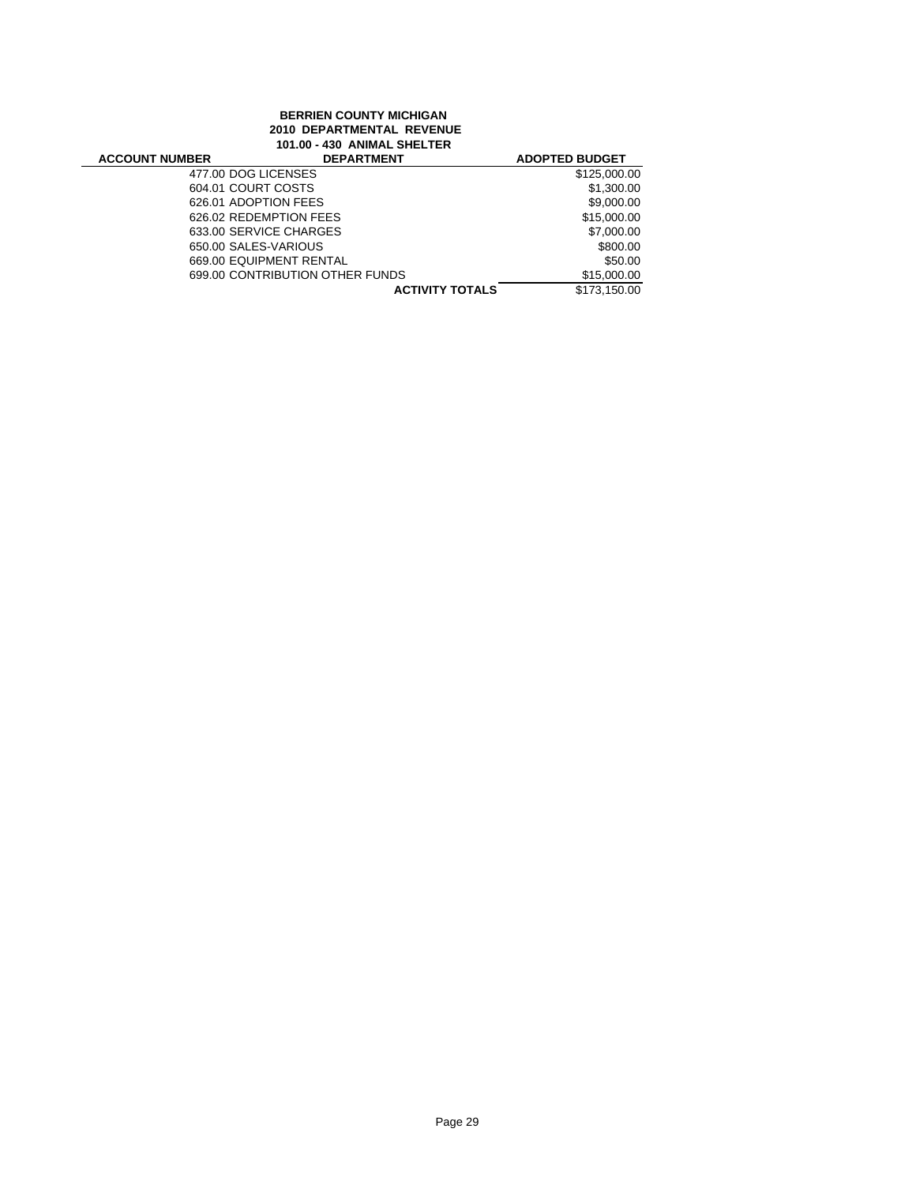**BERRIEN COUNTY MICHIGAN**
**2010 DEPARTMENTAL REVENUE**
**101.00 - 430 ANIMAL SHELTER**

| ACCOUNT NUMBER | DEPARTMENT | ADOPTED BUDGET |
|---|---|---|
| 477.00 | DOG LICENSES | $125,000.00 |
| 604.01 | COURT COSTS | $1,300.00 |
| 626.01 | ADOPTION FEES | $9,000.00 |
| 626.02 | REDEMPTION FEES | $15,000.00 |
| 633.00 | SERVICE CHARGES | $7,000.00 |
| 650.00 | SALES-VARIOUS | $800.00 |
| 669.00 | EQUIPMENT RENTAL | $50.00 |
| 699.00 | CONTRIBUTION OTHER FUNDS | $15,000.00 |
| | **ACTIVITY TOTALS** | $173,150.00 |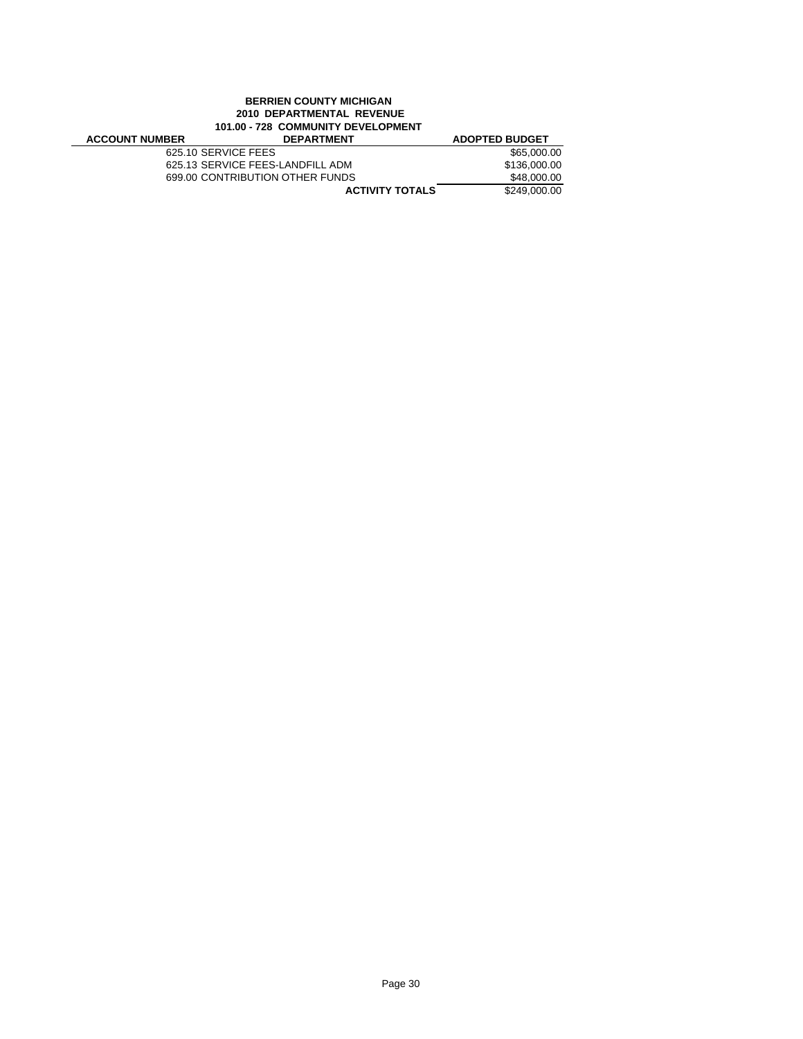**BERRIEN COUNTY MICHIGAN**
**2010 DEPARTMENTAL REVENUE**
**101.00 - 728 COMMUNITY DEVELOPMENT**

| ACCOUNT NUMBER | DEPARTMENT | ADOPTED BUDGET |
|---|---|---|
| | 625.10 SERVICE FEES | $65,000.00 |
| | 625.13 SERVICE FEES-LANDFILL ADM | $136,000.00 |
| | 699.00 CONTRIBUTION OTHER FUNDS | $48,000.00 |
| | **ACTIVITY TOTALS** | $249,000.00 |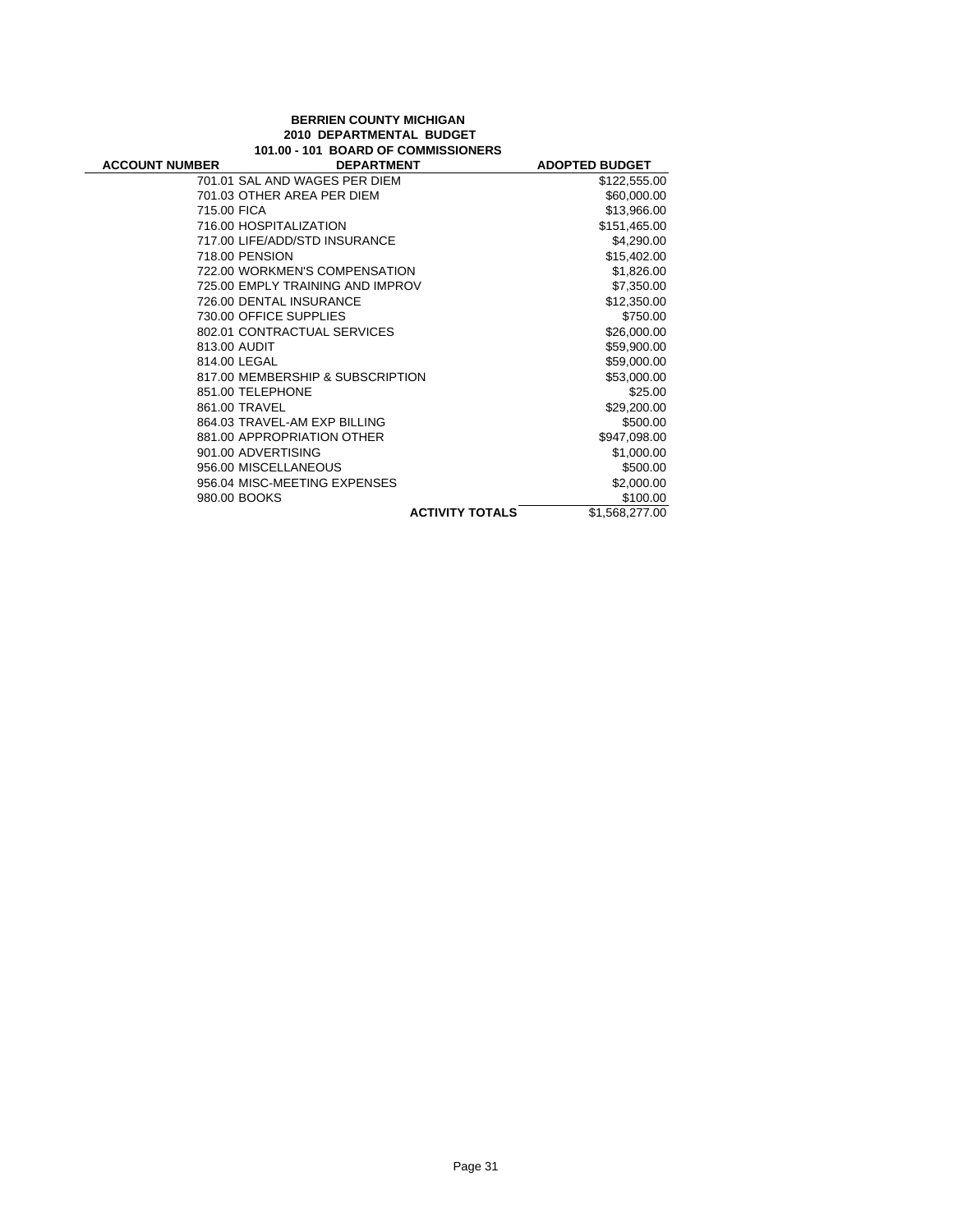**BERRIEN COUNTY MICHIGAN**
**2010 DEPARTMENTAL BUDGET**
**101.00 - 101 BOARD OF COMMISSIONERS**

| ACCOUNT NUMBER | DEPARTMENT | ADOPTED BUDGET |
|---|---|---|
| 701.01 | SAL AND WAGES PER DIEM | $122,555.00 |
| 701.03 | OTHER AREA PER DIEM | $60,000.00 |
| 715.00 | FICA | $13,966.00 |
| 716.00 | HOSPITALIZATION | $151,465.00 |
| 717.00 | LIFE/ADD/STD INSURANCE | $4,290.00 |
| 718.00 | PENSION | $15,402.00 |
| 722.00 | WORKMEN'S COMPENSATION | $1,826.00 |
| 725.00 | EMPLY TRAINING AND IMPROV | $7,350.00 |
| 726.00 | DENTAL INSURANCE | $12,350.00 |
| 730.00 | OFFICE SUPPLIES | $750.00 |
| 802.01 | CONTRACTUAL SERVICES | $26,000.00 |
| 813.00 | AUDIT | $59,900.00 |
| 814.00 | LEGAL | $59,000.00 |
| 817.00 | MEMBERSHIP & SUBSCRIPTION | $53,000.00 |
| 851.00 | TELEPHONE | $25.00 |
| 861.00 | TRAVEL | $29,200.00 |
| 864.03 | TRAVEL-AM EXP BILLING | $500.00 |
| 881.00 | APPROPRIATION OTHER | $947,098.00 |
| 901.00 | ADVERTISING | $1,000.00 |
| 956.00 | MISCELLANEOUS | $500.00 |
| 956.04 | MISC-MEETING EXPENSES | $2,000.00 |
| 980.00 | BOOKS | $100.00 |
| | **ACTIVITY TOTALS** | $1,568,277.00 |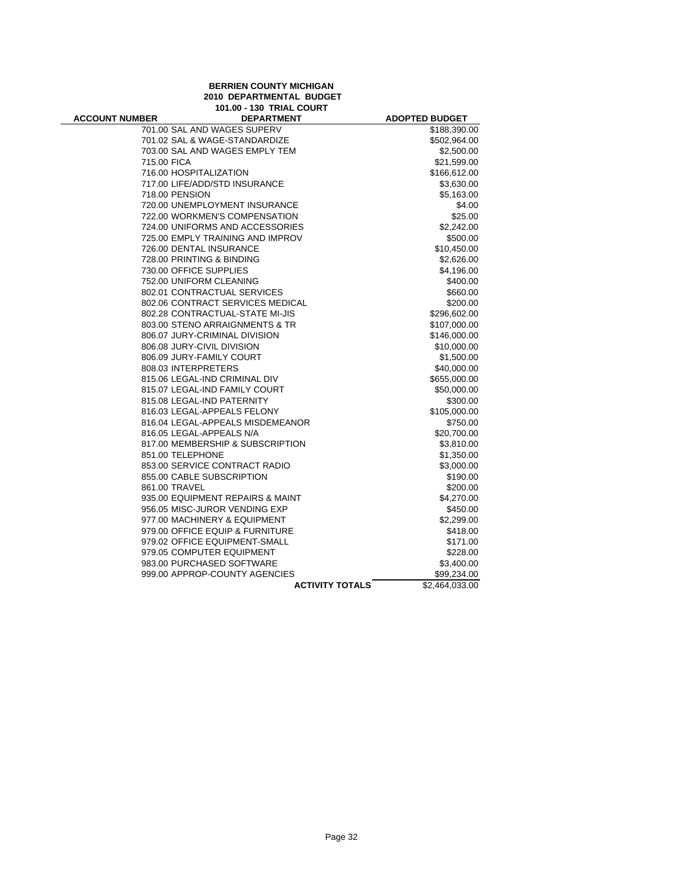**BERRIEN COUNTY MICHIGAN**
**2010 DEPARTMENTAL BUDGET**
**101.00 - 130 TRIAL COURT**

| ACCOUNT NUMBER | DEPARTMENT | ADOPTED BUDGET |
|---|---|---|
| 701.00 | SAL AND WAGES SUPERV | $188,390.00 |
| 701.02 | SAL & WAGE-STANDARDIZE | $502,964.00 |
| 703.00 | SAL AND WAGES EMPLY TEM | $2,500.00 |
| 715.00 | FICA | $21,599.00 |
| 716.00 | HOSPITALIZATION | $166,612.00 |
| 717.00 | LIFE/ADD/STD INSURANCE | $3,630.00 |
| 718.00 | PENSION | $5,163.00 |
| 720.00 | UNEMPLOYMENT INSURANCE | $4.00 |
| 722.00 | WORKMEN'S COMPENSATION | $25.00 |
| 724.00 | UNIFORMS AND ACCESSORIES | $2,242.00 |
| 725.00 | EMPLY TRAINING AND IMPROV | $500.00 |
| 726.00 | DENTAL INSURANCE | $10,450.00 |
| 728.00 | PRINTING & BINDING | $2,626.00 |
| 730.00 | OFFICE SUPPLIES | $4,196.00 |
| 752.00 | UNIFORM CLEANING | $400.00 |
| 802.01 | CONTRACTUAL SERVICES | $660.00 |
| 802.06 | CONTRACT SERVICES MEDICAL | $200.00 |
| 802.28 | CONTRACTUAL-STATE MI-JIS | $296,602.00 |
| 803.00 | STENO ARRAIGNMENTS & TR | $107,000.00 |
| 806.07 | JURY-CRIMINAL DIVISION | $146,000.00 |
| 806.08 | JURY-CIVIL DIVISION | $10,000.00 |
| 806.09 | JURY-FAMILY COURT | $1,500.00 |
| 808.03 | INTERPRETERS | $40,000.00 |
| 815.06 | LEGAL-IND CRIMINAL DIV | $655,000.00 |
| 815.07 | LEGAL-IND FAMILY COURT | $50,000.00 |
| 815.08 | LEGAL-IND PATERNITY | $300.00 |
| 816.03 | LEGAL-APPEALS FELONY | $105,000.00 |
| 816.04 | LEGAL-APPEALS MISDEMEANOR | $750.00 |
| 816.05 | LEGAL-APPEALS N/A | $20,700.00 |
| 817.00 | MEMBERSHIP & SUBSCRIPTION | $3,810.00 |
| 851.00 | TELEPHONE | $1,350.00 |
| 853.00 | SERVICE CONTRACT RADIO | $3,000.00 |
| 855.00 | CABLE SUBSCRIPTION | $190.00 |
| 861.00 | TRAVEL | $200.00 |
| 935.00 | EQUIPMENT REPAIRS & MAINT | $4,270.00 |
| 956.05 | MISC-JUROR VENDING EXP | $450.00 |
| 977.00 | MACHINERY & EQUIPMENT | $2,299.00 |
| 979.00 | OFFICE EQUIP & FURNITURE | $418.00 |
| 979.02 | OFFICE EQUIPMENT-SMALL | $171.00 |
| 979.05 | COMPUTER EQUIPMENT | $228.00 |
| 983.00 | PURCHASED SOFTWARE | $3,400.00 |
| 999.00 | APPROP-COUNTY AGENCIES | $99,234.00 |
| | **ACTIVITY TOTALS** | $2,464,033.00 |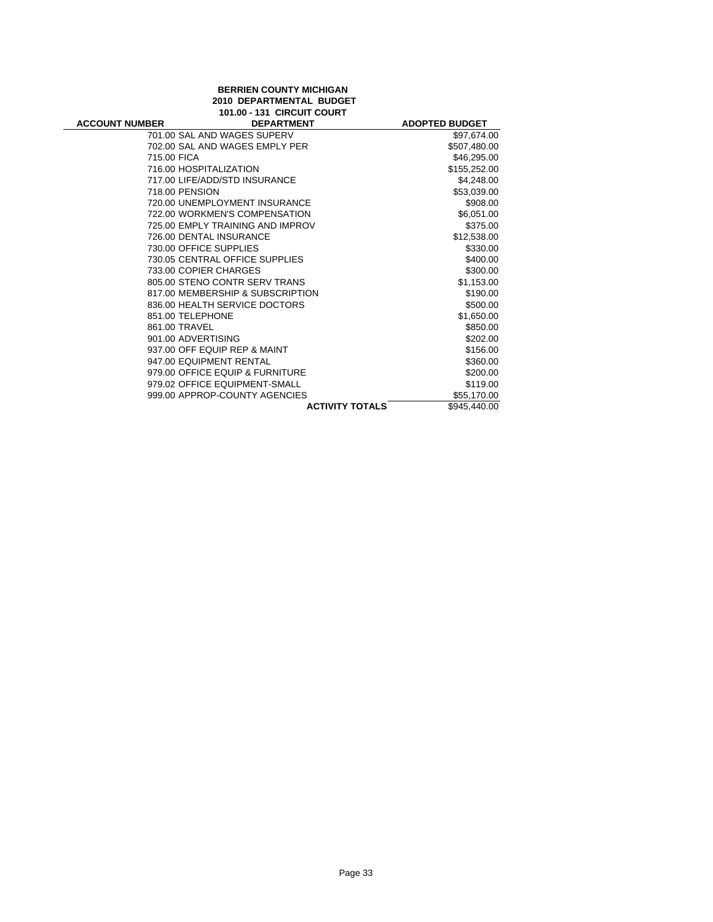**BERRIEN COUNTY MICHIGAN**
**2010 DEPARTMENTAL BUDGET**
**101.00 - 131 CIRCUIT COURT**

| ACCOUNT NUMBER | DEPARTMENT | ADOPTED BUDGET |
|---|---|---|
| 701.00 | SAL AND WAGES SUPERV | $97,674.00 |
| 702.00 | SAL AND WAGES EMPLY PER | $507,480.00 |
| 715.00 | FICA | $46,295.00 |
| 716.00 | HOSPITALIZATION | $155,252.00 |
| 717.00 | LIFE/ADD/STD INSURANCE | $4,248.00 |
| 718.00 | PENSION | $53,039.00 |
| 720.00 | UNEMPLOYMENT INSURANCE | $908.00 |
| 722.00 | WORKMEN'S COMPENSATION | $6,051.00 |
| 725.00 | EMPLY TRAINING AND IMPROV | $375.00 |
| 726.00 | DENTAL INSURANCE | $12,538.00 |
| 730.00 | OFFICE SUPPLIES | $330.00 |
| 730.05 | CENTRAL OFFICE SUPPLIES | $400.00 |
| 733.00 | COPIER CHARGES | $300.00 |
| 805.00 | STENO CONTR SERV TRANS | $1,153.00 |
| 817.00 | MEMBERSHIP & SUBSCRIPTION | $190.00 |
| 836.00 | HEALTH SERVICE DOCTORS | $500.00 |
| 851.00 | TELEPHONE | $1,650.00 |
| 861.00 | TRAVEL | $850.00 |
| 901.00 | ADVERTISING | $202.00 |
| 937.00 | OFF EQUIP REP & MAINT | $156.00 |
| 947.00 | EQUIPMENT RENTAL | $360.00 |
| 979.00 | OFFICE EQUIP & FURNITURE | $200.00 |
| 979.02 | OFFICE EQUIPMENT-SMALL | $119.00 |
| 999.00 | APPROP-COUNTY AGENCIES | $55,170.00 |
| | **ACTIVITY TOTALS** | $945,440.00 |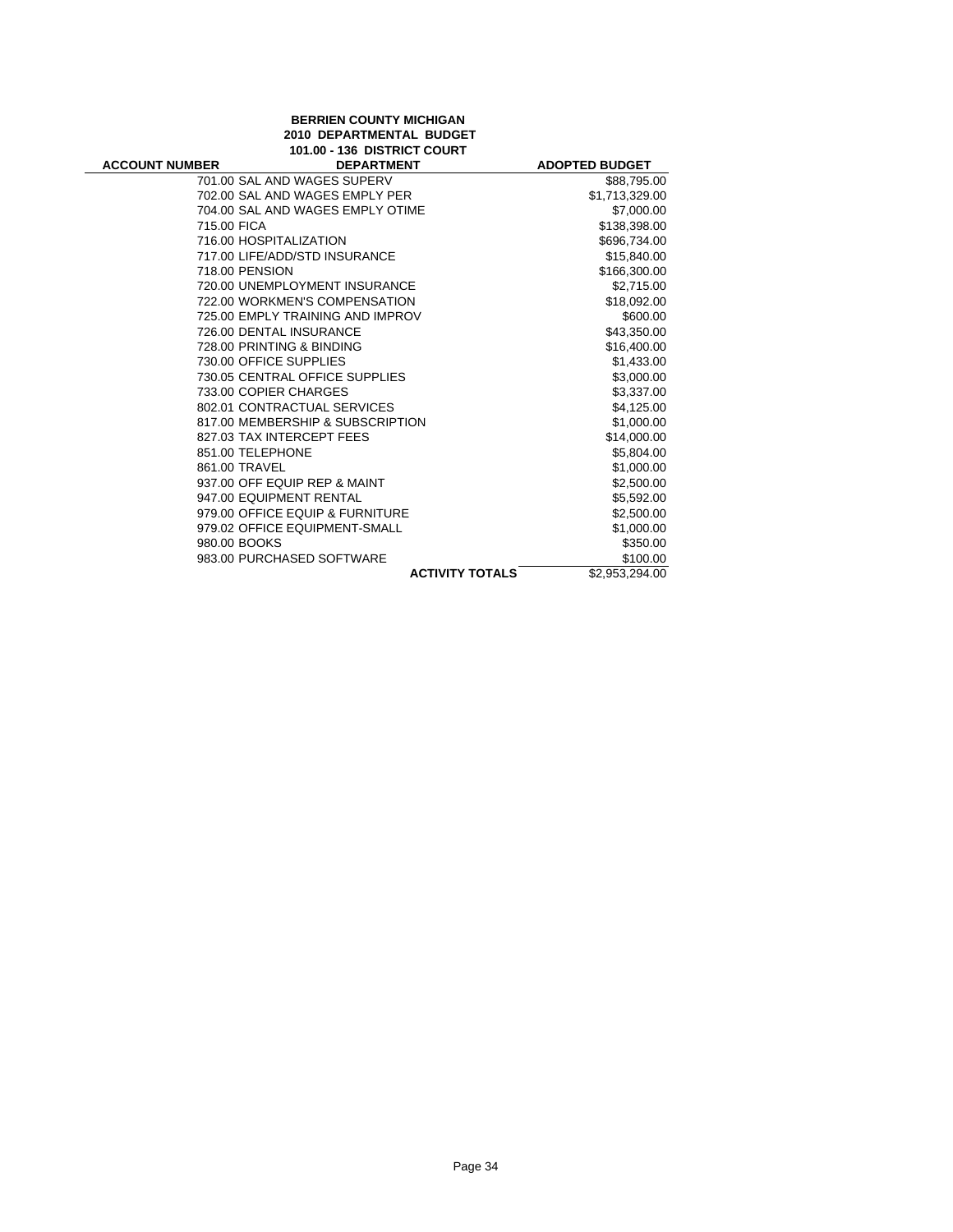**BERRIEN COUNTY MICHIGAN**
**2010 DEPARTMENTAL BUDGET**
**101.00 - 136 DISTRICT COURT**

| ACCOUNT NUMBER | DEPARTMENT | ADOPTED BUDGET |
|---|---|---|
| | 701.00 SAL AND WAGES SUPERV | $88,795.00 |
| | 702.00 SAL AND WAGES EMPLY PER | $1,713,329.00 |
| | 704.00 SAL AND WAGES EMPLY OTIME | $7,000.00 |
| | 715.00 FICA | $138,398.00 |
| | 716.00 HOSPITALIZATION | $696,734.00 |
| | 717.00 LIFE/ADD/STD INSURANCE | $15,840.00 |
| | 718.00 PENSION | $166,300.00 |
| | 720.00 UNEMPLOYMENT INSURANCE | $2,715.00 |
| | 722.00 WORKMEN'S COMPENSATION | $18,092.00 |
| | 725.00 EMPLY TRAINING AND IMPROV | $600.00 |
| | 726.00 DENTAL INSURANCE | $43,350.00 |
| | 728.00 PRINTING & BINDING | $16,400.00 |
| | 730.00 OFFICE SUPPLIES | $1,433.00 |
| | 730.05 CENTRAL OFFICE SUPPLIES | $3,000.00 |
| | 733.00 COPIER CHARGES | $3,337.00 |
| | 802.01 CONTRACTUAL SERVICES | $4,125.00 |
| | 817.00 MEMBERSHIP & SUBSCRIPTION | $1,000.00 |
| | 827.03 TAX INTERCEPT FEES | $14,000.00 |
| | 851.00 TELEPHONE | $5,804.00 |
| | 861.00 TRAVEL | $1,000.00 |
| | 937.00 OFF EQUIP REP & MAINT | $2,500.00 |
| | 947.00 EQUIPMENT RENTAL | $5,592.00 |
| | 979.00 OFFICE EQUIP & FURNITURE | $2,500.00 |
| | 979.02 OFFICE EQUIPMENT-SMALL | $1,000.00 |
| | 980.00 BOOKS | $350.00 |
| | 983.00 PURCHASED SOFTWARE | $100.00 |
| | **ACTIVITY TOTALS** | $2,953,294.00 |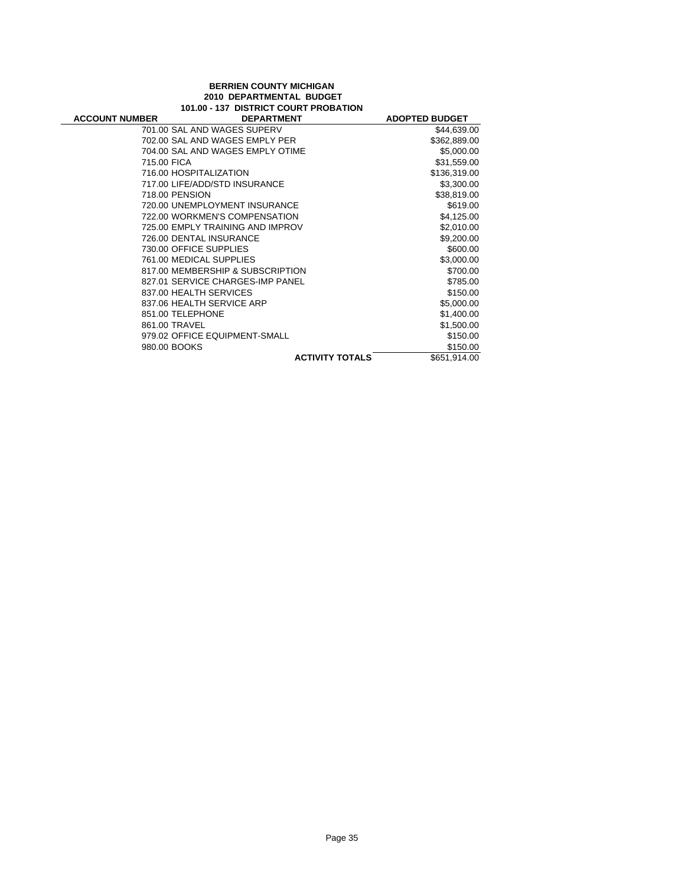**BERRIEN COUNTY MICHIGAN**
**2010 DEPARTMENTAL BUDGET**
**101.00 - 137 DISTRICT COURT PROBATION**

| ACCOUNT NUMBER | DEPARTMENT | ADOPTED BUDGET |
|---|---|---|
| | 701.00 SAL AND WAGES SUPERV | $44,639.00 |
| | 702.00 SAL AND WAGES EMPLY PER | $362,889.00 |
| | 704.00 SAL AND WAGES EMPLY OTIME | $5,000.00 |
| | 715.00 FICA | $31,559.00 |
| | 716.00 HOSPITALIZATION | $136,319.00 |
| | 717.00 LIFE/ADD/STD INSURANCE | $3,300.00 |
| | 718.00 PENSION | $38,819.00 |
| | 720.00 UNEMPLOYMENT INSURANCE | $619.00 |
| | 722.00 WORKMEN'S COMPENSATION | $4,125.00 |
| | 725.00 EMPLY TRAINING AND IMPROV | $2,010.00 |
| | 726.00 DENTAL INSURANCE | $9,200.00 |
| | 730.00 OFFICE SUPPLIES | $600.00 |
| | 761.00 MEDICAL SUPPLIES | $3,000.00 |
| | 817.00 MEMBERSHIP & SUBSCRIPTION | $700.00 |
| | 827.01 SERVICE CHARGES-IMP PANEL | $785.00 |
| | 837.00 HEALTH SERVICES | $150.00 |
| | 837.06 HEALTH SERVICE ARP | $5,000.00 |
| | 851.00 TELEPHONE | $1,400.00 |
| | 861.00 TRAVEL | $1,500.00 |
| | 979.02 OFFICE EQUIPMENT-SMALL | $150.00 |
| | 980.00 BOOKS | $150.00 |
| | **ACTIVITY TOTALS** | $651,914.00 |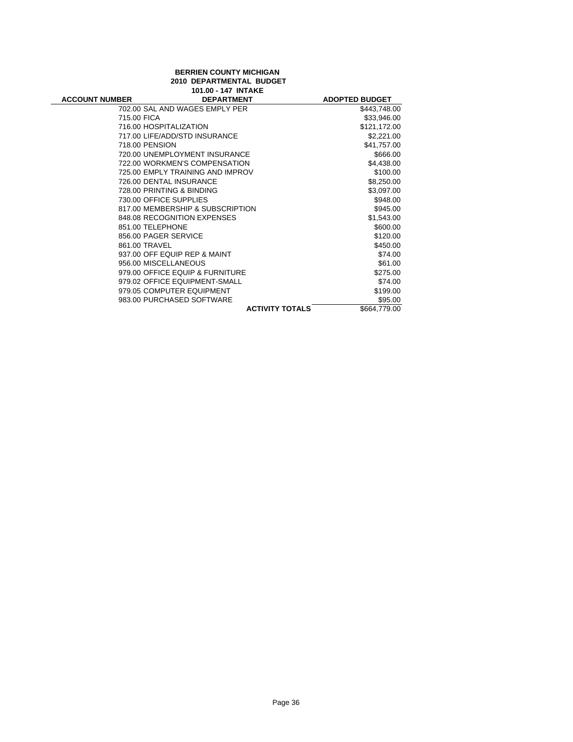**BERRIEN COUNTY MICHIGAN**
**2010 DEPARTMENTAL BUDGET**
**101.00 - 147 INTAKE**

| ACCOUNT NUMBER | DEPARTMENT | ADOPTED BUDGET |
|---|---|---|
| 702.00 | SAL AND WAGES EMPLY PER | $443,748.00 |
| 715.00 | FICA | $33,946.00 |
| 716.00 | HOSPITALIZATION | $121,172.00 |
| 717.00 | LIFE/ADD/STD INSURANCE | $2,221.00 |
| 718.00 | PENSION | $41,757.00 |
| 720.00 | UNEMPLOYMENT INSURANCE | $666.00 |
| 722.00 | WORKMEN'S COMPENSATION | $4,438.00 |
| 725.00 | EMPLY TRAINING AND IMPROV | $100.00 |
| 726.00 | DENTAL INSURANCE | $8,250.00 |
| 728.00 | PRINTING & BINDING | $3,097.00 |
| 730.00 | OFFICE SUPPLIES | $948.00 |
| 817.00 | MEMBERSHIP & SUBSCRIPTION | $945.00 |
| 848.08 | RECOGNITION EXPENSES | $1,543.00 |
| 851.00 | TELEPHONE | $600.00 |
| 856.00 | PAGER SERVICE | $120.00 |
| 861.00 | TRAVEL | $450.00 |
| 937.00 | OFF EQUIP REP & MAINT | $74.00 |
| 956.00 | MISCELLANEOUS | $61.00 |
| 979.00 | OFFICE EQUIP & FURNITURE | $275.00 |
| 979.02 | OFFICE EQUIPMENT-SMALL | $74.00 |
| 979.05 | COMPUTER EQUIPMENT | $199.00 |
| 983.00 | PURCHASED SOFTWARE | $95.00 |
| | **ACTIVITY TOTALS** | $664,779.00 |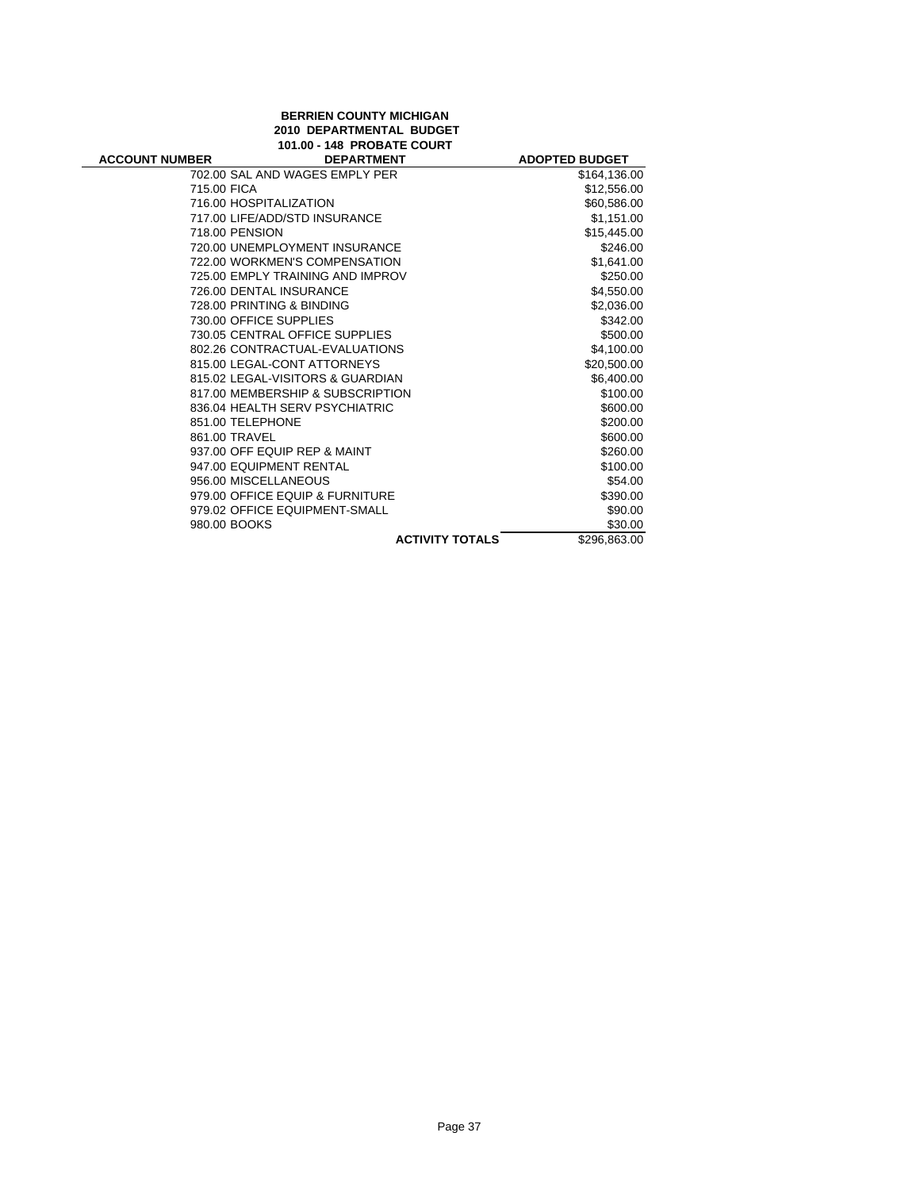**BERRIEN COUNTY MICHIGAN**
**2010 DEPARTMENTAL BUDGET**
**101.00 - 148 PROBATE COURT**

| ACCOUNT NUMBER | DEPARTMENT | ADOPTED BUDGET |
|---|---|---|
| 702.00 | SAL AND WAGES EMPLY PER | $164,136.00 |
| 715.00 | FICA | $12,556.00 |
| 716.00 | HOSPITALIZATION | $60,586.00 |
| 717.00 | LIFE/ADD/STD INSURANCE | $1,151.00 |
| 718.00 | PENSION | $15,445.00 |
| 720.00 | UNEMPLOYMENT INSURANCE | $246.00 |
| 722.00 | WORKMEN'S COMPENSATION | $1,641.00 |
| 725.00 | EMPLY TRAINING AND IMPROV | $250.00 |
| 726.00 | DENTAL INSURANCE | $4,550.00 |
| 728.00 | PRINTING & BINDING | $2,036.00 |
| 730.00 | OFFICE SUPPLIES | $342.00 |
| 730.05 | CENTRAL OFFICE SUPPLIES | $500.00 |
| 802.26 | CONTRACTUAL-EVALUATIONS | $4,100.00 |
| 815.00 | LEGAL-CONT ATTORNEYS | $20,500.00 |
| 815.02 | LEGAL-VISITORS & GUARDIAN | $6,400.00 |
| 817.00 | MEMBERSHIP & SUBSCRIPTION | $100.00 |
| 836.04 | HEALTH SERV PSYCHIATRIC | $600.00 |
| 851.00 | TELEPHONE | $200.00 |
| 861.00 | TRAVEL | $600.00 |
| 937.00 | OFF EQUIP REP & MAINT | $260.00 |
| 947.00 | EQUIPMENT RENTAL | $100.00 |
| 956.00 | MISCELLANEOUS | $54.00 |
| 979.00 | OFFICE EQUIP & FURNITURE | $390.00 |
| 979.02 | OFFICE EQUIPMENT-SMALL | $90.00 |
| 980.00 | BOOKS | $30.00 |
| | **ACTIVITY TOTALS** | $296,863.00 |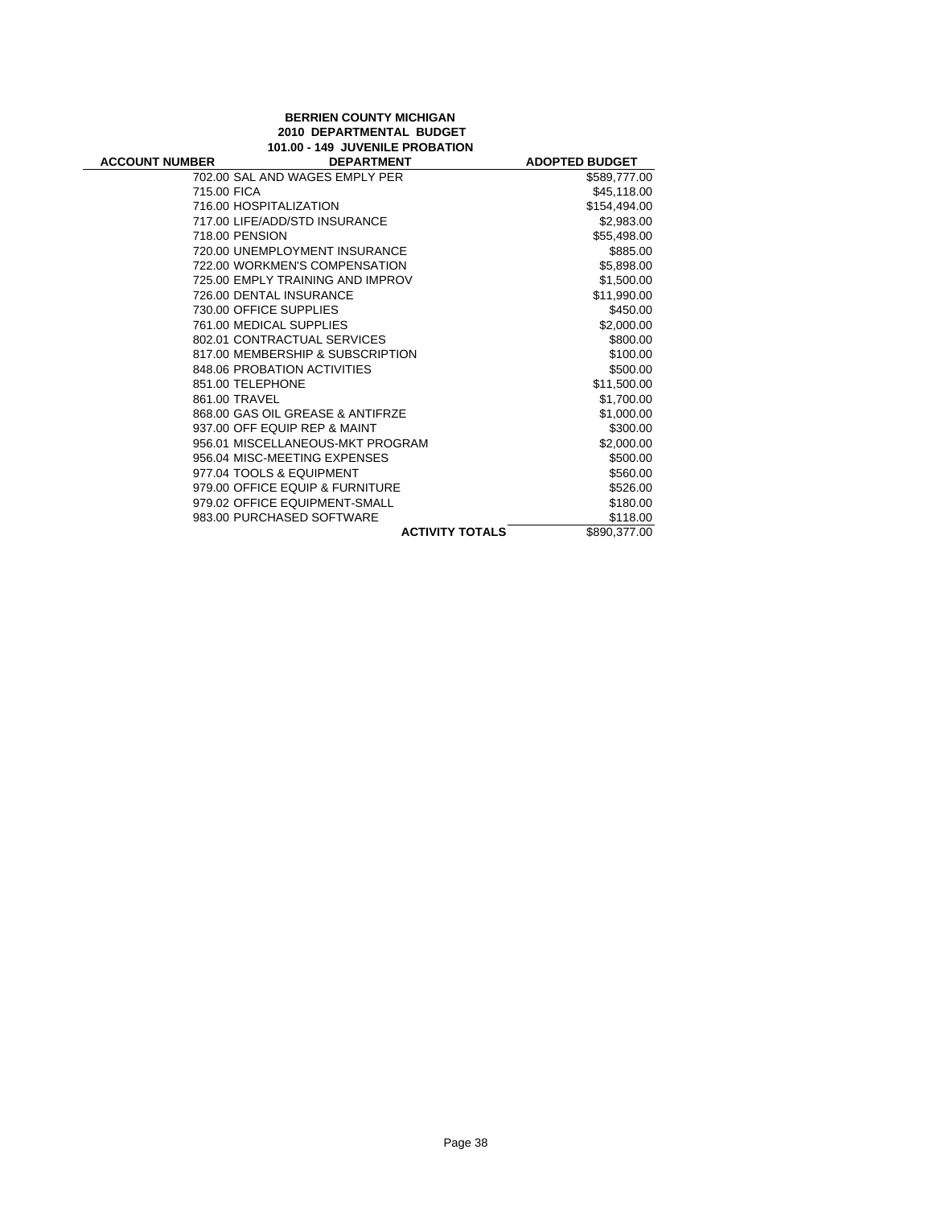**BERRIEN COUNTY MICHIGAN**
**2010 DEPARTMENTAL BUDGET**
**101.00 - 149 JUVENILE PROBATION**

| ACCOUNT NUMBER | DEPARTMENT | ADOPTED BUDGET |
|---|---|---|
| | 702.00 SAL AND WAGES EMPLY PER | $589,777.00 |
| | 715.00 FICA | $45,118.00 |
| | 716.00 HOSPITALIZATION | $154,494.00 |
| | 717.00 LIFE/ADD/STD INSURANCE | $2,983.00 |
| | 718.00 PENSION | $55,498.00 |
| | 720.00 UNEMPLOYMENT INSURANCE | $885.00 |
| | 722.00 WORKMEN'S COMPENSATION | $5,898.00 |
| | 725.00 EMPLY TRAINING AND IMPROV | $1,500.00 |
| | 726.00 DENTAL INSURANCE | $11,990.00 |
| | 730.00 OFFICE SUPPLIES | $450.00 |
| | 761.00 MEDICAL SUPPLIES | $2,000.00 |
| | 802.01 CONTRACTUAL SERVICES | $800.00 |
| | 817.00 MEMBERSHIP & SUBSCRIPTION | $100.00 |
| | 848.06 PROBATION ACTIVITIES | $500.00 |
| | 851.00 TELEPHONE | $11,500.00 |
| | 861.00 TRAVEL | $1,700.00 |
| | 868.00 GAS OIL GREASE & ANTIFRZE | $1,000.00 |
| | 937.00 OFF EQUIP REP & MAINT | $300.00 |
| | 956.01 MISCELLANEOUS-MKT PROGRAM | $2,000.00 |
| | 956.04 MISC-MEETING EXPENSES | $500.00 |
| | 977.04 TOOLS & EQUIPMENT | $560.00 |
| | 979.00 OFFICE EQUIP & FURNITURE | $526.00 |
| | 979.02 OFFICE EQUIPMENT-SMALL | $180.00 |
| | 983.00 PURCHASED SOFTWARE | $118.00 |
| | **ACTIVITY TOTALS** | $890,377.00 |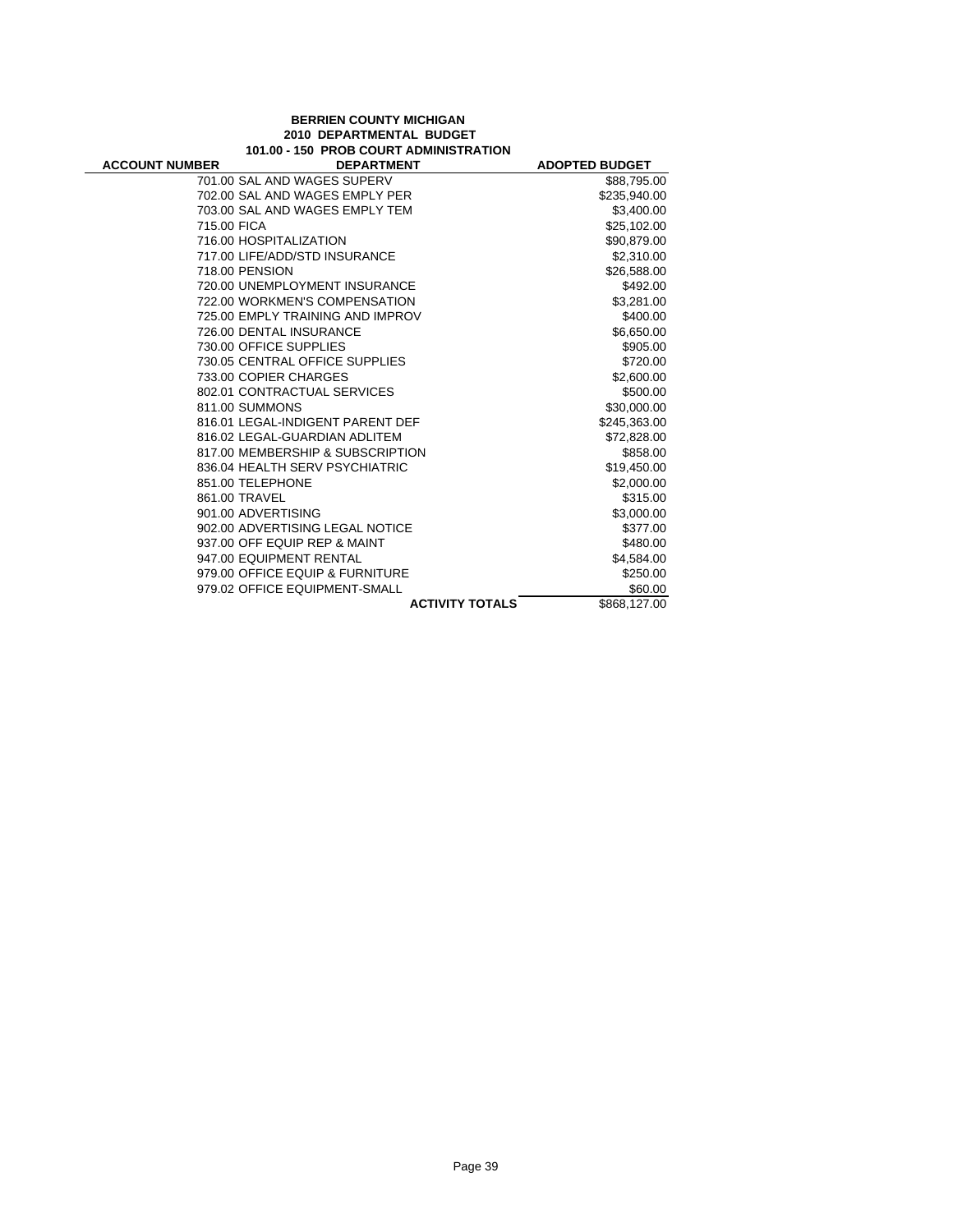**BERRIEN COUNTY MICHIGAN**
**2010 DEPARTMENTAL BUDGET**
**101.00 - 150 PROB COURT ADMINISTRATION**

| ACCOUNT NUMBER | DEPARTMENT | ADOPTED BUDGET |
|---|---|---|
| 701.00 | SAL AND WAGES SUPERV | $88,795.00 |
| 702.00 | SAL AND WAGES EMPLY PER | $235,940.00 |
| 703.00 | SAL AND WAGES EMPLY TEM | $3,400.00 |
| 715.00 | FICA | $25,102.00 |
| 716.00 | HOSPITALIZATION | $90,879.00 |
| 717.00 | LIFE/ADD/STD INSURANCE | $2,310.00 |
| 718.00 | PENSION | $26,588.00 |
| 720.00 | UNEMPLOYMENT INSURANCE | $492.00 |
| 722.00 | WORKMEN'S COMPENSATION | $3,281.00 |
| 725.00 | EMPLY TRAINING AND IMPROV | $400.00 |
| 726.00 | DENTAL INSURANCE | $6,650.00 |
| 730.00 | OFFICE SUPPLIES | $905.00 |
| 730.05 | CENTRAL OFFICE SUPPLIES | $720.00 |
| 733.00 | COPIER CHARGES | $2,600.00 |
| 802.01 | CONTRACTUAL SERVICES | $500.00 |
| 811.00 | SUMMONS | $30,000.00 |
| 816.01 | LEGAL-INDIGENT PARENT DEF | $245,363.00 |
| 816.02 | LEGAL-GUARDIAN ADLITEM | $72,828.00 |
| 817.00 | MEMBERSHIP & SUBSCRIPTION | $858.00 |
| 836.04 | HEALTH SERV PSYCHIATRIC | $19,450.00 |
| 851.00 | TELEPHONE | $2,000.00 |
| 861.00 | TRAVEL | $315.00 |
| 901.00 | ADVERTISING | $3,000.00 |
| 902.00 | ADVERTISING LEGAL NOTICE | $377.00 |
| 937.00 | OFF EQUIP REP & MAINT | $480.00 |
| 947.00 | EQUIPMENT RENTAL | $4,584.00 |
| 979.00 | OFFICE EQUIP & FURNITURE | $250.00 |
| 979.02 | OFFICE EQUIPMENT-SMALL | $60.00 |
| | **ACTIVITY TOTALS** | $868,127.00 |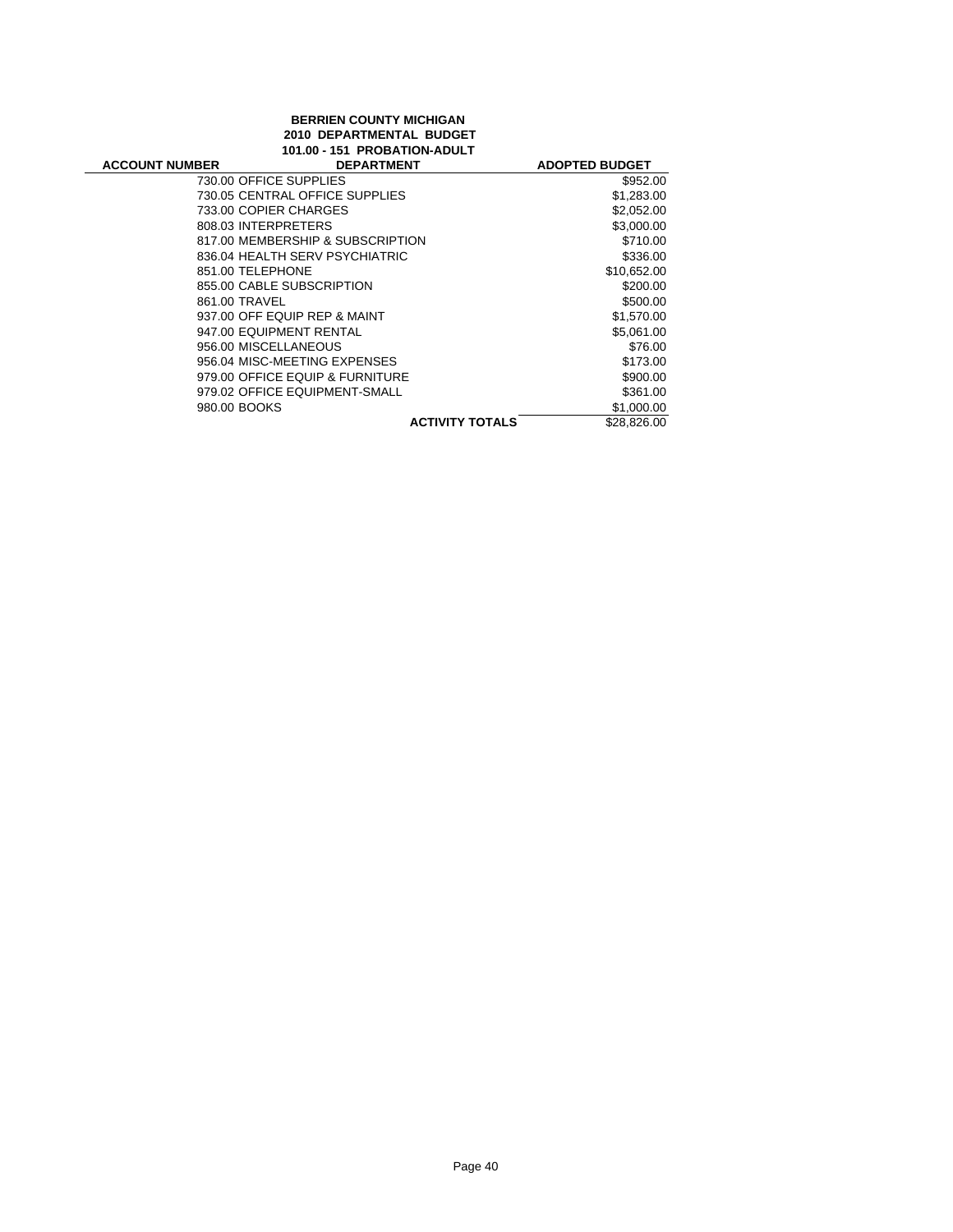**BERRIEN COUNTY MICHIGAN**
**2010 DEPARTMENTAL BUDGET**
**101.00 - 151 PROBATION-ADULT**

| ACCOUNT NUMBER | DEPARTMENT | ADOPTED BUDGET |
|---|---|---|
| 730.00 | OFFICE SUPPLIES | $952.00 |
| 730.05 | CENTRAL OFFICE SUPPLIES | $1,283.00 |
| 733.00 | COPIER CHARGES | $2,052.00 |
| 808.03 | INTERPRETERS | $3,000.00 |
| 817.00 | MEMBERSHIP & SUBSCRIPTION | $710.00 |
| 836.04 | HEALTH SERV PSYCHIATRIC | $336.00 |
| 851.00 | TELEPHONE | $10,652.00 |
| 855.00 | CABLE SUBSCRIPTION | $200.00 |
| 861.00 | TRAVEL | $500.00 |
| 937.00 | OFF EQUIP REP & MAINT | $1,570.00 |
| 947.00 | EQUIPMENT RENTAL | $5,061.00 |
| 956.00 | MISCELLANEOUS | $76.00 |
| 956.04 | MISC-MEETING EXPENSES | $173.00 |
| 979.00 | OFFICE EQUIP & FURNITURE | $900.00 |
| 979.02 | OFFICE EQUIPMENT-SMALL | $361.00 |
| 980.00 | BOOKS | $1,000.00 |
| | **ACTIVITY TOTALS** | $28,826.00 |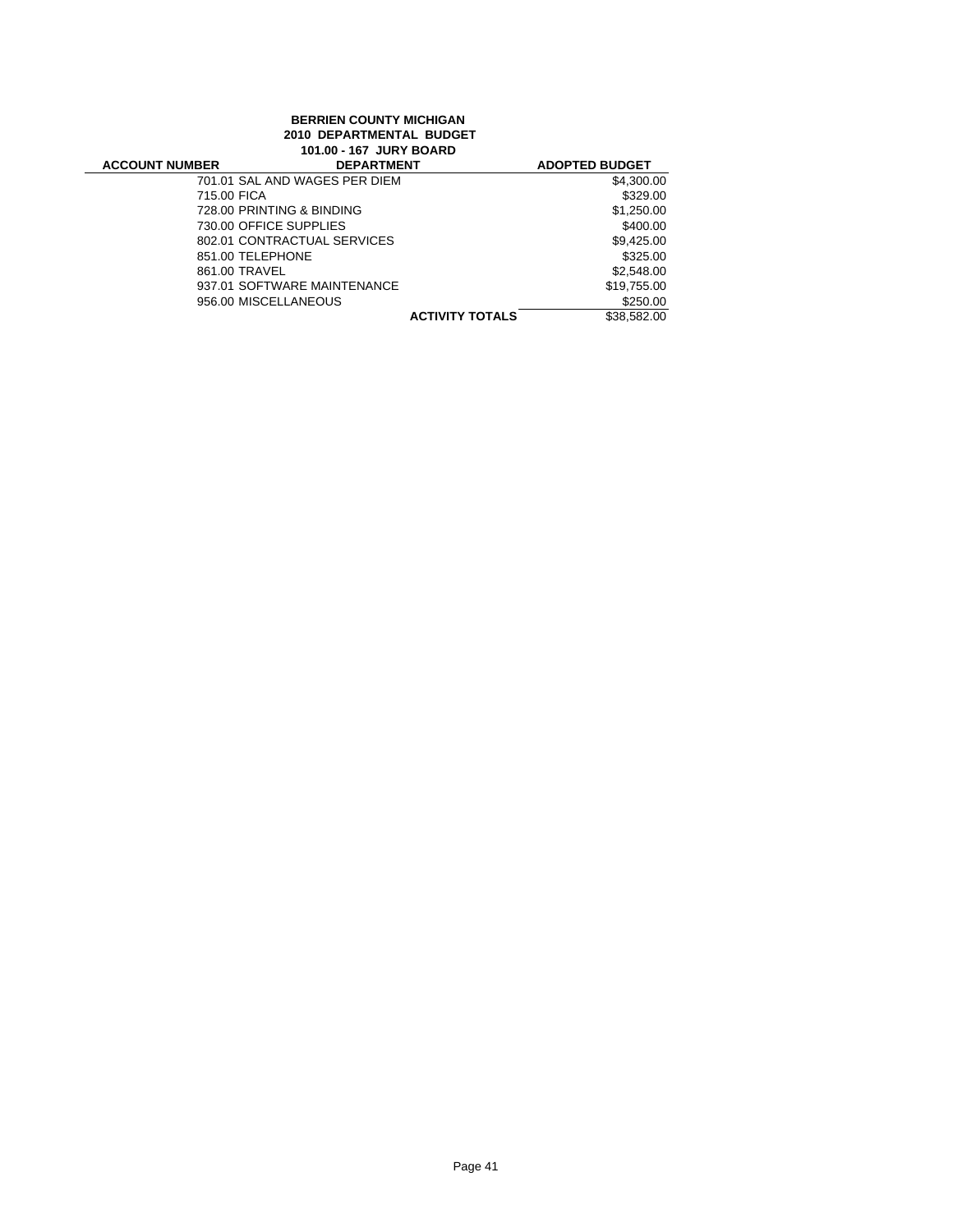**BERRIEN COUNTY MICHIGAN**
**2010 DEPARTMENTAL BUDGET**
**101.00 - 167 JURY BOARD**

| ACCOUNT NUMBER | DEPARTMENT | ADOPTED BUDGET |
|---|---|---|
| | 701.01 SAL AND WAGES PER DIEM | $4,300.00 |
| | 715.00 FICA | $329.00 |
| | 728.00 PRINTING & BINDING | $1,250.00 |
| | 730.00 OFFICE SUPPLIES | $400.00 |
| | 802.01 CONTRACTUAL SERVICES | $9,425.00 |
| | 851.00 TELEPHONE | $325.00 |
| | 861.00 TRAVEL | $2,548.00 |
| | 937.01 SOFTWARE MAINTENANCE | $19,755.00 |
| | 956.00 MISCELLANEOUS | $250.00 |
| | **ACTIVITY TOTALS** | $38,582.00 |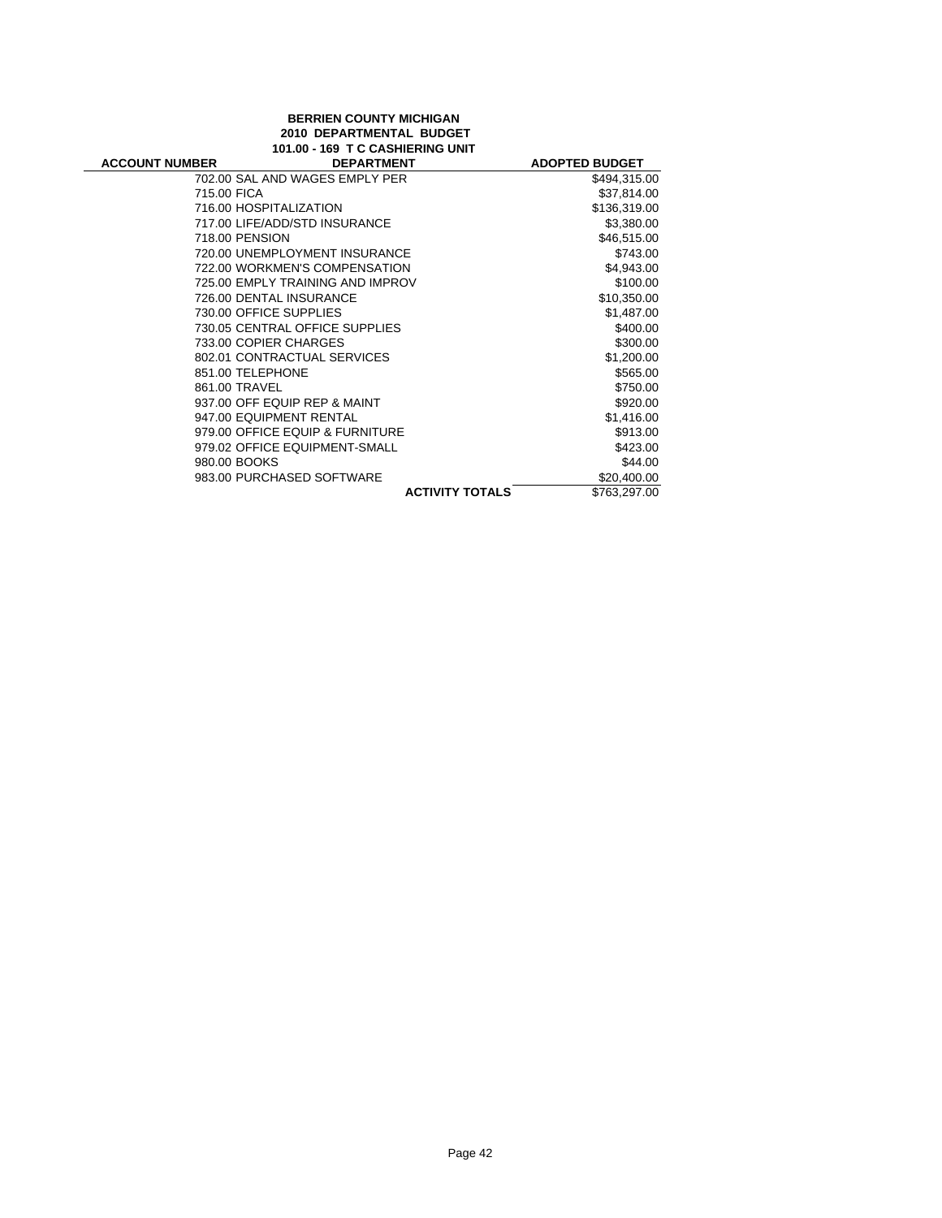**BERRIEN COUNTY MICHIGAN**
**2010 DEPARTMENTAL BUDGET**
**101.00 - 169 T C CASHIERING UNIT**

| ACCOUNT NUMBER | DEPARTMENT | ADOPTED BUDGET |
|---|---|---|
| 702.00 | SAL AND WAGES EMPLY PER | $494,315.00 |
| 715.00 | FICA | $37,814.00 |
| 716.00 | HOSPITALIZATION | $136,319.00 |
| 717.00 | LIFE/ADD/STD INSURANCE | $3,380.00 |
| 718.00 | PENSION | $46,515.00 |
| 720.00 | UNEMPLOYMENT INSURANCE | $743.00 |
| 722.00 | WORKMEN'S COMPENSATION | $4,943.00 |
| 725.00 | EMPLY TRAINING AND IMPROV | $100.00 |
| 726.00 | DENTAL INSURANCE | $10,350.00 |
| 730.00 | OFFICE SUPPLIES | $1,487.00 |
| 730.05 | CENTRAL OFFICE SUPPLIES | $400.00 |
| 733.00 | COPIER CHARGES | $300.00 |
| 802.01 | CONTRACTUAL SERVICES | $1,200.00 |
| 851.00 | TELEPHONE | $565.00 |
| 861.00 | TRAVEL | $750.00 |
| 937.00 | OFF EQUIP REP & MAINT | $920.00 |
| 947.00 | EQUIPMENT RENTAL | $1,416.00 |
| 979.00 | OFFICE EQUIP & FURNITURE | $913.00 |
| 979.02 | OFFICE EQUIPMENT-SMALL | $423.00 |
| 980.00 | BOOKS | $44.00 |
| 983.00 | PURCHASED SOFTWARE | $20,400.00 |
| | **ACTIVITY TOTALS** | $763,297.00 |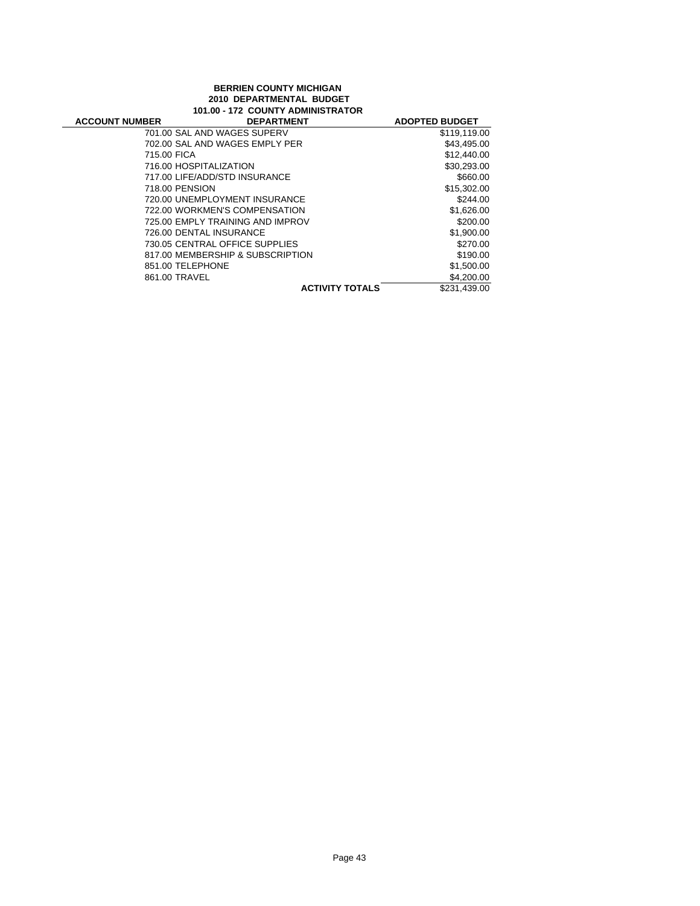**BERRIEN COUNTY MICHIGAN**
**2010 DEPARTMENTAL BUDGET**
**101.00 - 172 COUNTY ADMINISTRATOR**

| ACCOUNT NUMBER | DEPARTMENT | ADOPTED BUDGET |
|---|---|---|
| 701.00 | SAL AND WAGES SUPERV | $119,119.00 |
| 702.00 | SAL AND WAGES EMPLY PER | $43,495.00 |
| 715.00 | FICA | $12,440.00 |
| 716.00 | HOSPITALIZATION | $30,293.00 |
| 717.00 | LIFE/ADD/STD INSURANCE | $660.00 |
| 718.00 | PENSION | $15,302.00 |
| 720.00 | UNEMPLOYMENT INSURANCE | $244.00 |
| 722.00 | WORKMEN'S COMPENSATION | $1,626.00 |
| 725.00 | EMPLY TRAINING AND IMPROV | $200.00 |
| 726.00 | DENTAL INSURANCE | $1,900.00 |
| 730.05 | CENTRAL OFFICE SUPPLIES | $270.00 |
| 817.00 | MEMBERSHIP & SUBSCRIPTION | $190.00 |
| 851.00 | TELEPHONE | $1,500.00 |
| 861.00 | TRAVEL | $4,200.00 |
| | **ACTIVITY TOTALS** | $231,439.00 |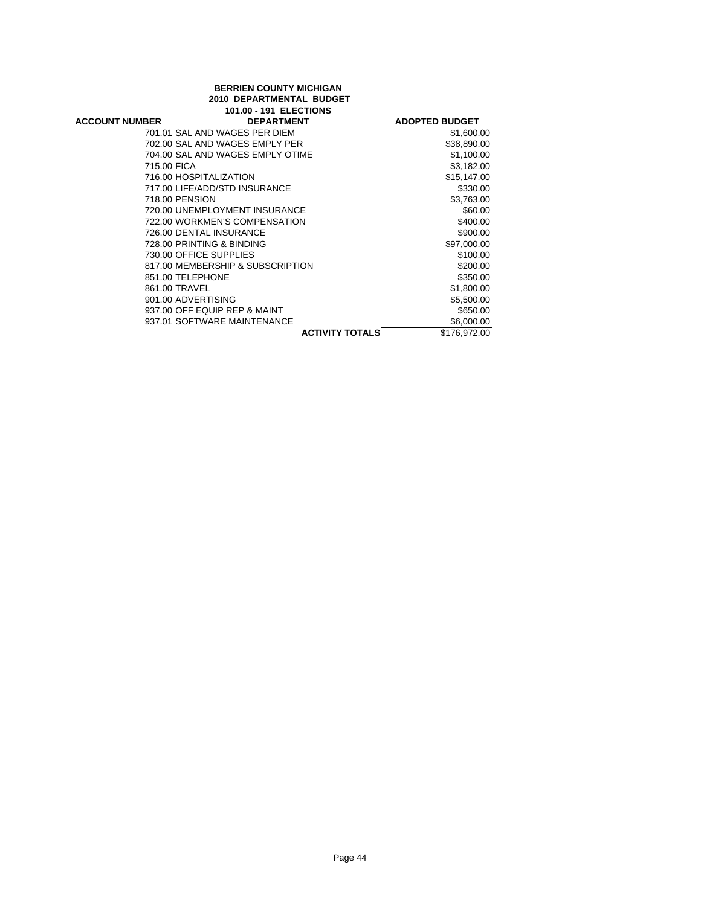**BERRIEN COUNTY MICHIGAN**
**2010 DEPARTMENTAL BUDGET**
**101.00 - 191 ELECTIONS**

| ACCOUNT NUMBER | DEPARTMENT | ADOPTED BUDGET |
|---|---|---|
| | 701.01 SAL AND WAGES PER DIEM | $1,600.00 |
| | 702.00 SAL AND WAGES EMPLY PER | $38,890.00 |
| | 704.00 SAL AND WAGES EMPLY OTIME | $1,100.00 |
| | 715.00 FICA | $3,182.00 |
| | 716.00 HOSPITALIZATION | $15,147.00 |
| | 717.00 LIFE/ADD/STD INSURANCE | $330.00 |
| | 718.00 PENSION | $3,763.00 |
| | 720.00 UNEMPLOYMENT INSURANCE | $60.00 |
| | 722.00 WORKMEN'S COMPENSATION | $400.00 |
| | 726.00 DENTAL INSURANCE | $900.00 |
| | 728.00 PRINTING & BINDING | $97,000.00 |
| | 730.00 OFFICE SUPPLIES | $100.00 |
| | 817.00 MEMBERSHIP & SUBSCRIPTION | $200.00 |
| | 851.00 TELEPHONE | $350.00 |
| | 861.00 TRAVEL | $1,800.00 |
| | 901.00 ADVERTISING | $5,500.00 |
| | 937.00 OFF EQUIP REP & MAINT | $650.00 |
| | 937.01 SOFTWARE MAINTENANCE | $6,000.00 |
| | **ACTIVITY TOTALS** | $176,972.00 |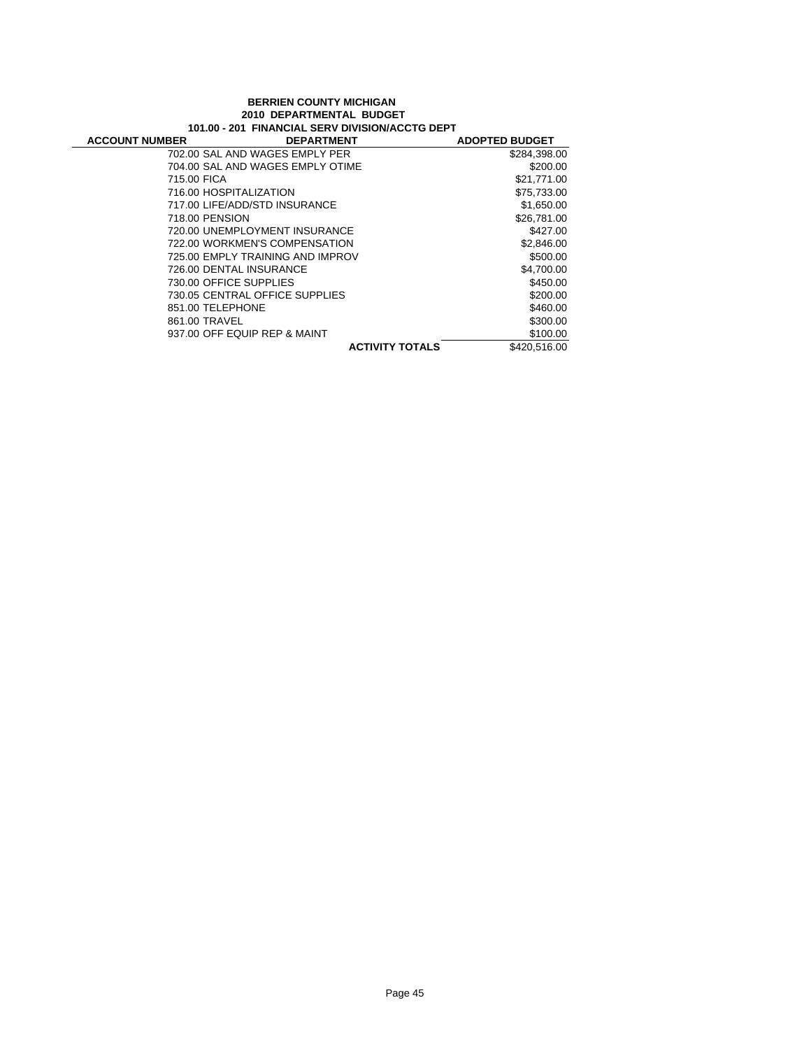**BERRIEN COUNTY MICHIGAN**
**2010 DEPARTMENTAL BUDGET**
**101.00 - 201 FINANCIAL SERV DIVISION/ACCTG DEPT**

| ACCOUNT NUMBER | DEPARTMENT | ADOPTED BUDGET |
|---|---|---|
| 702.00 | SAL AND WAGES EMPLY PER | $284,398.00 |
| 704.00 | SAL AND WAGES EMPLY OTIME | $200.00 |
| 715.00 | FICA | $21,771.00 |
| 716.00 | HOSPITALIZATION | $75,733.00 |
| 717.00 | LIFE/ADD/STD INSURANCE | $1,650.00 |
| 718.00 | PENSION | $26,781.00 |
| 720.00 | UNEMPLOYMENT INSURANCE | $427.00 |
| 722.00 | WORKMEN'S COMPENSATION | $2,846.00 |
| 725.00 | EMPLY TRAINING AND IMPROV | $500.00 |
| 726.00 | DENTAL INSURANCE | $4,700.00 |
| 730.00 | OFFICE SUPPLIES | $450.00 |
| 730.05 | CENTRAL OFFICE SUPPLIES | $200.00 |
| 851.00 | TELEPHONE | $460.00 |
| 861.00 | TRAVEL | $300.00 |
| 937.00 | OFF EQUIP REP & MAINT | $100.00 |
| | **ACTIVITY TOTALS** | $420,516.00 |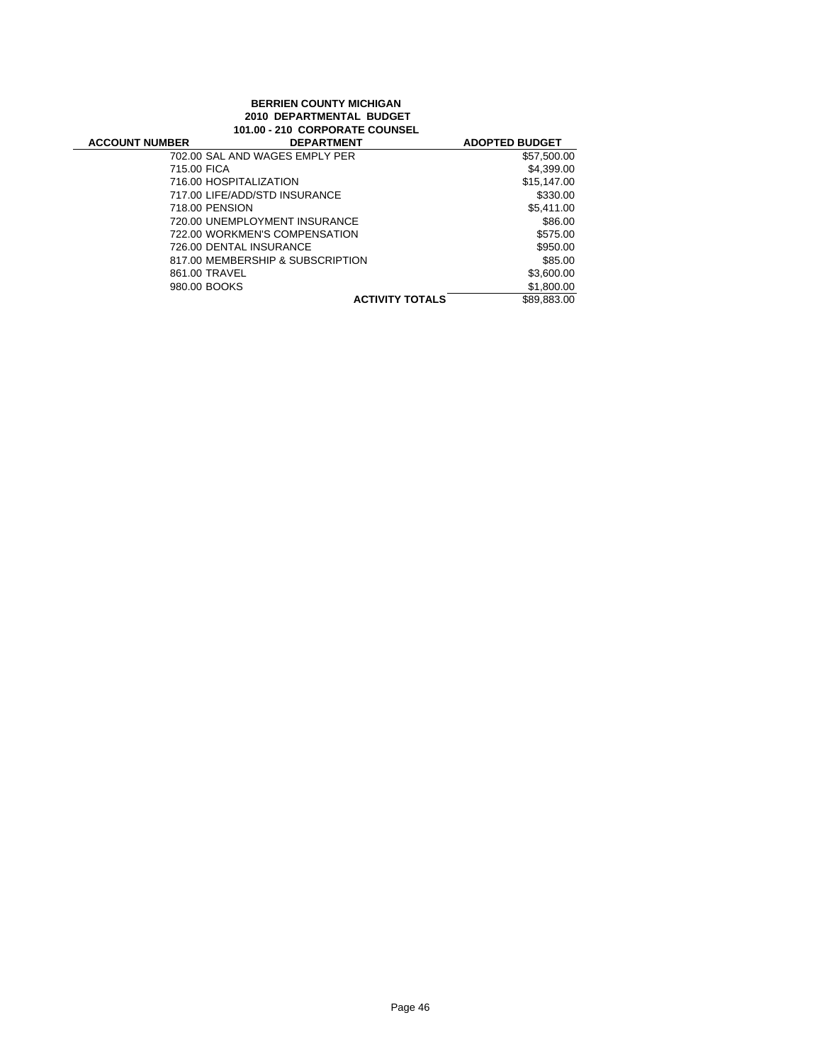**BERRIEN COUNTY MICHIGAN**
**2010 DEPARTMENTAL BUDGET**
**101.00 - 210 CORPORATE COUNSEL**

| ACCOUNT NUMBER | DEPARTMENT | ADOPTED BUDGET |
|---|---|---|
| 702.00 | SAL AND WAGES EMPLY PER | $57,500.00 |
| 715.00 | FICA | $4,399.00 |
| 716.00 | HOSPITALIZATION | $15,147.00 |
| 717.00 | LIFE/ADD/STD INSURANCE | $330.00 |
| 718.00 | PENSION | $5,411.00 |
| 720.00 | UNEMPLOYMENT INSURANCE | $86.00 |
| 722.00 | WORKMEN'S COMPENSATION | $575.00 |
| 726.00 | DENTAL INSURANCE | $950.00 |
| 817.00 | MEMBERSHIP & SUBSCRIPTION | $85.00 |
| 861.00 | TRAVEL | $3,600.00 |
| 980.00 | BOOKS | $1,800.00 |
| | **ACTIVITY TOTALS** | $89,883.00 |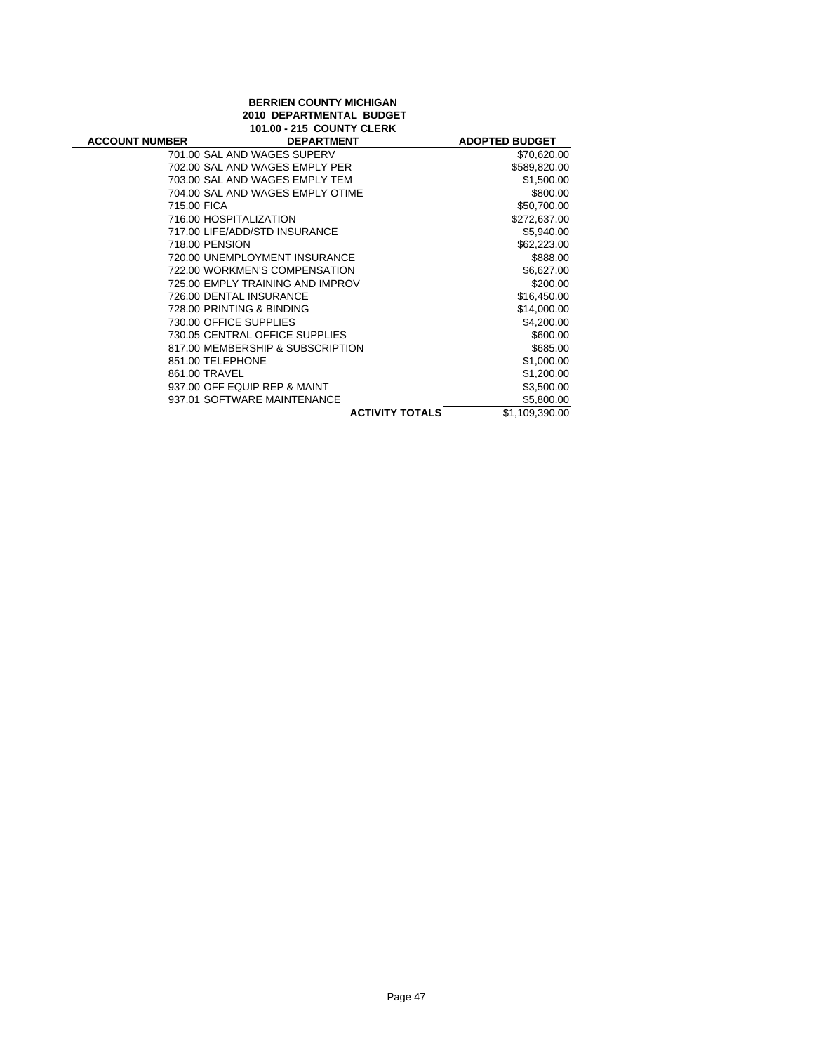**BERRIEN COUNTY MICHIGAN**
**2010 DEPARTMENTAL BUDGET**
**101.00 - 215 COUNTY CLERK**

| ACCOUNT NUMBER | DEPARTMENT | ADOPTED BUDGET |
|---|---|---|
| 701.00 | SAL AND WAGES SUPERV | $70,620.00 |
| 702.00 | SAL AND WAGES EMPLY PER | $589,820.00 |
| 703.00 | SAL AND WAGES EMPLY TEM | $1,500.00 |
| 704.00 | SAL AND WAGES EMPLY OTIME | $800.00 |
| 715.00 | FICA | $50,700.00 |
| 716.00 | HOSPITALIZATION | $272,637.00 |
| 717.00 | LIFE/ADD/STD INSURANCE | $5,940.00 |
| 718.00 | PENSION | $62,223.00 |
| 720.00 | UNEMPLOYMENT INSURANCE | $888.00 |
| 722.00 | WORKMEN'S COMPENSATION | $6,627.00 |
| 725.00 | EMPLY TRAINING AND IMPROV | $200.00 |
| 726.00 | DENTAL INSURANCE | $16,450.00 |
| 728.00 | PRINTING & BINDING | $14,000.00 |
| 730.00 | OFFICE SUPPLIES | $4,200.00 |
| 730.05 | CENTRAL OFFICE SUPPLIES | $600.00 |
| 817.00 | MEMBERSHIP & SUBSCRIPTION | $685.00 |
| 851.00 | TELEPHONE | $1,000.00 |
| 861.00 | TRAVEL | $1,200.00 |
| 937.00 | OFF EQUIP REP & MAINT | $3,500.00 |
| 937.01 | SOFTWARE MAINTENANCE | $5,800.00 |
| | **ACTIVITY TOTALS** | $1,109,390.00 |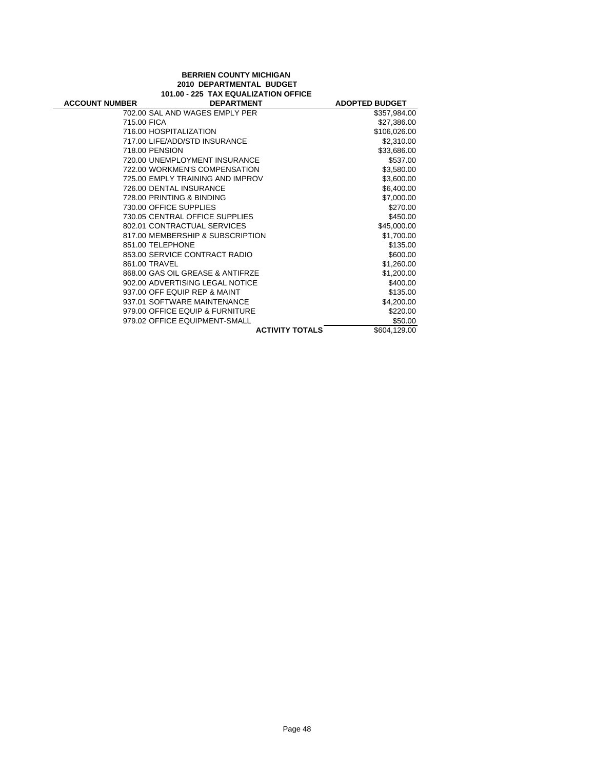**BERRIEN COUNTY MICHIGAN**
**2010 DEPARTMENTAL BUDGET**
**101.00 - 225 TAX EQUALIZATION OFFICE**

| ACCOUNT NUMBER | DEPARTMENT | ADOPTED BUDGET |
|---|---|---|
| 702.00 | SAL AND WAGES EMPLY PER | $357,984.00 |
| 715.00 | FICA | $27,386.00 |
| 716.00 | HOSPITALIZATION | $106,026.00 |
| 717.00 | LIFE/ADD/STD INSURANCE | $2,310.00 |
| 718.00 | PENSION | $33,686.00 |
| 720.00 | UNEMPLOYMENT INSURANCE | $537.00 |
| 722.00 | WORKMEN'S COMPENSATION | $3,580.00 |
| 725.00 | EMPLY TRAINING AND IMPROV | $3,600.00 |
| 726.00 | DENTAL INSURANCE | $6,400.00 |
| 728.00 | PRINTING & BINDING | $7,000.00 |
| 730.00 | OFFICE SUPPLIES | $270.00 |
| 730.05 | CENTRAL OFFICE SUPPLIES | $450.00 |
| 802.01 | CONTRACTUAL SERVICES | $45,000.00 |
| 817.00 | MEMBERSHIP & SUBSCRIPTION | $1,700.00 |
| 851.00 | TELEPHONE | $135.00 |
| 853.00 | SERVICE CONTRACT RADIO | $600.00 |
| 861.00 | TRAVEL | $1,260.00 |
| 868.00 | GAS OIL GREASE & ANTIFRZE | $1,200.00 |
| 902.00 | ADVERTISING LEGAL NOTICE | $400.00 |
| 937.00 | OFF EQUIP REP & MAINT | $135.00 |
| 937.01 | SOFTWARE MAINTENANCE | $4,200.00 |
| 979.00 | OFFICE EQUIP & FURNITURE | $220.00 |
| 979.02 | OFFICE EQUIPMENT-SMALL | $50.00 |
| | **ACTIVITY TOTALS** | $604,129.00 |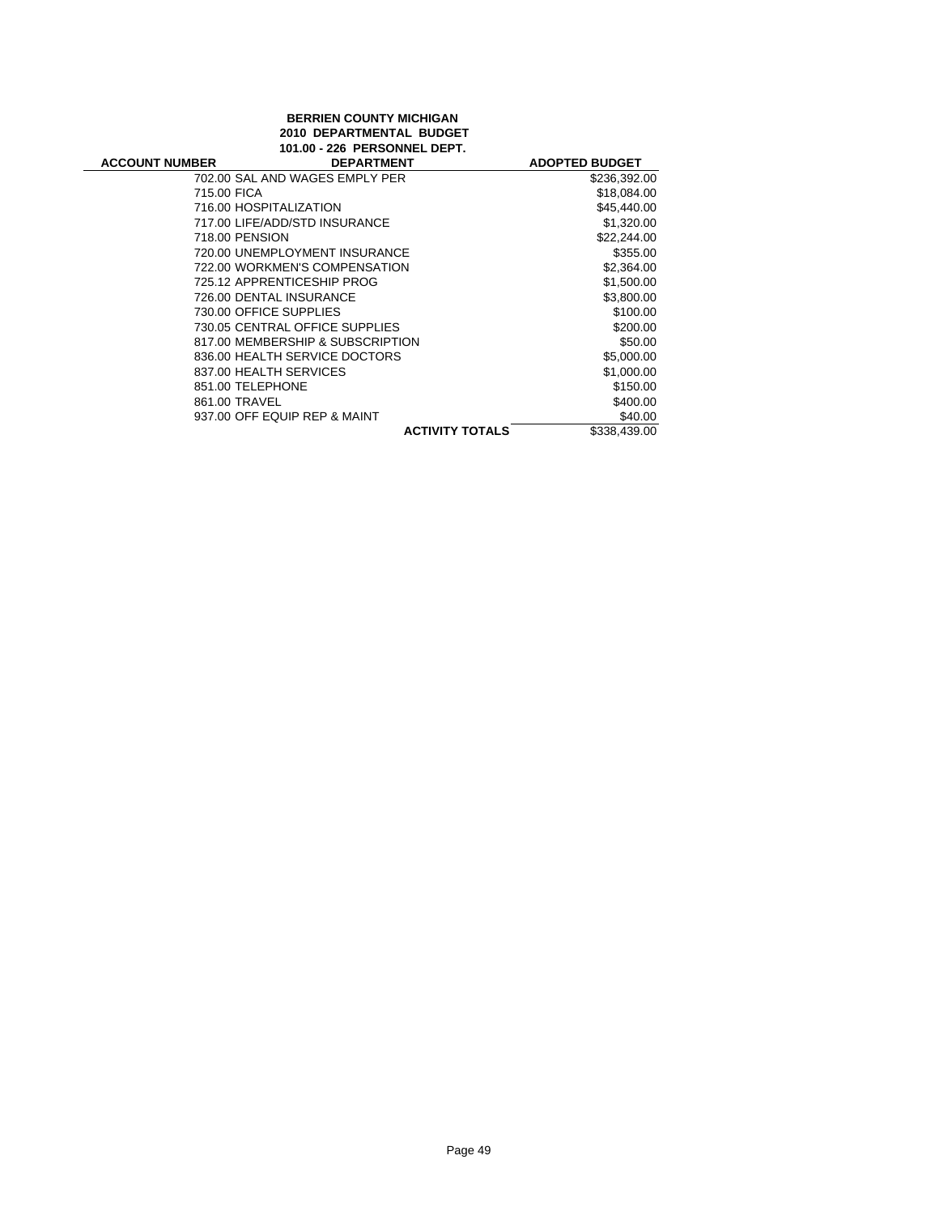**BERRIEN COUNTY MICHIGAN**
**2010 DEPARTMENTAL BUDGET**
**101.00 - 226 PERSONNEL DEPT.**

| ACCOUNT NUMBER | DEPARTMENT | ADOPTED BUDGET |
|---|---|---|
| 702.00 | SAL AND WAGES EMPLY PER | $236,392.00 |
| 715.00 | FICA | $18,084.00 |
| 716.00 | HOSPITALIZATION | $45,440.00 |
| 717.00 | LIFE/ADD/STD INSURANCE | $1,320.00 |
| 718.00 | PENSION | $22,244.00 |
| 720.00 | UNEMPLOYMENT INSURANCE | $355.00 |
| 722.00 | WORKMEN'S COMPENSATION | $2,364.00 |
| 725.12 | APPRENTICESHIP PROG | $1,500.00 |
| 726.00 | DENTAL INSURANCE | $3,800.00 |
| 730.00 | OFFICE SUPPLIES | $100.00 |
| 730.05 | CENTRAL OFFICE SUPPLIES | $200.00 |
| 817.00 | MEMBERSHIP & SUBSCRIPTION | $50.00 |
| 836.00 | HEALTH SERVICE DOCTORS | $5,000.00 |
| 837.00 | HEALTH SERVICES | $1,000.00 |
| 851.00 | TELEPHONE | $150.00 |
| 861.00 | TRAVEL | $400.00 |
| 937.00 | OFF EQUIP REP & MAINT | $40.00 |
| | **ACTIVITY TOTALS** | $338,439.00 |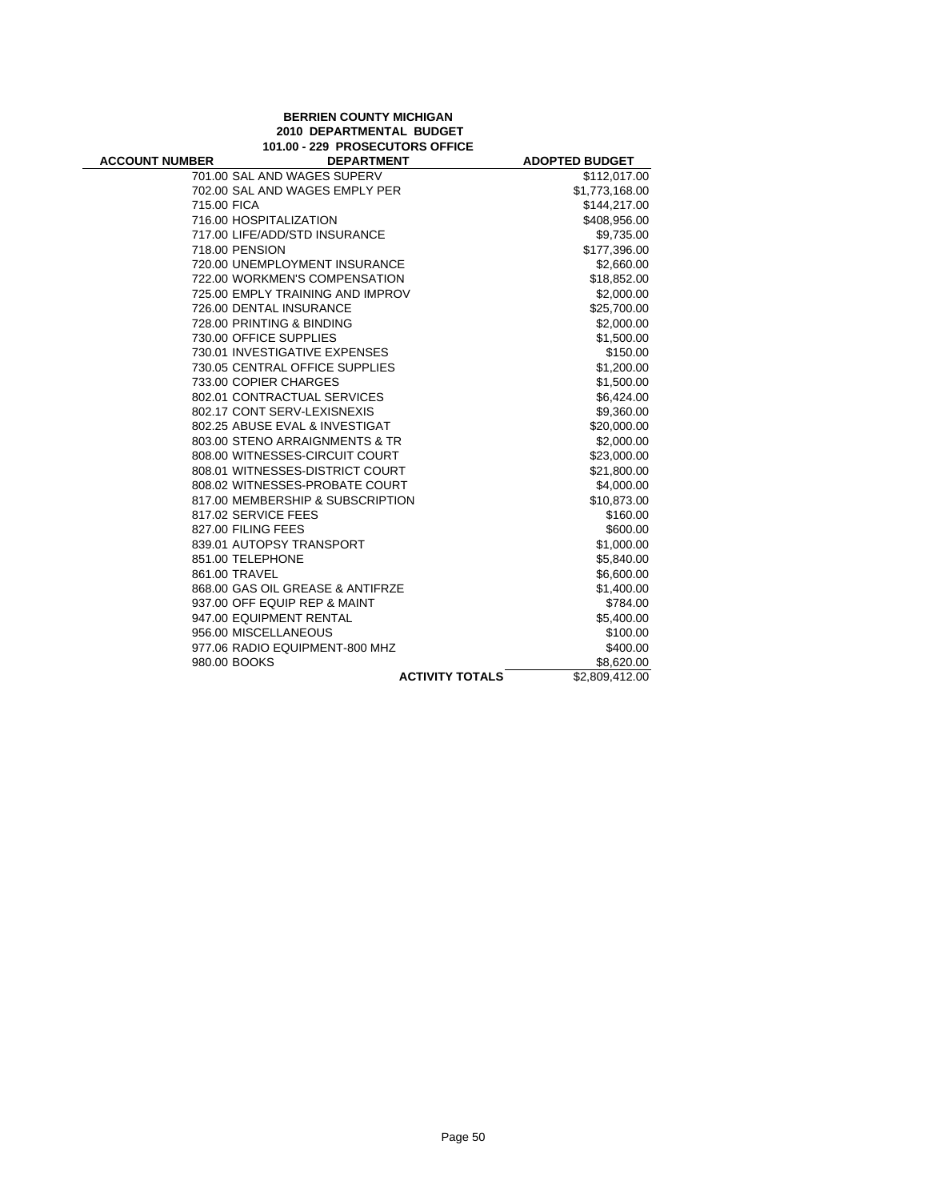**BERRIEN COUNTY MICHIGAN**
**2010 DEPARTMENTAL BUDGET**
**101.00 - 229 PROSECUTORS OFFICE**

| ACCOUNT NUMBER | DEPARTMENT | ADOPTED BUDGET |
|---|---|---|
| 701.00 | SAL AND WAGES SUPERV | $112,017.00 |
| 702.00 | SAL AND WAGES EMPLY PER | $1,773,168.00 |
| 715.00 | FICA | $144,217.00 |
| 716.00 | HOSPITALIZATION | $408,956.00 |
| 717.00 | LIFE/ADD/STD INSURANCE | $9,735.00 |
| 718.00 | PENSION | $177,396.00 |
| 720.00 | UNEMPLOYMENT INSURANCE | $2,660.00 |
| 722.00 | WORKMEN'S COMPENSATION | $18,852.00 |
| 725.00 | EMPLY TRAINING AND IMPROV | $2,000.00 |
| 726.00 | DENTAL INSURANCE | $25,700.00 |
| 728.00 | PRINTING & BINDING | $2,000.00 |
| 730.00 | OFFICE SUPPLIES | $1,500.00 |
| 730.01 | INVESTIGATIVE EXPENSES | $150.00 |
| 730.05 | CENTRAL OFFICE SUPPLIES | $1,200.00 |
| 733.00 | COPIER CHARGES | $1,500.00 |
| 802.01 | CONTRACTUAL SERVICES | $6,424.00 |
| 802.17 | CONT SERV-LEXISNEXIS | $9,360.00 |
| 802.25 | ABUSE EVAL & INVESTIGAT | $20,000.00 |
| 803.00 | STENO ARRAIGNMENTS & TR | $2,000.00 |
| 808.00 | WITNESSES-CIRCUIT COURT | $23,000.00 |
| 808.01 | WITNESSES-DISTRICT COURT | $21,800.00 |
| 808.02 | WITNESSES-PROBATE COURT | $4,000.00 |
| 817.00 | MEMBERSHIP & SUBSCRIPTION | $10,873.00 |
| 817.02 | SERVICE FEES | $160.00 |
| 827.00 | FILING FEES | $600.00 |
| 839.01 | AUTOPSY TRANSPORT | $1,000.00 |
| 851.00 | TELEPHONE | $5,840.00 |
| 861.00 | TRAVEL | $6,600.00 |
| 868.00 | GAS OIL GREASE & ANTIFRZE | $1,400.00 |
| 937.00 | OFF EQUIP REP & MAINT | $784.00 |
| 947.00 | EQUIPMENT RENTAL | $5,400.00 |
| 956.00 | MISCELLANEOUS | $100.00 |
| 977.06 | RADIO EQUIPMENT-800 MHZ | $400.00 |
| 980.00 | BOOKS | $8,620.00 |
| | **ACTIVITY TOTALS** | $2,809,412.00 |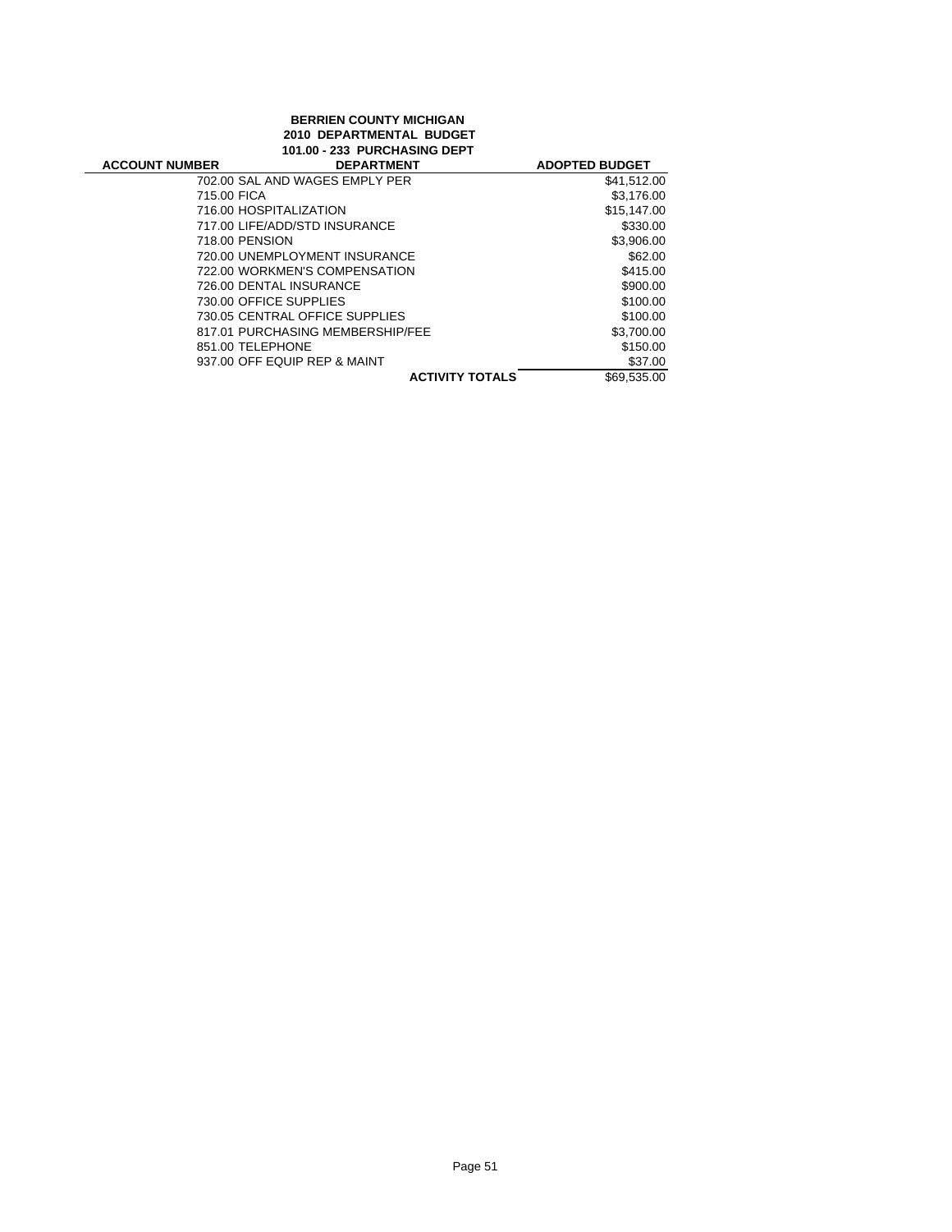**BERRIEN COUNTY MICHIGAN**
**2010 DEPARTMENTAL BUDGET**
**101.00 - 233 PURCHASING DEPT**

| ACCOUNT NUMBER | DEPARTMENT | ADOPTED BUDGET |
|---|---|---|
| 702.00 | SAL AND WAGES EMPLY PER | $41,512.00 |
| 715.00 | FICA | $3,176.00 |
| 716.00 | HOSPITALIZATION | $15,147.00 |
| 717.00 | LIFE/ADD/STD INSURANCE | $330.00 |
| 718.00 | PENSION | $3,906.00 |
| 720.00 | UNEMPLOYMENT INSURANCE | $62.00 |
| 722.00 | WORKMEN'S COMPENSATION | $415.00 |
| 726.00 | DENTAL INSURANCE | $900.00 |
| 730.00 | OFFICE SUPPLIES | $100.00 |
| 730.05 | CENTRAL OFFICE SUPPLIES | $100.00 |
| 817.01 | PURCHASING MEMBERSHIP/FEE | $3,700.00 |
| 851.00 | TELEPHONE | $150.00 |
| 937.00 | OFF EQUIP REP & MAINT | $37.00 |
| | **ACTIVITY TOTALS** | $69,535.00 |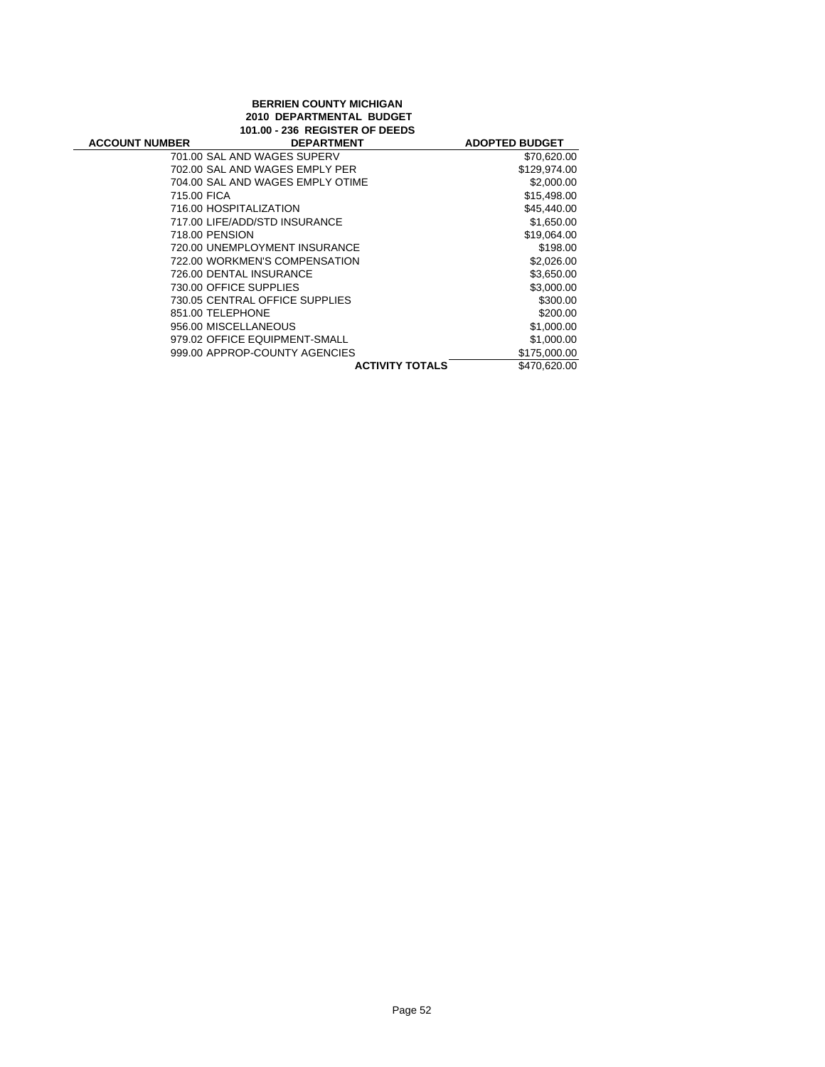**BERRIEN COUNTY MICHIGAN**
**2010 DEPARTMENTAL BUDGET**
**101.00 - 236 REGISTER OF DEEDS**

| ACCOUNT NUMBER | DEPARTMENT | ADOPTED BUDGET |
|---|---|---|
| 701.00 | SAL AND WAGES SUPERV | $70,620.00 |
| 702.00 | SAL AND WAGES EMPLY PER | $129,974.00 |
| 704.00 | SAL AND WAGES EMPLY OTIME | $2,000.00 |
| 715.00 | FICA | $15,498.00 |
| 716.00 | HOSPITALIZATION | $45,440.00 |
| 717.00 | LIFE/ADD/STD INSURANCE | $1,650.00 |
| 718.00 | PENSION | $19,064.00 |
| 720.00 | UNEMPLOYMENT INSURANCE | $198.00 |
| 722.00 | WORKMEN'S COMPENSATION | $2,026.00 |
| 726.00 | DENTAL INSURANCE | $3,650.00 |
| 730.00 | OFFICE SUPPLIES | $3,000.00 |
| 730.05 | CENTRAL OFFICE SUPPLIES | $300.00 |
| 851.00 | TELEPHONE | $200.00 |
| 956.00 | MISCELLANEOUS | $1,000.00 |
| 979.02 | OFFICE EQUIPMENT-SMALL | $1,000.00 |
| 999.00 | APPROP-COUNTY AGENCIES | $175,000.00 |
| | **ACTIVITY TOTALS** | $470,620.00 |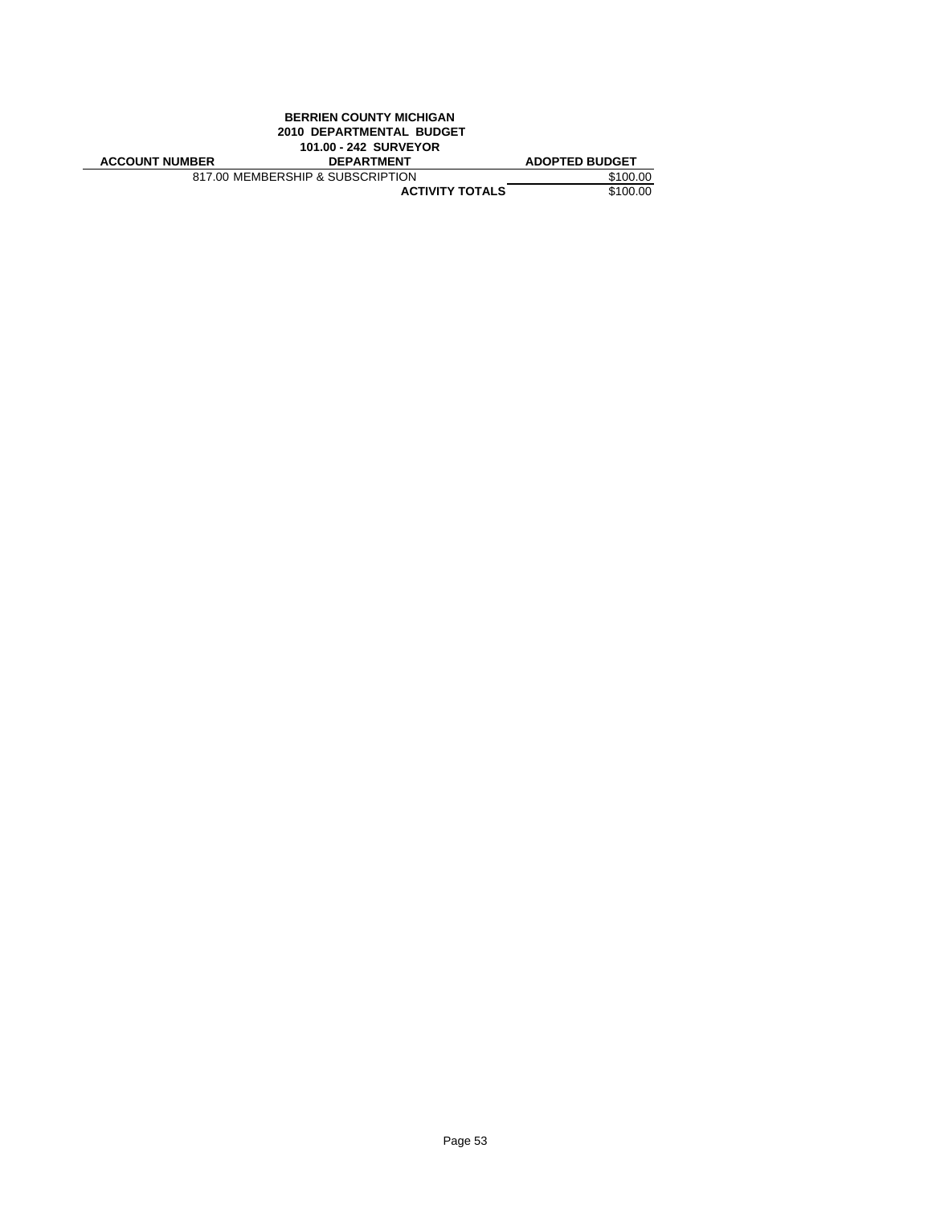**BERRIEN COUNTY MICHIGAN**
**2010 DEPARTMENTAL BUDGET**
**101.00 - 242 SURVEYOR**

| ACCOUNT NUMBER | DEPARTMENT | ADOPTED BUDGET |
|---|---|---|
| | 817.00 MEMBERSHIP & SUBSCRIPTION | $100.00 |
| | **ACTIVITY TOTALS** | $100.00 |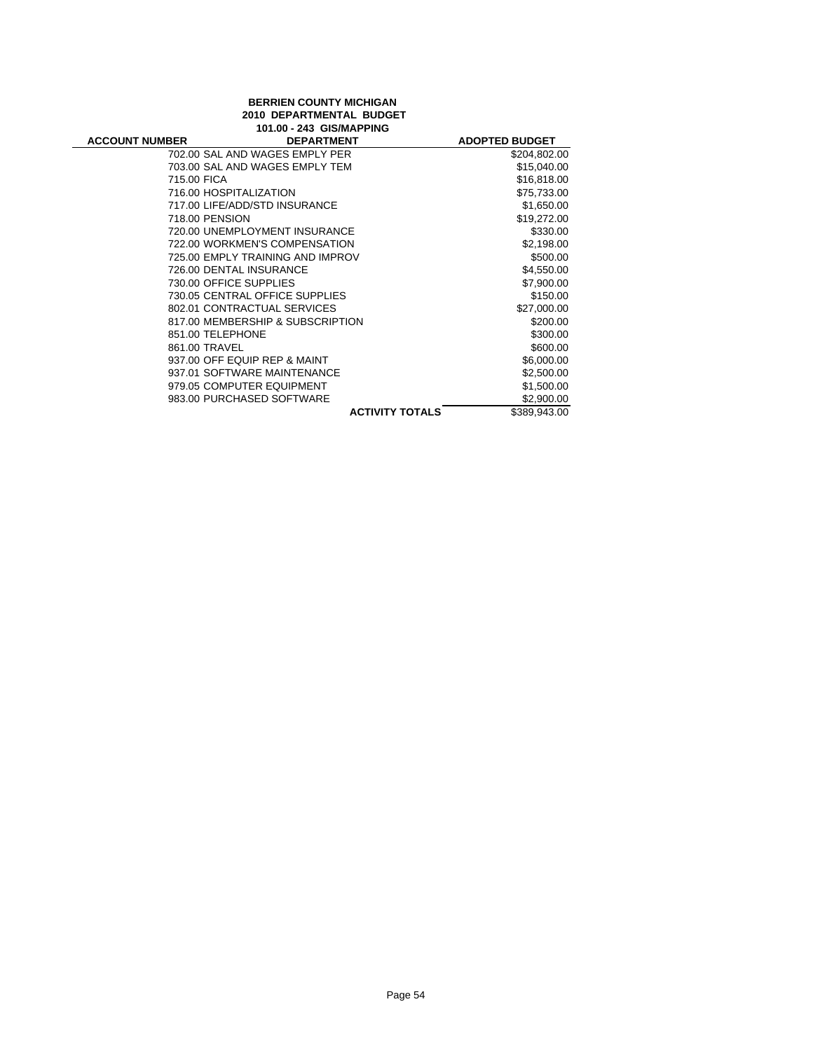**BERRIEN COUNTY MICHIGAN**
**2010 DEPARTMENTAL BUDGET**
**101.00 - 243 GIS/MAPPING**

| ACCOUNT NUMBER | DEPARTMENT | ADOPTED BUDGET |
|---|---|---|
| | 702.00 SAL AND WAGES EMPLY PER | $204,802.00 |
| | 703.00 SAL AND WAGES EMPLY TEM | $15,040.00 |
| | 715.00 FICA | $16,818.00 |
| | 716.00 HOSPITALIZATION | $75,733.00 |
| | 717.00 LIFE/ADD/STD INSURANCE | $1,650.00 |
| | 718.00 PENSION | $19,272.00 |
| | 720.00 UNEMPLOYMENT INSURANCE | $330.00 |
| | 722.00 WORKMEN'S COMPENSATION | $2,198.00 |
| | 725.00 EMPLY TRAINING AND IMPROV | $500.00 |
| | 726.00 DENTAL INSURANCE | $4,550.00 |
| | 730.00 OFFICE SUPPLIES | $7,900.00 |
| | 730.05 CENTRAL OFFICE SUPPLIES | $150.00 |
| | 802.01 CONTRACTUAL SERVICES | $27,000.00 |
| | 817.00 MEMBERSHIP & SUBSCRIPTION | $200.00 |
| | 851.00 TELEPHONE | $300.00 |
| | 861.00 TRAVEL | $600.00 |
| | 937.00 OFF EQUIP REP & MAINT | $6,000.00 |
| | 937.01 SOFTWARE MAINTENANCE | $2,500.00 |
| | 979.05 COMPUTER EQUIPMENT | $1,500.00 |
| | 983.00 PURCHASED SOFTWARE | $2,900.00 |
| | **ACTIVITY TOTALS** | $389,943.00 |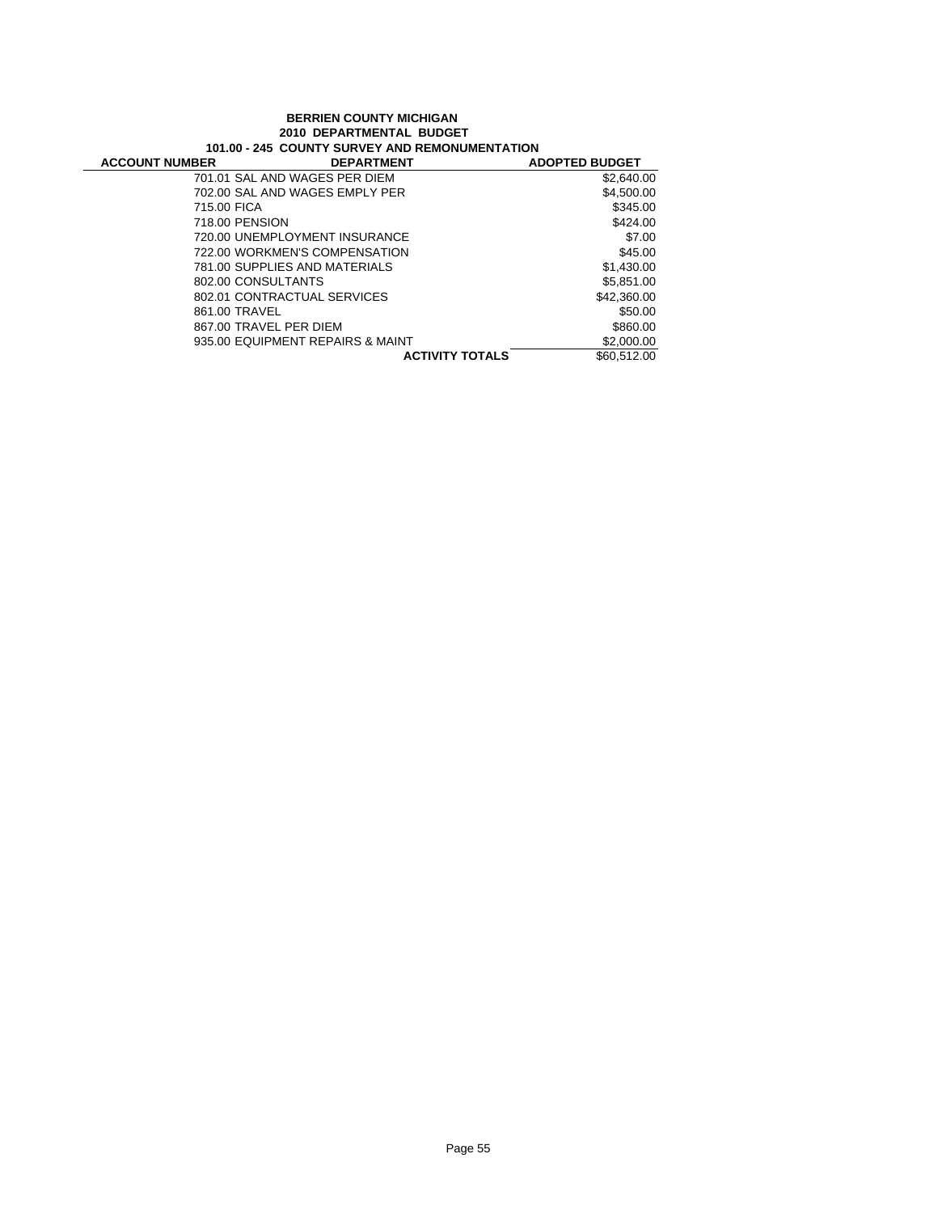**BERRIEN COUNTY MICHIGAN**

**2010 DEPARTMENTAL BUDGET**

**101.00 - 245 COUNTY SURVEY AND REMONUMENTATION**

| ACCOUNT NUMBER | DEPARTMENT | ADOPTED BUDGET |
|---|---|---|
| 701.01 | SAL AND WAGES PER DIEM | $2,640.00 |
| 702.00 | SAL AND WAGES EMPLY PER | $4,500.00 |
| 715.00 | FICA | $345.00 |
| 718.00 | PENSION | $424.00 |
| 720.00 | UNEMPLOYMENT INSURANCE | $7.00 |
| 722.00 | WORKMEN'S COMPENSATION | $45.00 |
| 781.00 | SUPPLIES AND MATERIALS | $1,430.00 |
| 802.00 | CONSULTANTS | $5,851.00 |
| 802.01 | CONTRACTUAL SERVICES | $42,360.00 |
| 861.00 | TRAVEL | $50.00 |
| 867.00 | TRAVEL PER DIEM | $860.00 |
| 935.00 | EQUIPMENT REPAIRS & MAINT | $2,000.00 |
| | **ACTIVITY TOTALS** | $60,512.00 |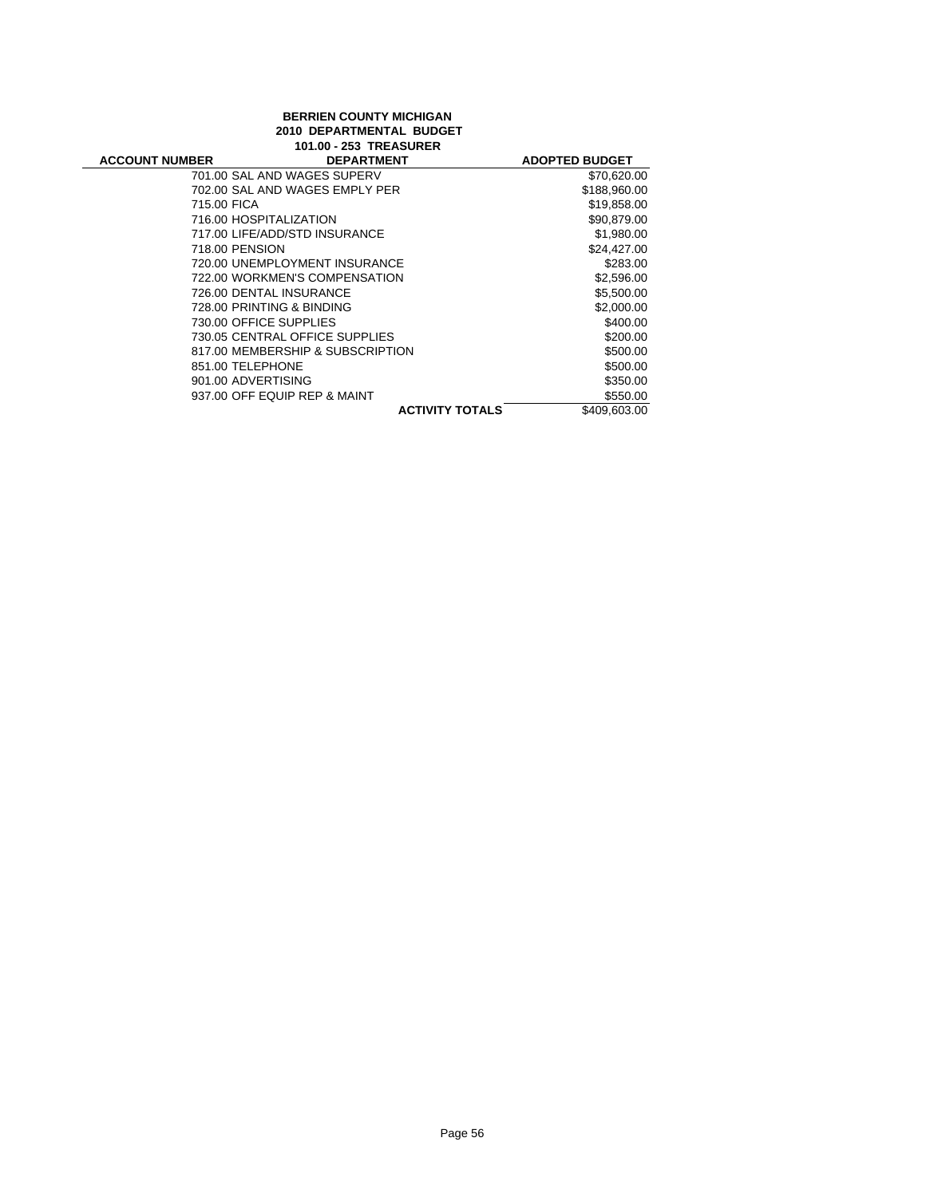**BERRIEN COUNTY MICHIGAN**
**2010 DEPARTMENTAL BUDGET**
**101.00 - 253 TREASURER**

| ACCOUNT NUMBER | DEPARTMENT | ADOPTED BUDGET |
|---|---|---|
| | 701.00 SAL AND WAGES SUPERV | $70,620.00 |
| | 702.00 SAL AND WAGES EMPLY PER | $188,960.00 |
| | 715.00 FICA | $19,858.00 |
| | 716.00 HOSPITALIZATION | $90,879.00 |
| | 717.00 LIFE/ADD/STD INSURANCE | $1,980.00 |
| | 718.00 PENSION | $24,427.00 |
| | 720.00 UNEMPLOYMENT INSURANCE | $283.00 |
| | 722.00 WORKMEN'S COMPENSATION | $2,596.00 |
| | 726.00 DENTAL INSURANCE | $5,500.00 |
| | 728.00 PRINTING & BINDING | $2,000.00 |
| | 730.00 OFFICE SUPPLIES | $400.00 |
| | 730.05 CENTRAL OFFICE SUPPLIES | $200.00 |
| | 817.00 MEMBERSHIP & SUBSCRIPTION | $500.00 |
| | 851.00 TELEPHONE | $500.00 |
| | 901.00 ADVERTISING | $350.00 |
| | 937.00 OFF EQUIP REP & MAINT | $550.00 |
| | **ACTIVITY TOTALS** | $409,603.00 |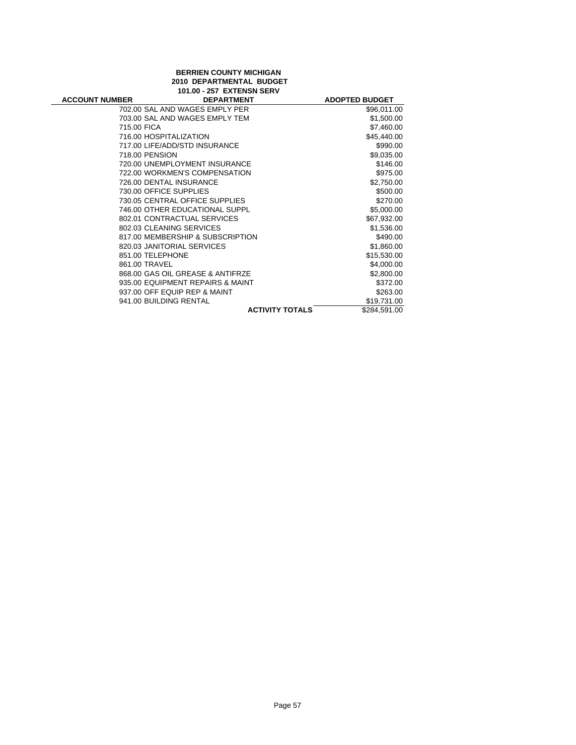**BERRIEN COUNTY MICHIGAN**
**2010 DEPARTMENTAL BUDGET**
**101.00 - 257 EXTENSN SERV**

| ACCOUNT NUMBER | DEPARTMENT | ADOPTED BUDGET |
|---|---|---|
| 702.00 | SAL AND WAGES EMPLY PER | $96,011.00 |
| 703.00 | SAL AND WAGES EMPLY TEM | $1,500.00 |
| 715.00 | FICA | $7,460.00 |
| 716.00 | HOSPITALIZATION | $45,440.00 |
| 717.00 | LIFE/ADD/STD INSURANCE | $990.00 |
| 718.00 | PENSION | $9,035.00 |
| 720.00 | UNEMPLOYMENT INSURANCE | $146.00 |
| 722.00 | WORKMEN'S COMPENSATION | $975.00 |
| 726.00 | DENTAL INSURANCE | $2,750.00 |
| 730.00 | OFFICE SUPPLIES | $500.00 |
| 730.05 | CENTRAL OFFICE SUPPLIES | $270.00 |
| 746.00 | OTHER EDUCATIONAL SUPPL | $5,000.00 |
| 802.01 | CONTRACTUAL SERVICES | $67,932.00 |
| 802.03 | CLEANING SERVICES | $1,536.00 |
| 817.00 | MEMBERSHIP & SUBSCRIPTION | $490.00 |
| 820.03 | JANITORIAL SERVICES | $1,860.00 |
| 851.00 | TELEPHONE | $15,530.00 |
| 861.00 | TRAVEL | $4,000.00 |
| 868.00 | GAS OIL GREASE & ANTIFRZE | $2,800.00 |
| 935.00 | EQUIPMENT REPAIRS & MAINT | $372.00 |
| 937.00 | OFF EQUIP REP & MAINT | $263.00 |
| 941.00 | BUILDING RENTAL | $19,731.00 |
| | **ACTIVITY TOTALS** | $284,591.00 |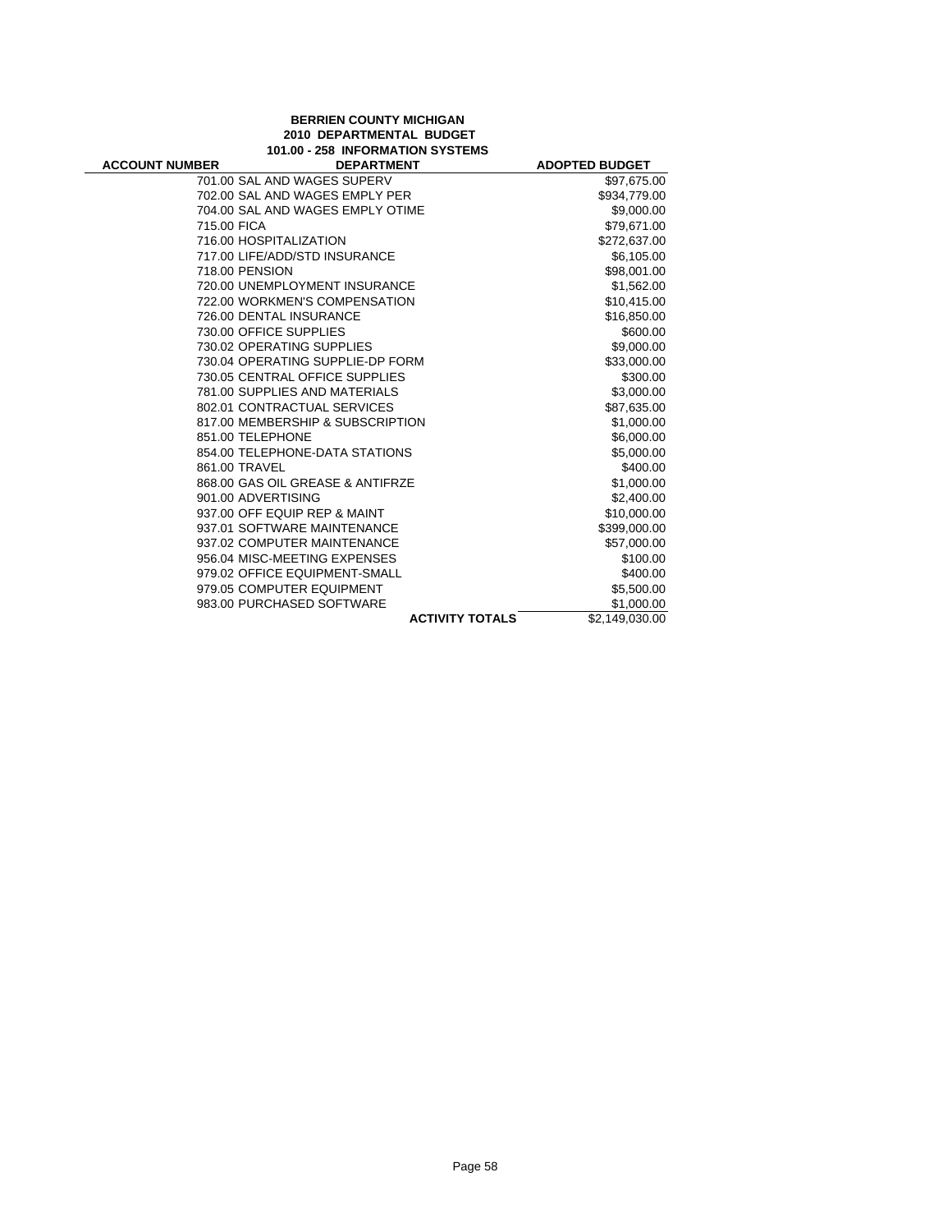**BERRIEN COUNTY MICHIGAN**
**2010 DEPARTMENTAL BUDGET**
**101.00 - 258 INFORMATION SYSTEMS**

| ACCOUNT NUMBER | DEPARTMENT | ADOPTED BUDGET |
|---|---|---|
| | 701.00 SAL AND WAGES SUPERV | $97,675.00 |
| | 702.00 SAL AND WAGES EMPLY PER | $934,779.00 |
| | 704.00 SAL AND WAGES EMPLY OTIME | $9,000.00 |
| | 715.00 FICA | $79,671.00 |
| | 716.00 HOSPITALIZATION | $272,637.00 |
| | 717.00 LIFE/ADD/STD INSURANCE | $6,105.00 |
| | 718.00 PENSION | $98,001.00 |
| | 720.00 UNEMPLOYMENT INSURANCE | $1,562.00 |
| | 722.00 WORKMEN'S COMPENSATION | $10,415.00 |
| | 726.00 DENTAL INSURANCE | $16,850.00 |
| | 730.00 OFFICE SUPPLIES | $600.00 |
| | 730.02 OPERATING SUPPLIES | $9,000.00 |
| | 730.04 OPERATING SUPPLIE-DP FORM | $33,000.00 |
| | 730.05 CENTRAL OFFICE SUPPLIES | $300.00 |
| | 781.00 SUPPLIES AND MATERIALS | $3,000.00 |
| | 802.01 CONTRACTUAL SERVICES | $87,635.00 |
| | 817.00 MEMBERSHIP & SUBSCRIPTION | $1,000.00 |
| | 851.00 TELEPHONE | $6,000.00 |
| | 854.00 TELEPHONE-DATA STATIONS | $5,000.00 |
| | 861.00 TRAVEL | $400.00 |
| | 868.00 GAS OIL GREASE & ANTIFRZE | $1,000.00 |
| | 901.00 ADVERTISING | $2,400.00 |
| | 937.00 OFF EQUIP REP & MAINT | $10,000.00 |
| | 937.01 SOFTWARE MAINTENANCE | $399,000.00 |
| | 937.02 COMPUTER MAINTENANCE | $57,000.00 |
| | 956.04 MISC-MEETING EXPENSES | $100.00 |
| | 979.02 OFFICE EQUIPMENT-SMALL | $400.00 |
| | 979.05 COMPUTER EQUIPMENT | $5,500.00 |
| | 983.00 PURCHASED SOFTWARE | $1,000.00 |
| | **ACTIVITY TOTALS** | $2,149,030.00 |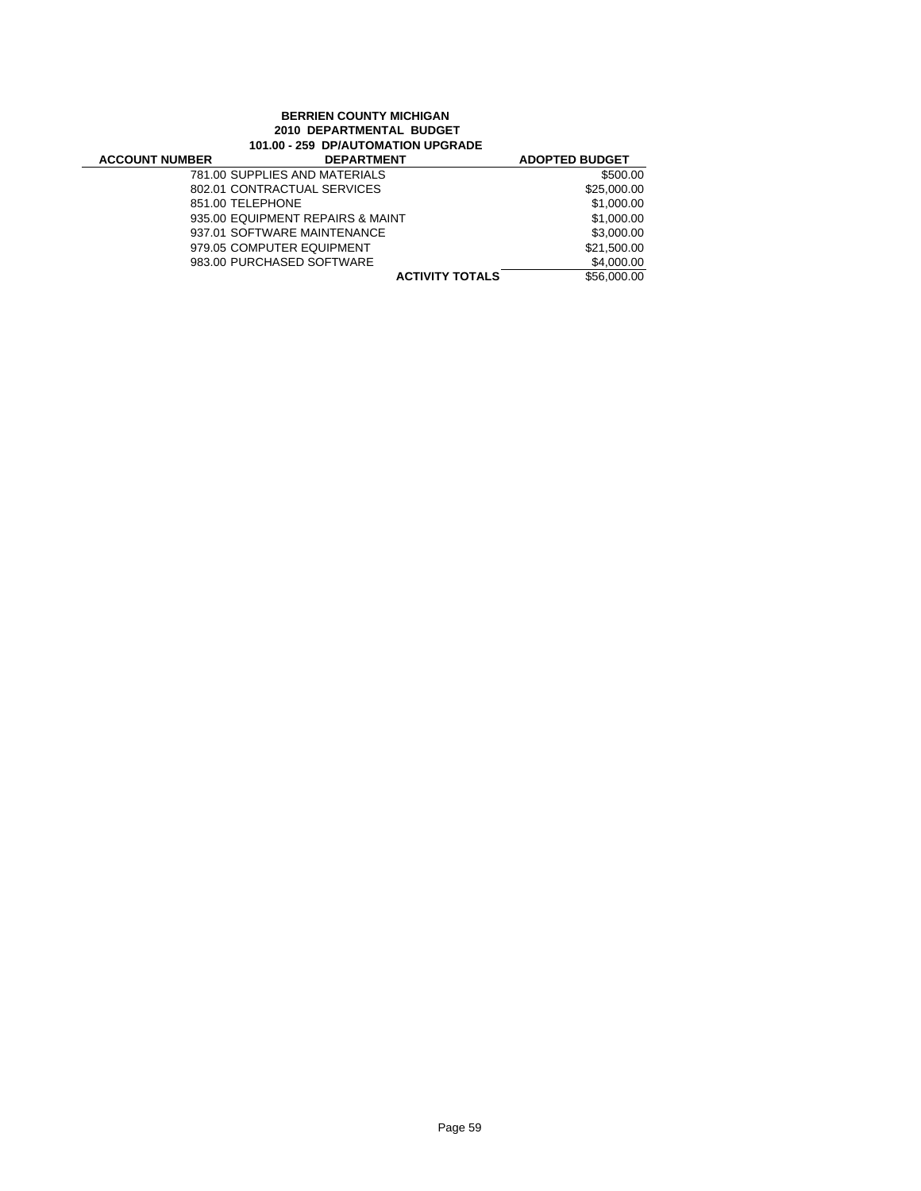**BERRIEN COUNTY MICHIGAN**
**2010 DEPARTMENTAL BUDGET**
**101.00 - 259 DP/AUTOMATION UPGRADE**

| ACCOUNT NUMBER | DEPARTMENT | ADOPTED BUDGET |
|---|---|---|
| | 781.00 SUPPLIES AND MATERIALS | $500.00 |
| | 802.01 CONTRACTUAL SERVICES | $25,000.00 |
| | 851.00 TELEPHONE | $1,000.00 |
| | 935.00 EQUIPMENT REPAIRS & MAINT | $1,000.00 |
| | 937.01 SOFTWARE MAINTENANCE | $3,000.00 |
| | 979.05 COMPUTER EQUIPMENT | $21,500.00 |
| | 983.00 PURCHASED SOFTWARE | $4,000.00 |
| | **ACTIVITY TOTALS** | $56,000.00 |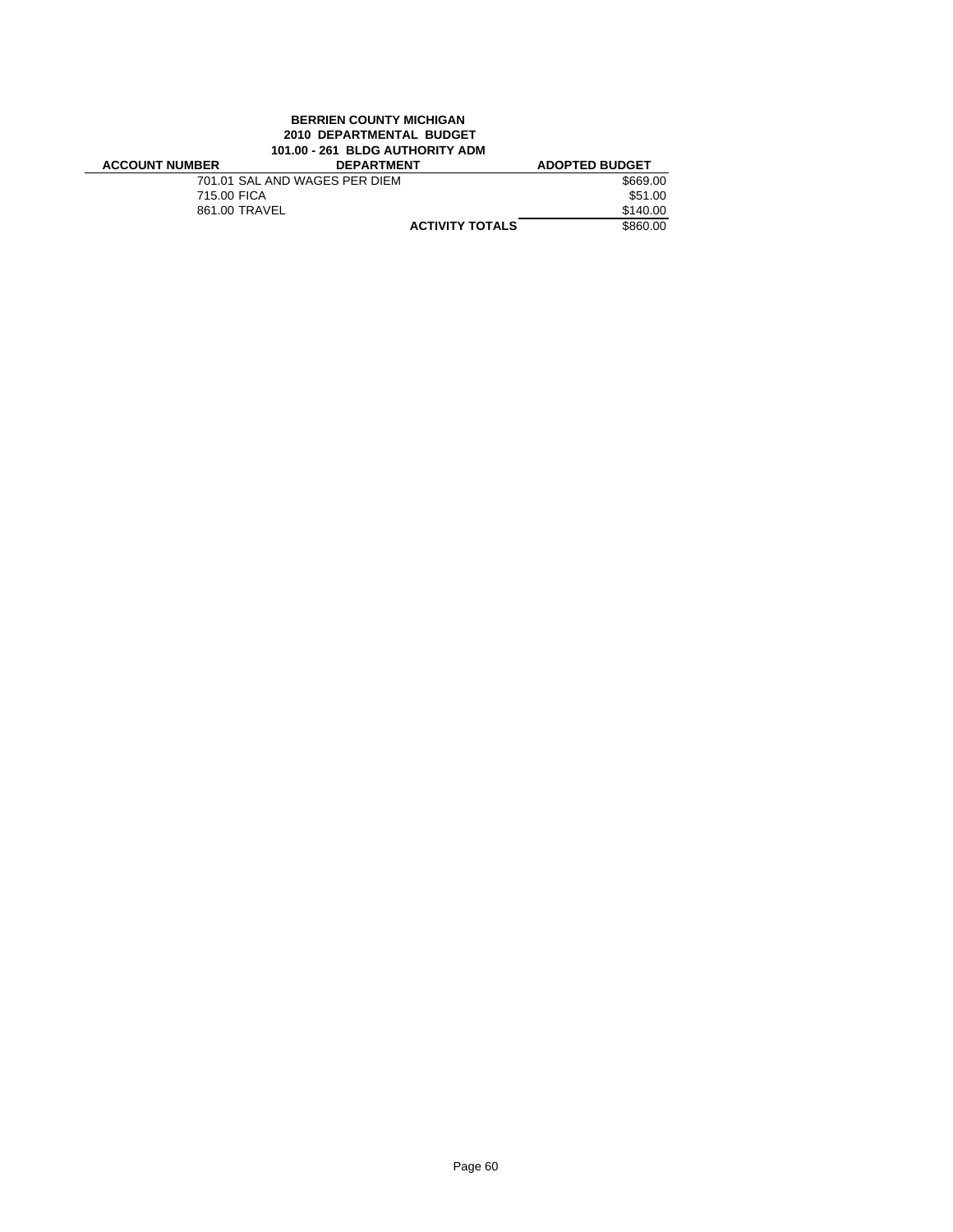**BERRIEN COUNTY MICHIGAN**
**2010 DEPARTMENTAL BUDGET**
**101.00 - 261 BLDG AUTHORITY ADM**

| ACCOUNT NUMBER | DEPARTMENT | ADOPTED BUDGET |
|---|---|---|
| | 701.01 SAL AND WAGES PER DIEM | $669.00 |
| | 715.00 FICA | $51.00 |
| | 861.00 TRAVEL | $140.00 |
| | **ACTIVITY TOTALS** | $860.00 |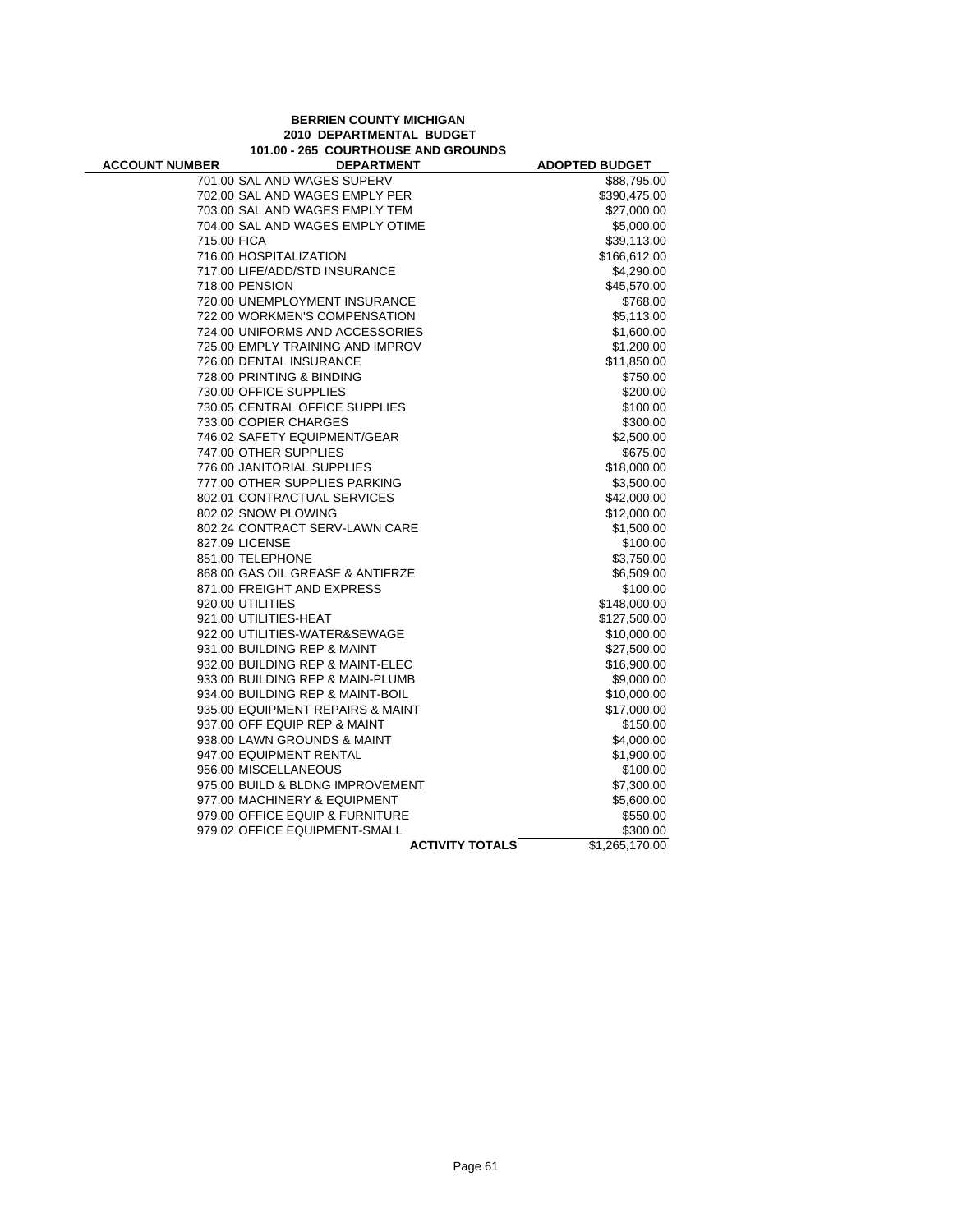**BERRIEN COUNTY MICHIGAN**
**2010 DEPARTMENTAL BUDGET**
**101.00 - 265 COURTHOUSE AND GROUNDS**

| ACCOUNT NUMBER | DEPARTMENT | ADOPTED BUDGET |
|---|---|---|
| 701.00 | SAL AND WAGES SUPERV | $88,795.00 |
| 702.00 | SAL AND WAGES EMPLY PER | $390,475.00 |
| 703.00 | SAL AND WAGES EMPLY TEM | $27,000.00 |
| 704.00 | SAL AND WAGES EMPLY OTIME | $5,000.00 |
| 715.00 | FICA | $39,113.00 |
| 716.00 | HOSPITALIZATION | $166,612.00 |
| 717.00 | LIFE/ADD/STD INSURANCE | $4,290.00 |
| 718.00 | PENSION | $45,570.00 |
| 720.00 | UNEMPLOYMENT INSURANCE | $768.00 |
| 722.00 | WORKMEN'S COMPENSATION | $5,113.00 |
| 724.00 | UNIFORMS AND ACCESSORIES | $1,600.00 |
| 725.00 | EMPLY TRAINING AND IMPROV | $1,200.00 |
| 726.00 | DENTAL INSURANCE | $11,850.00 |
| 728.00 | PRINTING & BINDING | $750.00 |
| 730.00 | OFFICE SUPPLIES | $200.00 |
| 730.05 | CENTRAL OFFICE SUPPLIES | $100.00 |
| 733.00 | COPIER CHARGES | $300.00 |
| 746.02 | SAFETY EQUIPMENT/GEAR | $2,500.00 |
| 747.00 | OTHER SUPPLIES | $675.00 |
| 776.00 | JANITORIAL SUPPLIES | $18,000.00 |
| 777.00 | OTHER SUPPLIES PARKING | $3,500.00 |
| 802.01 | CONTRACTUAL SERVICES | $42,000.00 |
| 802.02 | SNOW PLOWING | $12,000.00 |
| 802.24 | CONTRACT SERV-LAWN CARE | $1,500.00 |
| 827.09 | LICENSE | $100.00 |
| 851.00 | TELEPHONE | $3,750.00 |
| 868.00 | GAS OIL GREASE & ANTIFRZE | $6,509.00 |
| 871.00 | FREIGHT AND EXPRESS | $100.00 |
| 920.00 | UTILITIES | $148,000.00 |
| 921.00 | UTILITIES-HEAT | $127,500.00 |
| 922.00 | UTILITIES-WATER&SEWAGE | $10,000.00 |
| 931.00 | BUILDING REP & MAINT | $27,500.00 |
| 932.00 | BUILDING REP & MAINT-ELEC | $16,900.00 |
| 933.00 | BUILDING REP & MAIN-PLUMB | $9,000.00 |
| 934.00 | BUILDING REP & MAINT-BOIL | $10,000.00 |
| 935.00 | EQUIPMENT REPAIRS & MAINT | $17,000.00 |
| 937.00 | OFF EQUIP REP & MAINT | $150.00 |
| 938.00 | LAWN GROUNDS & MAINT | $4,000.00 |
| 947.00 | EQUIPMENT RENTAL | $1,900.00 |
| 956.00 | MISCELLANEOUS | $100.00 |
| 975.00 | BUILD & BLDNG IMPROVEMENT | $7,300.00 |
| 977.00 | MACHINERY & EQUIPMENT | $5,600.00 |
| 979.00 | OFFICE EQUIP & FURNITURE | $550.00 |
| 979.02 | OFFICE EQUIPMENT-SMALL | $300.00 |
| | **ACTIVITY TOTALS** | $1,265,170.00 |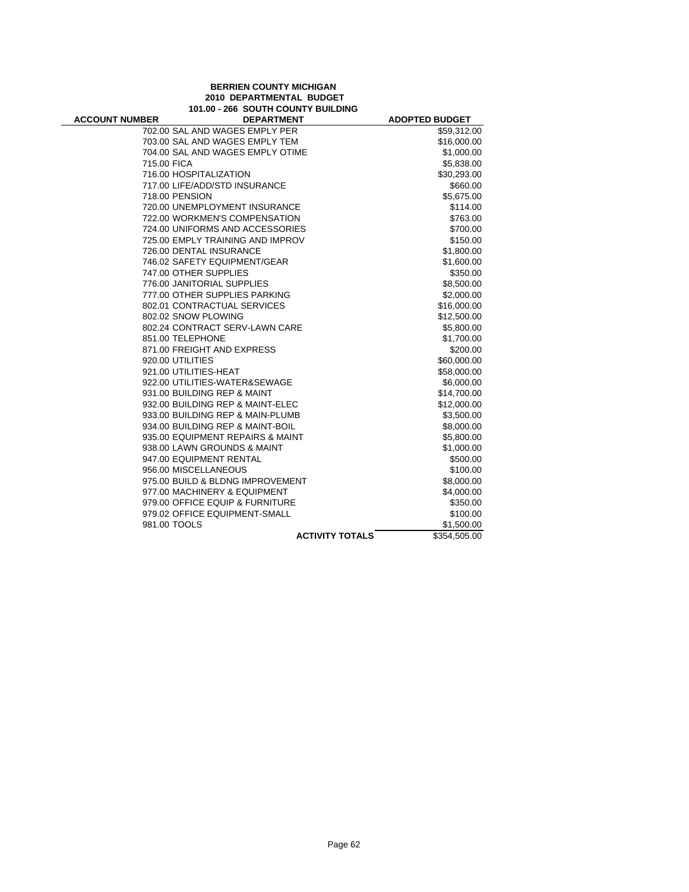**BERRIEN COUNTY MICHIGAN**
**2010 DEPARTMENTAL BUDGET**
**101.00 - 266 SOUTH COUNTY BUILDING**

| ACCOUNT NUMBER | DEPARTMENT | ADOPTED BUDGET |
|---|---|---|
| 702.00 | SAL AND WAGES EMPLY PER | $59,312.00 |
| 703.00 | SAL AND WAGES EMPLY TEM | $16,000.00 |
| 704.00 | SAL AND WAGES EMPLY OTIME | $1,000.00 |
| 715.00 | FICA | $5,838.00 |
| 716.00 | HOSPITALIZATION | $30,293.00 |
| 717.00 | LIFE/ADD/STD INSURANCE | $660.00 |
| 718.00 | PENSION | $5,675.00 |
| 720.00 | UNEMPLOYMENT INSURANCE | $114.00 |
| 722.00 | WORKMEN'S COMPENSATION | $763.00 |
| 724.00 | UNIFORMS AND ACCESSORIES | $700.00 |
| 725.00 | EMPLY TRAINING AND IMPROV | $150.00 |
| 726.00 | DENTAL INSURANCE | $1,800.00 |
| 746.02 | SAFETY EQUIPMENT/GEAR | $1,600.00 |
| 747.00 | OTHER SUPPLIES | $350.00 |
| 776.00 | JANITORIAL SUPPLIES | $8,500.00 |
| 777.00 | OTHER SUPPLIES PARKING | $2,000.00 |
| 802.01 | CONTRACTUAL SERVICES | $16,000.00 |
| 802.02 | SNOW PLOWING | $12,500.00 |
| 802.24 | CONTRACT SERV-LAWN CARE | $5,800.00 |
| 851.00 | TELEPHONE | $1,700.00 |
| 871.00 | FREIGHT AND EXPRESS | $200.00 |
| 920.00 | UTILITIES | $60,000.00 |
| 921.00 | UTILITIES-HEAT | $58,000.00 |
| 922.00 | UTILITIES-WATER&SEWAGE | $6,000.00 |
| 931.00 | BUILDING REP & MAINT | $14,700.00 |
| 932.00 | BUILDING REP & MAINT-ELEC | $12,000.00 |
| 933.00 | BUILDING REP & MAIN-PLUMB | $3,500.00 |
| 934.00 | BUILDING REP & MAINT-BOIL | $8,000.00 |
| 935.00 | EQUIPMENT REPAIRS & MAINT | $5,800.00 |
| 938.00 | LAWN GROUNDS & MAINT | $1,000.00 |
| 947.00 | EQUIPMENT RENTAL | $500.00 |
| 956.00 | MISCELLANEOUS | $100.00 |
| 975.00 | BUILD & BLDNG IMPROVEMENT | $8,000.00 |
| 977.00 | MACHINERY & EQUIPMENT | $4,000.00 |
| 979.00 | OFFICE EQUIP & FURNITURE | $350.00 |
| 979.02 | OFFICE EQUIPMENT-SMALL | $100.00 |
| 981.00 | TOOLS | $1,500.00 |
| | **ACTIVITY TOTALS** | $354,505.00 |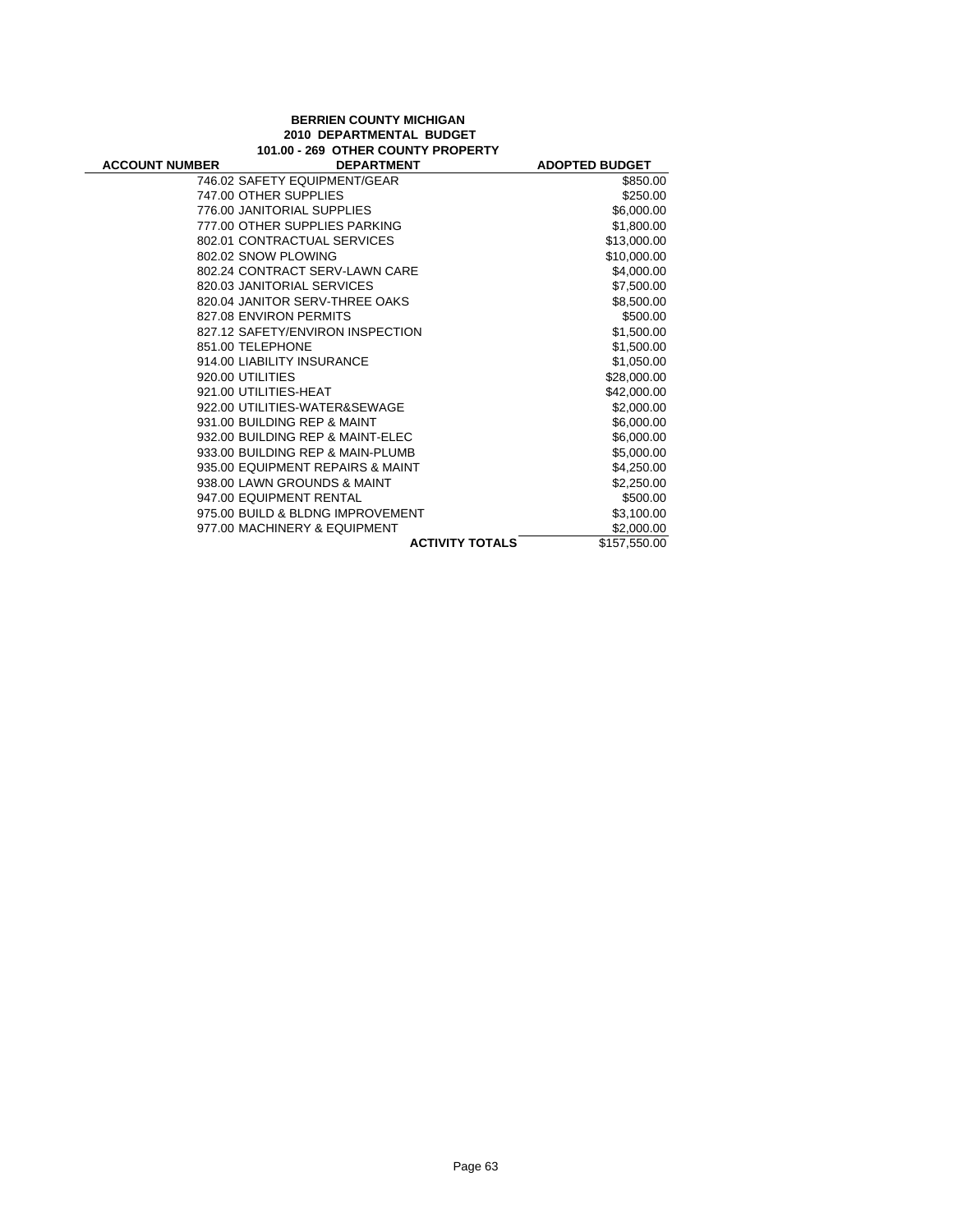**BERRIEN COUNTY MICHIGAN**
**2010 DEPARTMENTAL BUDGET**
**101.00 - 269 OTHER COUNTY PROPERTY**

| ACCOUNT NUMBER | DEPARTMENT | ADOPTED BUDGET |
|---|---|---|
| | 746.02 SAFETY EQUIPMENT/GEAR | $850.00 |
| | 747.00 OTHER SUPPLIES | $250.00 |
| | 776.00 JANITORIAL SUPPLIES | $6,000.00 |
| | 777.00 OTHER SUPPLIES PARKING | $1,800.00 |
| | 802.01 CONTRACTUAL SERVICES | $13,000.00 |
| | 802.02 SNOW PLOWING | $10,000.00 |
| | 802.24 CONTRACT SERV-LAWN CARE | $4,000.00 |
| | 820.03 JANITORIAL SERVICES | $7,500.00 |
| | 820.04 JANITOR SERV-THREE OAKS | $8,500.00 |
| | 827.08 ENVIRON PERMITS | $500.00 |
| | 827.12 SAFETY/ENVIRON INSPECTION | $1,500.00 |
| | 851.00 TELEPHONE | $1,500.00 |
| | 914.00 LIABILITY INSURANCE | $1,050.00 |
| | 920.00 UTILITIES | $28,000.00 |
| | 921.00 UTILITIES-HEAT | $42,000.00 |
| | 922.00 UTILITIES-WATER&SEWAGE | $2,000.00 |
| | 931.00 BUILDING REP & MAINT | $6,000.00 |
| | 932.00 BUILDING REP & MAINT-ELEC | $6,000.00 |
| | 933.00 BUILDING REP & MAIN-PLUMB | $5,000.00 |
| | 935.00 EQUIPMENT REPAIRS & MAINT | $4,250.00 |
| | 938.00 LAWN GROUNDS & MAINT | $2,250.00 |
| | 947.00 EQUIPMENT RENTAL | $500.00 |
| | 975.00 BUILD & BLDNG IMPROVEMENT | $3,100.00 |
| | 977.00 MACHINERY & EQUIPMENT | $2,000.00 |
| | **ACTIVITY TOTALS** | $157,550.00 |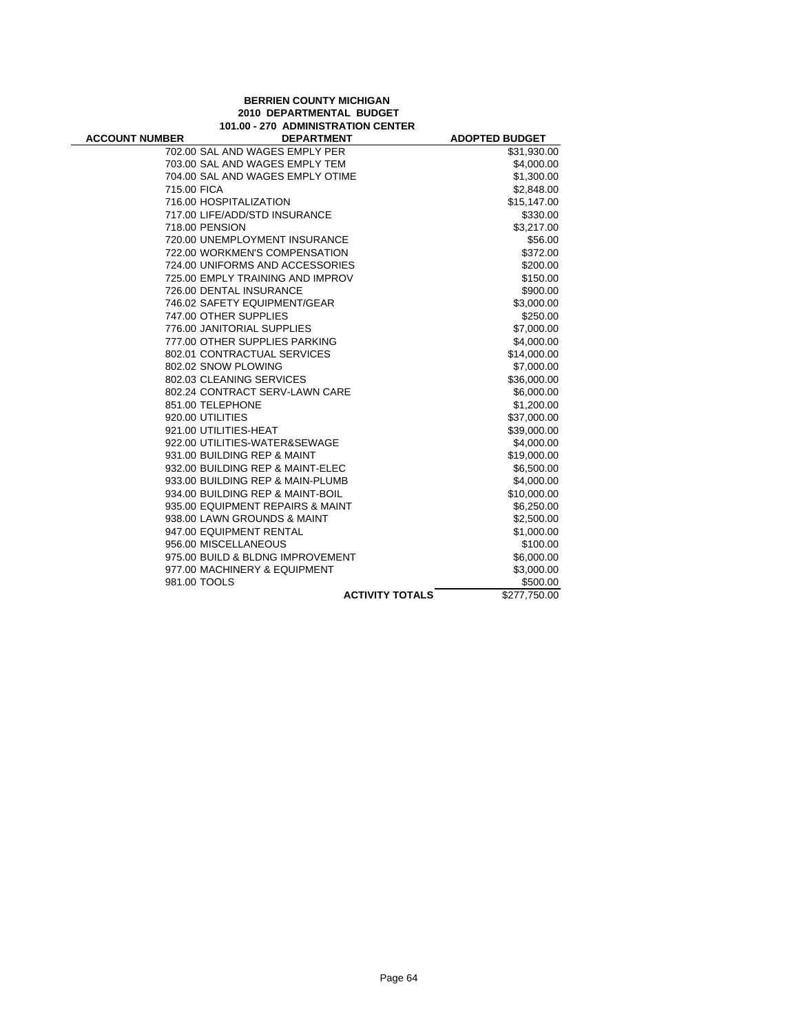**BERRIEN COUNTY MICHIGAN**
**2010 DEPARTMENTAL BUDGET**
**101.00 - 270 ADMINISTRATION CENTER**

| ACCOUNT NUMBER | DEPARTMENT | ADOPTED BUDGET |
|---|---|---|
| 702.00 | SAL AND WAGES EMPLY PER | $31,930.00 |
| 703.00 | SAL AND WAGES EMPLY TEM | $4,000.00 |
| 704.00 | SAL AND WAGES EMPLY OTIME | $1,300.00 |
| 715.00 | FICA | $2,848.00 |
| 716.00 | HOSPITALIZATION | $15,147.00 |
| 717.00 | LIFE/ADD/STD INSURANCE | $330.00 |
| 718.00 | PENSION | $3,217.00 |
| 720.00 | UNEMPLOYMENT INSURANCE | $56.00 |
| 722.00 | WORKMEN'S COMPENSATION | $372.00 |
| 724.00 | UNIFORMS AND ACCESSORIES | $200.00 |
| 725.00 | EMPLY TRAINING AND IMPROV | $150.00 |
| 726.00 | DENTAL INSURANCE | $900.00 |
| 746.02 | SAFETY EQUIPMENT/GEAR | $3,000.00 |
| 747.00 | OTHER SUPPLIES | $250.00 |
| 776.00 | JANITORIAL SUPPLIES | $7,000.00 |
| 777.00 | OTHER SUPPLIES PARKING | $4,000.00 |
| 802.01 | CONTRACTUAL SERVICES | $14,000.00 |
| 802.02 | SNOW PLOWING | $7,000.00 |
| 802.03 | CLEANING SERVICES | $36,000.00 |
| 802.24 | CONTRACT SERV-LAWN CARE | $6,000.00 |
| 851.00 | TELEPHONE | $1,200.00 |
| 920.00 | UTILITIES | $37,000.00 |
| 921.00 | UTILITIES-HEAT | $39,000.00 |
| 922.00 | UTILITIES-WATER&SEWAGE | $4,000.00 |
| 931.00 | BUILDING REP & MAINT | $19,000.00 |
| 932.00 | BUILDING REP & MAINT-ELEC | $6,500.00 |
| 933.00 | BUILDING REP & MAIN-PLUMB | $4,000.00 |
| 934.00 | BUILDING REP & MAINT-BOIL | $10,000.00 |
| 935.00 | EQUIPMENT REPAIRS & MAINT | $6,250.00 |
| 938.00 | LAWN GROUNDS & MAINT | $2,500.00 |
| 947.00 | EQUIPMENT RENTAL | $1,000.00 |
| 956.00 | MISCELLANEOUS | $100.00 |
| 975.00 | BUILD & BLDNG IMPROVEMENT | $6,000.00 |
| 977.00 | MACHINERY & EQUIPMENT | $3,000.00 |
| 981.00 | TOOLS | $500.00 |
| | **ACTIVITY TOTALS** | $277,750.00 |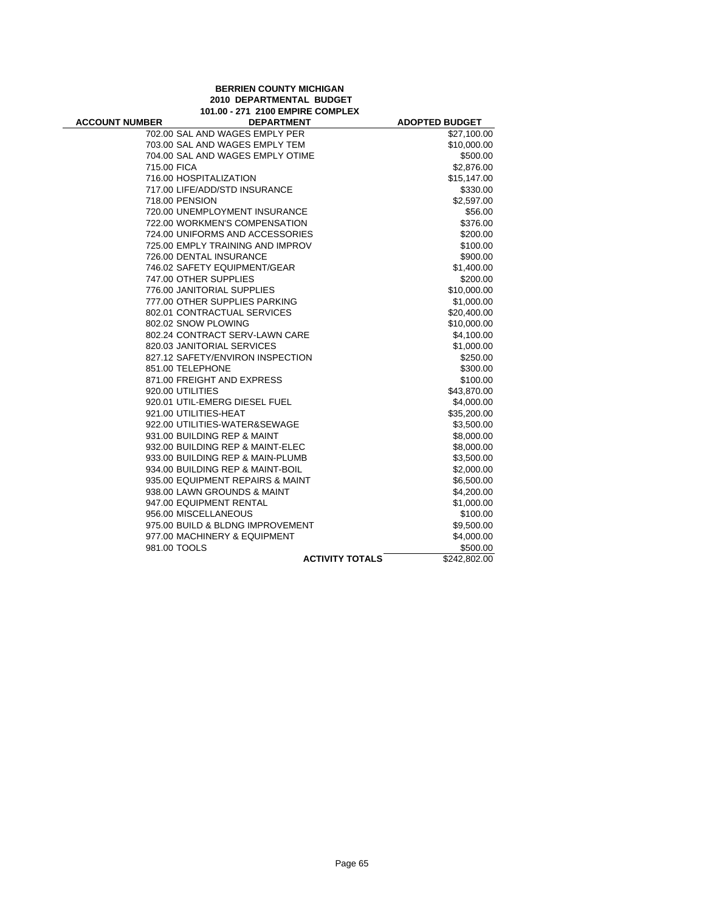**BERRIEN COUNTY MICHIGAN**
**2010 DEPARTMENTAL BUDGET**
**101.00 - 271 2100 EMPIRE COMPLEX**

| ACCOUNT NUMBER | DEPARTMENT | ADOPTED BUDGET |
|---|---|---|
| 702.00 | SAL AND WAGES EMPLY PER | $27,100.00 |
| 703.00 | SAL AND WAGES EMPLY TEM | $10,000.00 |
| 704.00 | SAL AND WAGES EMPLY OTIME | $500.00 |
| 715.00 | FICA | $2,876.00 |
| 716.00 | HOSPITALIZATION | $15,147.00 |
| 717.00 | LIFE/ADD/STD INSURANCE | $330.00 |
| 718.00 | PENSION | $2,597.00 |
| 720.00 | UNEMPLOYMENT INSURANCE | $56.00 |
| 722.00 | WORKMEN'S COMPENSATION | $376.00 |
| 724.00 | UNIFORMS AND ACCESSORIES | $200.00 |
| 725.00 | EMPLY TRAINING AND IMPROV | $100.00 |
| 726.00 | DENTAL INSURANCE | $900.00 |
| 746.02 | SAFETY EQUIPMENT/GEAR | $1,400.00 |
| 747.00 | OTHER SUPPLIES | $200.00 |
| 776.00 | JANITORIAL SUPPLIES | $10,000.00 |
| 777.00 | OTHER SUPPLIES PARKING | $1,000.00 |
| 802.01 | CONTRACTUAL SERVICES | $20,400.00 |
| 802.02 | SNOW PLOWING | $10,000.00 |
| 802.24 | CONTRACT SERV-LAWN CARE | $4,100.00 |
| 820.03 | JANITORIAL SERVICES | $1,000.00 |
| 827.12 | SAFETY/ENVIRON INSPECTION | $250.00 |
| 851.00 | TELEPHONE | $300.00 |
| 871.00 | FREIGHT AND EXPRESS | $100.00 |
| 920.00 | UTILITIES | $43,870.00 |
| 920.01 | UTIL-EMERG DIESEL FUEL | $4,000.00 |
| 921.00 | UTILITIES-HEAT | $35,200.00 |
| 922.00 | UTILITIES-WATER&SEWAGE | $3,500.00 |
| 931.00 | BUILDING REP & MAINT | $8,000.00 |
| 932.00 | BUILDING REP & MAINT-ELEC | $8,000.00 |
| 933.00 | BUILDING REP & MAIN-PLUMB | $3,500.00 |
| 934.00 | BUILDING REP & MAINT-BOIL | $2,000.00 |
| 935.00 | EQUIPMENT REPAIRS & MAINT | $6,500.00 |
| 938.00 | LAWN GROUNDS & MAINT | $4,200.00 |
| 947.00 | EQUIPMENT RENTAL | $1,000.00 |
| 956.00 | MISCELLANEOUS | $100.00 |
| 975.00 | BUILD & BLDNG IMPROVEMENT | $9,500.00 |
| 977.00 | MACHINERY & EQUIPMENT | $4,000.00 |
| 981.00 | TOOLS | $500.00 |
| | **ACTIVITY TOTALS** | $242,802.00 |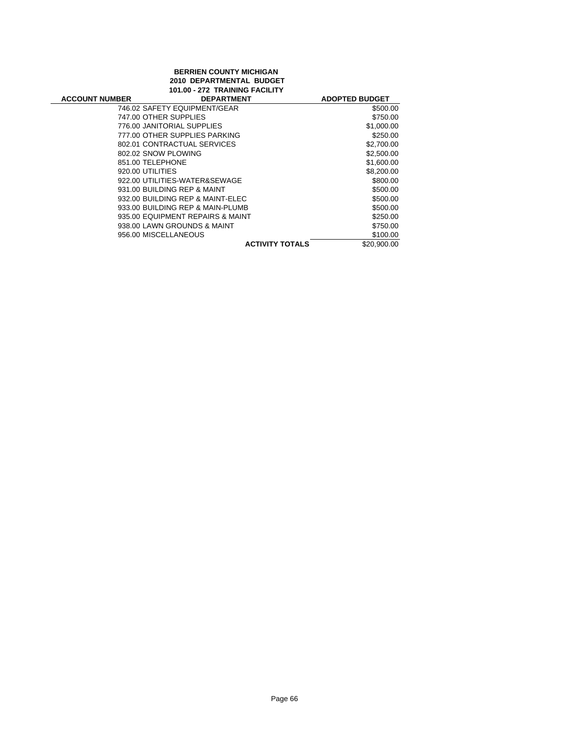**BERRIEN COUNTY MICHIGAN**
**2010 DEPARTMENTAL BUDGET**
**101.00 - 272 TRAINING FACILITY**

| ACCOUNT NUMBER | DEPARTMENT | ADOPTED BUDGET |
|---|---|---|
| | 746.02 SAFETY EQUIPMENT/GEAR | $500.00 |
| | 747.00 OTHER SUPPLIES | $750.00 |
| | 776.00 JANITORIAL SUPPLIES | $1,000.00 |
| | 777.00 OTHER SUPPLIES PARKING | $250.00 |
| | 802.01 CONTRACTUAL SERVICES | $2,700.00 |
| | 802.02 SNOW PLOWING | $2,500.00 |
| | 851.00 TELEPHONE | $1,600.00 |
| | 920.00 UTILITIES | $8,200.00 |
| | 922.00 UTILITIES-WATER&SEWAGE | $800.00 |
| | 931.00 BUILDING REP & MAINT | $500.00 |
| | 932.00 BUILDING REP & MAINT-ELEC | $500.00 |
| | 933.00 BUILDING REP & MAIN-PLUMB | $500.00 |
| | 935.00 EQUIPMENT REPAIRS & MAINT | $250.00 |
| | 938.00 LAWN GROUNDS & MAINT | $750.00 |
| | 956.00 MISCELLANEOUS | $100.00 |
| | **ACTIVITY TOTALS** | $20,900.00 |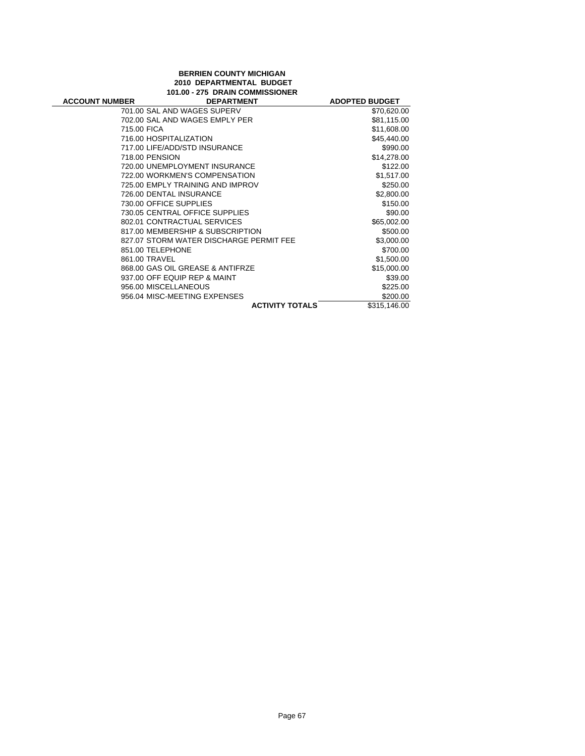**BERRIEN COUNTY MICHIGAN**
**2010 DEPARTMENTAL BUDGET**
**101.00 - 275 DRAIN COMMISSIONER**

| ACCOUNT NUMBER | DEPARTMENT | ADOPTED BUDGET |
|---|---|---|
| 701.00 | SAL AND WAGES SUPERV | $70,620.00 |
| 702.00 | SAL AND WAGES EMPLY PER | $81,115.00 |
| 715.00 | FICA | $11,608.00 |
| 716.00 | HOSPITALIZATION | $45,440.00 |
| 717.00 | LIFE/ADD/STD INSURANCE | $990.00 |
| 718.00 | PENSION | $14,278.00 |
| 720.00 | UNEMPLOYMENT INSURANCE | $122.00 |
| 722.00 | WORKMEN'S COMPENSATION | $1,517.00 |
| 725.00 | EMPLY TRAINING AND IMPROV | $250.00 |
| 726.00 | DENTAL INSURANCE | $2,800.00 |
| 730.00 | OFFICE SUPPLIES | $150.00 |
| 730.05 | CENTRAL OFFICE SUPPLIES | $90.00 |
| 802.01 | CONTRACTUAL SERVICES | $65,002.00 |
| 817.00 | MEMBERSHIP & SUBSCRIPTION | $500.00 |
| 827.07 | STORM WATER DISCHARGE PERMIT FEE | $3,000.00 |
| 851.00 | TELEPHONE | $700.00 |
| 861.00 | TRAVEL | $1,500.00 |
| 868.00 | GAS OIL GREASE & ANTIFRZE | $15,000.00 |
| 937.00 | OFF EQUIP REP & MAINT | $39.00 |
| 956.00 | MISCELLANEOUS | $225.00 |
| 956.04 | MISC-MEETING EXPENSES | $200.00 |
| | **ACTIVITY TOTALS** | $315,146.00 |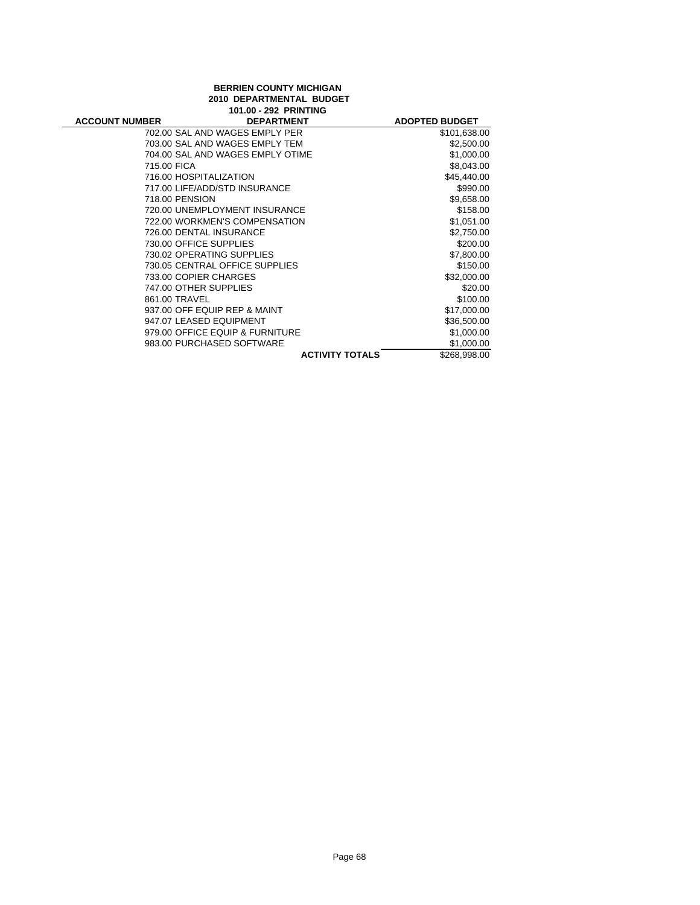**BERRIEN COUNTY MICHIGAN**
**2010 DEPARTMENTAL BUDGET**
**101.00 - 292 PRINTING**

| ACCOUNT NUMBER | DEPARTMENT | ADOPTED BUDGET |
|---|---|---|
| | 702.00 SAL AND WAGES EMPLY PER | $101,638.00 |
| | 703.00 SAL AND WAGES EMPLY TEM | $2,500.00 |
| | 704.00 SAL AND WAGES EMPLY OTIME | $1,000.00 |
| | 715.00 FICA | $8,043.00 |
| | 716.00 HOSPITALIZATION | $45,440.00 |
| | 717.00 LIFE/ADD/STD INSURANCE | $990.00 |
| | 718.00 PENSION | $9,658.00 |
| | 720.00 UNEMPLOYMENT INSURANCE | $158.00 |
| | 722.00 WORKMEN'S COMPENSATION | $1,051.00 |
| | 726.00 DENTAL INSURANCE | $2,750.00 |
| | 730.00 OFFICE SUPPLIES | $200.00 |
| | 730.02 OPERATING SUPPLIES | $7,800.00 |
| | 730.05 CENTRAL OFFICE SUPPLIES | $150.00 |
| | 733.00 COPIER CHARGES | $32,000.00 |
| | 747.00 OTHER SUPPLIES | $20.00 |
| | 861.00 TRAVEL | $100.00 |
| | 937.00 OFF EQUIP REP & MAINT | $17,000.00 |
| | 947.07 LEASED EQUIPMENT | $36,500.00 |
| | 979.00 OFFICE EQUIP & FURNITURE | $1,000.00 |
| | 983.00 PURCHASED SOFTWARE | $1,000.00 |
| | **ACTIVITY TOTALS** | $268,998.00 |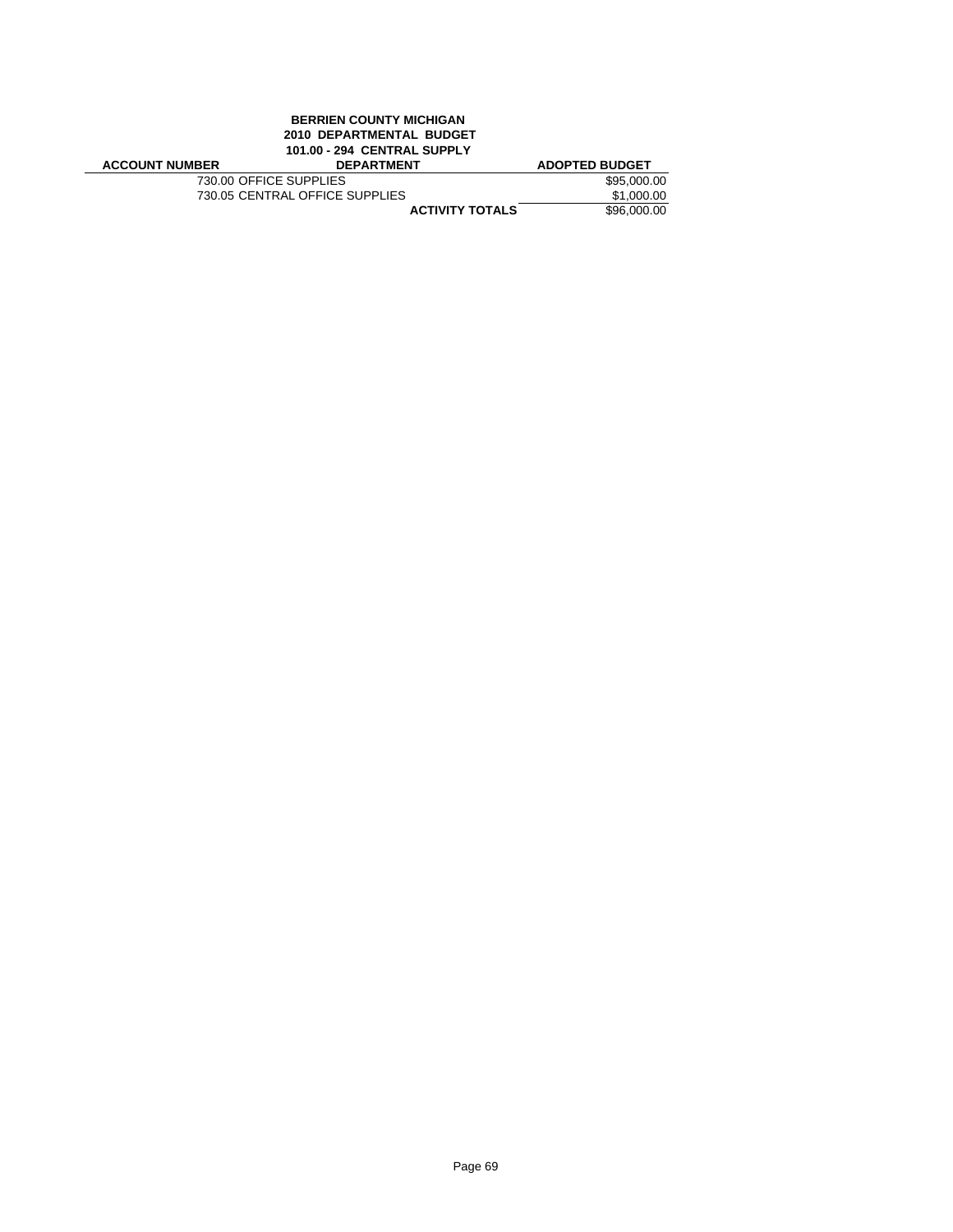**BERRIEN COUNTY MICHIGAN**
**2010 DEPARTMENTAL BUDGET**
**101.00 - 294 CENTRAL SUPPLY**

| ACCOUNT NUMBER | DEPARTMENT | ADOPTED BUDGET |
|---|---|---|
| 730.00 | OFFICE SUPPLIES | $95,000.00 |
| 730.05 | CENTRAL OFFICE SUPPLIES | $1,000.00 |
| | **ACTIVITY TOTALS** | $96,000.00 |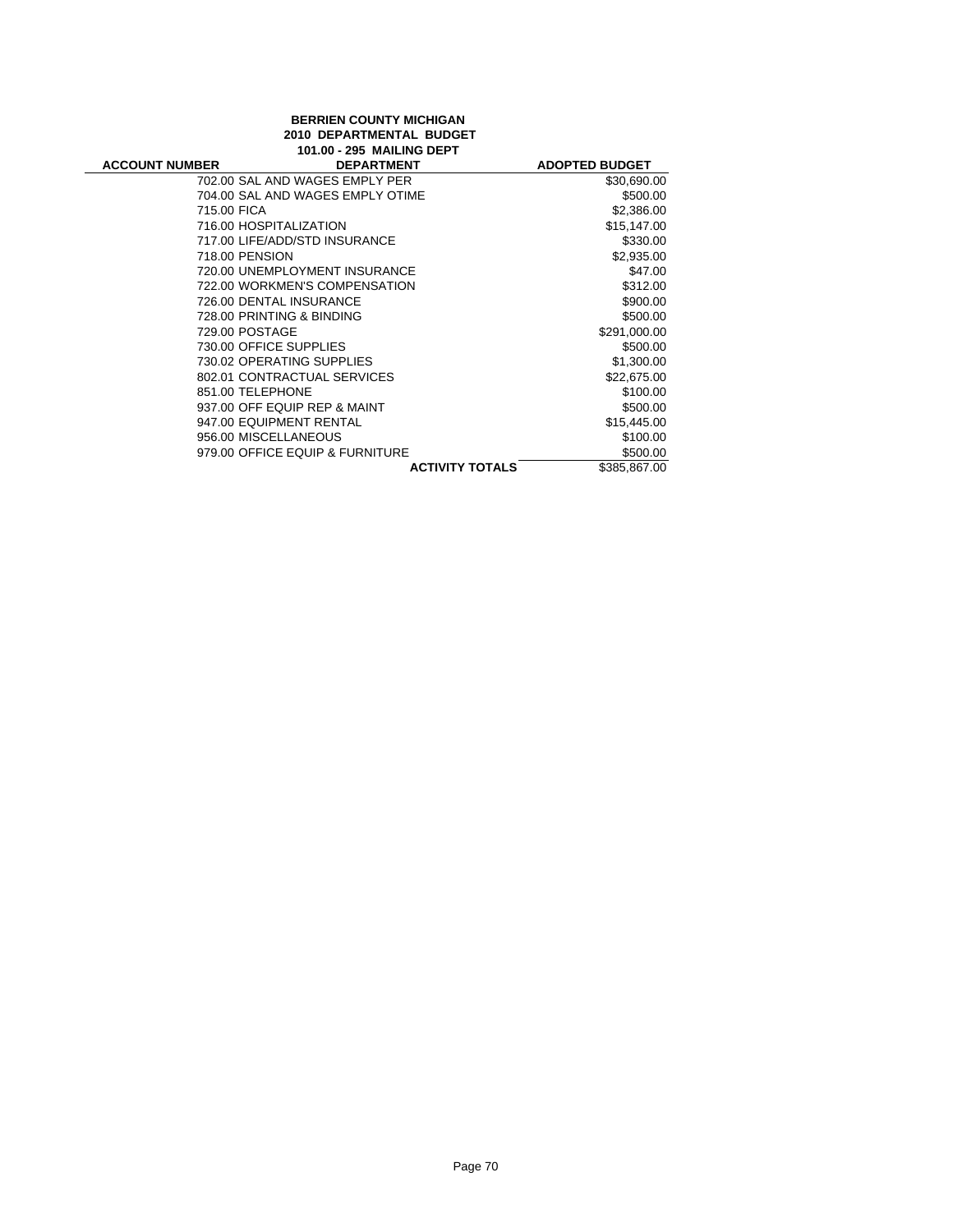**BERRIEN COUNTY MICHIGAN**
**2010 DEPARTMENTAL BUDGET**
**101.00 - 295 MAILING DEPT**

| ACCOUNT NUMBER | DEPARTMENT | ADOPTED BUDGET |
|---|---|---|
| 702.00 | SAL AND WAGES EMPLY PER | $30,690.00 |
| 704.00 | SAL AND WAGES EMPLY OTIME | $500.00 |
| 715.00 | FICA | $2,386.00 |
| 716.00 | HOSPITALIZATION | $15,147.00 |
| 717.00 | LIFE/ADD/STD INSURANCE | $330.00 |
| 718.00 | PENSION | $2,935.00 |
| 720.00 | UNEMPLOYMENT INSURANCE | $47.00 |
| 722.00 | WORKMEN'S COMPENSATION | $312.00 |
| 726.00 | DENTAL INSURANCE | $900.00 |
| 728.00 | PRINTING & BINDING | $500.00 |
| 729.00 | POSTAGE | $291,000.00 |
| 730.00 | OFFICE SUPPLIES | $500.00 |
| 730.02 | OPERATING SUPPLIES | $1,300.00 |
| 802.01 | CONTRACTUAL SERVICES | $22,675.00 |
| 851.00 | TELEPHONE | $100.00 |
| 937.00 | OFF EQUIP REP & MAINT | $500.00 |
| 947.00 | EQUIPMENT RENTAL | $15,445.00 |
| 956.00 | MISCELLANEOUS | $100.00 |
| 979.00 | OFFICE EQUIP & FURNITURE | $500.00 |
| | **ACTIVITY TOTALS** | $385,867.00 |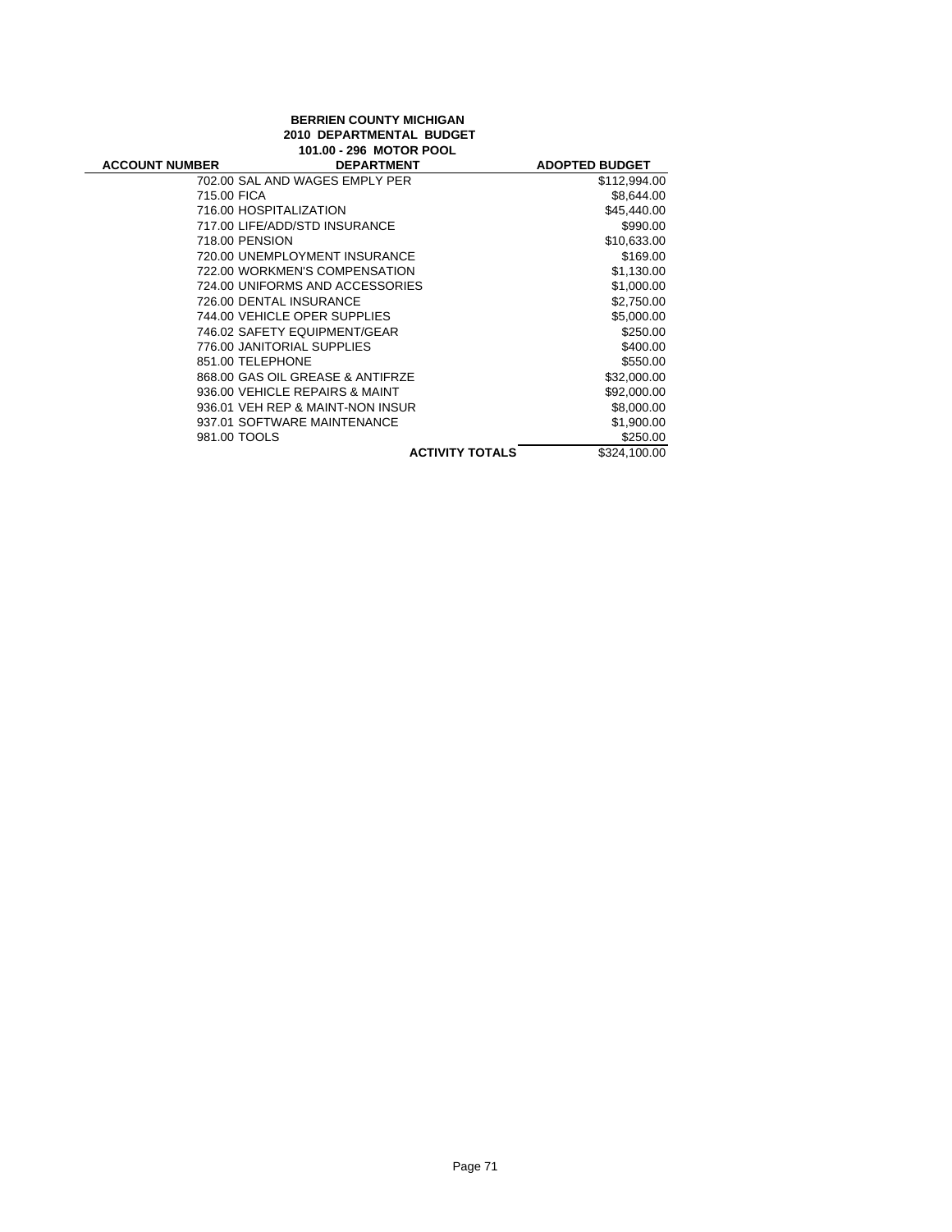**BERRIEN COUNTY MICHIGAN**
**2010 DEPARTMENTAL BUDGET**
**101.00 - 296 MOTOR POOL**

| ACCOUNT NUMBER | DEPARTMENT | ADOPTED BUDGET |
|---|---|---|
| 702.00 | SAL AND WAGES EMPLY PER | $112,994.00 |
| 715.00 | FICA | $8,644.00 |
| 716.00 | HOSPITALIZATION | $45,440.00 |
| 717.00 | LIFE/ADD/STD INSURANCE | $990.00 |
| 718.00 | PENSION | $10,633.00 |
| 720.00 | UNEMPLOYMENT INSURANCE | $169.00 |
| 722.00 | WORKMEN'S COMPENSATION | $1,130.00 |
| 724.00 | UNIFORMS AND ACCESSORIES | $1,000.00 |
| 726.00 | DENTAL INSURANCE | $2,750.00 |
| 744.00 | VEHICLE OPER SUPPLIES | $5,000.00 |
| 746.02 | SAFETY EQUIPMENT/GEAR | $250.00 |
| 776.00 | JANITORIAL SUPPLIES | $400.00 |
| 851.00 | TELEPHONE | $550.00 |
| 868.00 | GAS OIL GREASE & ANTIFRZE | $32,000.00 |
| 936.00 | VEHICLE REPAIRS & MAINT | $92,000.00 |
| 936.01 | VEH REP & MAINT-NON INSUR | $8,000.00 |
| 937.01 | SOFTWARE MAINTENANCE | $1,900.00 |
| 981.00 | TOOLS | $250.00 |
| | **ACTIVITY TOTALS** | $324,100.00 |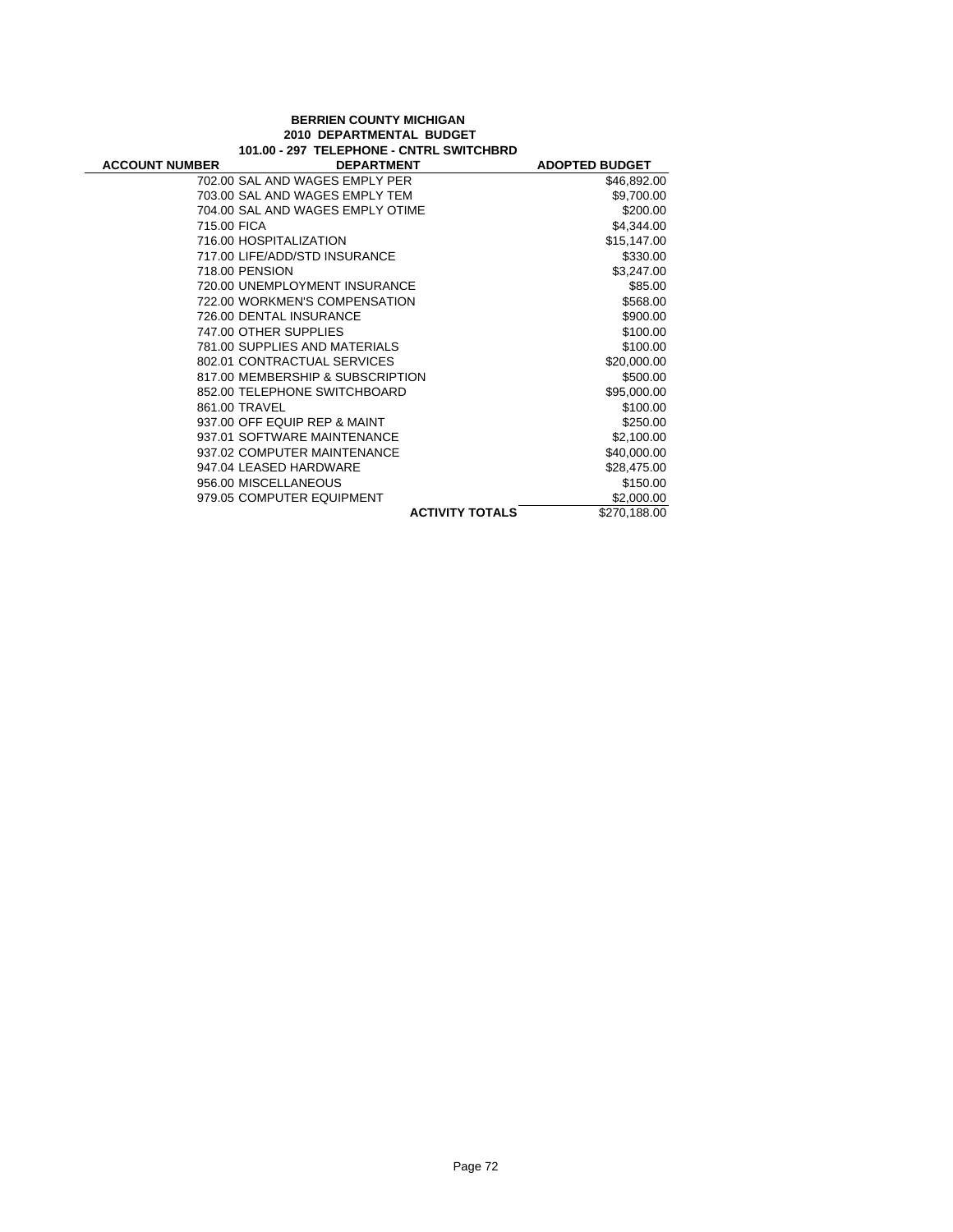**BERRIEN COUNTY MICHIGAN**
**2010 DEPARTMENTAL BUDGET**
**101.00 - 297 TELEPHONE - CNTRL SWITCHBRD**

| ACCOUNT NUMBER | DEPARTMENT | ADOPTED BUDGET |
|---|---|---|
| | 702.00 SAL AND WAGES EMPLY PER | $46,892.00 |
| | 703.00 SAL AND WAGES EMPLY TEM | $9,700.00 |
| | 704.00 SAL AND WAGES EMPLY OTIME | $200.00 |
| | 715.00 FICA | $4,344.00 |
| | 716.00 HOSPITALIZATION | $15,147.00 |
| | 717.00 LIFE/ADD/STD INSURANCE | $330.00 |
| | 718.00 PENSION | $3,247.00 |
| | 720.00 UNEMPLOYMENT INSURANCE | $85.00 |
| | 722.00 WORKMEN'S COMPENSATION | $568.00 |
| | 726.00 DENTAL INSURANCE | $900.00 |
| | 747.00 OTHER SUPPLIES | $100.00 |
| | 781.00 SUPPLIES AND MATERIALS | $100.00 |
| | 802.01 CONTRACTUAL SERVICES | $20,000.00 |
| | 817.00 MEMBERSHIP & SUBSCRIPTION | $500.00 |
| | 852.00 TELEPHONE SWITCHBOARD | $95,000.00 |
| | 861.00 TRAVEL | $100.00 |
| | 937.00 OFF EQUIP REP & MAINT | $250.00 |
| | 937.01 SOFTWARE MAINTENANCE | $2,100.00 |
| | 937.02 COMPUTER MAINTENANCE | $40,000.00 |
| | 947.04 LEASED HARDWARE | $28,475.00 |
| | 956.00 MISCELLANEOUS | $150.00 |
| | 979.05 COMPUTER EQUIPMENT | $2,000.00 |
| | **ACTIVITY TOTALS** | $270,188.00 |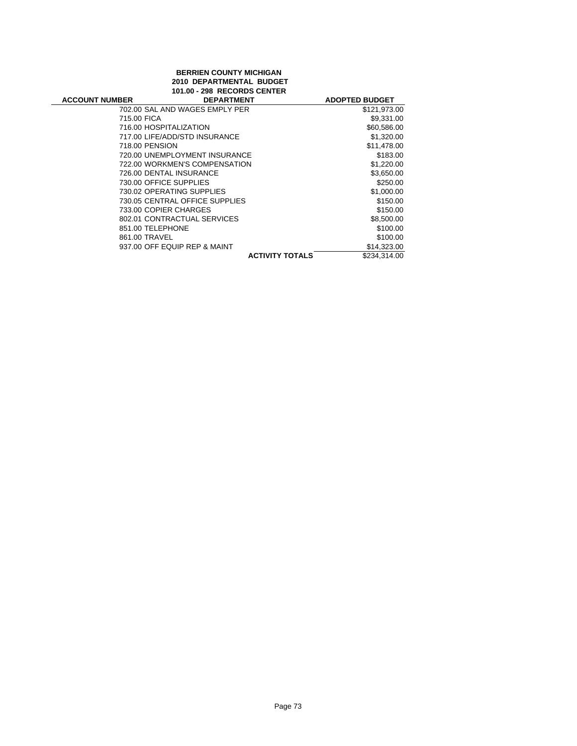**BERRIEN COUNTY MICHIGAN**
**2010 DEPARTMENTAL BUDGET**
**101.00 - 298 RECORDS CENTER**

| ACCOUNT NUMBER | DEPARTMENT | ADOPTED BUDGET |
|---|---|---|
| 702.00 | SAL AND WAGES EMPLY PER | $121,973.00 |
| 715.00 | FICA | $9,331.00 |
| 716.00 | HOSPITALIZATION | $60,586.00 |
| 717.00 | LIFE/ADD/STD INSURANCE | $1,320.00 |
| 718.00 | PENSION | $11,478.00 |
| 720.00 | UNEMPLOYMENT INSURANCE | $183.00 |
| 722.00 | WORKMEN'S COMPENSATION | $1,220.00 |
| 726.00 | DENTAL INSURANCE | $3,650.00 |
| 730.00 | OFFICE SUPPLIES | $250.00 |
| 730.02 | OPERATING SUPPLIES | $1,000.00 |
| 730.05 | CENTRAL OFFICE SUPPLIES | $150.00 |
| 733.00 | COPIER CHARGES | $150.00 |
| 802.01 | CONTRACTUAL SERVICES | $8,500.00 |
| 851.00 | TELEPHONE | $100.00 |
| 861.00 | TRAVEL | $100.00 |
| 937.00 | OFF EQUIP REP & MAINT | $14,323.00 |
| | **ACTIVITY TOTALS** | $234,314.00 |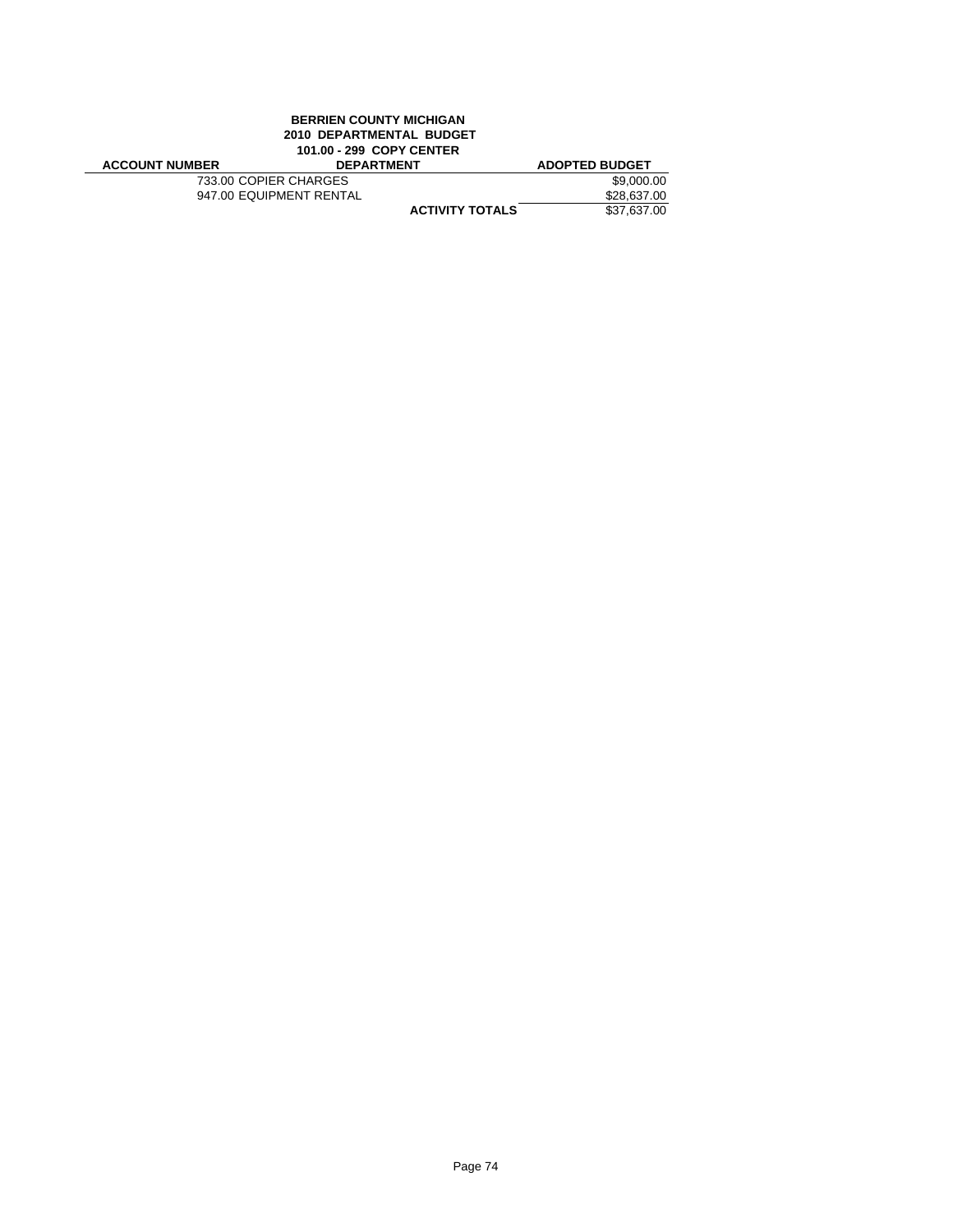**BERRIEN COUNTY MICHIGAN**
**2010 DEPARTMENTAL BUDGET**
**101.00 - 299 COPY CENTER**

| ACCOUNT NUMBER | DEPARTMENT | | ADOPTED BUDGET |
|---|---|---|---|
| | 733.00 COPIER CHARGES | | $9,000.00 |
| | 947.00 EQUIPMENT RENTAL | | $28,637.00 |
| | | **ACTIVITY TOTALS** | $37,637.00 |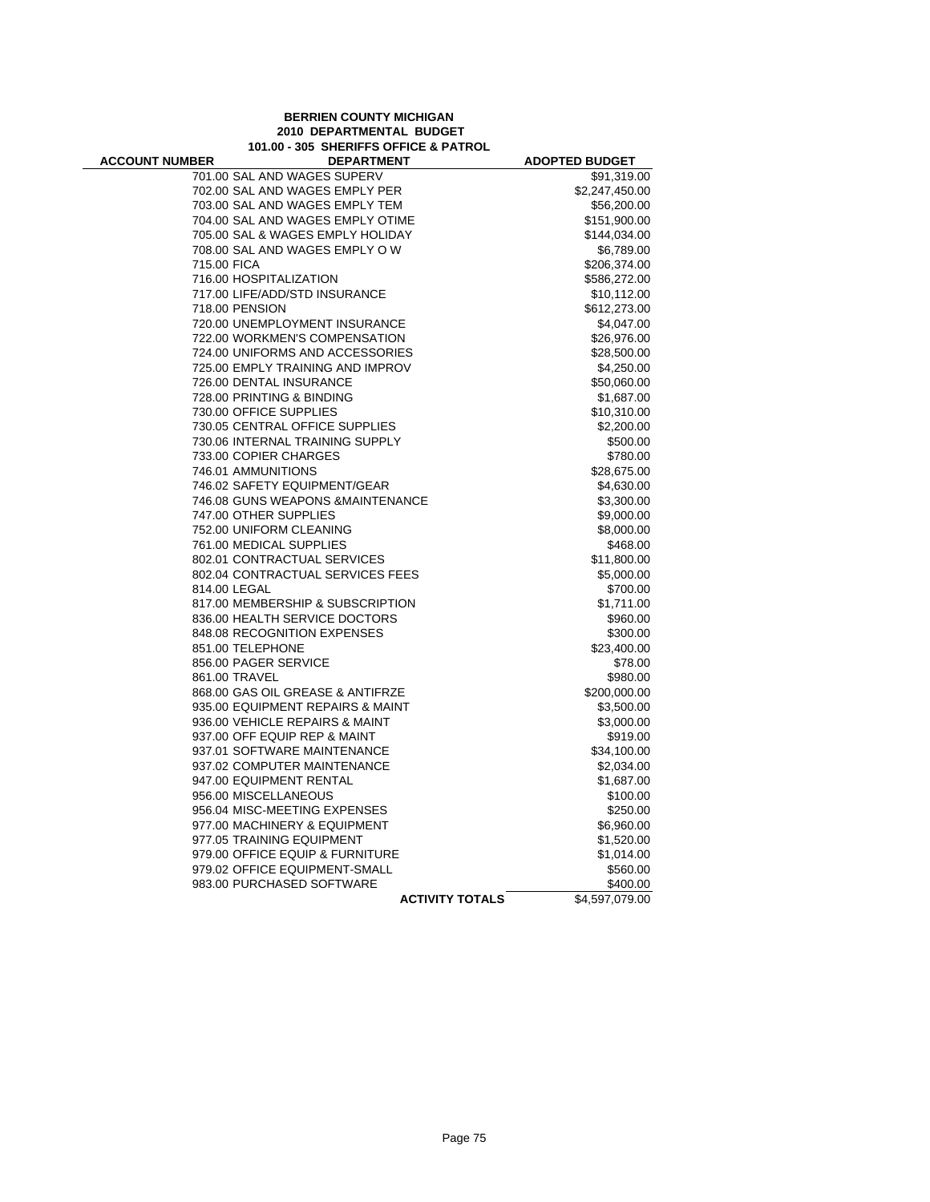**BERRIEN COUNTY MICHIGAN**
**2010 DEPARTMENTAL BUDGET**
**101.00 - 305 SHERIFFS OFFICE & PATROL**

| ACCOUNT NUMBER | DEPARTMENT | ADOPTED BUDGET |
|---|---|---|
| | 701.00 SAL AND WAGES SUPERV | $91,319.00 |
| | 702.00 SAL AND WAGES EMPLY PER | $2,247,450.00 |
| | 703.00 SAL AND WAGES EMPLY TEM | $56,200.00 |
| | 704.00 SAL AND WAGES EMPLY OTIME | $151,900.00 |
| | 705.00 SAL & WAGES EMPLY HOLIDAY | $144,034.00 |
| | 708.00 SAL AND WAGES EMPLY O W | $6,789.00 |
| | 715.00 FICA | $206,374.00 |
| | 716.00 HOSPITALIZATION | $586,272.00 |
| | 717.00 LIFE/ADD/STD INSURANCE | $10,112.00 |
| | 718.00 PENSION | $612,273.00 |
| | 720.00 UNEMPLOYMENT INSURANCE | $4,047.00 |
| | 722.00 WORKMEN'S COMPENSATION | $26,976.00 |
| | 724.00 UNIFORMS AND ACCESSORIES | $28,500.00 |
| | 725.00 EMPLY TRAINING AND IMPROV | $4,250.00 |
| | 726.00 DENTAL INSURANCE | $50,060.00 |
| | 728.00 PRINTING & BINDING | $1,687.00 |
| | 730.00 OFFICE SUPPLIES | $10,310.00 |
| | 730.05 CENTRAL OFFICE SUPPLIES | $2,200.00 |
| | 730.06 INTERNAL TRAINING SUPPLY | $500.00 |
| | 733.00 COPIER CHARGES | $780.00 |
| | 746.01 AMMUNITIONS | $28,675.00 |
| | 746.02 SAFETY EQUIPMENT/GEAR | $4,630.00 |
| | 746.08 GUNS WEAPONS &MAINTENANCE | $3,300.00 |
| | 747.00 OTHER SUPPLIES | $9,000.00 |
| | 752.00 UNIFORM CLEANING | $8,000.00 |
| | 761.00 MEDICAL SUPPLIES | $468.00 |
| | 802.01 CONTRACTUAL SERVICES | $11,800.00 |
| | 802.04 CONTRACTUAL SERVICES FEES | $5,000.00 |
| | 814.00 LEGAL | $700.00 |
| | 817.00 MEMBERSHIP & SUBSCRIPTION | $1,711.00 |
| | 836.00 HEALTH SERVICE DOCTORS | $960.00 |
| | 848.08 RECOGNITION EXPENSES | $300.00 |
| | 851.00 TELEPHONE | $23,400.00 |
| | 856.00 PAGER SERVICE | $78.00 |
| | 861.00 TRAVEL | $980.00 |
| | 868.00 GAS OIL GREASE & ANTIFRZE | $200,000.00 |
| | 935.00 EQUIPMENT REPAIRS & MAINT | $3,500.00 |
| | 936.00 VEHICLE REPAIRS & MAINT | $3,000.00 |
| | 937.00 OFF EQUIP REP & MAINT | $919.00 |
| | 937.01 SOFTWARE MAINTENANCE | $34,100.00 |
| | 937.02 COMPUTER MAINTENANCE | $2,034.00 |
| | 947.00 EQUIPMENT RENTAL | $1,687.00 |
| | 956.00 MISCELLANEOUS | $100.00 |
| | 956.04 MISC-MEETING EXPENSES | $250.00 |
| | 977.00 MACHINERY & EQUIPMENT | $6,960.00 |
| | 977.05 TRAINING EQUIPMENT | $1,520.00 |
| | 979.00 OFFICE EQUIP & FURNITURE | $1,014.00 |
| | 979.02 OFFICE EQUIPMENT-SMALL | $560.00 |
| | 983.00 PURCHASED SOFTWARE | $400.00 |
| | **ACTIVITY TOTALS** | $4,597,079.00 |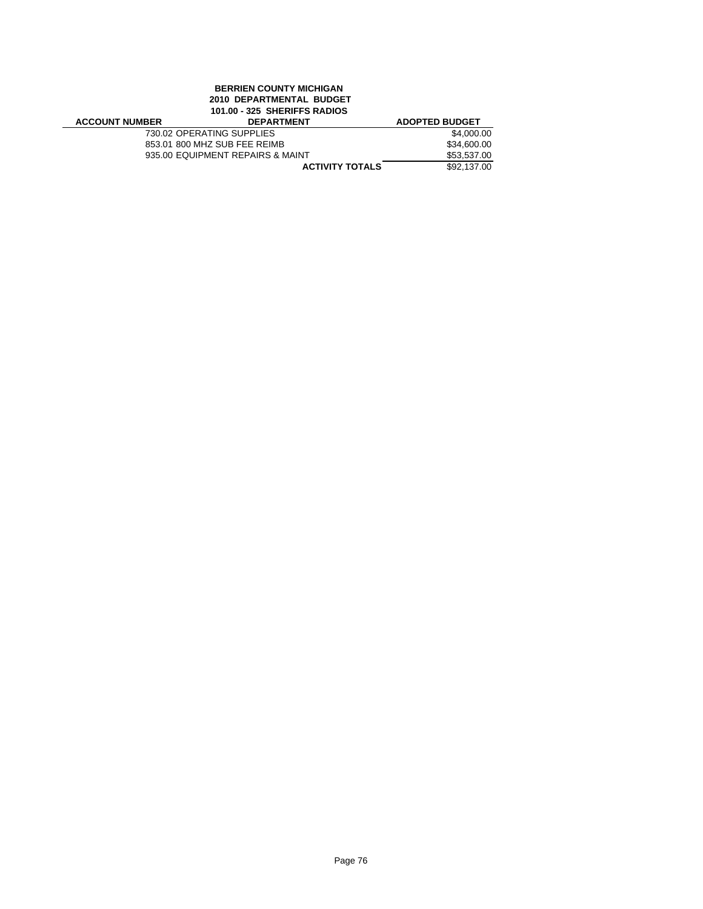**BERRIEN COUNTY MICHIGAN**
**2010 DEPARTMENTAL BUDGET**
**101.00 - 325 SHERIFFS RADIOS**

| ACCOUNT NUMBER | DEPARTMENT | ADOPTED BUDGET |
|---|---|---|
| | 730.02 OPERATING SUPPLIES | $4,000.00 |
| | 853.01 800 MHZ SUB FEE REIMB | $34,600.00 |
| | 935.00 EQUIPMENT REPAIRS & MAINT | $53,537.00 |
| | **ACTIVITY TOTALS** | $92,137.00 |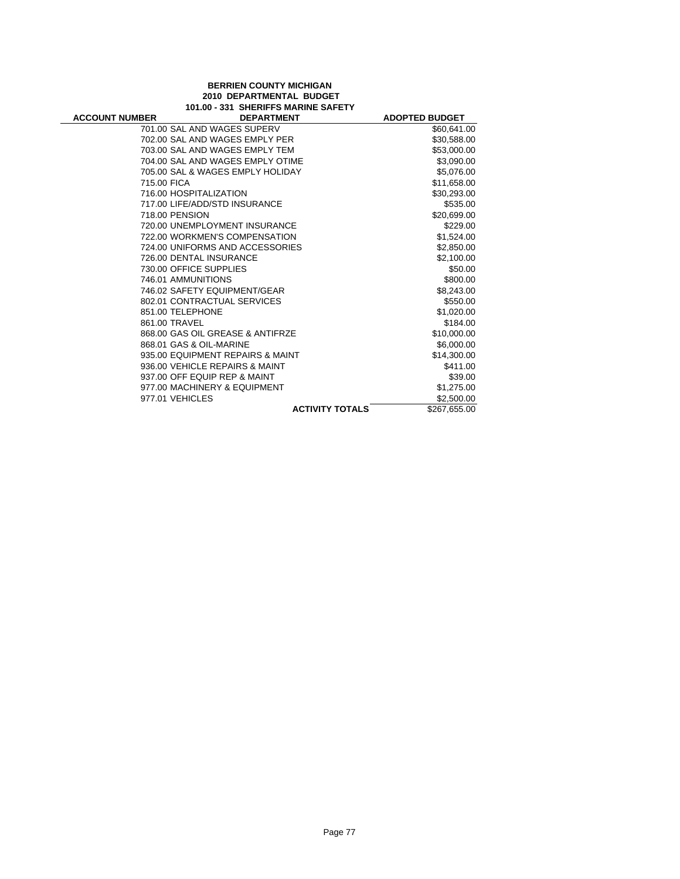**BERRIEN COUNTY MICHIGAN**
**2010 DEPARTMENTAL BUDGET**
**101.00 - 331 SHERIFFS MARINE SAFETY**

| ACCOUNT NUMBER | DEPARTMENT | ADOPTED BUDGET |
|---|---|---|
| 701.00 | SAL AND WAGES SUPERV | $60,641.00 |
| 702.00 | SAL AND WAGES EMPLY PER | $30,588.00 |
| 703.00 | SAL AND WAGES EMPLY TEM | $53,000.00 |
| 704.00 | SAL AND WAGES EMPLY OTIME | $3,090.00 |
| 705.00 | SAL & WAGES EMPLY HOLIDAY | $5,076.00 |
| 715.00 | FICA | $11,658.00 |
| 716.00 | HOSPITALIZATION | $30,293.00 |
| 717.00 | LIFE/ADD/STD INSURANCE | $535.00 |
| 718.00 | PENSION | $20,699.00 |
| 720.00 | UNEMPLOYMENT INSURANCE | $229.00 |
| 722.00 | WORKMEN'S COMPENSATION | $1,524.00 |
| 724.00 | UNIFORMS AND ACCESSORIES | $2,850.00 |
| 726.00 | DENTAL INSURANCE | $2,100.00 |
| 730.00 | OFFICE SUPPLIES | $50.00 |
| 746.01 | AMMUNITIONS | $800.00 |
| 746.02 | SAFETY EQUIPMENT/GEAR | $8,243.00 |
| 802.01 | CONTRACTUAL SERVICES | $550.00 |
| 851.00 | TELEPHONE | $1,020.00 |
| 861.00 | TRAVEL | $184.00 |
| 868.00 | GAS OIL GREASE & ANTIFRZE | $10,000.00 |
| 868.01 | GAS & OIL-MARINE | $6,000.00 |
| 935.00 | EQUIPMENT REPAIRS & MAINT | $14,300.00 |
| 936.00 | VEHICLE REPAIRS & MAINT | $411.00 |
| 937.00 | OFF EQUIP REP & MAINT | $39.00 |
| 977.00 | MACHINERY & EQUIPMENT | $1,275.00 |
| 977.01 | VEHICLES | $2,500.00 |
| | **ACTIVITY TOTALS** | $267,655.00 |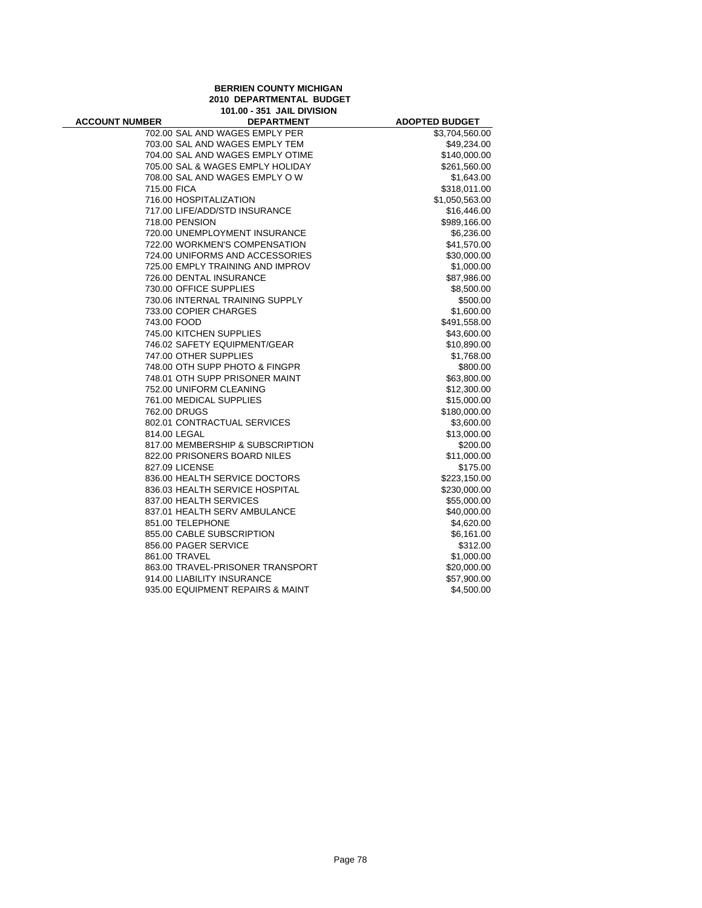**BERRIEN COUNTY MICHIGAN**
**2010 DEPARTMENTAL BUDGET**
**101.00 - 351 JAIL DIVISION**

| ACCOUNT NUMBER | DEPARTMENT | ADOPTED BUDGET |
|---|---|---|
| | 702.00 SAL AND WAGES EMPLY PER | $3,704,560.00 |
| | 703.00 SAL AND WAGES EMPLY TEM | $49,234.00 |
| | 704.00 SAL AND WAGES EMPLY OTIME | $140,000.00 |
| | 705.00 SAL & WAGES EMPLY HOLIDAY | $261,560.00 |
| | 708.00 SAL AND WAGES EMPLY O W | $1,643.00 |
| | 715.00 FICA | $318,011.00 |
| | 716.00 HOSPITALIZATION | $1,050,563.00 |
| | 717.00 LIFE/ADD/STD INSURANCE | $16,446.00 |
| | 718.00 PENSION | $989,166.00 |
| | 720.00 UNEMPLOYMENT INSURANCE | $6,236.00 |
| | 722.00 WORKMEN'S COMPENSATION | $41,570.00 |
| | 724.00 UNIFORMS AND ACCESSORIES | $30,000.00 |
| | 725.00 EMPLY TRAINING AND IMPROV | $1,000.00 |
| | 726.00 DENTAL INSURANCE | $87,986.00 |
| | 730.00 OFFICE SUPPLIES | $8,500.00 |
| | 730.06 INTERNAL TRAINING SUPPLY | $500.00 |
| | 733.00 COPIER CHARGES | $1,600.00 |
| | 743.00 FOOD | $491,558.00 |
| | 745.00 KITCHEN SUPPLIES | $43,600.00 |
| | 746.02 SAFETY EQUIPMENT/GEAR | $10,890.00 |
| | 747.00 OTHER SUPPLIES | $1,768.00 |
| | 748.00 OTH SUPP PHOTO & FINGPR | $800.00 |
| | 748.01 OTH SUPP PRISONER MAINT | $63,800.00 |
| | 752.00 UNIFORM CLEANING | $12,300.00 |
| | 761.00 MEDICAL SUPPLIES | $15,000.00 |
| | 762.00 DRUGS | $180,000.00 |
| | 802.01 CONTRACTUAL SERVICES | $3,600.00 |
| | 814.00 LEGAL | $13,000.00 |
| | 817.00 MEMBERSHIP & SUBSCRIPTION | $200.00 |
| | 822.00 PRISONERS BOARD NILES | $11,000.00 |
| | 827.09 LICENSE | $175.00 |
| | 836.00 HEALTH SERVICE DOCTORS | $223,150.00 |
| | 836.03 HEALTH SERVICE HOSPITAL | $230,000.00 |
| | 837.00 HEALTH SERVICES | $55,000.00 |
| | 837.01 HEALTH SERV AMBULANCE | $40,000.00 |
| | 851.00 TELEPHONE | $4,620.00 |
| | 855.00 CABLE SUBSCRIPTION | $6,161.00 |
| | 856.00 PAGER SERVICE | $312.00 |
| | 861.00 TRAVEL | $1,000.00 |
| | 863.00 TRAVEL-PRISONER TRANSPORT | $20,000.00 |
| | 914.00 LIABILITY INSURANCE | $57,900.00 |
| | 935.00 EQUIPMENT REPAIRS & MAINT | $4,500.00 |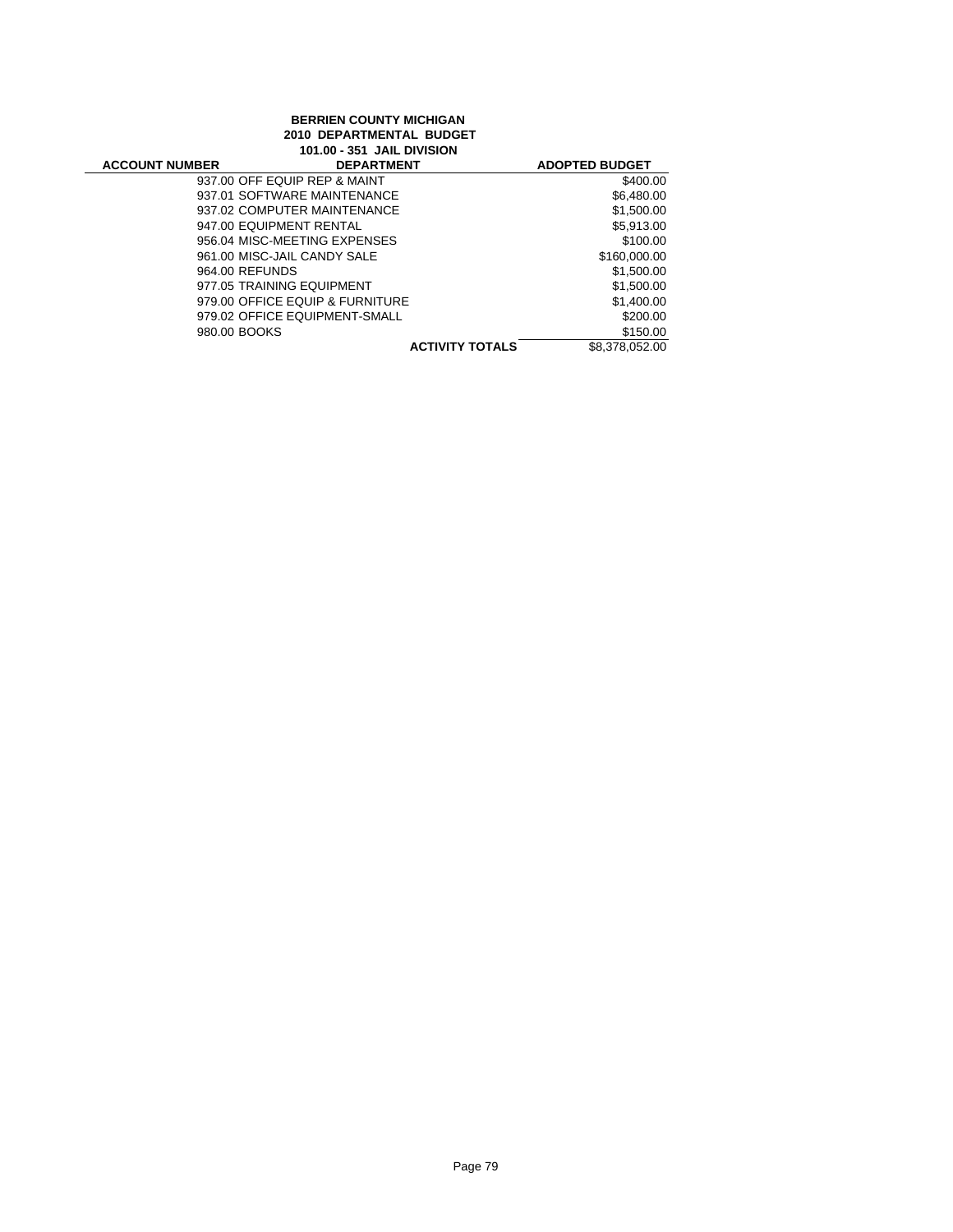**BERRIEN COUNTY MICHIGAN**
**2010 DEPARTMENTAL BUDGET**
**101.00 - 351 JAIL DIVISION**

| ACCOUNT NUMBER | DEPARTMENT | ADOPTED BUDGET |
|---|---|---|
| | 937.00 OFF EQUIP REP & MAINT | $400.00 |
| | 937.01 SOFTWARE MAINTENANCE | $6,480.00 |
| | 937.02 COMPUTER MAINTENANCE | $1,500.00 |
| | 947.00 EQUIPMENT RENTAL | $5,913.00 |
| | 956.04 MISC-MEETING EXPENSES | $100.00 |
| | 961.00 MISC-JAIL CANDY SALE | $160,000.00 |
| | 964.00 REFUNDS | $1,500.00 |
| | 977.05 TRAINING EQUIPMENT | $1,500.00 |
| | 979.00 OFFICE EQUIP & FURNITURE | $1,400.00 |
| | 979.02 OFFICE EQUIPMENT-SMALL | $200.00 |
| | 980.00 BOOKS | $150.00 |
| | **ACTIVITY TOTALS** | $8,378,052.00 |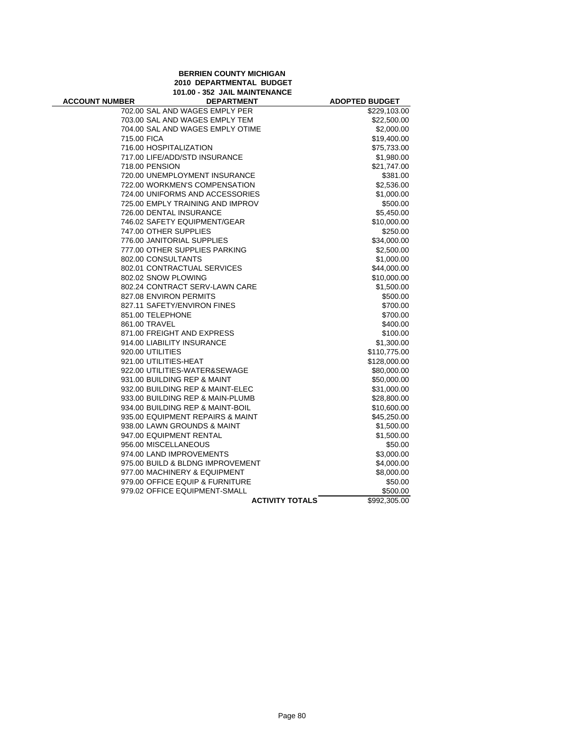**BERRIEN COUNTY MICHIGAN**
**2010 DEPARTMENTAL BUDGET**
**101.00 - 352 JAIL MAINTENANCE**

| ACCOUNT NUMBER | DEPARTMENT | ADOPTED BUDGET |
|---|---|---|
| | 702.00 SAL AND WAGES EMPLY PER | $229,103.00 |
| | 703.00 SAL AND WAGES EMPLY TEM | $22,500.00 |
| | 704.00 SAL AND WAGES EMPLY OTIME | $2,000.00 |
| | 715.00 FICA | $19,400.00 |
| | 716.00 HOSPITALIZATION | $75,733.00 |
| | 717.00 LIFE/ADD/STD INSURANCE | $1,980.00 |
| | 718.00 PENSION | $21,747.00 |
| | 720.00 UNEMPLOYMENT INSURANCE | $381.00 |
| | 722.00 WORKMEN'S COMPENSATION | $2,536.00 |
| | 724.00 UNIFORMS AND ACCESSORIES | $1,000.00 |
| | 725.00 EMPLY TRAINING AND IMPROV | $500.00 |
| | 726.00 DENTAL INSURANCE | $5,450.00 |
| | 746.02 SAFETY EQUIPMENT/GEAR | $10,000.00 |
| | 747.00 OTHER SUPPLIES | $250.00 |
| | 776.00 JANITORIAL SUPPLIES | $34,000.00 |
| | 777.00 OTHER SUPPLIES PARKING | $2,500.00 |
| | 802.00 CONSULTANTS | $1,000.00 |
| | 802.01 CONTRACTUAL SERVICES | $44,000.00 |
| | 802.02 SNOW PLOWING | $10,000.00 |
| | 802.24 CONTRACT SERV-LAWN CARE | $1,500.00 |
| | 827.08 ENVIRON PERMITS | $500.00 |
| | 827.11 SAFETY/ENVIRON FINES | $700.00 |
| | 851.00 TELEPHONE | $700.00 |
| | 861.00 TRAVEL | $400.00 |
| | 871.00 FREIGHT AND EXPRESS | $100.00 |
| | 914.00 LIABILITY INSURANCE | $1,300.00 |
| | 920.00 UTILITIES | $110,775.00 |
| | 921.00 UTILITIES-HEAT | $128,000.00 |
| | 922.00 UTILITIES-WATER&SEWAGE | $80,000.00 |
| | 931.00 BUILDING REP & MAINT | $50,000.00 |
| | 932.00 BUILDING REP & MAINT-ELEC | $31,000.00 |
| | 933.00 BUILDING REP & MAIN-PLUMB | $28,800.00 |
| | 934.00 BUILDING REP & MAINT-BOIL | $10,600.00 |
| | 935.00 EQUIPMENT REPAIRS & MAINT | $45,250.00 |
| | 938.00 LAWN GROUNDS & MAINT | $1,500.00 |
| | 947.00 EQUIPMENT RENTAL | $1,500.00 |
| | 956.00 MISCELLANEOUS | $50.00 |
| | 974.00 LAND IMPROVEMENTS | $3,000.00 |
| | 975.00 BUILD & BLDNG IMPROVEMENT | $4,000.00 |
| | 977.00 MACHINERY & EQUIPMENT | $8,000.00 |
| | 979.00 OFFICE EQUIP & FURNITURE | $50.00 |
| | 979.02 OFFICE EQUIPMENT-SMALL | $500.00 |
| | **ACTIVITY TOTALS** | $992,305.00 |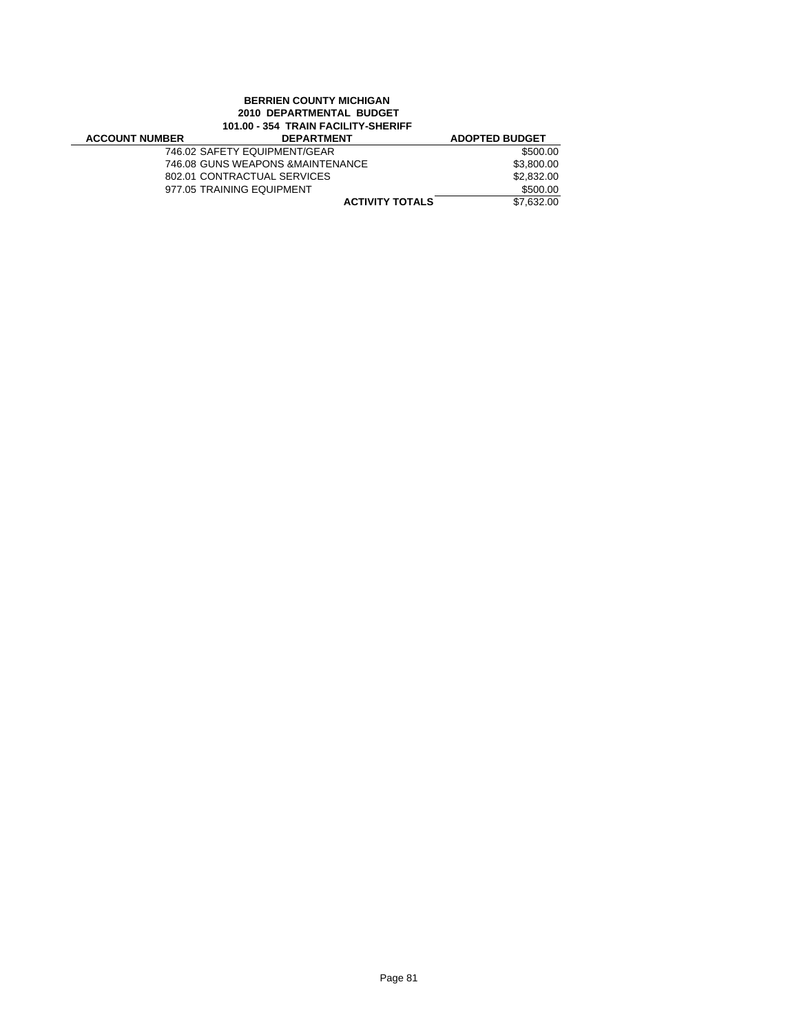**BERRIEN COUNTY MICHIGAN**
**2010 DEPARTMENTAL BUDGET**
**101.00 - 354 TRAIN FACILITY-SHERIFF**

| ACCOUNT NUMBER | DEPARTMENT | ADOPTED BUDGET |
|---|---|---|
| | 746.02 SAFETY EQUIPMENT/GEAR | $500.00 |
| | 746.08 GUNS WEAPONS &MAINTENANCE | $3,800.00 |
| | 802.01 CONTRACTUAL SERVICES | $2,832.00 |
| | 977.05 TRAINING EQUIPMENT | $500.00 |
| | **ACTIVITY TOTALS** | $7,632.00 |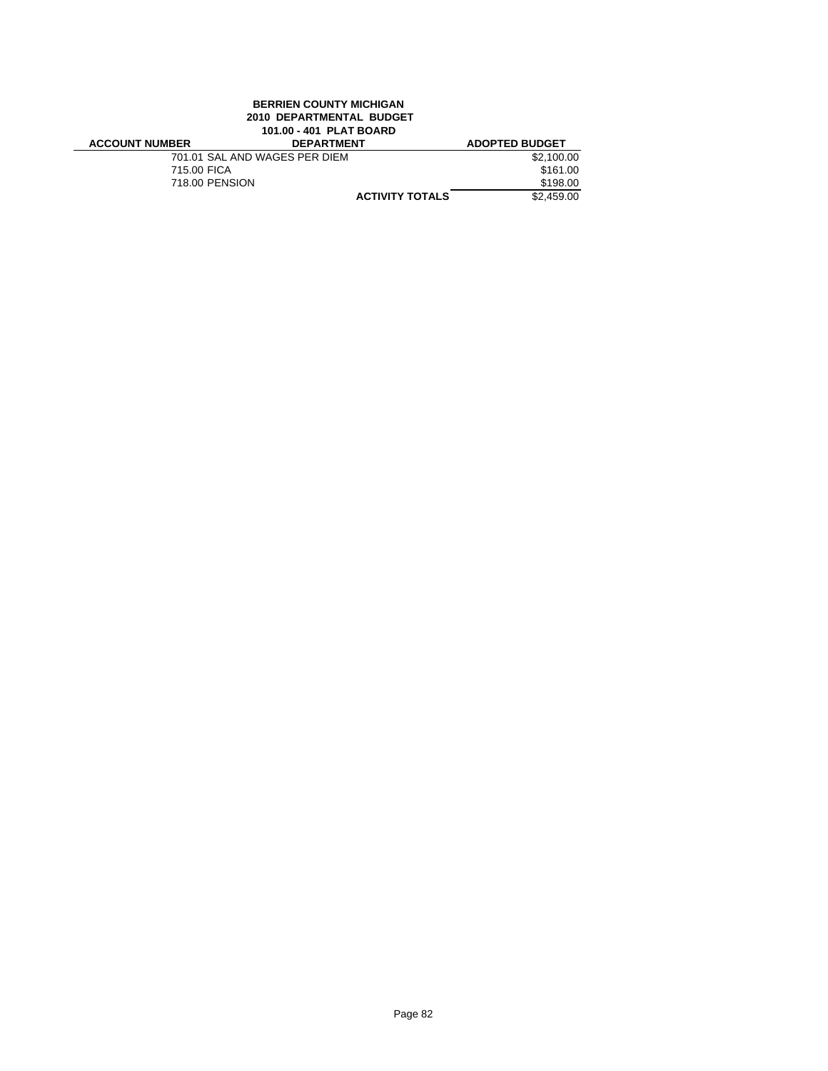**BERRIEN COUNTY MICHIGAN**
**2010 DEPARTMENTAL BUDGET**
**101.00 - 401 PLAT BOARD**

| ACCOUNT NUMBER | DEPARTMENT | ADOPTED BUDGET |
|---|---|---|
| | 701.01 SAL AND WAGES PER DIEM | $2,100.00 |
| | 715.00 FICA | $161.00 |
| | 718.00 PENSION | $198.00 |
| | **ACTIVITY TOTALS** | $2,459.00 |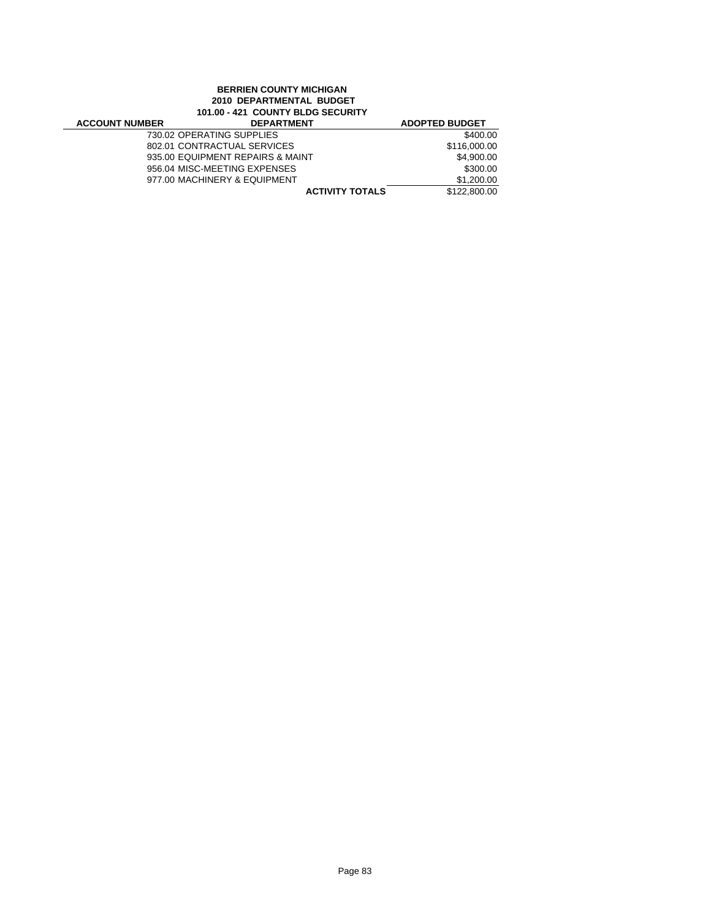**BERRIEN COUNTY MICHIGAN**
**2010 DEPARTMENTAL BUDGET**
**101.00 - 421 COUNTY BLDG SECURITY**

| ACCOUNT NUMBER | DEPARTMENT | ADOPTED BUDGET |
|---|---|---|
| | 730.02 OPERATING SUPPLIES | $400.00 |
| | 802.01 CONTRACTUAL SERVICES | $116,000.00 |
| | 935.00 EQUIPMENT REPAIRS & MAINT | $4,900.00 |
| | 956.04 MISC-MEETING EXPENSES | $300.00 |
| | 977.00 MACHINERY & EQUIPMENT | $1,200.00 |
| | **ACTIVITY TOTALS** | $122,800.00 |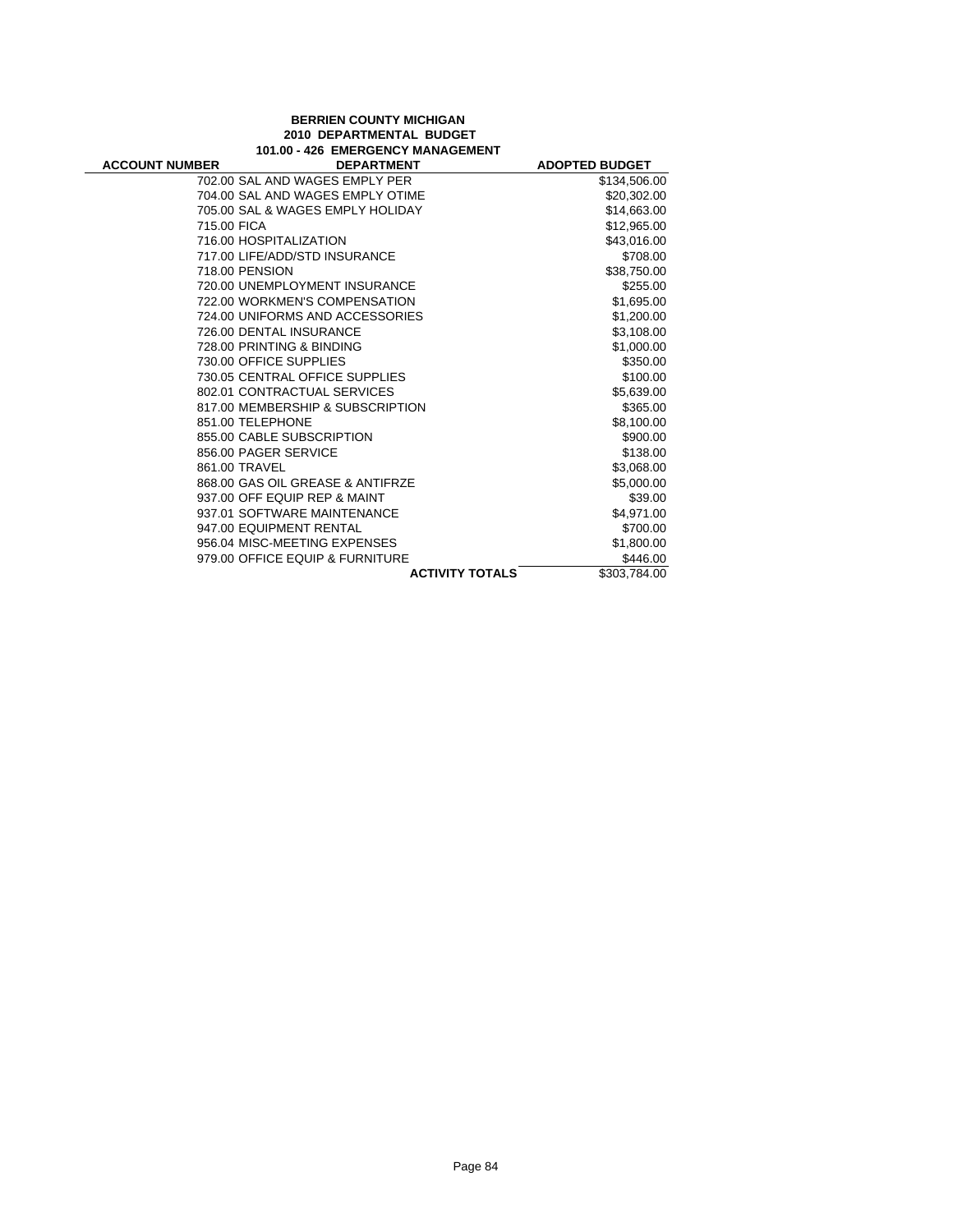**BERRIEN COUNTY MICHIGAN**
**2010 DEPARTMENTAL BUDGET**
**101.00 - 426 EMERGENCY MANAGEMENT**

| ACCOUNT NUMBER | DEPARTMENT | ADOPTED BUDGET |
|---|---|---|
| 702.00 | SAL AND WAGES EMPLY PER | $134,506.00 |
| 704.00 | SAL AND WAGES EMPLY OTIME | $20,302.00 |
| 705.00 | SAL & WAGES EMPLY HOLIDAY | $14,663.00 |
| 715.00 | FICA | $12,965.00 |
| 716.00 | HOSPITALIZATION | $43,016.00 |
| 717.00 | LIFE/ADD/STD INSURANCE | $708.00 |
| 718.00 | PENSION | $38,750.00 |
| 720.00 | UNEMPLOYMENT INSURANCE | $255.00 |
| 722.00 | WORKMEN'S COMPENSATION | $1,695.00 |
| 724.00 | UNIFORMS AND ACCESSORIES | $1,200.00 |
| 726.00 | DENTAL INSURANCE | $3,108.00 |
| 728.00 | PRINTING & BINDING | $1,000.00 |
| 730.00 | OFFICE SUPPLIES | $350.00 |
| 730.05 | CENTRAL OFFICE SUPPLIES | $100.00 |
| 802.01 | CONTRACTUAL SERVICES | $5,639.00 |
| 817.00 | MEMBERSHIP & SUBSCRIPTION | $365.00 |
| 851.00 | TELEPHONE | $8,100.00 |
| 855.00 | CABLE SUBSCRIPTION | $900.00 |
| 856.00 | PAGER SERVICE | $138.00 |
| 861.00 | TRAVEL | $3,068.00 |
| 868.00 | GAS OIL GREASE & ANTIFRZE | $5,000.00 |
| 937.00 | OFF EQUIP REP & MAINT | $39.00 |
| 937.01 | SOFTWARE MAINTENANCE | $4,971.00 |
| 947.00 | EQUIPMENT RENTAL | $700.00 |
| 956.04 | MISC-MEETING EXPENSES | $1,800.00 |
| 979.00 | OFFICE EQUIP & FURNITURE | $446.00 |
| | **ACTIVITY TOTALS** | $303,784.00 |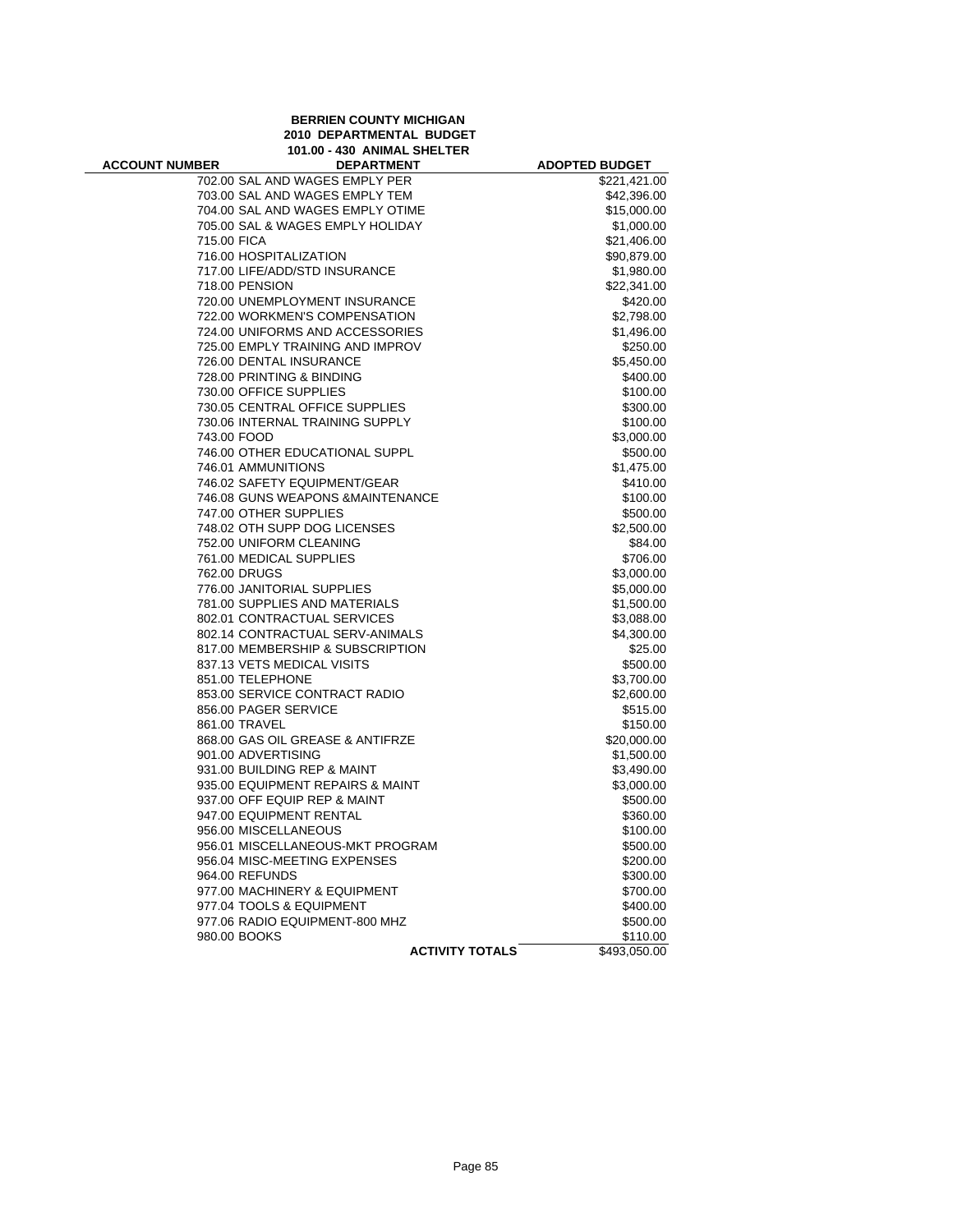**BERRIEN COUNTY MICHIGAN**
**2010 DEPARTMENTAL BUDGET**
**101.00 - 430 ANIMAL SHELTER**

| ACCOUNT NUMBER | DEPARTMENT | ADOPTED BUDGET |
|---|---|---|
| | 702.00 SAL AND WAGES EMPLY PER | $221,421.00 |
| | 703.00 SAL AND WAGES EMPLY TEM | $42,396.00 |
| | 704.00 SAL AND WAGES EMPLY OTIME | $15,000.00 |
| | 705.00 SAL & WAGES EMPLY HOLIDAY | $1,000.00 |
| | 715.00 FICA | $21,406.00 |
| | 716.00 HOSPITALIZATION | $90,879.00 |
| | 717.00 LIFE/ADD/STD INSURANCE | $1,980.00 |
| | 718.00 PENSION | $22,341.00 |
| | 720.00 UNEMPLOYMENT INSURANCE | $420.00 |
| | 722.00 WORKMEN'S COMPENSATION | $2,798.00 |
| | 724.00 UNIFORMS AND ACCESSORIES | $1,496.00 |
| | 725.00 EMPLY TRAINING AND IMPROV | $250.00 |
| | 726.00 DENTAL INSURANCE | $5,450.00 |
| | 728.00 PRINTING & BINDING | $400.00 |
| | 730.00 OFFICE SUPPLIES | $100.00 |
| | 730.05 CENTRAL OFFICE SUPPLIES | $300.00 |
| | 730.06 INTERNAL TRAINING SUPPLY | $100.00 |
| | 743.00 FOOD | $3,000.00 |
| | 746.00 OTHER EDUCATIONAL SUPPL | $500.00 |
| | 746.01 AMMUNITIONS | $1,475.00 |
| | 746.02 SAFETY EQUIPMENT/GEAR | $410.00 |
| | 746.08 GUNS WEAPONS &MAINTENANCE | $100.00 |
| | 747.00 OTHER SUPPLIES | $500.00 |
| | 748.02 OTH SUPP DOG LICENSES | $2,500.00 |
| | 752.00 UNIFORM CLEANING | $84.00 |
| | 761.00 MEDICAL SUPPLIES | $706.00 |
| | 762.00 DRUGS | $3,000.00 |
| | 776.00 JANITORIAL SUPPLIES | $5,000.00 |
| | 781.00 SUPPLIES AND MATERIALS | $1,500.00 |
| | 802.01 CONTRACTUAL SERVICES | $3,088.00 |
| | 802.14 CONTRACTUAL SERV-ANIMALS | $4,300.00 |
| | 817.00 MEMBERSHIP & SUBSCRIPTION | $25.00 |
| | 837.13 VETS MEDICAL VISITS | $500.00 |
| | 851.00 TELEPHONE | $3,700.00 |
| | 853.00 SERVICE CONTRACT RADIO | $2,600.00 |
| | 856.00 PAGER SERVICE | $515.00 |
| | 861.00 TRAVEL | $150.00 |
| | 868.00 GAS OIL GREASE & ANTIFRZE | $20,000.00 |
| | 901.00 ADVERTISING | $1,500.00 |
| | 931.00 BUILDING REP & MAINT | $3,490.00 |
| | 935.00 EQUIPMENT REPAIRS & MAINT | $3,000.00 |
| | 937.00 OFF EQUIP REP & MAINT | $500.00 |
| | 947.00 EQUIPMENT RENTAL | $360.00 |
| | 956.00 MISCELLANEOUS | $100.00 |
| | 956.01 MISCELLANEOUS-MKT PROGRAM | $500.00 |
| | 956.04 MISC-MEETING EXPENSES | $200.00 |
| | 964.00 REFUNDS | $300.00 |
| | 977.00 MACHINERY & EQUIPMENT | $700.00 |
| | 977.04 TOOLS & EQUIPMENT | $400.00 |
| | 977.06 RADIO EQUIPMENT-800 MHZ | $500.00 |
| | 980.00 BOOKS | $110.00 |
| | **ACTIVITY TOTALS** | $493,050.00 |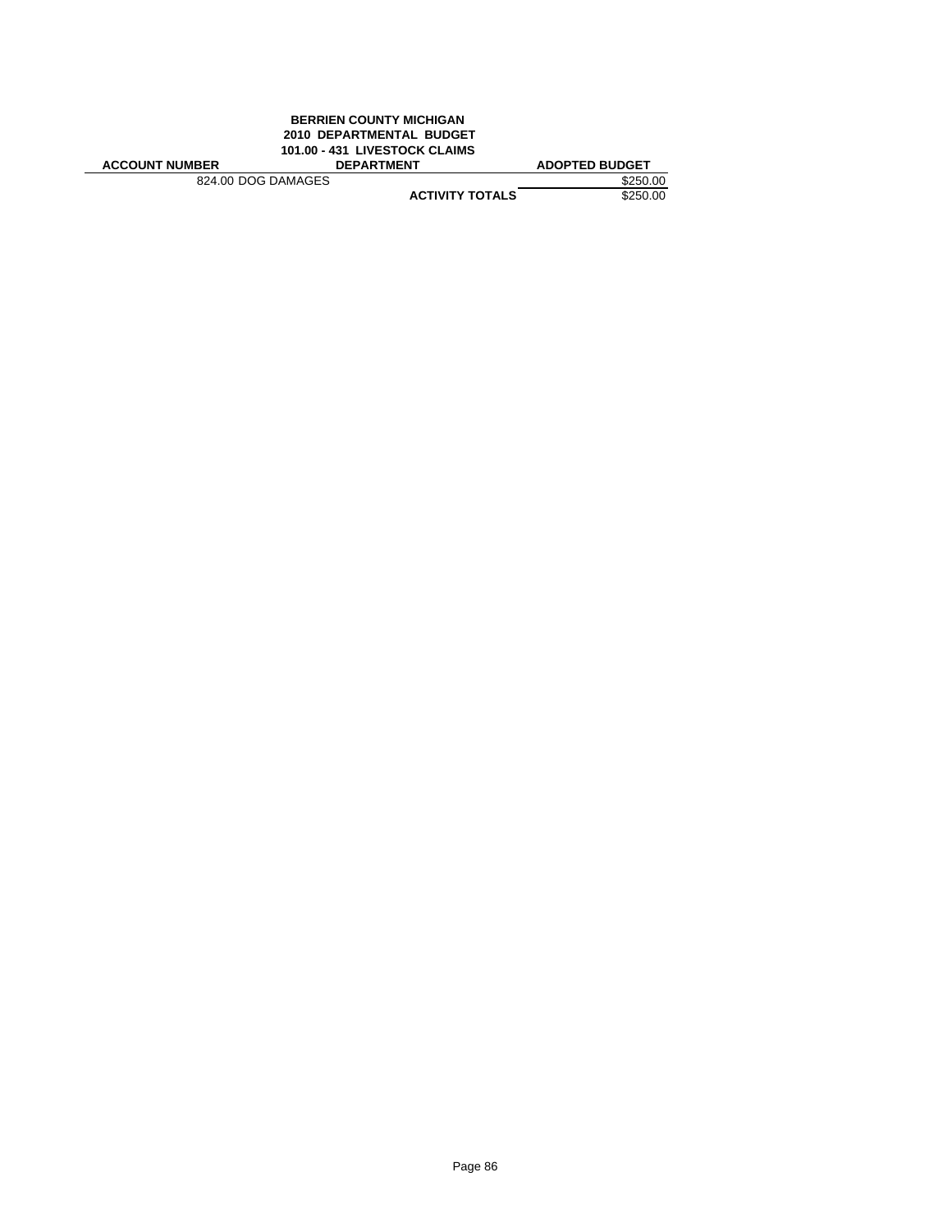**BERRIEN COUNTY MICHIGAN**
**2010 DEPARTMENTAL BUDGET**
**101.00 - 431 LIVESTOCK CLAIMS**

| ACCOUNT NUMBER | DEPARTMENT | ADOPTED BUDGET |
|---|---|---|
| 824.00 DOG DAMAGES | | $250.00 |
| | **ACTIVITY TOTALS** | $250.00 |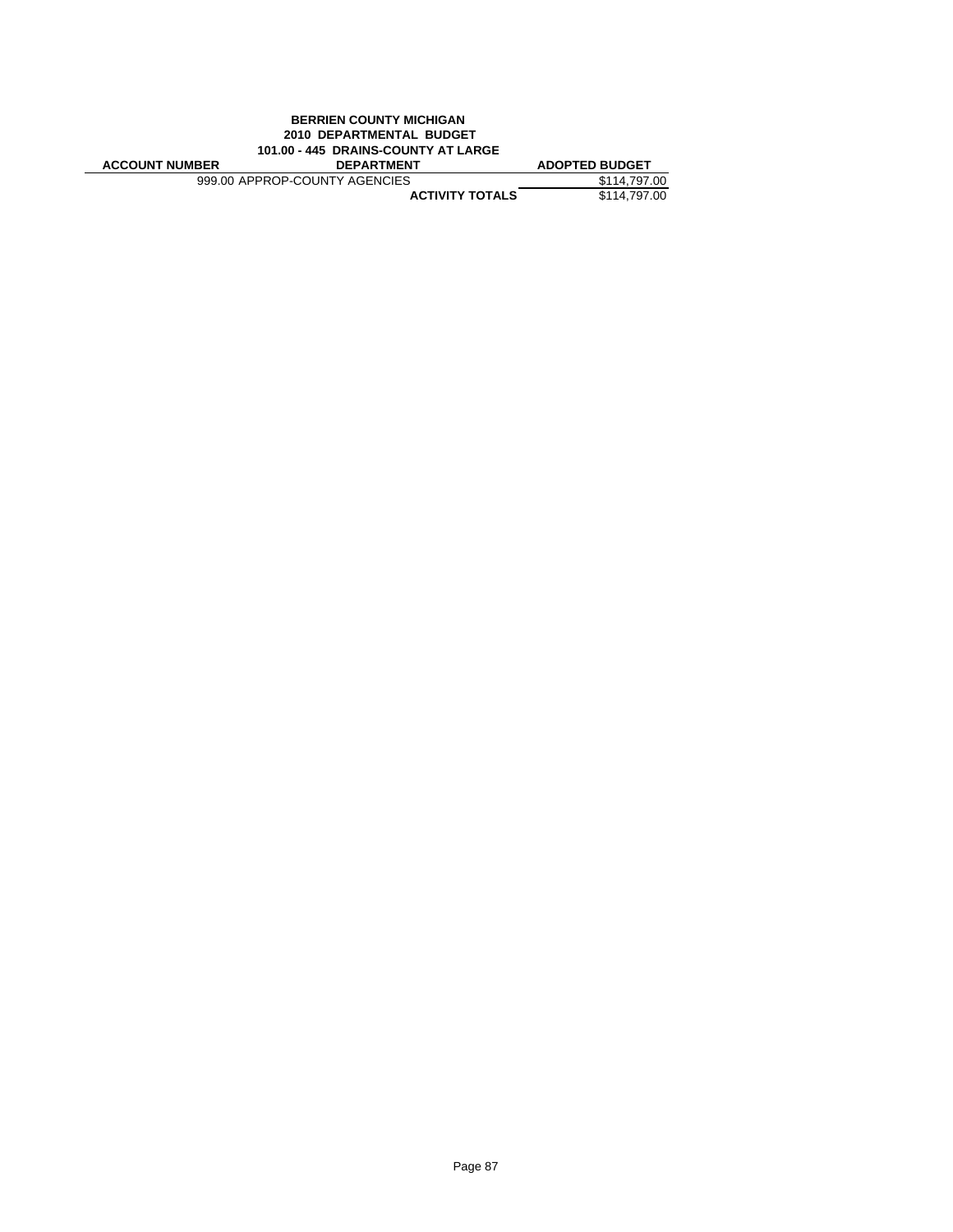**BERRIEN COUNTY MICHIGAN**
**2010 DEPARTMENTAL BUDGET**
**101.00 - 445 DRAINS-COUNTY AT LARGE**

| ACCOUNT NUMBER | DEPARTMENT | ADOPTED BUDGET |
|---|---|---|
| | 999.00 APPROP-COUNTY AGENCIES | $114,797.00 |
| | **ACTIVITY TOTALS** | $114,797.00 |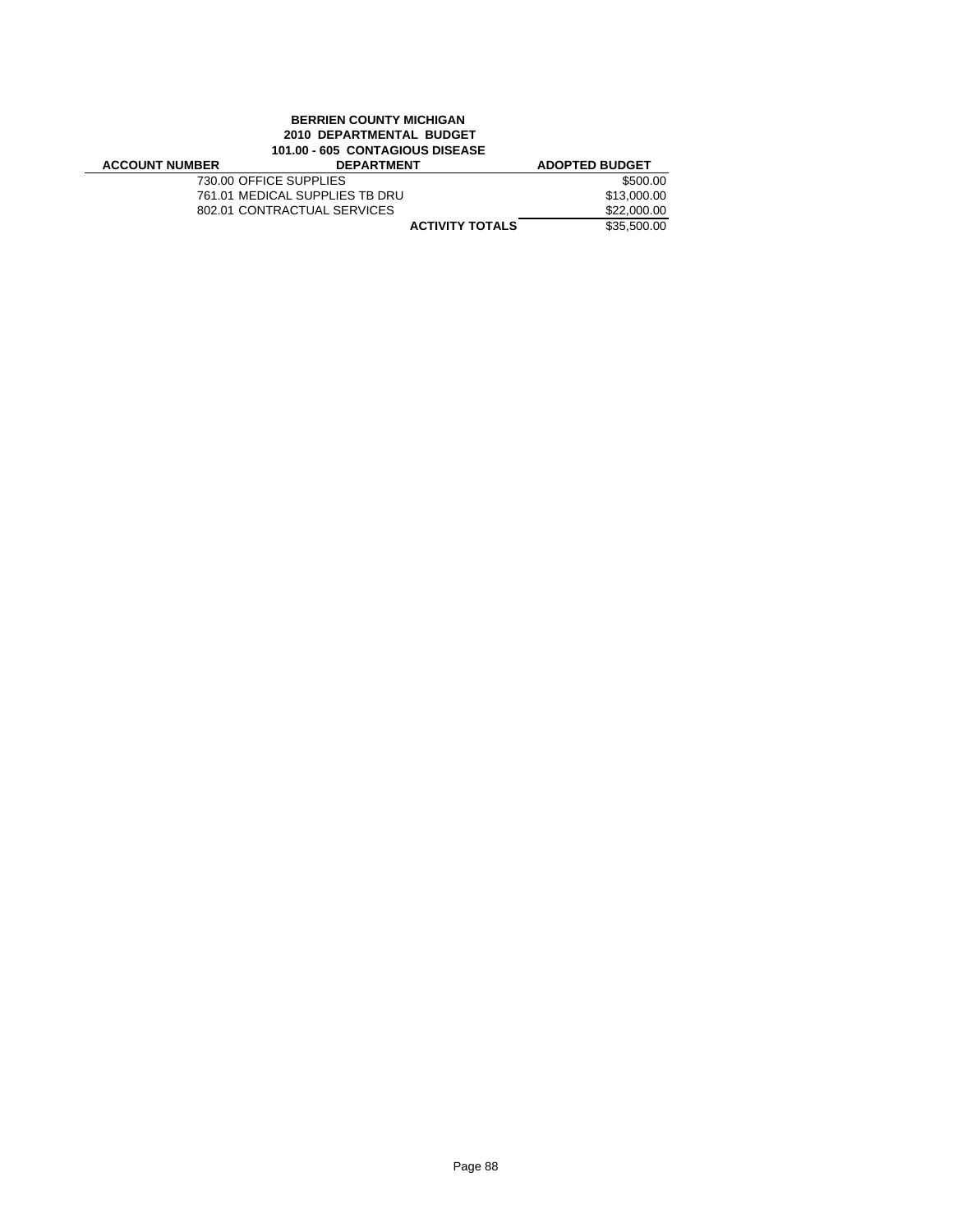**BERRIEN COUNTY MICHIGAN**
**2010 DEPARTMENTAL BUDGET**
**101.00 - 605 CONTAGIOUS DISEASE**

| ACCOUNT NUMBER | DEPARTMENT | ADOPTED BUDGET |
|---|---|---|
| | 730.00 OFFICE SUPPLIES | $500.00 |
| | 761.01 MEDICAL SUPPLIES TB DRU | $13,000.00 |
| | 802.01 CONTRACTUAL SERVICES | $22,000.00 |
| | **ACTIVITY TOTALS** | $35,500.00 |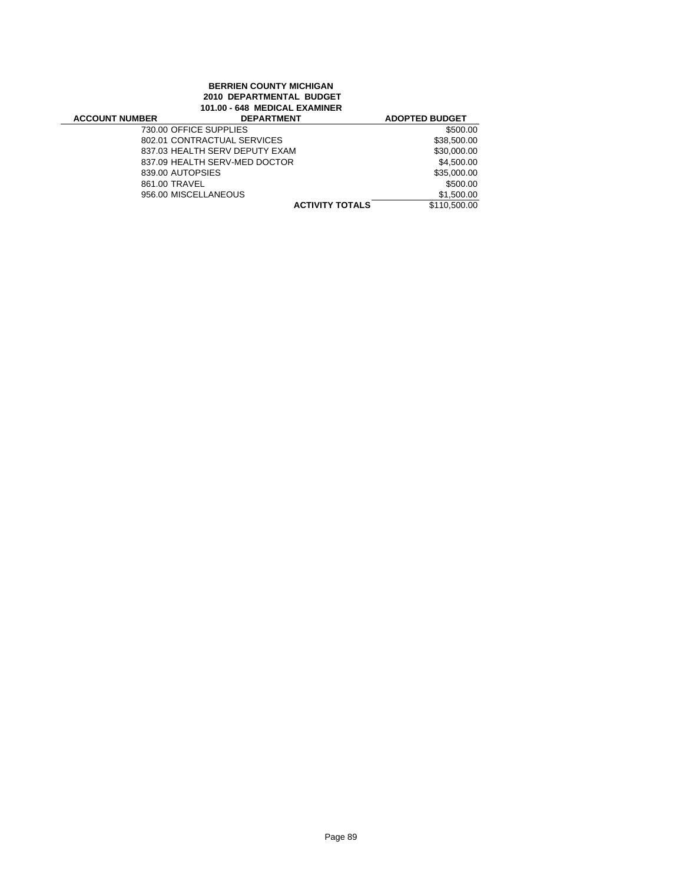**BERRIEN COUNTY MICHIGAN**
**2010 DEPARTMENTAL BUDGET**
**101.00 - 648 MEDICAL EXAMINER**

| ACCOUNT NUMBER | DEPARTMENT | ADOPTED BUDGET |
|---|---|---|
| | 730.00 OFFICE SUPPLIES | $500.00 |
| | 802.01 CONTRACTUAL SERVICES | $38,500.00 |
| | 837.03 HEALTH SERV DEPUTY EXAM | $30,000.00 |
| | 837.09 HEALTH SERV-MED DOCTOR | $4,500.00 |
| | 839.00 AUTOPSIES | $35,000.00 |
| | 861.00 TRAVEL | $500.00 |
| | 956.00 MISCELLANEOUS | $1,500.00 |
| | **ACTIVITY TOTALS** | $110,500.00 |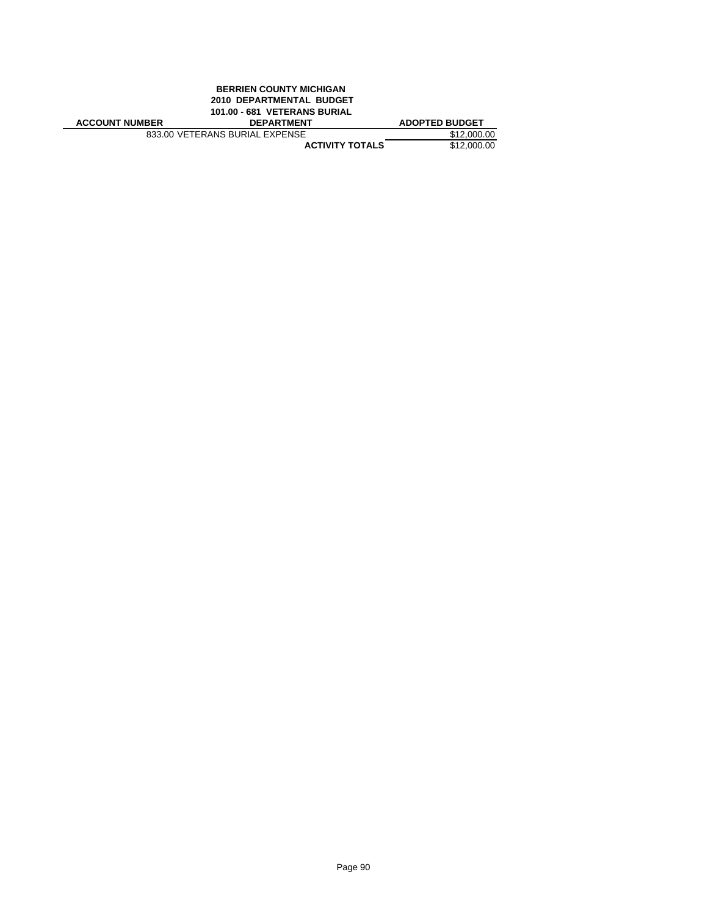**BERRIEN COUNTY MICHIGAN**
**2010 DEPARTMENTAL BUDGET**
**101.00 - 681 VETERANS BURIAL**

| ACCOUNT NUMBER | DEPARTMENT | ADOPTED BUDGET |
|---|---|---|
| 833.00 | VETERANS BURIAL EXPENSE | $12,000.00 |
| | **ACTIVITY TOTALS** | $12,000.00 |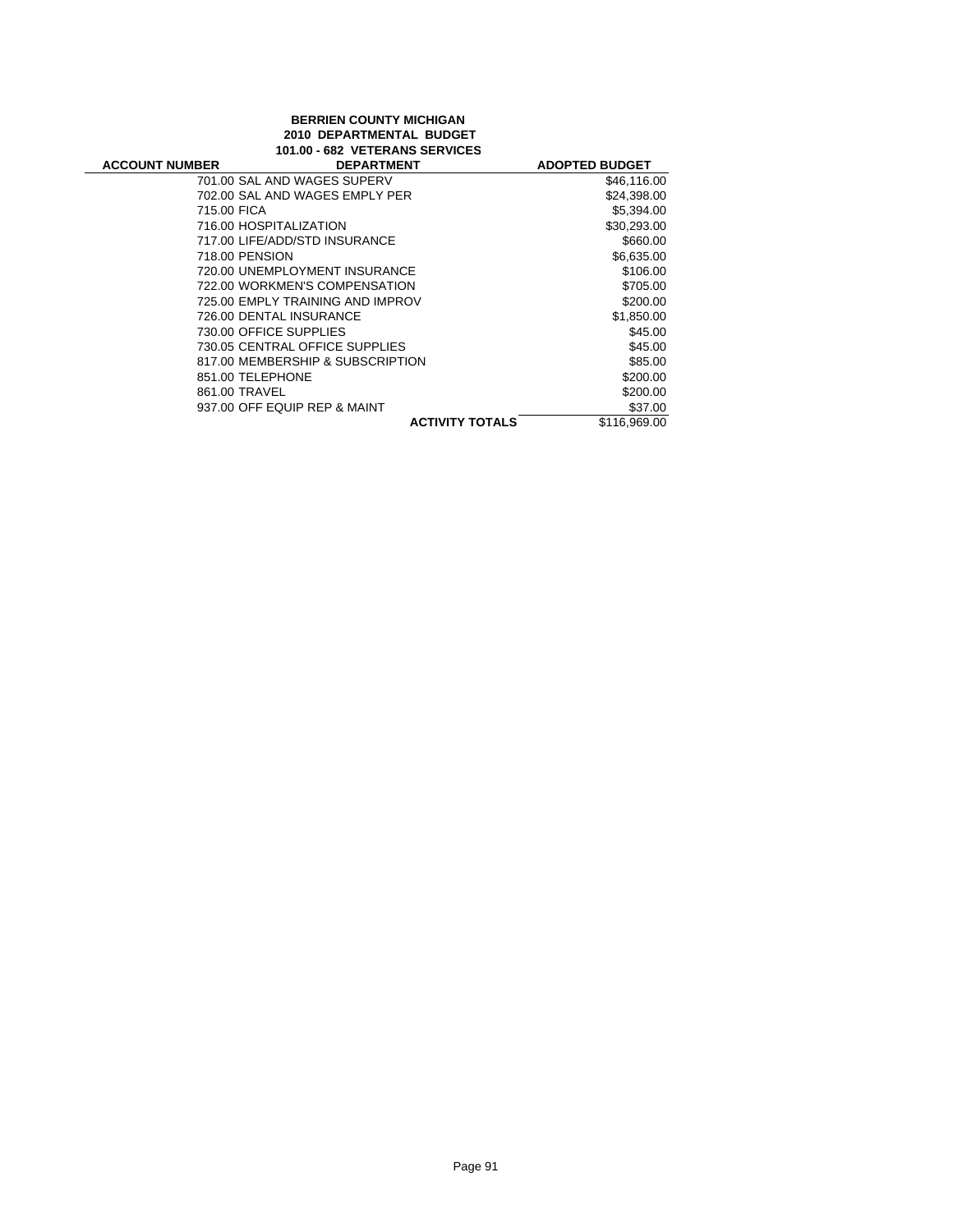**BERRIEN COUNTY MICHIGAN**
**2010 DEPARTMENTAL BUDGET**
**101.00 - 682 VETERANS SERVICES**

| ACCOUNT NUMBER | DEPARTMENT | ADOPTED BUDGET |
|---|---|---|
| 701.00 | SAL AND WAGES SUPERV | $46,116.00 |
| 702.00 | SAL AND WAGES EMPLY PER | $24,398.00 |
| 715.00 | FICA | $5,394.00 |
| 716.00 | HOSPITALIZATION | $30,293.00 |
| 717.00 | LIFE/ADD/STD INSURANCE | $660.00 |
| 718.00 | PENSION | $6,635.00 |
| 720.00 | UNEMPLOYMENT INSURANCE | $106.00 |
| 722.00 | WORKMEN'S COMPENSATION | $705.00 |
| 725.00 | EMPLY TRAINING AND IMPROV | $200.00 |
| 726.00 | DENTAL INSURANCE | $1,850.00 |
| 730.00 | OFFICE SUPPLIES | $45.00 |
| 730.05 | CENTRAL OFFICE SUPPLIES | $45.00 |
| 817.00 | MEMBERSHIP & SUBSCRIPTION | $85.00 |
| 851.00 | TELEPHONE | $200.00 |
| 861.00 | TRAVEL | $200.00 |
| 937.00 | OFF EQUIP REP & MAINT | $37.00 |
| | **ACTIVITY TOTALS** | $116,969.00 |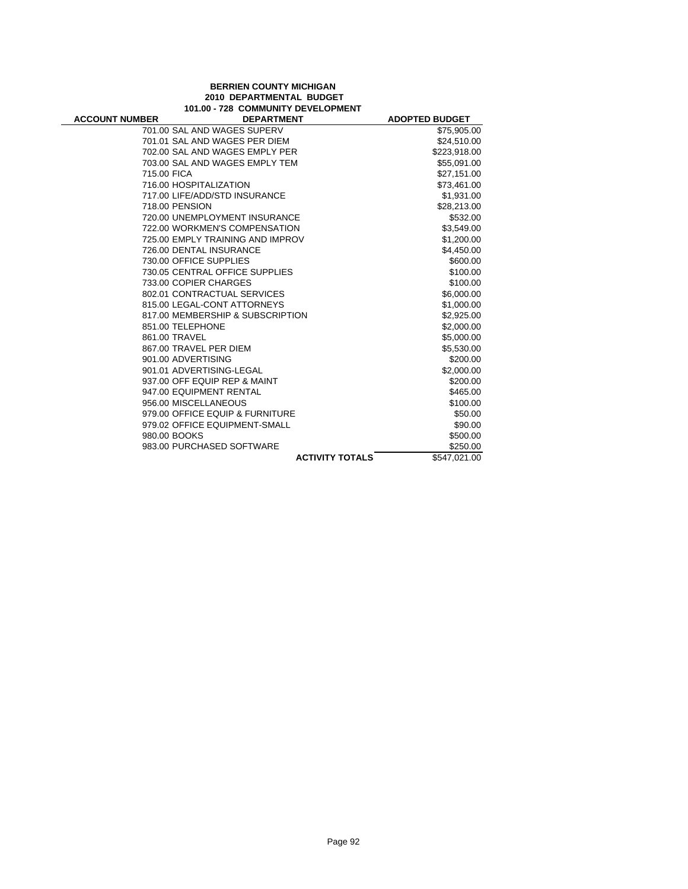**BERRIEN COUNTY MICHIGAN**
**2010 DEPARTMENTAL BUDGET**
**101.00 - 728 COMMUNITY DEVELOPMENT**

| ACCOUNT NUMBER | DEPARTMENT | ADOPTED BUDGET |
|---|---|---|
| | 701.00 SAL AND WAGES SUPERV | $75,905.00 |
| | 701.01 SAL AND WAGES PER DIEM | $24,510.00 |
| | 702.00 SAL AND WAGES EMPLY PER | $223,918.00 |
| | 703.00 SAL AND WAGES EMPLY TEM | $55,091.00 |
| | 715.00 FICA | $27,151.00 |
| | 716.00 HOSPITALIZATION | $73,461.00 |
| | 717.00 LIFE/ADD/STD INSURANCE | $1,931.00 |
| | 718.00 PENSION | $28,213.00 |
| | 720.00 UNEMPLOYMENT INSURANCE | $532.00 |
| | 722.00 WORKMEN'S COMPENSATION | $3,549.00 |
| | 725.00 EMPLY TRAINING AND IMPROV | $1,200.00 |
| | 726.00 DENTAL INSURANCE | $4,450.00 |
| | 730.00 OFFICE SUPPLIES | $600.00 |
| | 730.05 CENTRAL OFFICE SUPPLIES | $100.00 |
| | 733.00 COPIER CHARGES | $100.00 |
| | 802.01 CONTRACTUAL SERVICES | $6,000.00 |
| | 815.00 LEGAL-CONT ATTORNEYS | $1,000.00 |
| | 817.00 MEMBERSHIP & SUBSCRIPTION | $2,925.00 |
| | 851.00 TELEPHONE | $2,000.00 |
| | 861.00 TRAVEL | $5,000.00 |
| | 867.00 TRAVEL PER DIEM | $5,530.00 |
| | 901.00 ADVERTISING | $200.00 |
| | 901.01 ADVERTISING-LEGAL | $2,000.00 |
| | 937.00 OFF EQUIP REP & MAINT | $200.00 |
| | 947.00 EQUIPMENT RENTAL | $465.00 |
| | 956.00 MISCELLANEOUS | $100.00 |
| | 979.00 OFFICE EQUIP & FURNITURE | $50.00 |
| | 979.02 OFFICE EQUIPMENT-SMALL | $90.00 |
| | 980.00 BOOKS | $500.00 |
| | 983.00 PURCHASED SOFTWARE | $250.00 |
| | **ACTIVITY TOTALS** | $547,021.00 |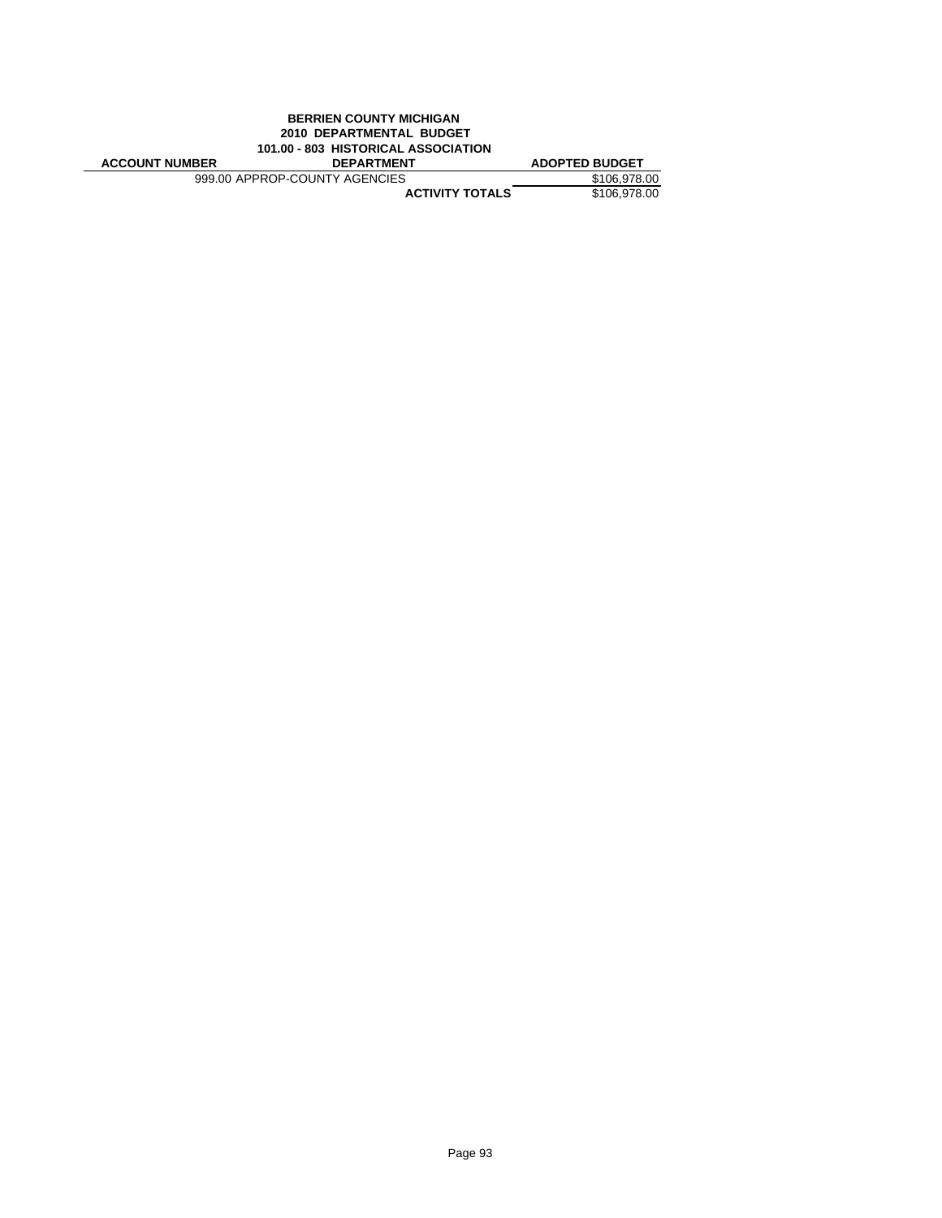**BERRIEN COUNTY MICHIGAN**
**2010 DEPARTMENTAL BUDGET**
**101.00 - 803 HISTORICAL ASSOCIATION**

| ACCOUNT NUMBER | DEPARTMENT | ADOPTED BUDGET |
|---|---|---|
| 999.00 | APPROP-COUNTY AGENCIES | $106,978.00 |
| | **ACTIVITY TOTALS** | $106,978.00 |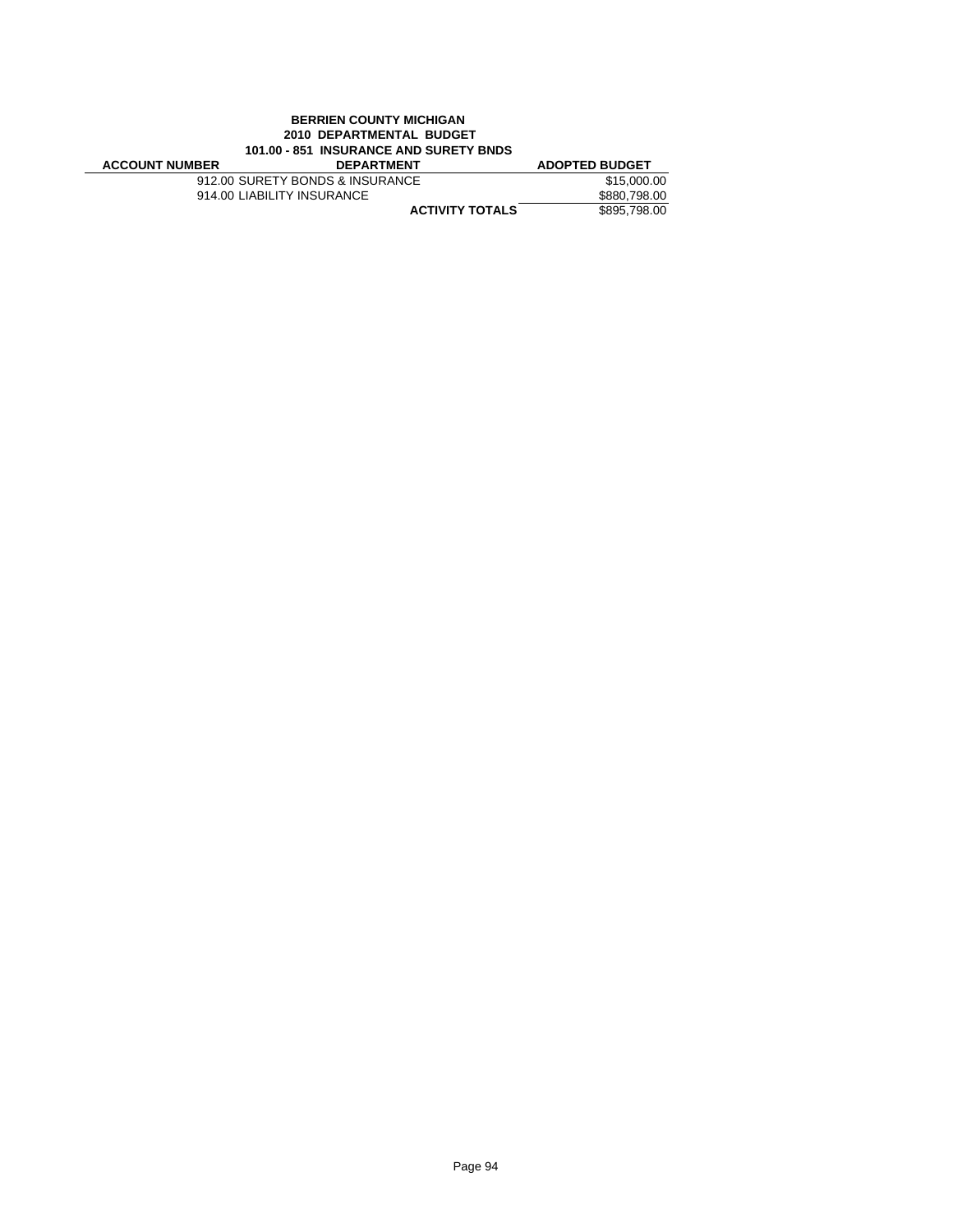**BERRIEN COUNTY MICHIGAN**
**2010 DEPARTMENTAL BUDGET**
**101.00 - 851 INSURANCE AND SURETY BNDS**

| ACCOUNT NUMBER | DEPARTMENT | ADOPTED BUDGET |
|---|---|---|
| 912.00 | SURETY BONDS & INSURANCE | $15,000.00 |
| 914.00 | LIABILITY INSURANCE | $880,798.00 |
| | **ACTIVITY TOTALS** | $895,798.00 |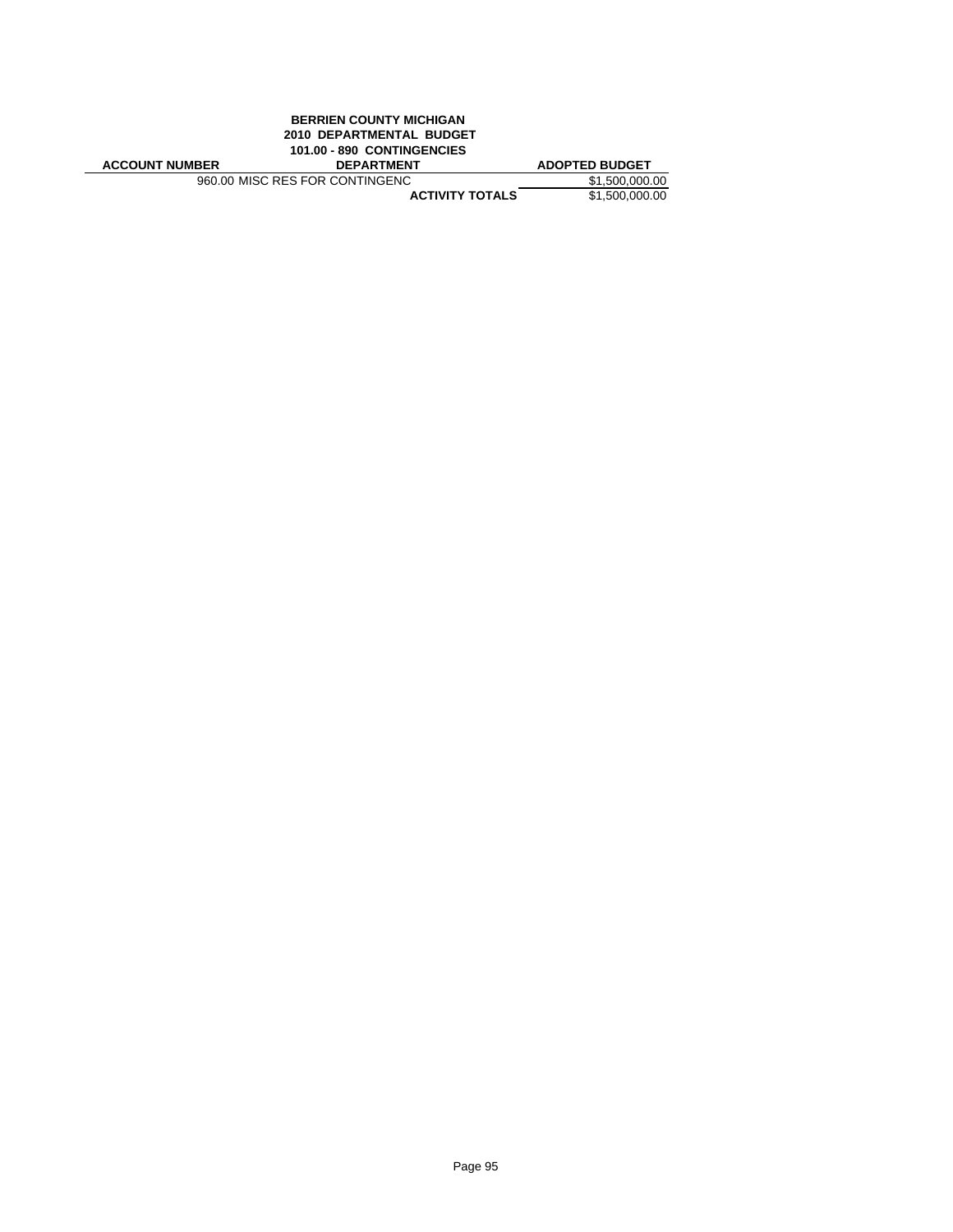**BERRIEN COUNTY MICHIGAN**
**2010 DEPARTMENTAL BUDGET**
**101.00 - 890 CONTINGENCIES**

| ACCOUNT NUMBER | DEPARTMENT | ADOPTED BUDGET |
|---|---|---|
| 960.00 | MISC RES FOR CONTINGENC | $1,500,000.00 |
| | **ACTIVITY TOTALS** | $1,500,000.00 |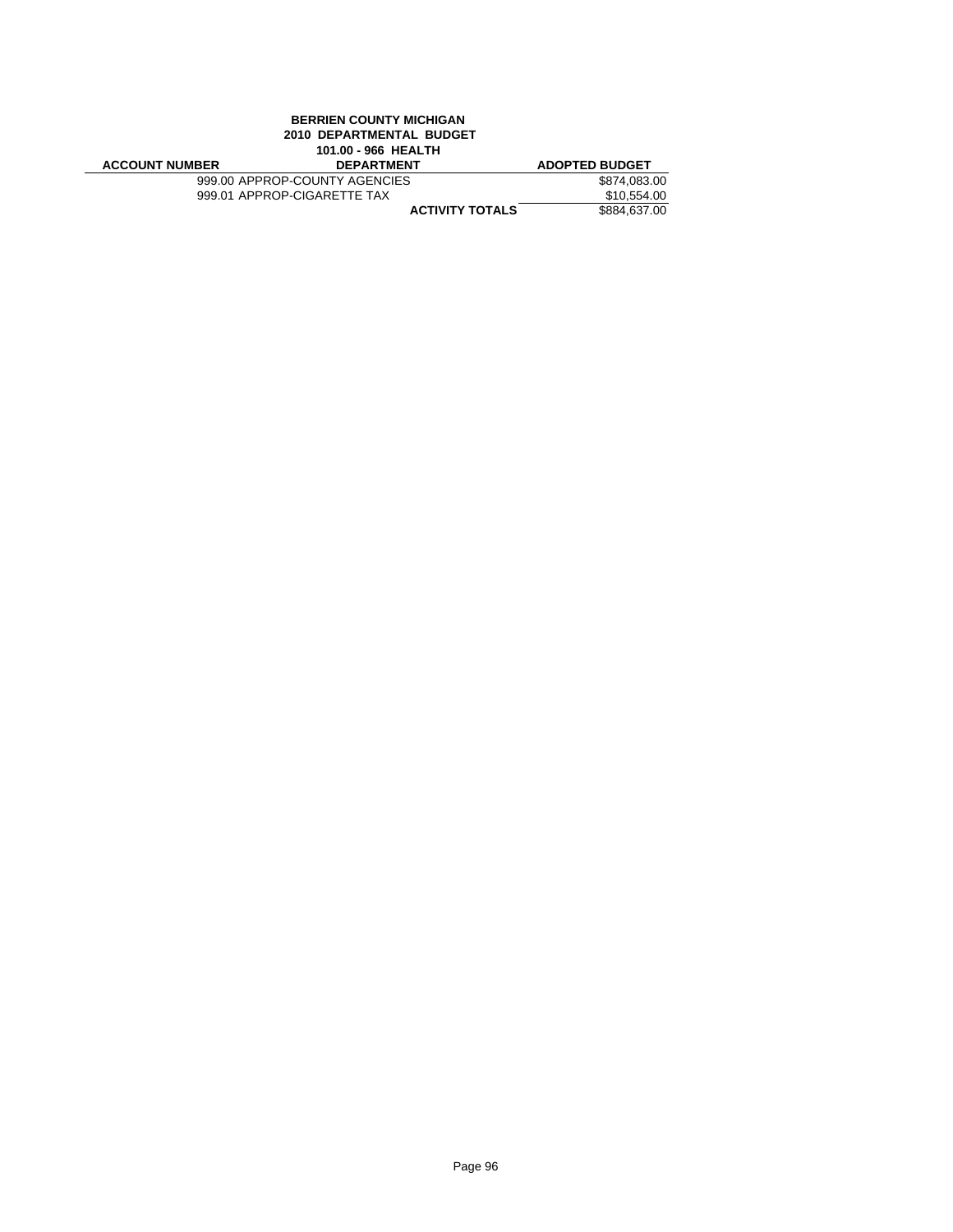**BERRIEN COUNTY MICHIGAN**
**2010 DEPARTMENTAL BUDGET**
**101.00 - 966 HEALTH**

| ACCOUNT NUMBER | DEPARTMENT | ADOPTED BUDGET |
|---|---|---|
| 999.00 | APPROP-COUNTY AGENCIES | $874,083.00 |
| 999.01 | APPROP-CIGARETTE TAX | $10,554.00 |
| | **ACTIVITY TOTALS** | $884,637.00 |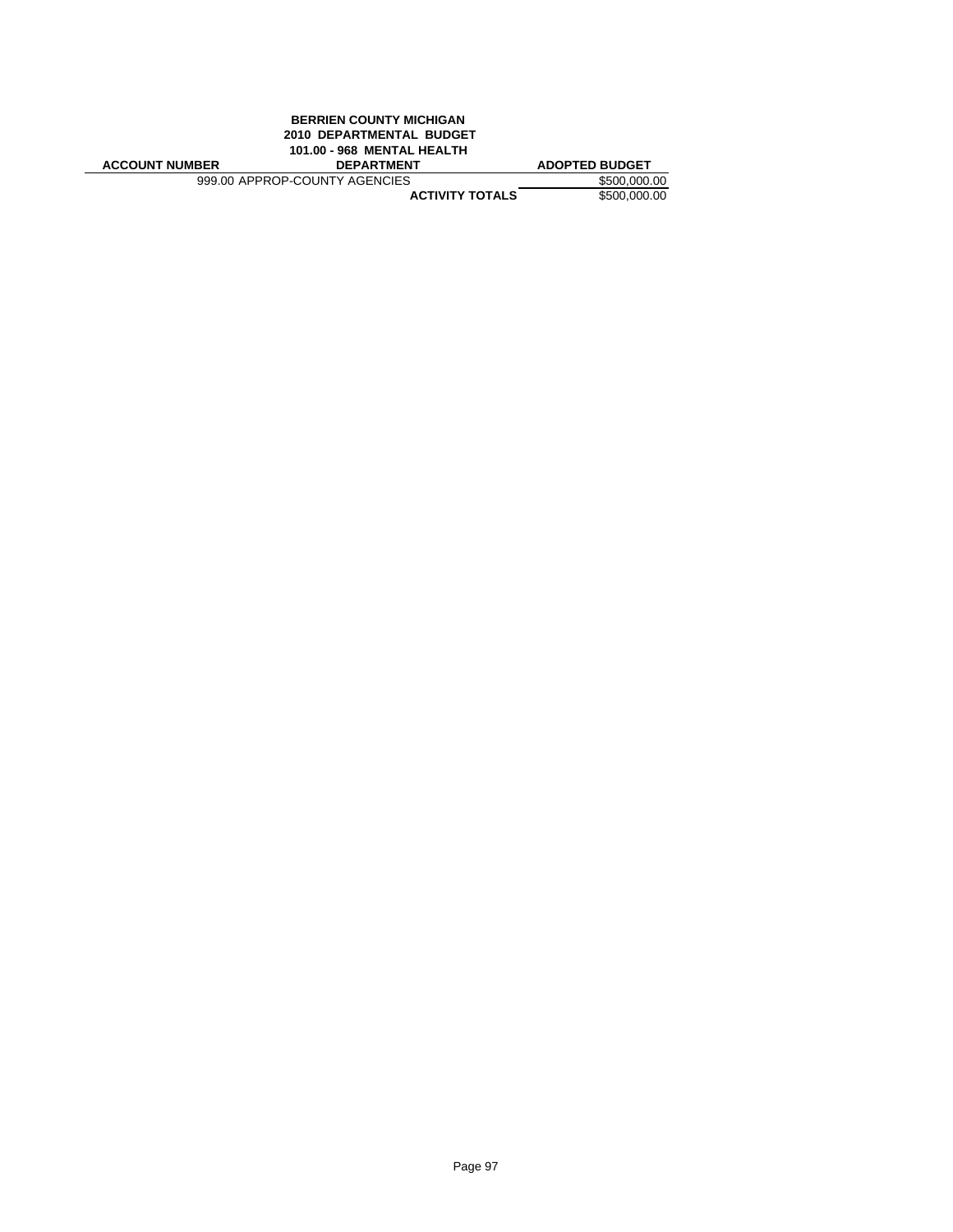**BERRIEN COUNTY MICHIGAN**
**2010 DEPARTMENTAL BUDGET**
**101.00 - 968 MENTAL HEALTH**

| ACCOUNT NUMBER | DEPARTMENT | ADOPTED BUDGET |
|---|---|---|
| | 999.00 APPROP-COUNTY AGENCIES | $500,000.00 |
| | **ACTIVITY TOTALS** | $500,000.00 |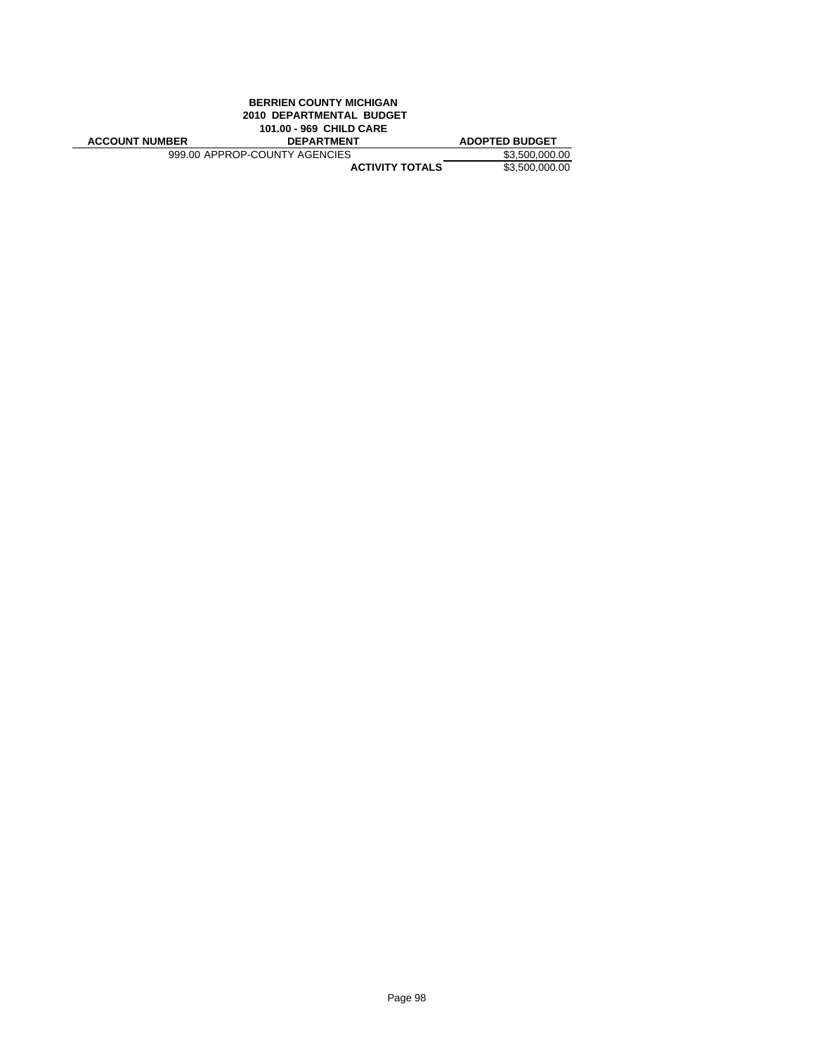**BERRIEN COUNTY MICHIGAN**
**2010 DEPARTMENTAL BUDGET**
**101.00 - 969 CHILD CARE**

| ACCOUNT NUMBER | DEPARTMENT | ADOPTED BUDGET |
|---|---|---|
| | 999.00 APPROP-COUNTY AGENCIES | $3,500,000.00 |
| | **ACTIVITY TOTALS** | $3,500,000.00 |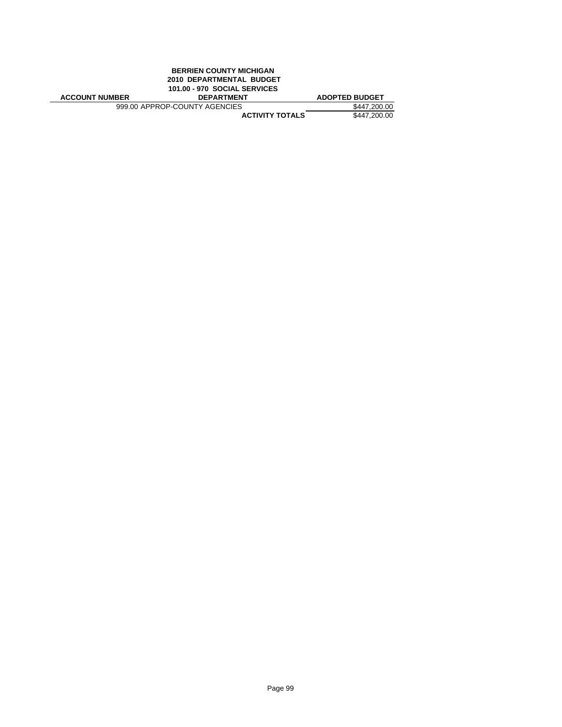**BERRIEN COUNTY MICHIGAN**
**2010 DEPARTMENTAL BUDGET**
**101.00 - 970 SOCIAL SERVICES**

| ACCOUNT NUMBER | DEPARTMENT | ADOPTED BUDGET |
|---|---|---|
| | 999.00 APPROP-COUNTY AGENCIES | $447,200.00 |
| | **ACTIVITY TOTALS** | $447,200.00 |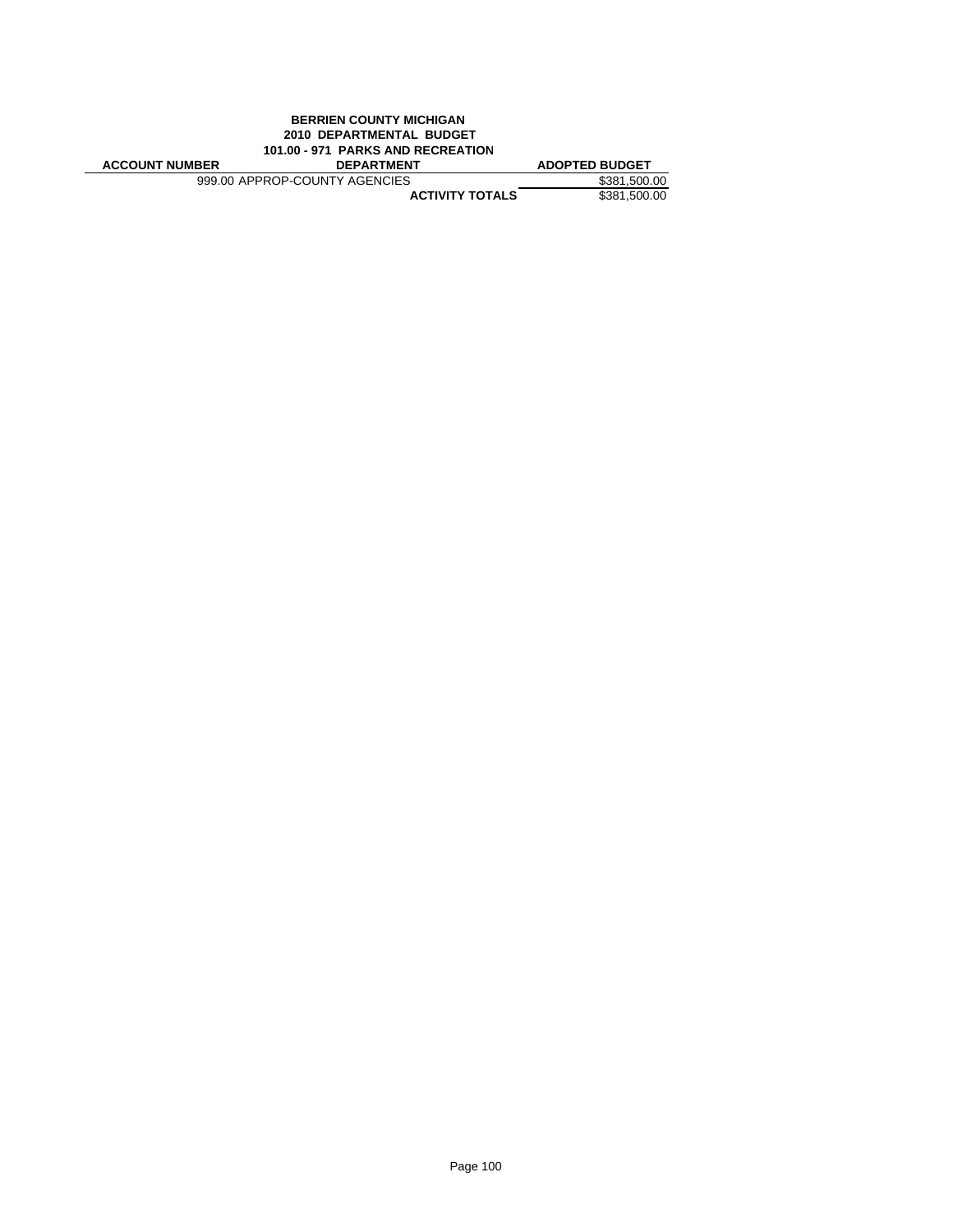**BERRIEN COUNTY MICHIGAN**
**2010 DEPARTMENTAL BUDGET**
**101.00 - 971 PARKS AND RECREATION**

| ACCOUNT NUMBER | DEPARTMENT | ADOPTED BUDGET |
|---|---|---|
| | 999.00 APPROP-COUNTY AGENCIES | $381,500.00 |
| | **ACTIVITY TOTALS** | $381,500.00 |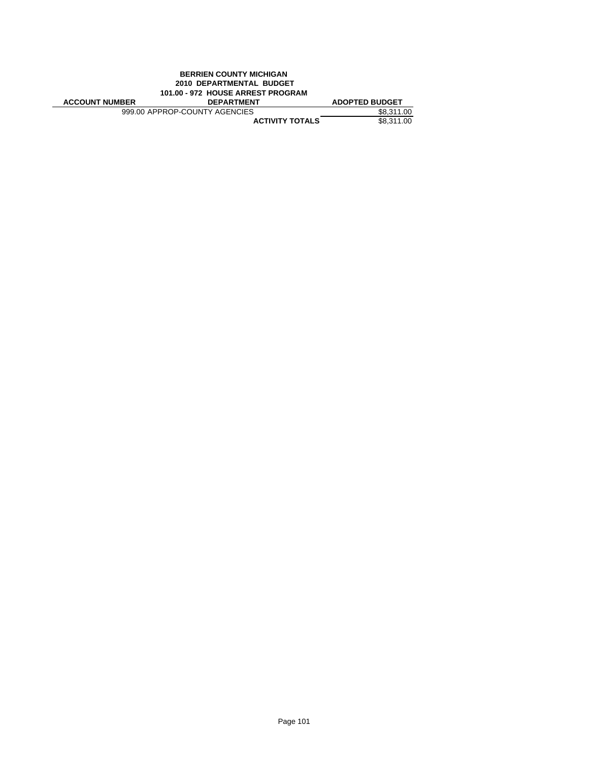**BERRIEN COUNTY MICHIGAN**
**2010 DEPARTMENTAL BUDGET**
**101.00 - 972 HOUSE ARREST PROGRAM**

| ACCOUNT NUMBER | DEPARTMENT | ADOPTED BUDGET |
|---|---|---|
| | 999.00 APPROP-COUNTY AGENCIES | $8,311.00 |
| | **ACTIVITY TOTALS** | $8,311.00 |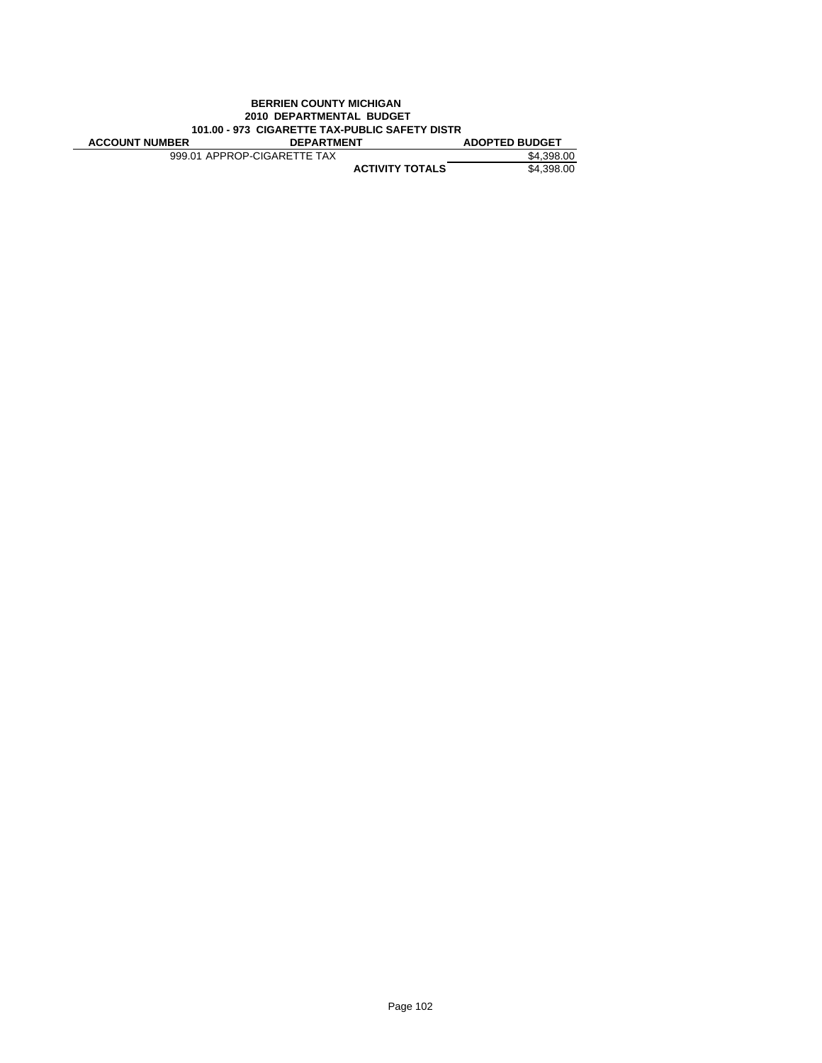**BERRIEN COUNTY MICHIGAN**
**2010 DEPARTMENTAL BUDGET**
**101.00 - 973 CIGARETTE TAX-PUBLIC SAFETY DISTR**

| ACCOUNT NUMBER | DEPARTMENT | ADOPTED BUDGET |
|---|---|---|
| 999.01 | APPROP-CIGARETTE TAX | $4,398.00 |
| | **ACTIVITY TOTALS** | $4,398.00 |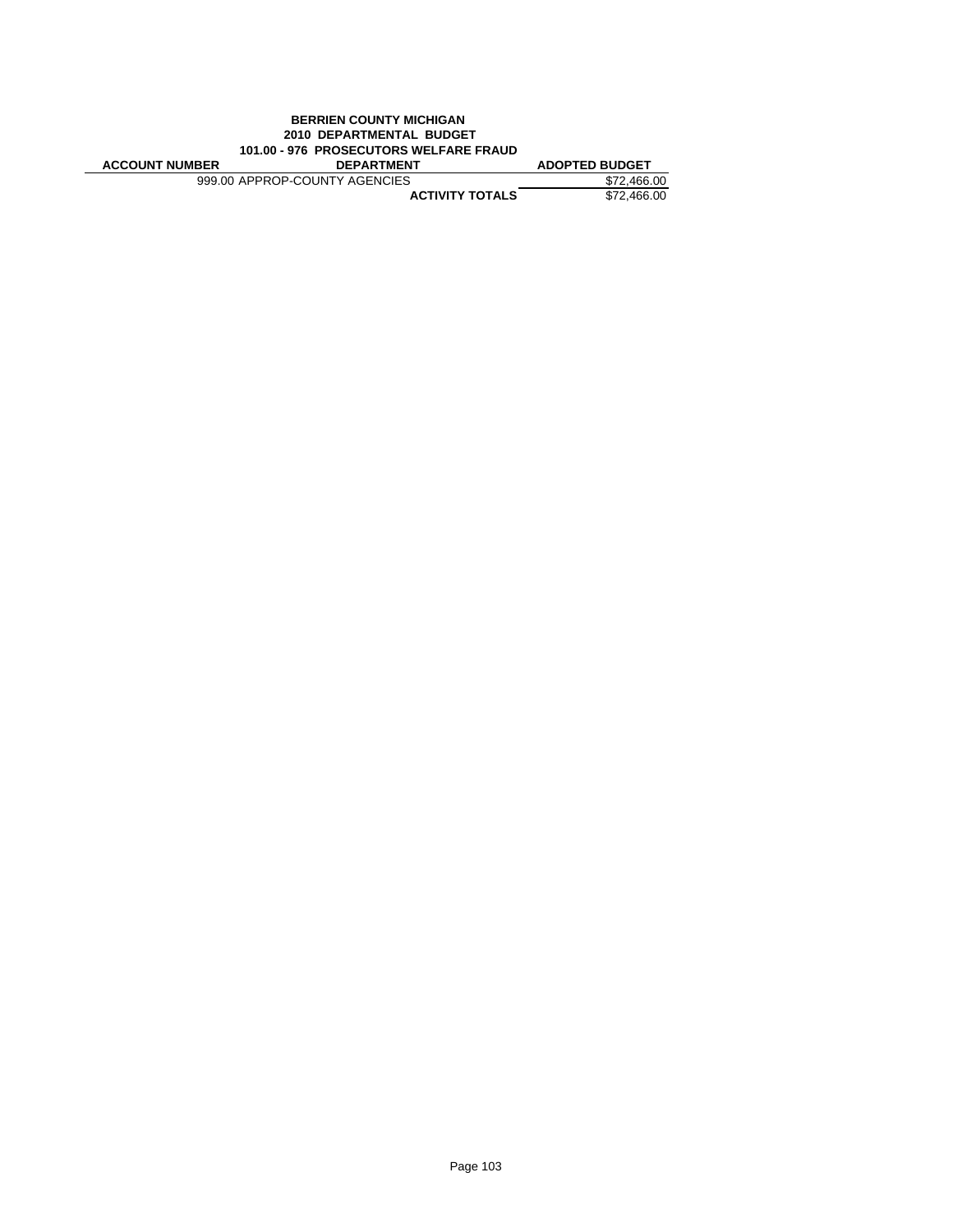**BERRIEN COUNTY MICHIGAN**

**2010 DEPARTMENTAL BUDGET**

**101.00 - 976 PROSECUTORS WELFARE FRAUD**

| ACCOUNT NUMBER | DEPARTMENT | ADOPTED BUDGET |
|---|---|---|
| 999.00 | APPROP-COUNTY AGENCIES | $72,466.00 |
| | **ACTIVITY TOTALS** | $72,466.00 |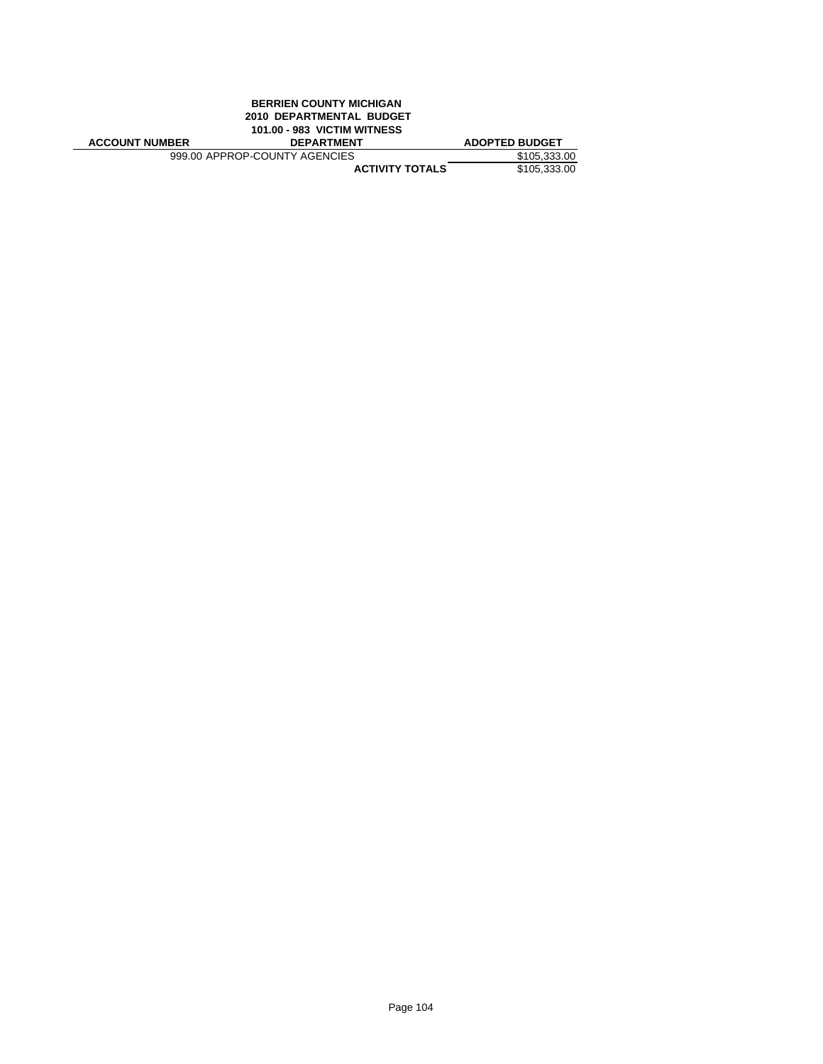**BERRIEN COUNTY MICHIGAN**
**2010 DEPARTMENTAL BUDGET**
**101.00 - 983 VICTIM WITNESS**

| ACCOUNT NUMBER | DEPARTMENT | ADOPTED BUDGET |
|---|---|---|
| | 999.00 APPROP-COUNTY AGENCIES | $105,333.00 |
| | **ACTIVITY TOTALS** | $105,333.00 |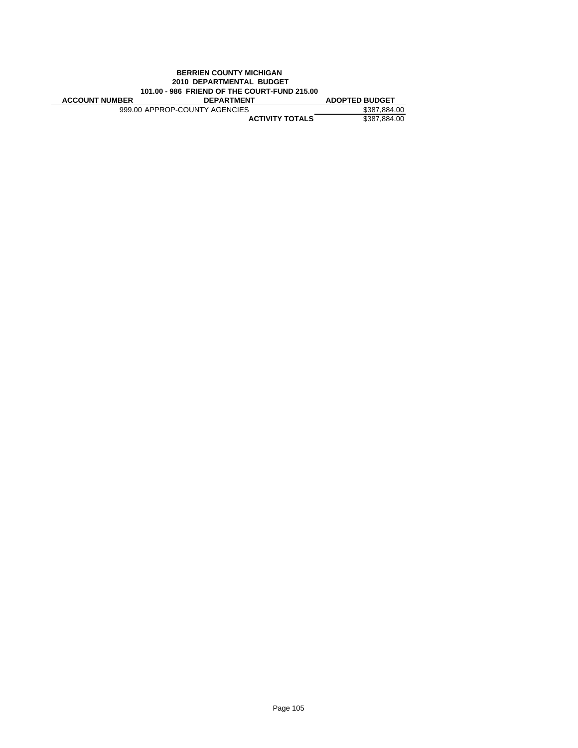**BERRIEN COUNTY MICHIGAN**
**2010 DEPARTMENTAL BUDGET**
**101.00 - 986 FRIEND OF THE COURT-FUND 215.00**

| ACCOUNT NUMBER | DEPARTMENT | ADOPTED BUDGET |
|---|---|---|
| 999.00 | APPROP-COUNTY AGENCIES | $387,884.00 |
| | **ACTIVITY TOTALS** | $387,884.00 |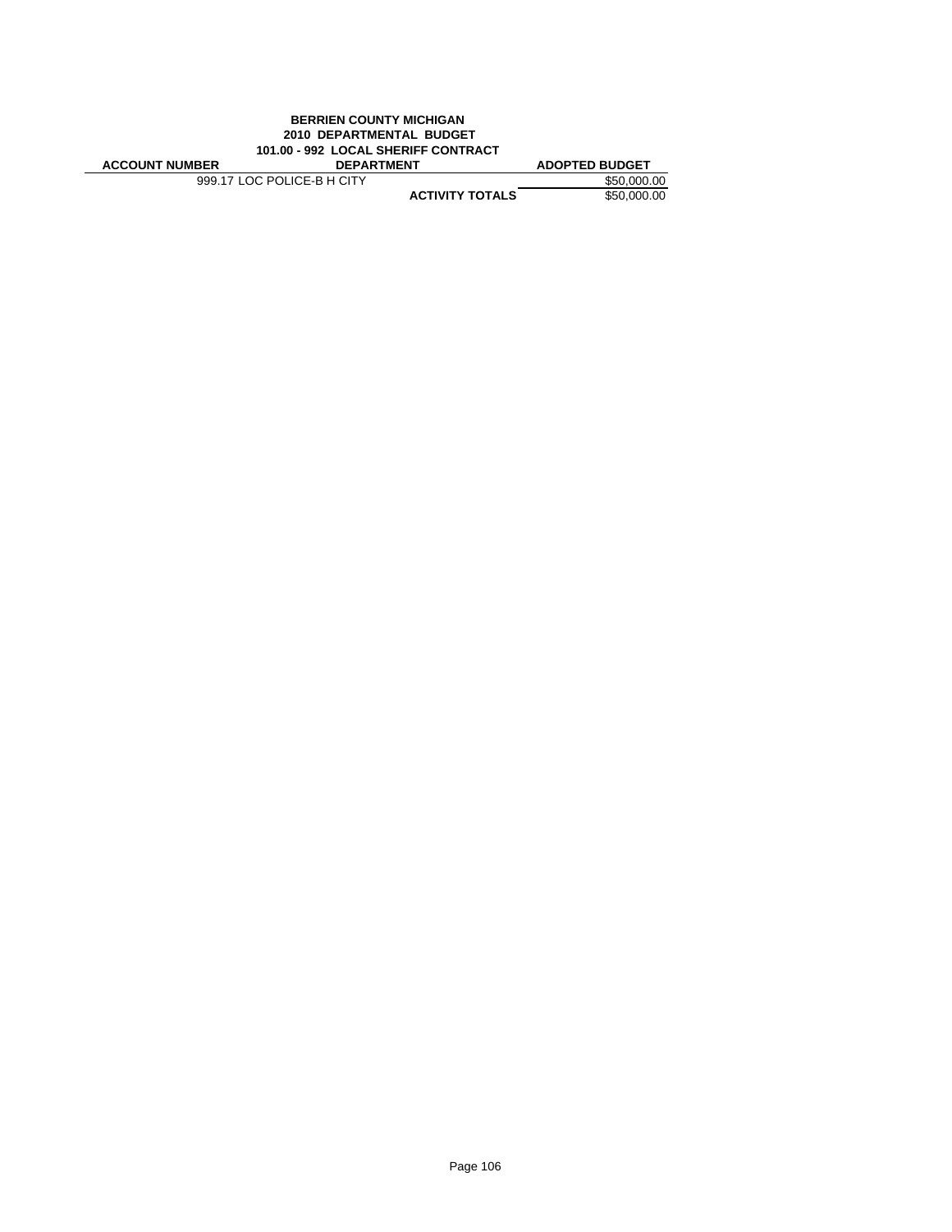**BERRIEN COUNTY MICHIGAN**
**2010 DEPARTMENTAL BUDGET**
**101.00 - 992 LOCAL SHERIFF CONTRACT**

| ACCOUNT NUMBER | DEPARTMENT | ADOPTED BUDGET |
|---|---|---|
| 999.17 | LOC POLICE-B H CITY | $50,000.00 |
| | **ACTIVITY TOTALS** | $50,000.00 |